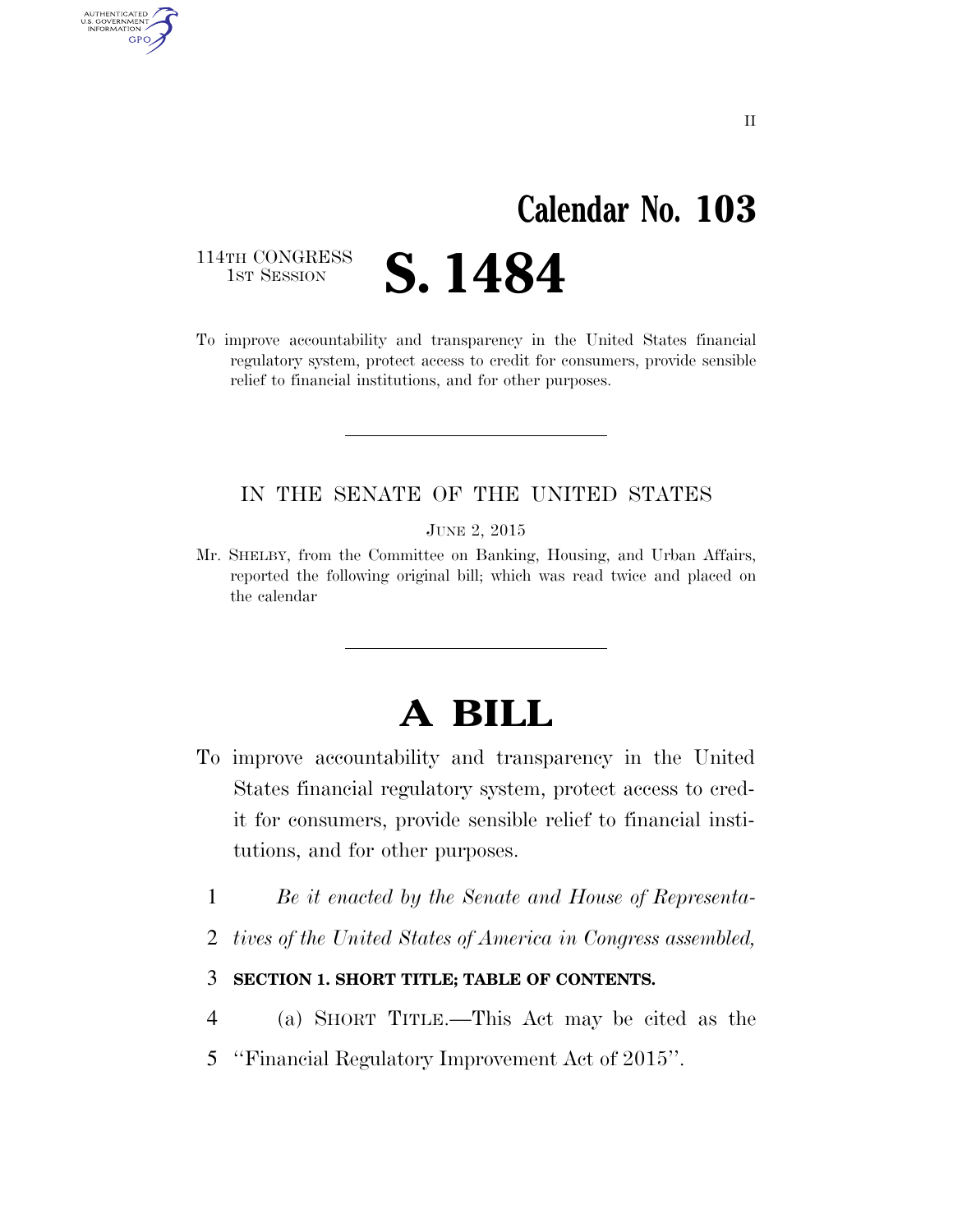# Calendar No. 103

114TH CONGRESS
1ST SESSION

# S. 1484

To improve accountability and transparency in the United States financial regulatory system, protect access to credit for consumers, provide sensible relief to financial institutions, and for other purposes.

---

IN THE SENATE OF THE UNITED STATES

JUNE 2, 2015

Mr. SHELBY, from the Committee on Banking, Housing, and Urban Affairs, reported the following original bill; which was read twice and placed on the calendar

---

# A BILL

To improve accountability and transparency in the United States financial regulatory system, protect access to credit for consumers, provide sensible relief to financial institutions, and for other purposes.

*Be it enacted by the Senate and House of Representatives of the United States of America in Congress assembled,*

**SECTION 1. SHORT TITLE; TABLE OF CONTENTS.**

(a) SHORT TITLE.—This Act may be cited as the "Financial Regulatory Improvement Act of 2015".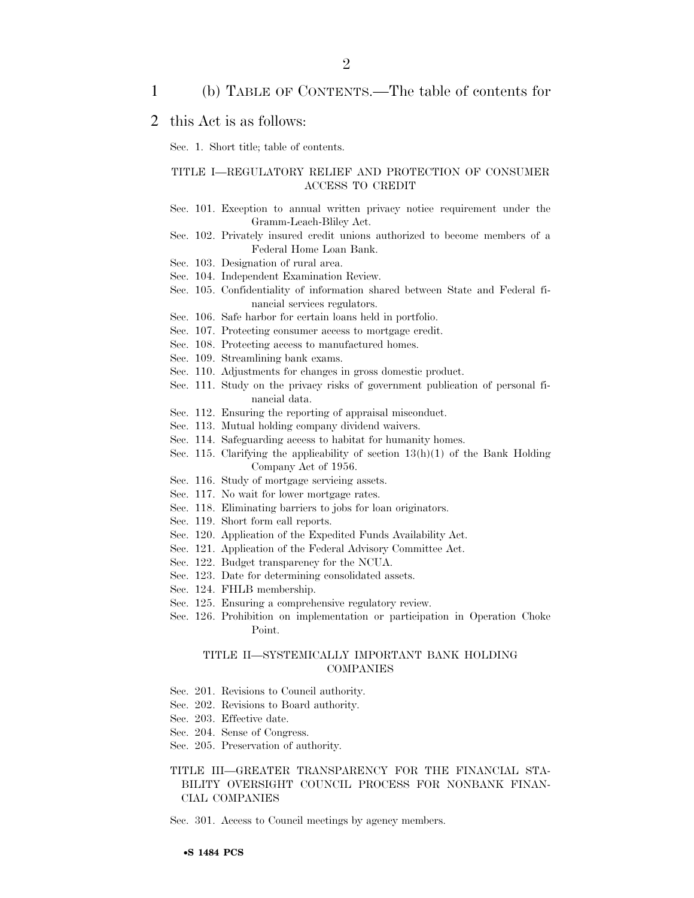(b) TABLE OF CONTENTS.—The table of contents for this Act is as follows:

Sec. 1. Short title; table of contents.

TITLE I—REGULATORY RELIEF AND PROTECTION OF CONSUMER ACCESS TO CREDIT

Sec. 101. Exception to annual written privacy notice requirement under the Gramm-Leach-Bliley Act.
Sec. 102. Privately insured credit unions authorized to become members of a Federal Home Loan Bank.
Sec. 103. Designation of rural area.
Sec. 104. Independent Examination Review.
Sec. 105. Confidentiality of information shared between State and Federal financial services regulators.
Sec. 106. Safe harbor for certain loans held in portfolio.
Sec. 107. Protecting consumer access to mortgage credit.
Sec. 108. Protecting access to manufactured homes.
Sec. 109. Streamlining bank exams.
Sec. 110. Adjustments for changes in gross domestic product.
Sec. 111. Study on the privacy risks of government publication of personal financial data.
Sec. 112. Ensuring the reporting of appraisal misconduct.
Sec. 113. Mutual holding company dividend waivers.
Sec. 114. Safeguarding access to habitat for humanity homes.
Sec. 115. Clarifying the applicability of section 13(h)(1) of the Bank Holding Company Act of 1956.
Sec. 116. Study of mortgage servicing assets.
Sec. 117. No wait for lower mortgage rates.
Sec. 118. Eliminating barriers to jobs for loan originators.
Sec. 119. Short form call reports.
Sec. 120. Application of the Expedited Funds Availability Act.
Sec. 121. Application of the Federal Advisory Committee Act.
Sec. 122. Budget transparency for the NCUA.
Sec. 123. Date for determining consolidated assets.
Sec. 124. FHLB membership.
Sec. 125. Ensuring a comprehensive regulatory review.
Sec. 126. Prohibition on implementation or participation in Operation Choke Point.

TITLE II—SYSTEMICALLY IMPORTANT BANK HOLDING COMPANIES

Sec. 201. Revisions to Council authority.
Sec. 202. Revisions to Board authority.
Sec. 203. Effective date.
Sec. 204. Sense of Congress.
Sec. 205. Preservation of authority.

TITLE III—GREATER TRANSPARENCY FOR THE FINANCIAL STABILITY OVERSIGHT COUNCIL PROCESS FOR NONBANK FINANCIAL COMPANIES

Sec. 301. Access to Council meetings by agency members.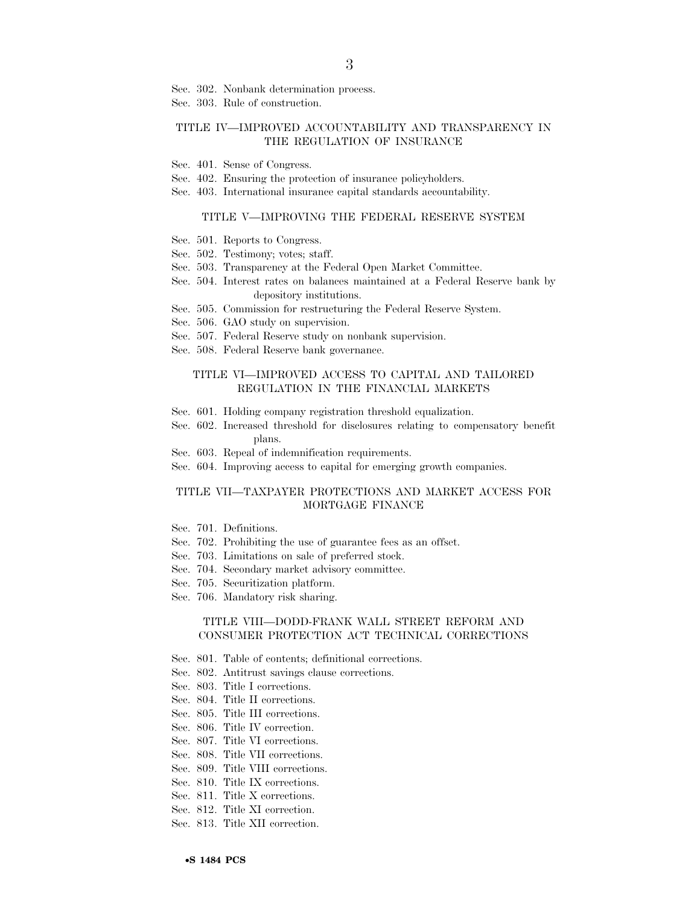Sec. 302. Nonbank determination process.
Sec. 303. Rule of construction.

### TITLE IV—IMPROVED ACCOUNTABILITY AND TRANSPARENCY IN THE REGULATION OF INSURANCE

Sec. 401. Sense of Congress.
Sec. 402. Ensuring the protection of insurance policyholders.
Sec. 403. International insurance capital standards accountability.

### TITLE V—IMPROVING THE FEDERAL RESERVE SYSTEM

Sec. 501. Reports to Congress.
Sec. 502. Testimony; votes; staff.
Sec. 503. Transparency at the Federal Open Market Committee.
Sec. 504. Interest rates on balances maintained at a Federal Reserve bank by depository institutions.
Sec. 505. Commission for restructuring the Federal Reserve System.
Sec. 506. GAO study on supervision.
Sec. 507. Federal Reserve study on nonbank supervision.
Sec. 508. Federal Reserve bank governance.

### TITLE VI—IMPROVED ACCESS TO CAPITAL AND TAILORED REGULATION IN THE FINANCIAL MARKETS

Sec. 601. Holding company registration threshold equalization.
Sec. 602. Increased threshold for disclosures relating to compensatory benefit plans.
Sec. 603. Repeal of indemnification requirements.
Sec. 604. Improving access to capital for emerging growth companies.

### TITLE VII—TAXPAYER PROTECTIONS AND MARKET ACCESS FOR MORTGAGE FINANCE

Sec. 701. Definitions.
Sec. 702. Prohibiting the use of guarantee fees as an offset.
Sec. 703. Limitations on sale of preferred stock.
Sec. 704. Secondary market advisory committee.
Sec. 705. Securitization platform.
Sec. 706. Mandatory risk sharing.

### TITLE VIII—DODD-FRANK WALL STREET REFORM AND CONSUMER PROTECTION ACT TECHNICAL CORRECTIONS

Sec. 801. Table of contents; definitional corrections.
Sec. 802. Antitrust savings clause corrections.
Sec. 803. Title I corrections.
Sec. 804. Title II corrections.
Sec. 805. Title III corrections.
Sec. 806. Title IV correction.
Sec. 807. Title VI corrections.
Sec. 808. Title VII corrections.
Sec. 809. Title VIII corrections.
Sec. 810. Title IX corrections.
Sec. 811. Title X corrections.
Sec. 812. Title XI correction.
Sec. 813. Title XII correction.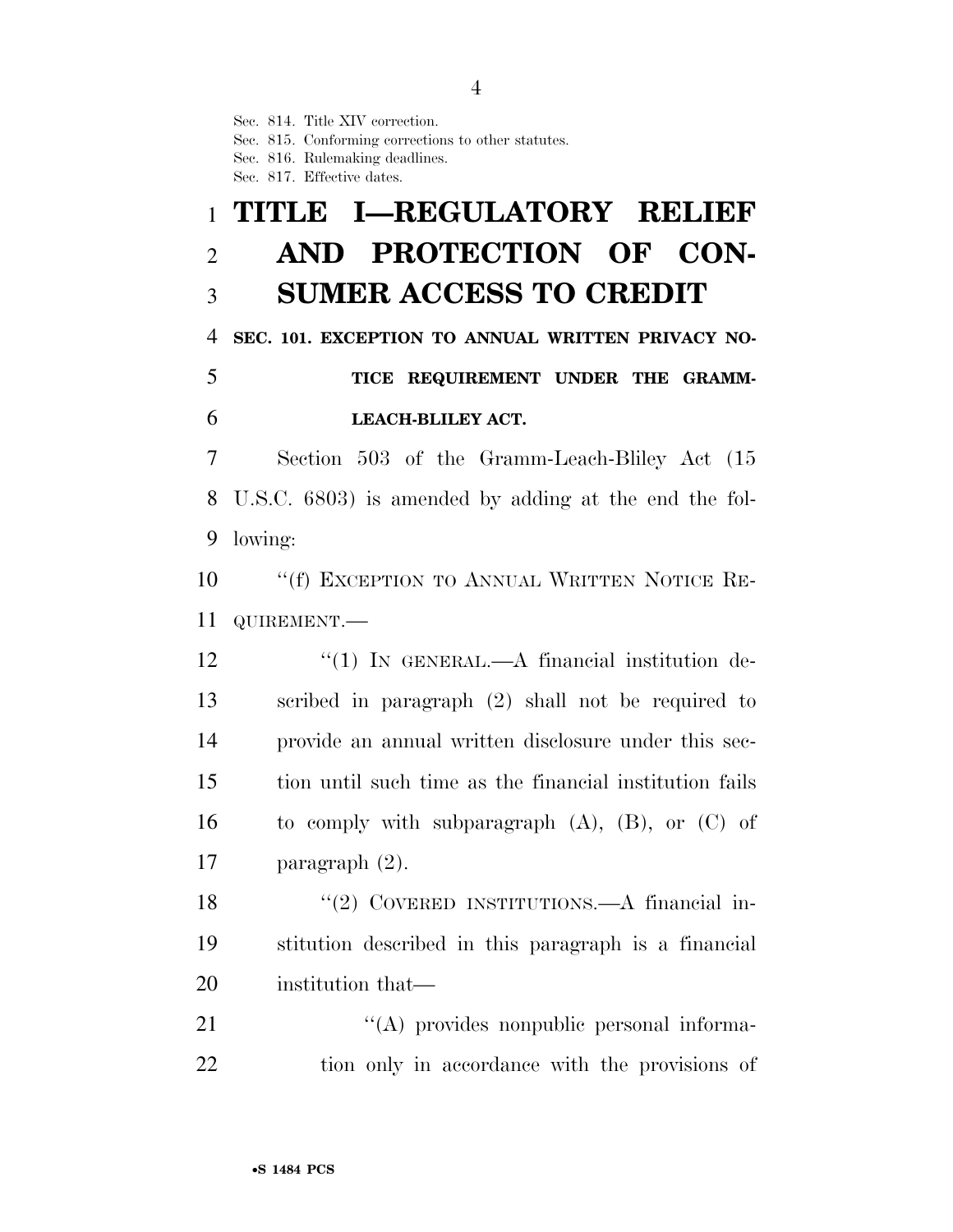Sec. 814. Title XIV correction.
Sec. 815. Conforming corrections to other statutes.
Sec. 816. Rulemaking deadlines.
Sec. 817. Effective dates.

# TITLE I—REGULATORY RELIEF AND PROTECTION OF CONSUMER ACCESS TO CREDIT

### SEC. 101. EXCEPTION TO ANNUAL WRITTEN PRIVACY NOTICE REQUIREMENT UNDER THE GRAMM-LEACH-BLILEY ACT.

Section 503 of the Gramm-Leach-Bliley Act (15 U.S.C. 6803) is amended by adding at the end the following:

"(f) EXCEPTION TO ANNUAL WRITTEN NOTICE REQUIREMENT.—

"(1) IN GENERAL.—A financial institution described in paragraph (2) shall not be required to provide an annual written disclosure under this section until such time as the financial institution fails to comply with subparagraph (A), (B), or (C) of paragraph (2).

"(2) COVERED INSTITUTIONS.—A financial institution described in this paragraph is a financial institution that—

"(A) provides nonpublic personal information only in accordance with the provisions of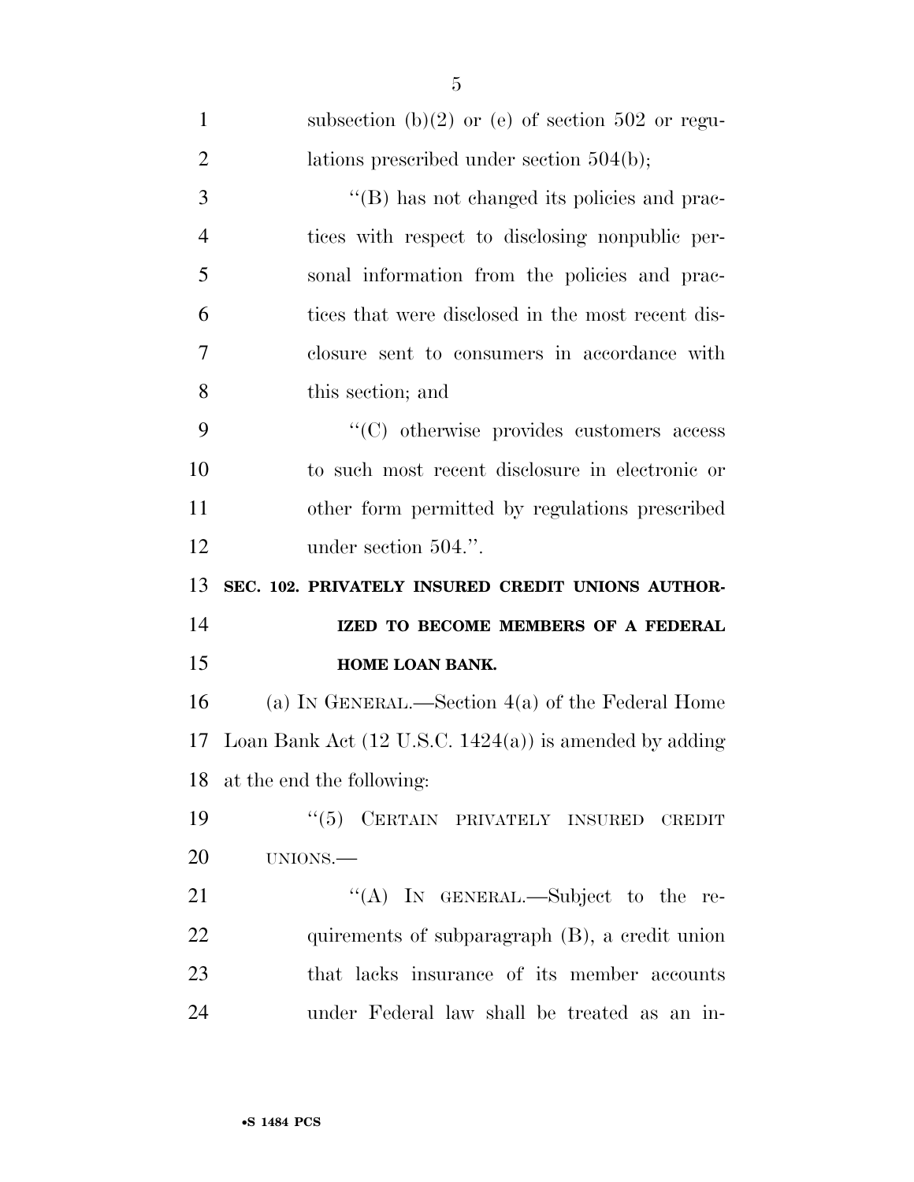subsection (b)(2) or (e) of section 502 or regulations prescribed under section 504(b);

"(B) has not changed its policies and practices with respect to disclosing nonpublic personal information from the policies and practices that were disclosed in the most recent disclosure sent to consumers in accordance with this section; and

"(C) otherwise provides customers access to such most recent disclosure in electronic or other form permitted by regulations prescribed under section 504.".

**SEC. 102. PRIVATELY INSURED CREDIT UNIONS AUTHORIZED TO BECOME MEMBERS OF A FEDERAL HOME LOAN BANK.**

(a) IN GENERAL.—Section 4(a) of the Federal Home Loan Bank Act (12 U.S.C. 1424(a)) is amended by adding at the end the following:

"(5) CERTAIN PRIVATELY INSURED CREDIT UNIONS.—

"(A) IN GENERAL.—Subject to the requirements of subparagraph (B), a credit union that lacks insurance of its member accounts under Federal law shall be treated as an in-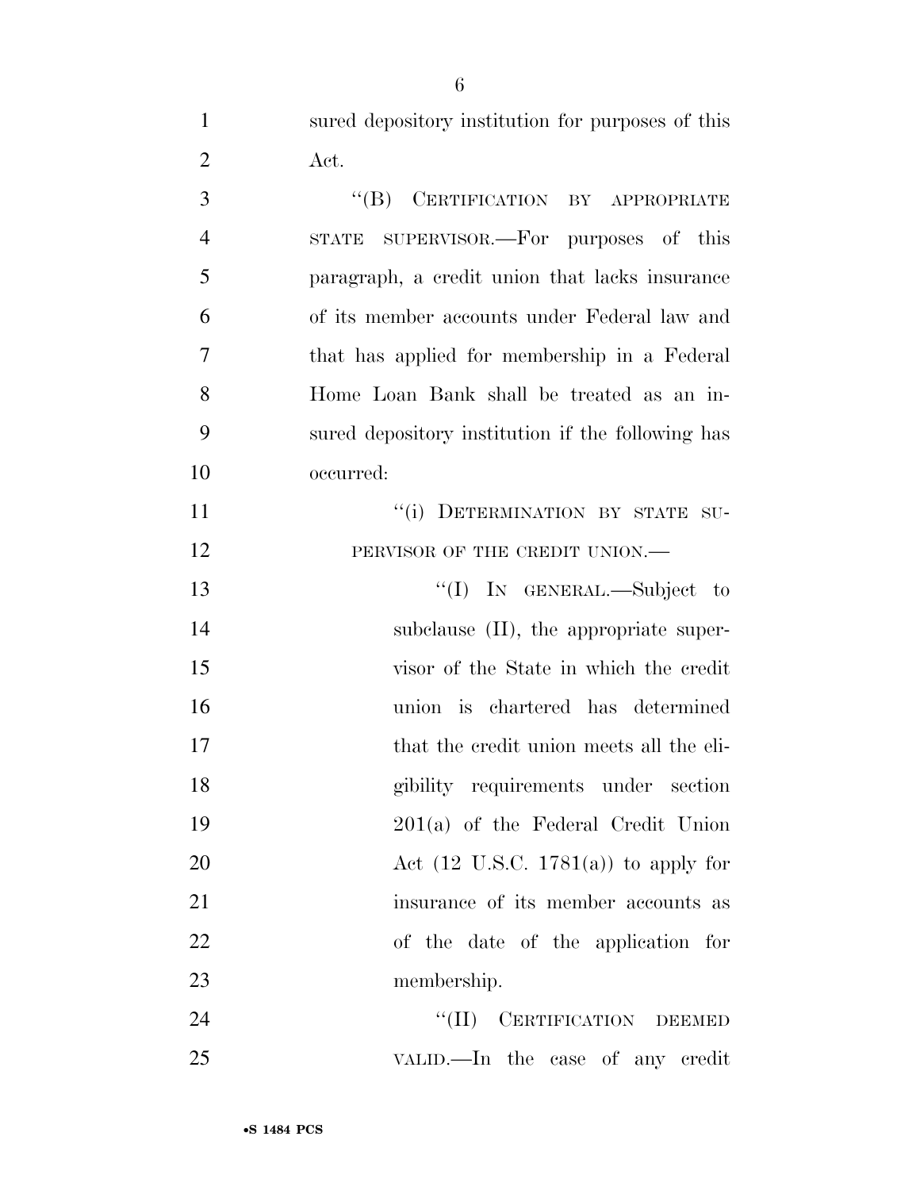sured depository institution for purposes of this Act.

"(B) CERTIFICATION BY APPROPRIATE STATE SUPERVISOR.—For purposes of this paragraph, a credit union that lacks insurance of its member accounts under Federal law and that has applied for membership in a Federal Home Loan Bank shall be treated as an insured depository institution if the following has occurred:

"(i) DETERMINATION BY STATE SUPERVISOR OF THE CREDIT UNION.—

"(I) IN GENERAL.—Subject to subclause (II), the appropriate supervisor of the State in which the credit union is chartered has determined that the credit union meets all the eligibility requirements under section 201(a) of the Federal Credit Union Act (12 U.S.C. 1781(a)) to apply for insurance of its member accounts as of the date of the application for membership.

"(II) CERTIFICATION DEEMED VALID.—In the case of any credit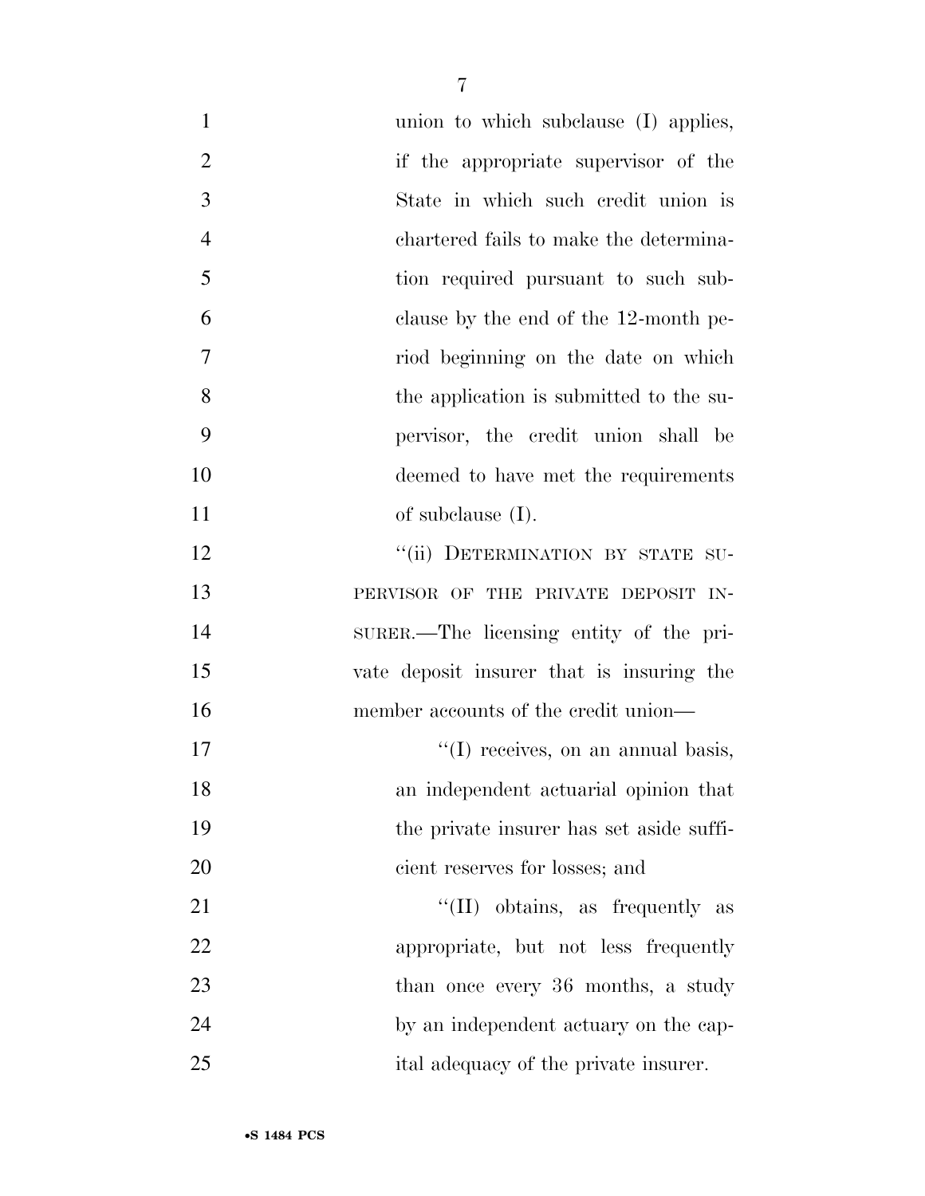union to which subclause (I) applies, if the appropriate supervisor of the State in which such credit union is chartered fails to make the determination required pursuant to such subclause by the end of the 12-month period beginning on the date on which the application is submitted to the supervisor, the credit union shall be deemed to have met the requirements of subclause (I).

''(ii) DETERMINATION BY STATE SUPERVISOR OF THE PRIVATE DEPOSIT INSURER.—The licensing entity of the private deposit insurer that is insuring the member accounts of the credit union—

''(I) receives, on an annual basis, an independent actuarial opinion that the private insurer has set aside sufficient reserves for losses; and

''(II) obtains, as frequently as appropriate, but not less frequently than once every 36 months, a study by an independent actuary on the capital adequacy of the private insurer.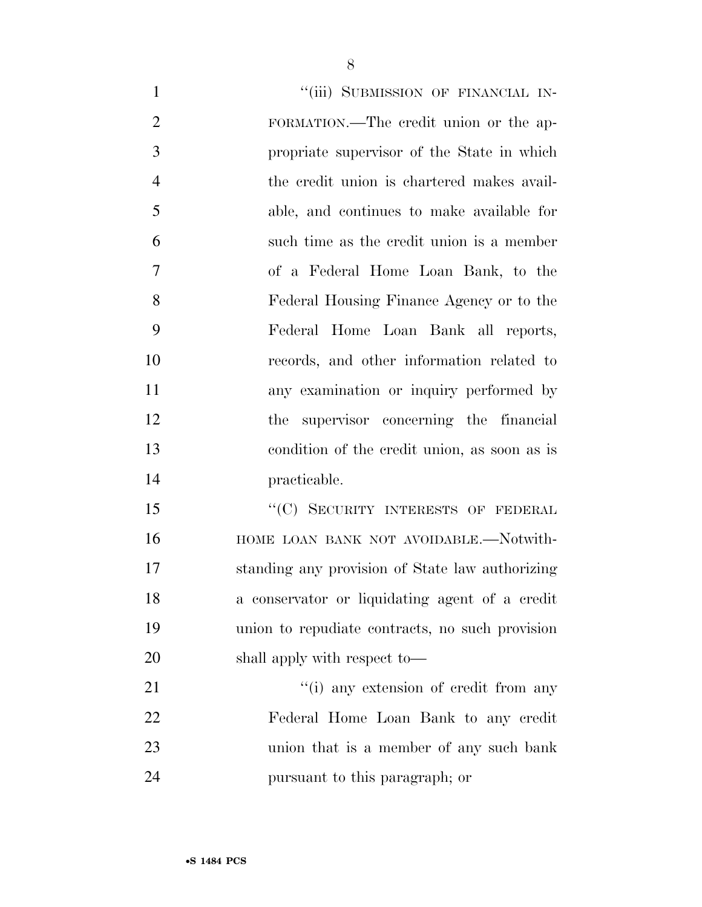"(iii) SUBMISSION OF FINANCIAL INFORMATION.—The credit union or the appropriate supervisor of the State in which the credit union is chartered makes available, and continues to make available for such time as the credit union is a member of a Federal Home Loan Bank, to the Federal Housing Finance Agency or to the Federal Home Loan Bank all reports, records, and other information related to any examination or inquiry performed by the supervisor concerning the financial condition of the credit union, as soon as is practicable.

"(C) SECURITY INTERESTS OF FEDERAL HOME LOAN BANK NOT AVOIDABLE.—Notwithstanding any provision of State law authorizing a conservator or liquidating agent of a credit union to repudiate contracts, no such provision shall apply with respect to—

"(i) any extension of credit from any Federal Home Loan Bank to any credit union that is a member of any such bank pursuant to this paragraph; or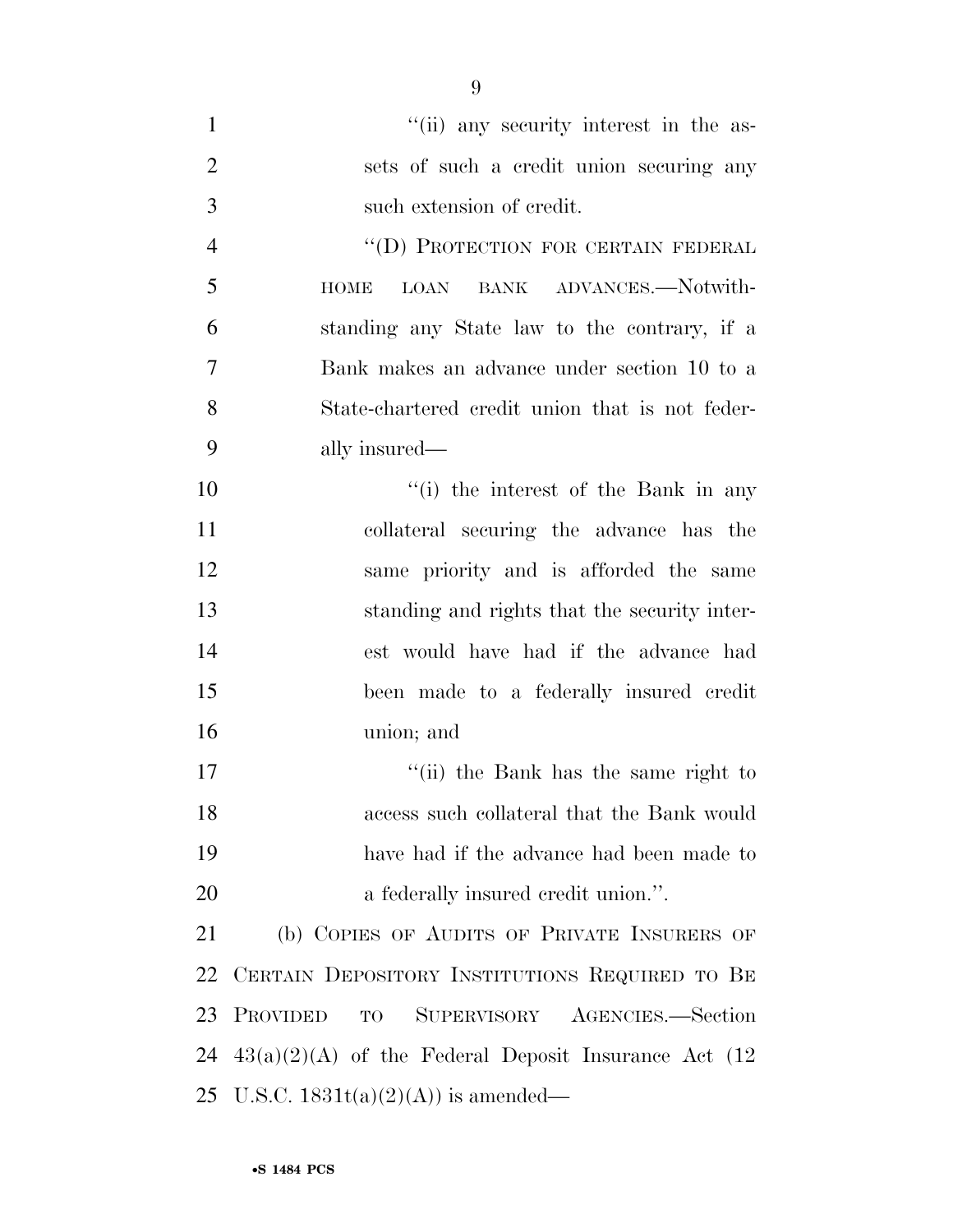"(ii) any security interest in the assets of such a credit union securing any such extension of credit.

"(D) PROTECTION FOR CERTAIN FEDERAL HOME LOAN BANK ADVANCES.—Notwithstanding any State law to the contrary, if a Bank makes an advance under section 10 to a State-chartered credit union that is not federally insured—

"(i) the interest of the Bank in any collateral securing the advance has the same priority and is afforded the same standing and rights that the security interest would have had if the advance had been made to a federally insured credit union; and

"(ii) the Bank has the same right to access such collateral that the Bank would have had if the advance had been made to a federally insured credit union.".

(b) COPIES OF AUDITS OF PRIVATE INSURERS OF CERTAIN DEPOSITORY INSTITUTIONS REQUIRED TO BE PROVIDED TO SUPERVISORY AGENCIES.—Section 43(a)(2)(A) of the Federal Deposit Insurance Act (12 U.S.C. 1831t(a)(2)(A)) is amended—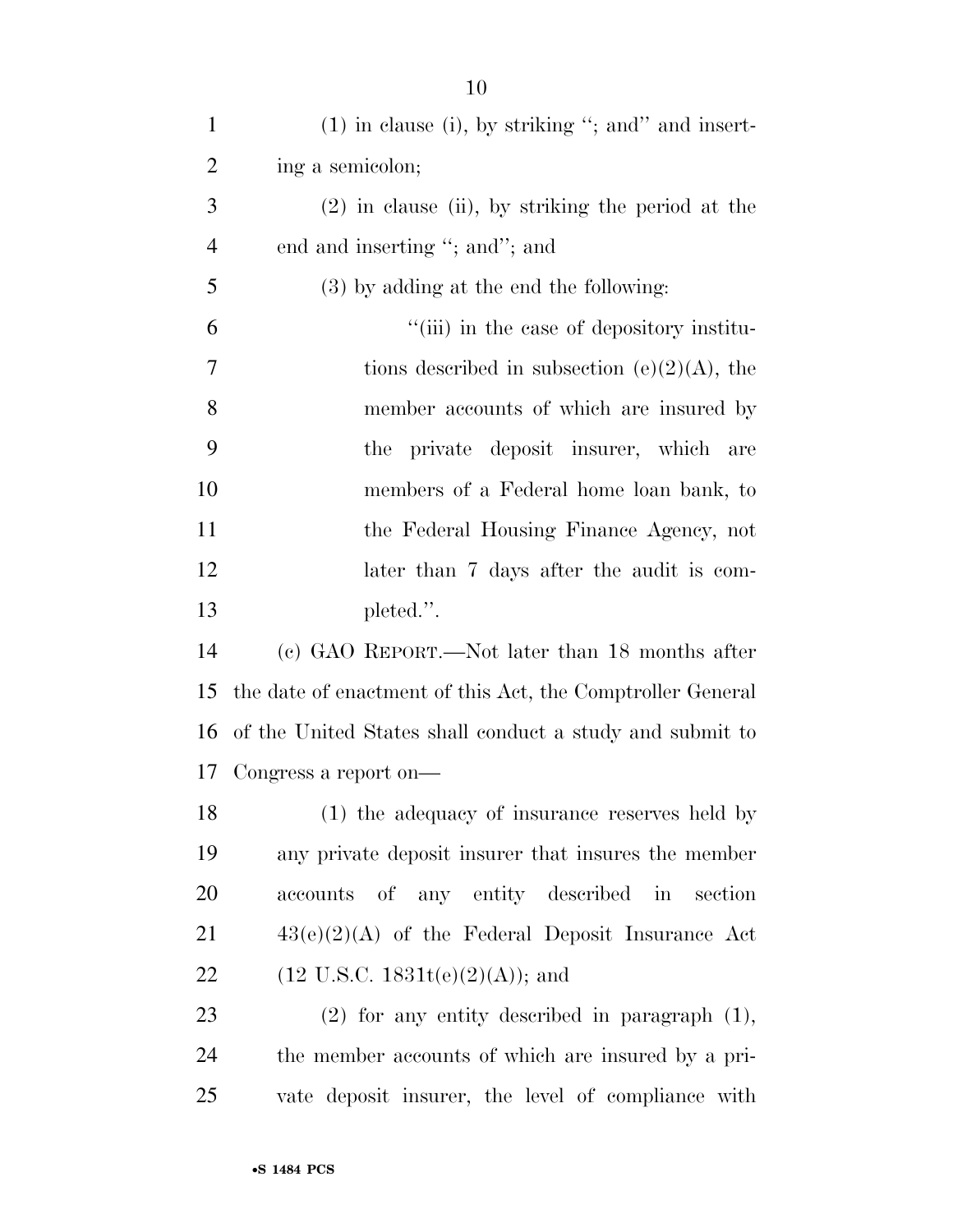(1) in clause (i), by striking ''; and'' and inserting a semicolon;

(2) in clause (ii), by striking the period at the end and inserting ''; and''; and

(3) by adding at the end the following:

''(iii) in the case of depository institutions described in subsection (e)(2)(A), the member accounts of which are insured by the private deposit insurer, which are members of a Federal home loan bank, to the Federal Housing Finance Agency, not later than 7 days after the audit is completed.''.

(c) GAO REPORT.—Not later than 18 months after the date of enactment of this Act, the Comptroller General of the United States shall conduct a study and submit to Congress a report on—

(1) the adequacy of insurance reserves held by any private deposit insurer that insures the member accounts of any entity described in section 43(e)(2)(A) of the Federal Deposit Insurance Act (12 U.S.C. 1831t(e)(2)(A)); and

(2) for any entity described in paragraph (1), the member accounts of which are insured by a private deposit insurer, the level of compliance with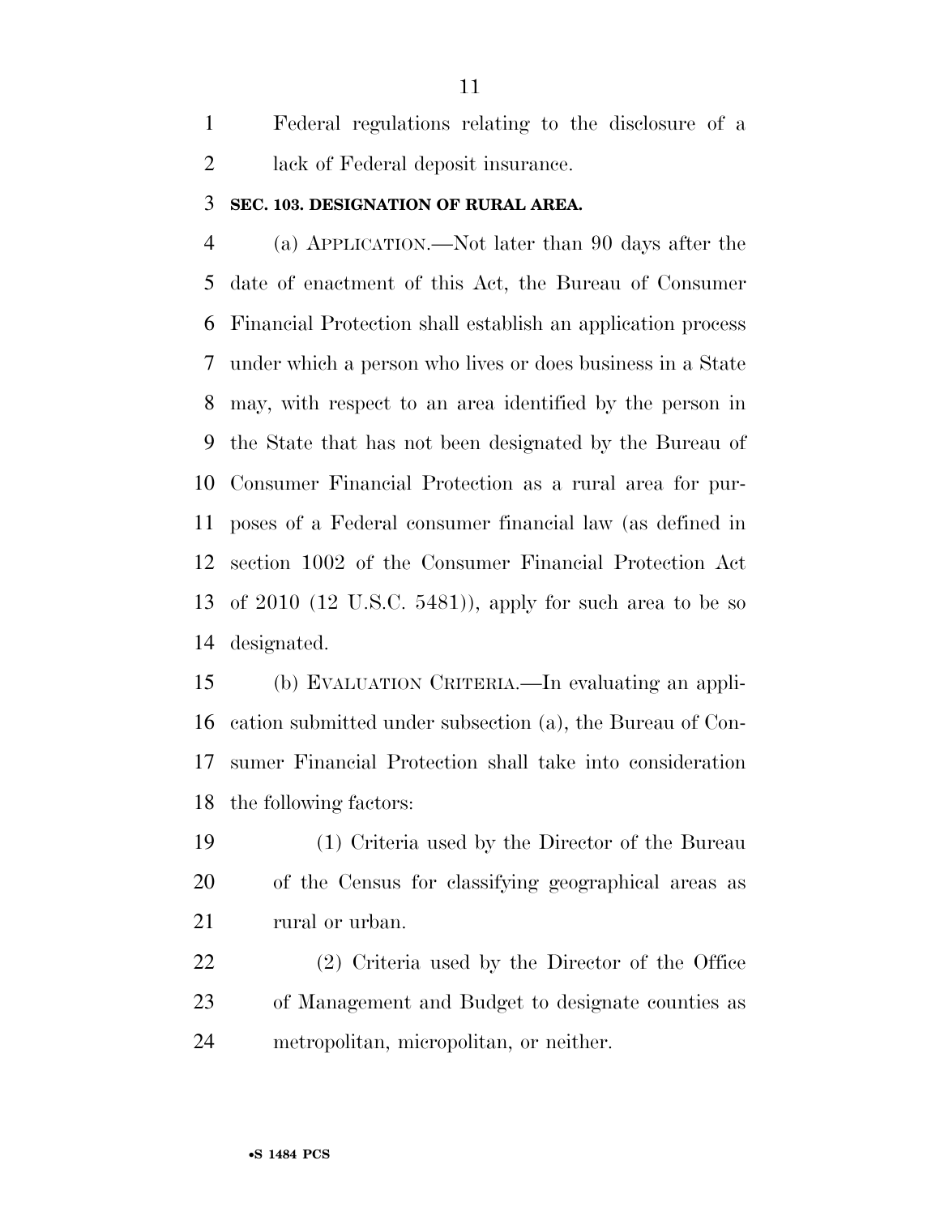Federal regulations relating to the disclosure of a lack of Federal deposit insurance.

**SEC. 103. DESIGNATION OF RURAL AREA.**

(a) APPLICATION.—Not later than 90 days after the date of enactment of this Act, the Bureau of Consumer Financial Protection shall establish an application process under which a person who lives or does business in a State may, with respect to an area identified by the person in the State that has not been designated by the Bureau of Consumer Financial Protection as a rural area for purposes of a Federal consumer financial law (as defined in section 1002 of the Consumer Financial Protection Act of 2010 (12 U.S.C. 5481)), apply for such area to be so designated.

(b) EVALUATION CRITERIA.—In evaluating an application submitted under subsection (a), the Bureau of Consumer Financial Protection shall take into consideration the following factors:

(1) Criteria used by the Director of the Bureau of the Census for classifying geographical areas as rural or urban.

(2) Criteria used by the Director of the Office of Management and Budget to designate counties as metropolitan, micropolitan, or neither.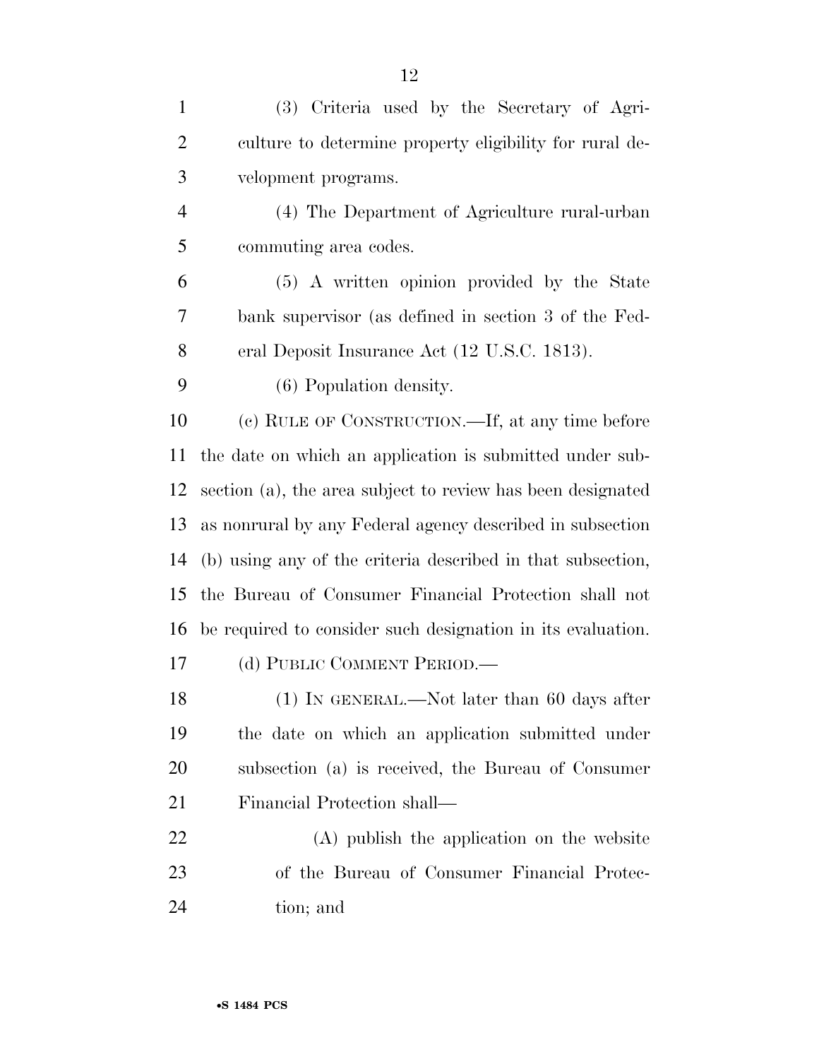(3) Criteria used by the Secretary of Agriculture to determine property eligibility for rural development programs.

(4) The Department of Agriculture rural-urban commuting area codes.

(5) A written opinion provided by the State bank supervisor (as defined in section 3 of the Federal Deposit Insurance Act (12 U.S.C. 1813).

(6) Population density.

(c) RULE OF CONSTRUCTION.—If, at any time before the date on which an application is submitted under subsection (a), the area subject to review has been designated as nonrural by any Federal agency described in subsection (b) using any of the criteria described in that subsection, the Bureau of Consumer Financial Protection shall not be required to consider such designation in its evaluation.

(d) PUBLIC COMMENT PERIOD.—

(1) IN GENERAL.—Not later than 60 days after the date on which an application submitted under subsection (a) is received, the Bureau of Consumer Financial Protection shall—

(A) publish the application on the website of the Bureau of Consumer Financial Protection; and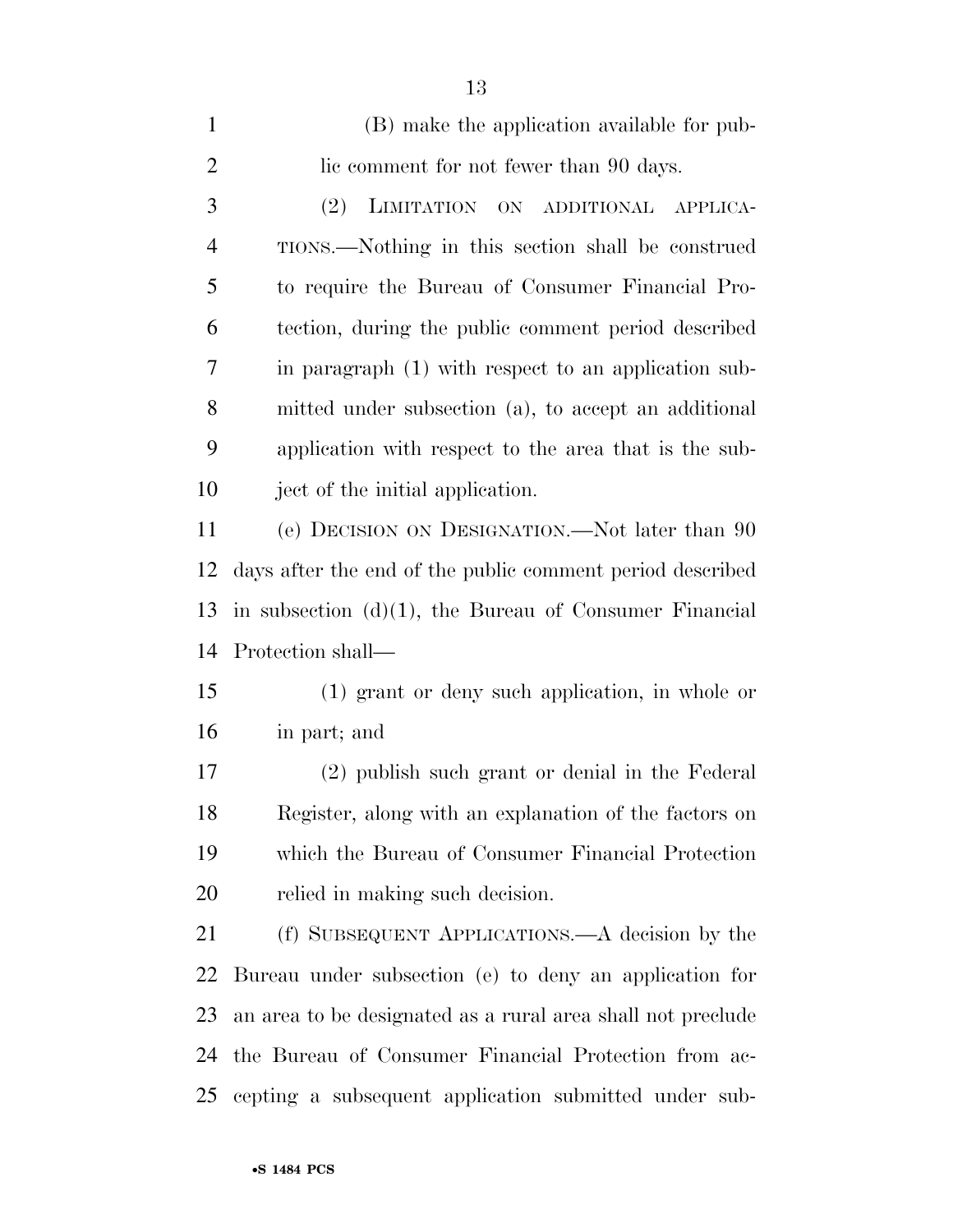(B) make the application available for public comment for not fewer than 90 days.

(2) LIMITATION ON ADDITIONAL APPLICATIONS.—Nothing in this section shall be construed to require the Bureau of Consumer Financial Protection, during the public comment period described in paragraph (1) with respect to an application submitted under subsection (a), to accept an additional application with respect to the area that is the subject of the initial application.

(e) DECISION ON DESIGNATION.—Not later than 90 days after the end of the public comment period described in subsection (d)(1), the Bureau of Consumer Financial Protection shall—

(1) grant or deny such application, in whole or in part; and

(2) publish such grant or denial in the Federal Register, along with an explanation of the factors on which the Bureau of Consumer Financial Protection relied in making such decision.

(f) SUBSEQUENT APPLICATIONS.—A decision by the Bureau under subsection (e) to deny an application for an area to be designated as a rural area shall not preclude the Bureau of Consumer Financial Protection from accepting a subsequent application submitted under sub-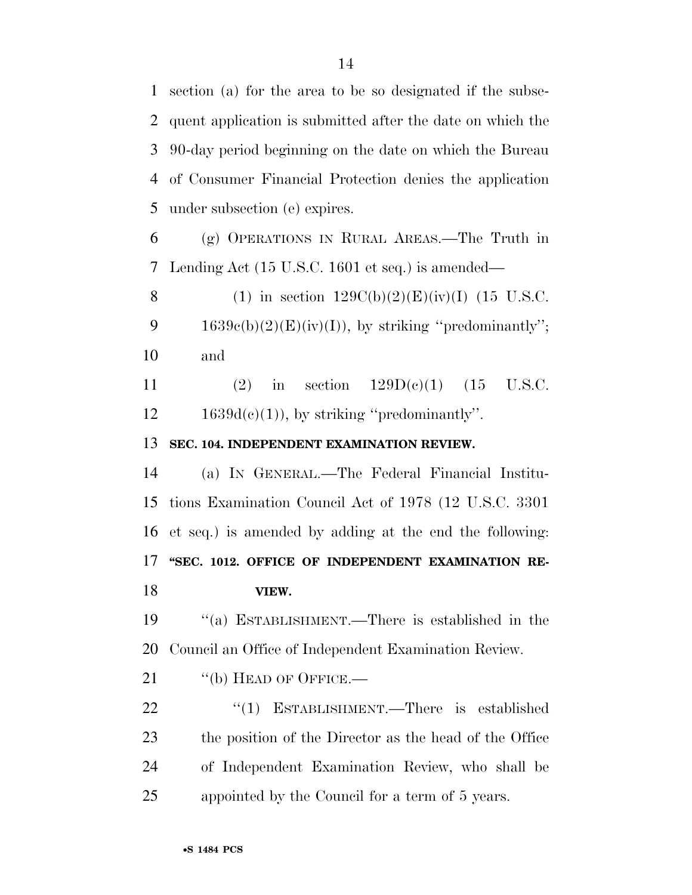section (a) for the area to be so designated if the subsequent application is submitted after the date on which the 90-day period beginning on the date on which the Bureau of Consumer Financial Protection denies the application under subsection (e) expires.

(g) OPERATIONS IN RURAL AREAS.—The Truth in Lending Act (15 U.S.C. 1601 et seq.) is amended—

(1) in section 129C(b)(2)(E)(iv)(I) (15 U.S.C. 1639c(b)(2)(E)(iv)(I)), by striking ''predominantly''; and

(2) in section 129D(c)(1) (15 U.S.C. 1639d(c)(1)), by striking ''predominantly''.

**SEC. 104. INDEPENDENT EXAMINATION REVIEW.**

(a) IN GENERAL.—The Federal Financial Institutions Examination Council Act of 1978 (12 U.S.C. 3301 et seq.) is amended by adding at the end the following:

**''SEC. 1012. OFFICE OF INDEPENDENT EXAMINATION REVIEW.**

''(a) ESTABLISHMENT.—There is established in the Council an Office of Independent Examination Review.

''(b) HEAD OF OFFICE.—

''(1) ESTABLISHMENT.—There is established the position of the Director as the head of the Office of Independent Examination Review, who shall be appointed by the Council for a term of 5 years.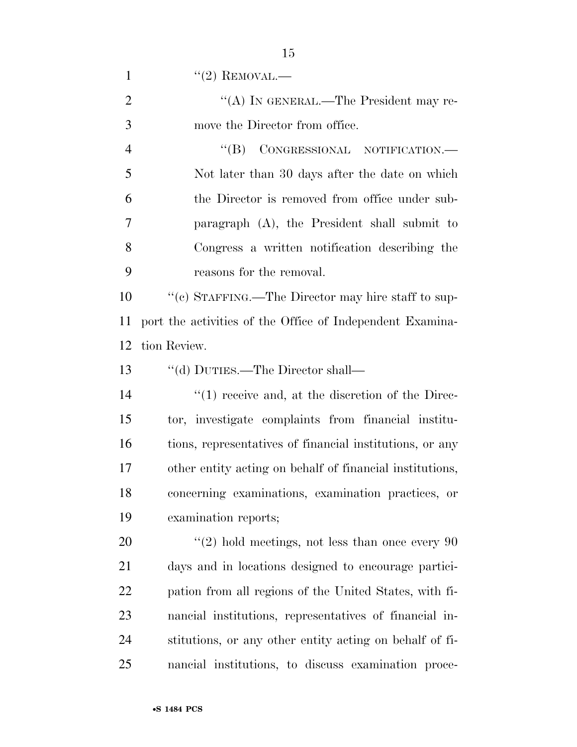''(2) REMOVAL.—

''(A) IN GENERAL.—The President may remove the Director from office.

''(B) CONGRESSIONAL NOTIFICATION.— Not later than 30 days after the date on which the Director is removed from office under subparagraph (A), the President shall submit to Congress a written notification describing the reasons for the removal.

''(c) STAFFING.—The Director may hire staff to support the activities of the Office of Independent Examination Review.

''(d) DUTIES.—The Director shall—

''(1) receive and, at the discretion of the Director, investigate complaints from financial institutions, representatives of financial institutions, or any other entity acting on behalf of financial institutions, concerning examinations, examination practices, or examination reports;

''(2) hold meetings, not less than once every 90 days and in locations designed to encourage participation from all regions of the United States, with financial institutions, representatives of financial institutions, or any other entity acting on behalf of financial institutions, to discuss examination proce-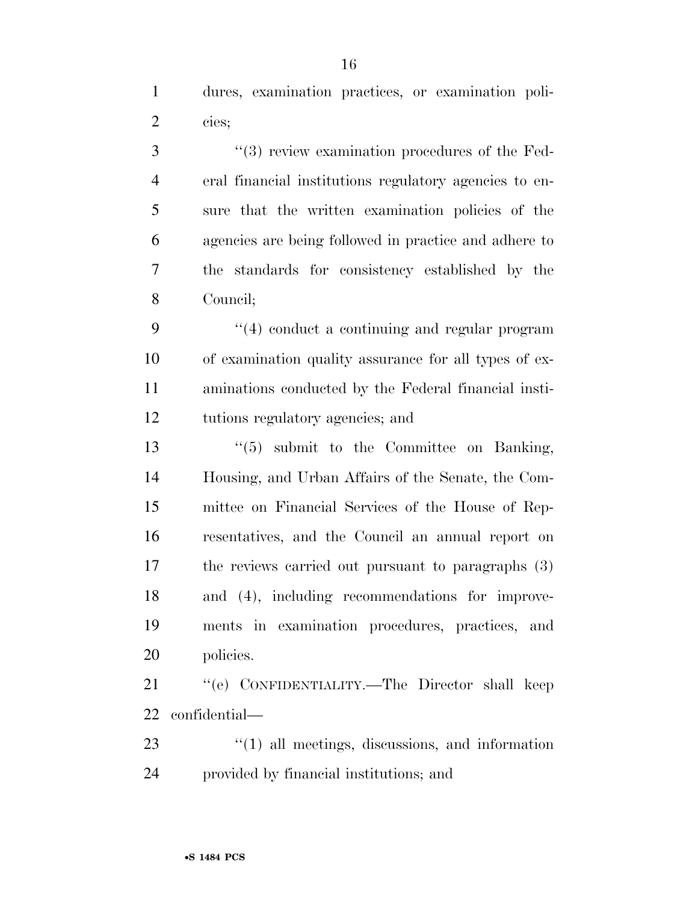dures, examination practices, or examination policies;

"(3) review examination procedures of the Federal financial institutions regulatory agencies to ensure that the written examination policies of the agencies are being followed in practice and adhere to the standards for consistency established by the Council;

"(4) conduct a continuing and regular program of examination quality assurance for all types of examinations conducted by the Federal financial institutions regulatory agencies; and

"(5) submit to the Committee on Banking, Housing, and Urban Affairs of the Senate, the Committee on Financial Services of the House of Representatives, and the Council an annual report on the reviews carried out pursuant to paragraphs (3) and (4), including recommendations for improvements in examination procedures, practices, and policies.

"(e) CONFIDENTIALITY.—The Director shall keep confidential—

"(1) all meetings, discussions, and information provided by financial institutions; and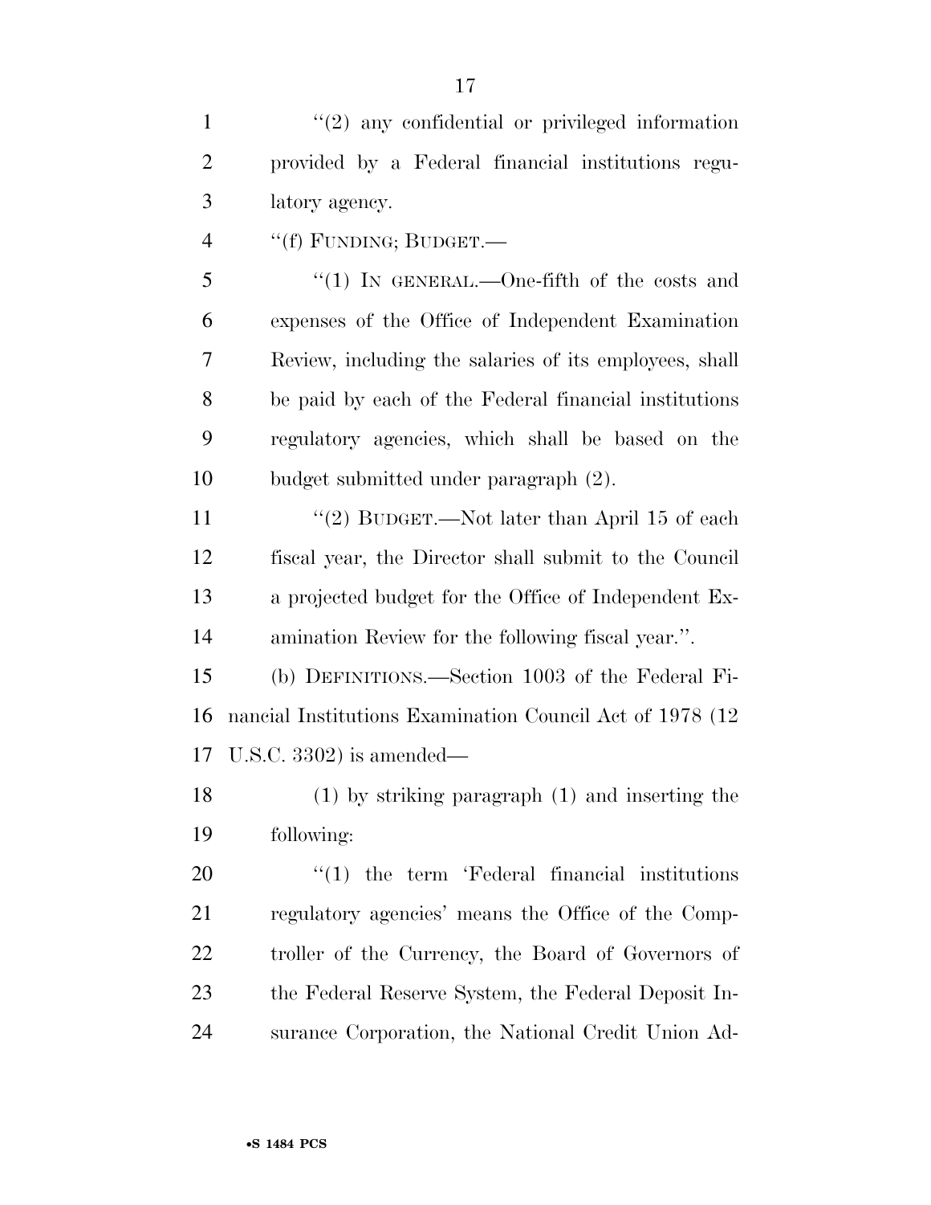"(2) any confidential or privileged information provided by a Federal financial institutions regulatory agency.

"(f) FUNDING; BUDGET.—

"(1) IN GENERAL.—One-fifth of the costs and expenses of the Office of Independent Examination Review, including the salaries of its employees, shall be paid by each of the Federal financial institutions regulatory agencies, which shall be based on the budget submitted under paragraph (2).

"(2) BUDGET.—Not later than April 15 of each fiscal year, the Director shall submit to the Council a projected budget for the Office of Independent Examination Review for the following fiscal year.".

(b) DEFINITIONS.—Section 1003 of the Federal Financial Institutions Examination Council Act of 1978 (12 U.S.C. 3302) is amended—

(1) by striking paragraph (1) and inserting the following:

"(1) the term 'Federal financial institutions regulatory agencies' means the Office of the Comptroller of the Currency, the Board of Governors of the Federal Reserve System, the Federal Deposit Insurance Corporation, the National Credit Union Ad-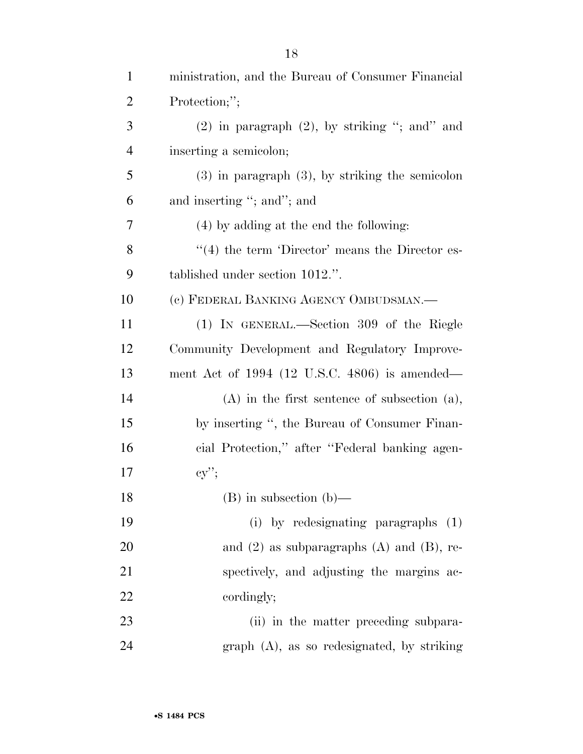ministration, and the Bureau of Consumer Financial Protection;'';

(2) in paragraph (2), by striking ''; and'' and inserting a semicolon;

(3) in paragraph (3), by striking the semicolon and inserting ''; and''; and

(4) by adding at the end the following:

''(4) the term 'Director' means the Director established under section 1012.''.

(c) FEDERAL BANKING AGENCY OMBUDSMAN.—

(1) IN GENERAL.—Section 309 of the Riegle Community Development and Regulatory Improvement Act of 1994 (12 U.S.C. 4806) is amended—

(A) in the first sentence of subsection (a), by inserting '', the Bureau of Consumer Financial Protection,'' after ''Federal banking agency'';

(B) in subsection (b)—

(i) by redesignating paragraphs (1) and (2) as subparagraphs (A) and (B), respectively, and adjusting the margins accordingly;

(ii) in the matter preceding subparagraph (A), as so redesignated, by striking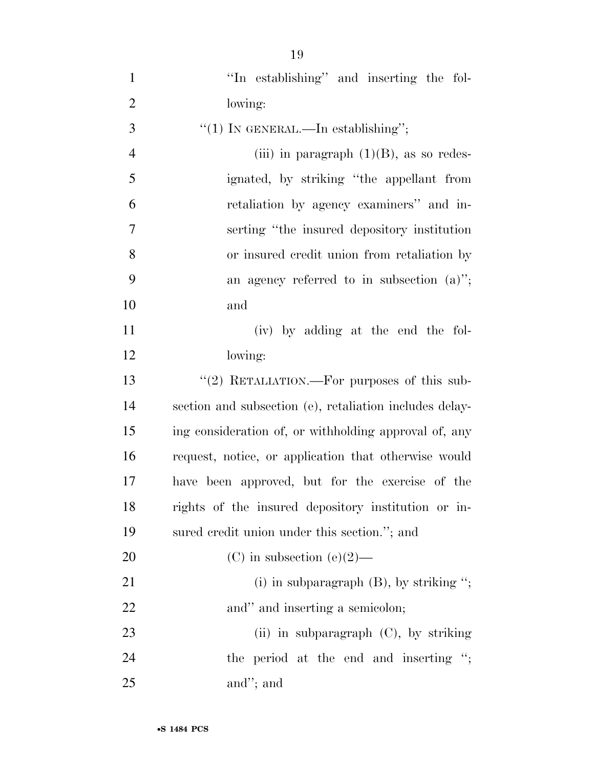''In establishing'' and inserting the following:

''(1) IN GENERAL.—In establishing'';

(iii) in paragraph (1)(B), as so redesignated, by striking ''the appellant from retaliation by agency examiners'' and inserting ''the insured depository institution or insured credit union from retaliation by an agency referred to in subsection (a)''; and

(iv) by adding at the end the following:

''(2) RETALIATION.—For purposes of this subsection and subsection (e), retaliation includes delaying consideration of, or withholding approval of, any request, notice, or application that otherwise would have been approved, but for the exercise of the rights of the insured depository institution or insured credit union under this section.''; and

(C) in subsection (e)(2)—

(i) in subparagraph (B), by striking ''; and'' and inserting a semicolon;

(ii) in subparagraph (C), by striking the period at the end and inserting ''; and''; and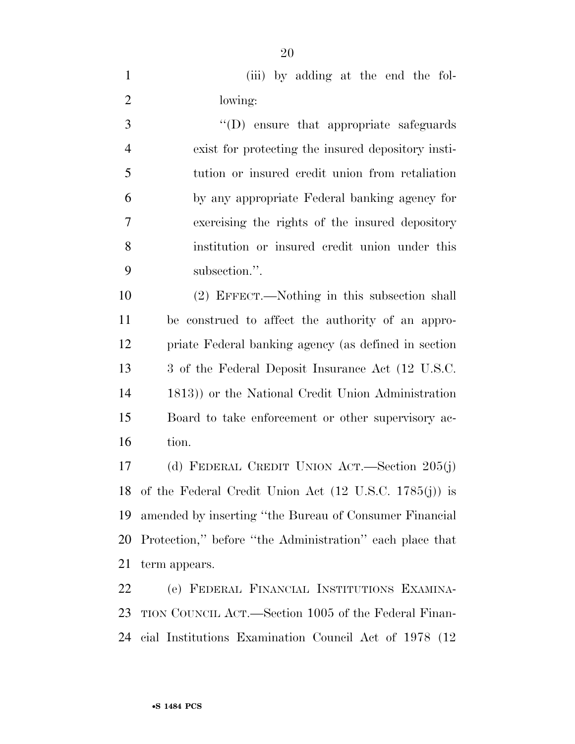(iii) by adding at the end the following:

"(D) ensure that appropriate safeguards exist for protecting the insured depository institution or insured credit union from retaliation by any appropriate Federal banking agency for exercising the rights of the insured depository institution or insured credit union under this subsection.".

(2) EFFECT.—Nothing in this subsection shall be construed to affect the authority of an appropriate Federal banking agency (as defined in section 3 of the Federal Deposit Insurance Act (12 U.S.C. 1813)) or the National Credit Union Administration Board to take enforcement or other supervisory action.

(d) FEDERAL CREDIT UNION ACT.—Section 205(j) of the Federal Credit Union Act (12 U.S.C. 1785(j)) is amended by inserting "the Bureau of Consumer Financial Protection," before "the Administration" each place that term appears.

(e) FEDERAL FINANCIAL INSTITUTIONS EXAMINATION COUNCIL ACT.—Section 1005 of the Federal Financial Institutions Examination Council Act of 1978 (12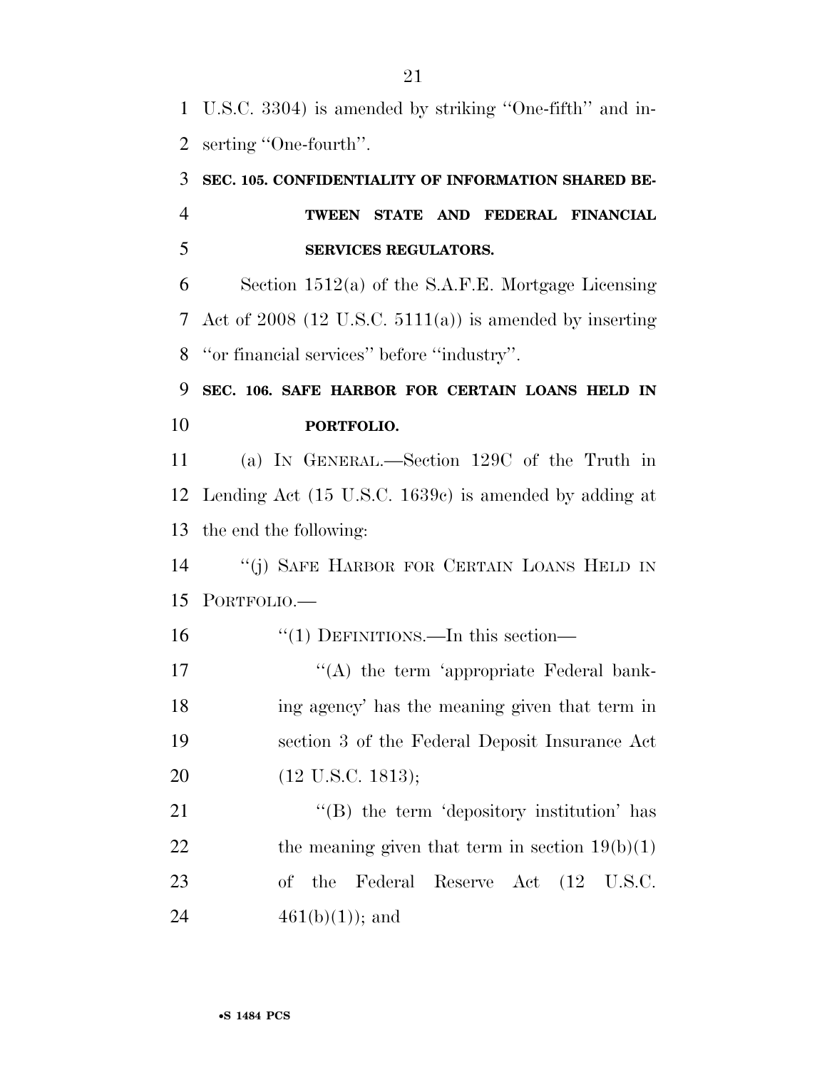U.S.C. 3304) is amended by striking ''One-fifth'' and inserting ''One-fourth''.

### SEC. 105. CONFIDENTIALITY OF INFORMATION SHARED BETWEEN STATE AND FEDERAL FINANCIAL SERVICES REGULATORS.

Section 1512(a) of the S.A.F.E. Mortgage Licensing Act of 2008 (12 U.S.C. 5111(a)) is amended by inserting ''or financial services'' before ''industry''.

### SEC. 106. SAFE HARBOR FOR CERTAIN LOANS HELD IN PORTFOLIO.

(a) IN GENERAL.—Section 129C of the Truth in Lending Act (15 U.S.C. 1639c) is amended by adding at the end the following:

''(j) SAFE HARBOR FOR CERTAIN LOANS HELD IN PORTFOLIO.—

''(1) DEFINITIONS.—In this section—

''(A) the term 'appropriate Federal banking agency' has the meaning given that term in section 3 of the Federal Deposit Insurance Act (12 U.S.C. 1813);

''(B) the term 'depository institution' has the meaning given that term in section 19(b)(1) of the Federal Reserve Act (12 U.S.C. 461(b)(1)); and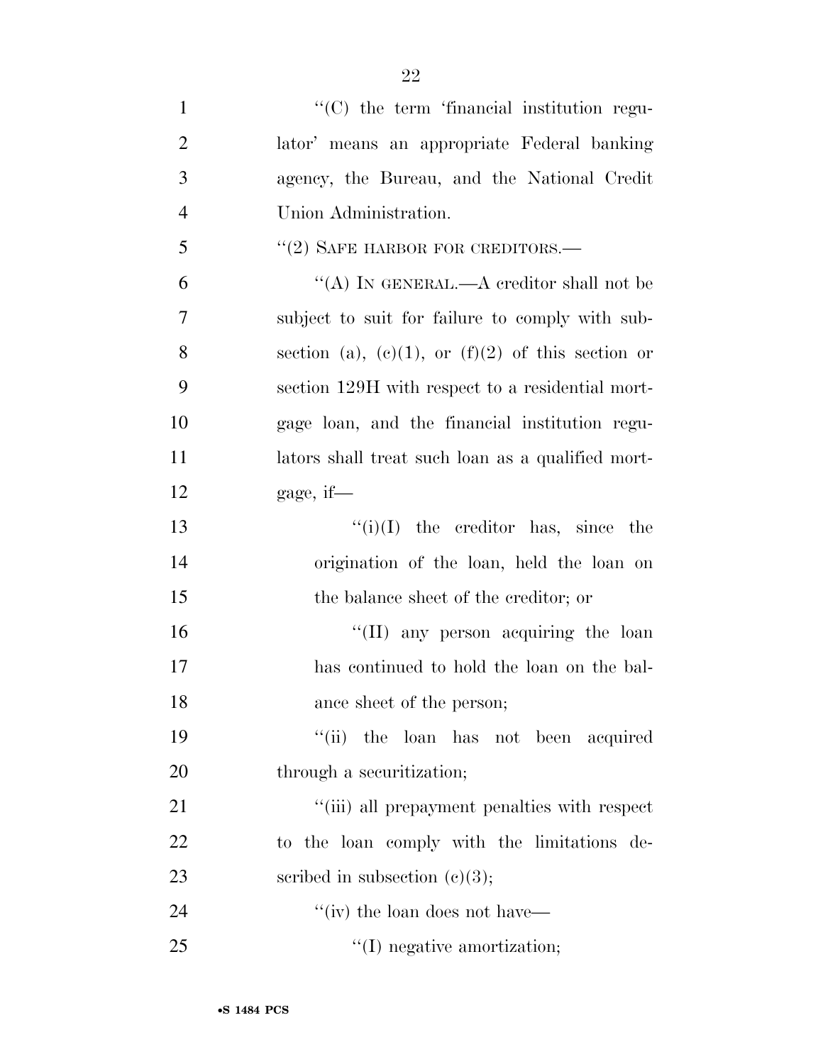''(C) the term 'financial institution regulator' means an appropriate Federal banking agency, the Bureau, and the National Credit Union Administration.

''(2) SAFE HARBOR FOR CREDITORS.—

''(A) IN GENERAL.—A creditor shall not be subject to suit for failure to comply with subsection (a), (c)(1), or (f)(2) of this section or section 129H with respect to a residential mortgage loan, and the financial institution regulators shall treat such loan as a qualified mortgage, if—

''(i)(I) the creditor has, since the origination of the loan, held the loan on the balance sheet of the creditor; or

''(II) any person acquiring the loan has continued to hold the loan on the balance sheet of the person;

''(ii) the loan has not been acquired through a securitization;

''(iii) all prepayment penalties with respect to the loan comply with the limitations described in subsection (c)(3);

''(iv) the loan does not have—

''(I) negative amortization;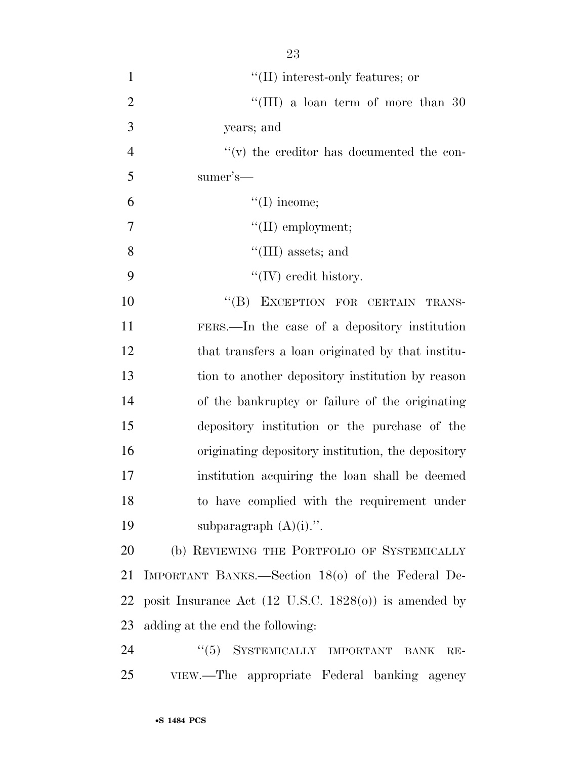''(II) interest-only features; or

''(III) a loan term of more than 30 years; and

''(v) the creditor has documented the consumer's—

''(I) income;

''(II) employment;

''(III) assets; and

''(IV) credit history.

''(B) EXCEPTION FOR CERTAIN TRANSFERS.—In the case of a depository institution that transfers a loan originated by that institution to another depository institution by reason of the bankruptcy or failure of the originating depository institution or the purchase of the originating depository institution, the depository institution acquiring the loan shall be deemed to have complied with the requirement under subparagraph (A)(i).''.

(b) REVIEWING THE PORTFOLIO OF SYSTEMICALLY IMPORTANT BANKS.—Section 18(o) of the Federal Deposit Insurance Act (12 U.S.C. 1828(o)) is amended by adding at the end the following:

''(5) SYSTEMICALLY IMPORTANT BANK REVIEW.—The appropriate Federal banking agency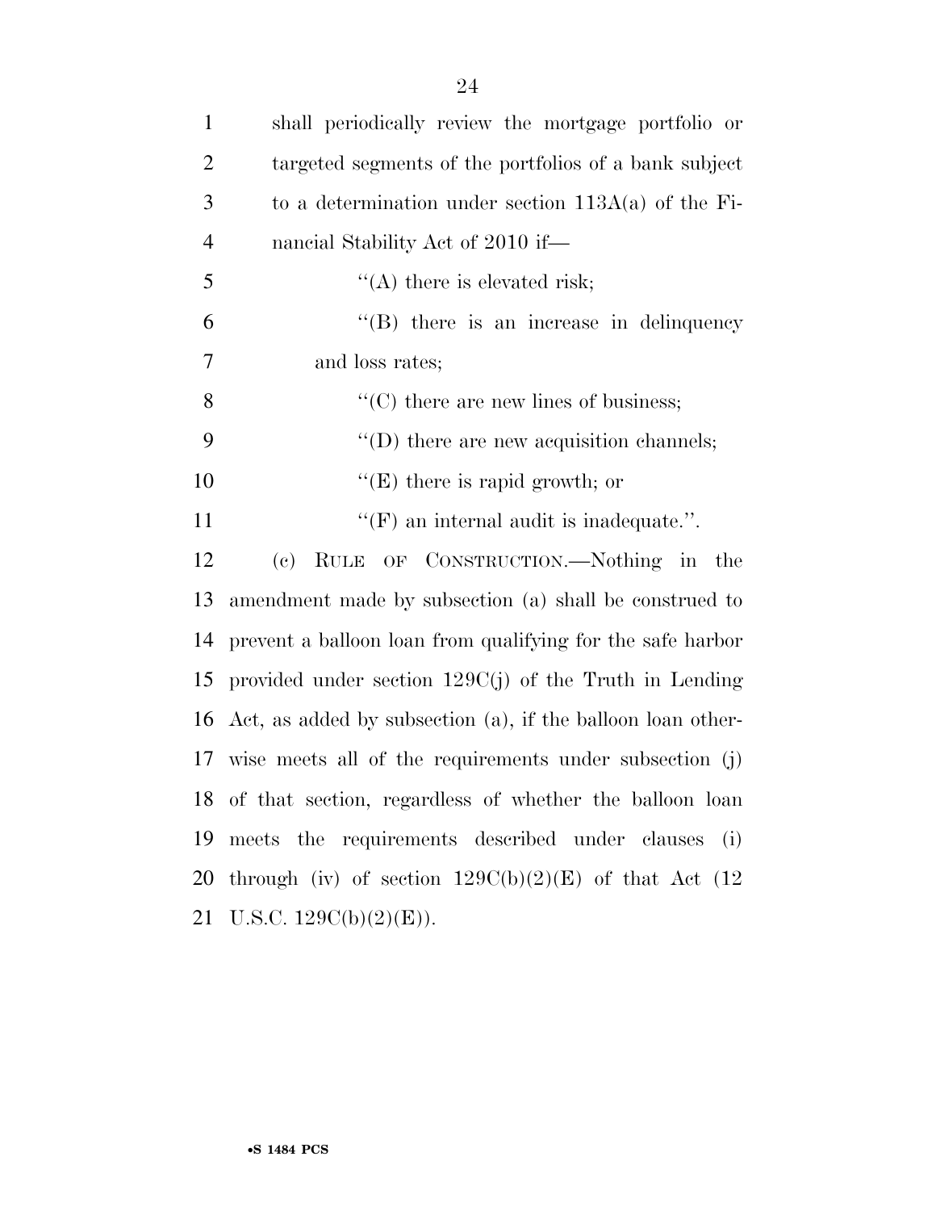shall periodically review the mortgage portfolio or targeted segments of the portfolios of a bank subject to a determination under section 113A(a) of the Financial Stability Act of 2010 if—

''(A) there is elevated risk;

''(B) there is an increase in delinquency and loss rates;

''(C) there are new lines of business;

''(D) there are new acquisition channels;

''(E) there is rapid growth; or

''(F) an internal audit is inadequate.''.

(c) RULE OF CONSTRUCTION.—Nothing in the amendment made by subsection (a) shall be construed to prevent a balloon loan from qualifying for the safe harbor provided under section 129C(j) of the Truth in Lending Act, as added by subsection (a), if the balloon loan otherwise meets all of the requirements under subsection (j) of that section, regardless of whether the balloon loan meets the requirements described under clauses (i) through (iv) of section 129C(b)(2)(E) of that Act (12 U.S.C. 129C(b)(2)(E)).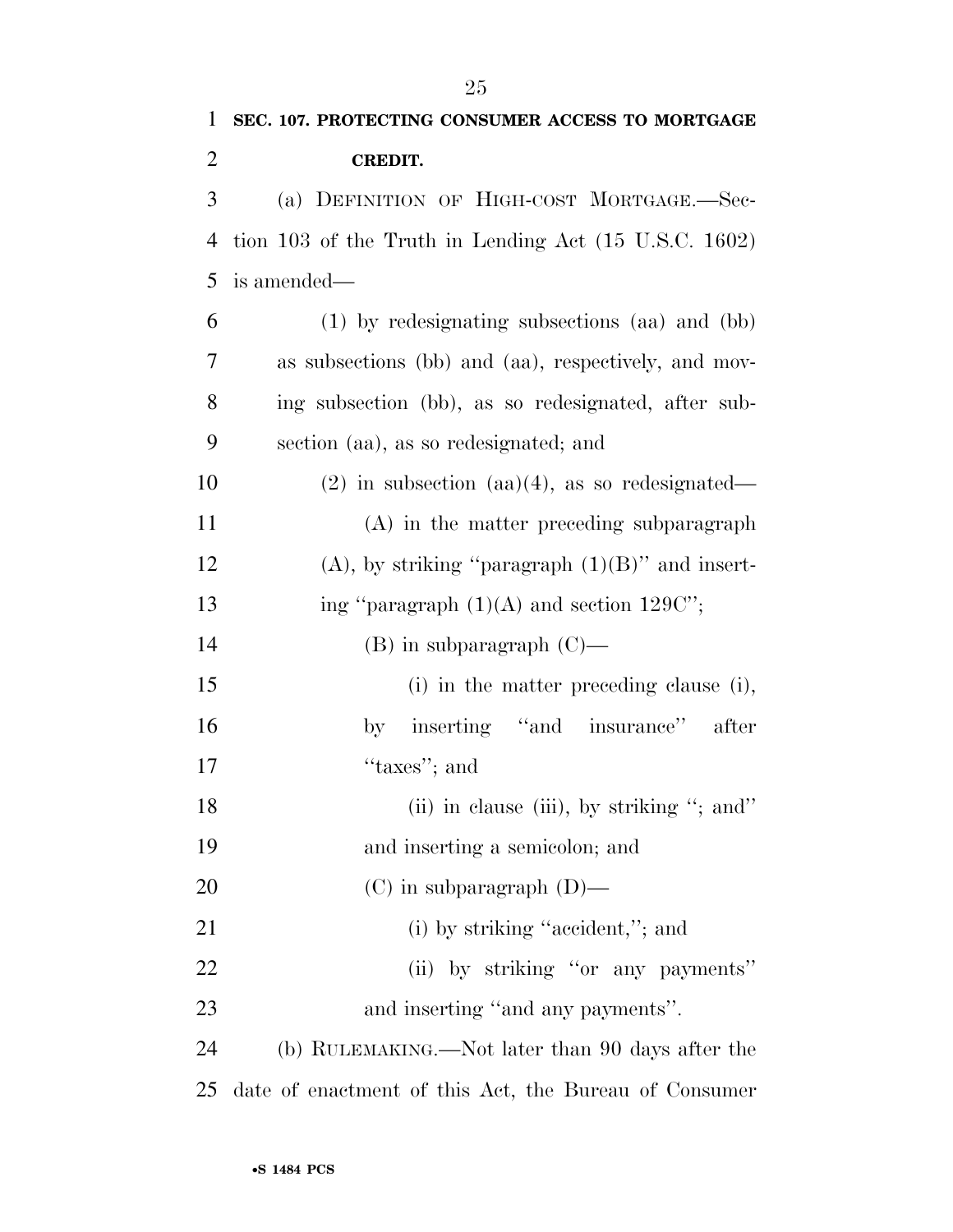**SEC. 107. PROTECTING CONSUMER ACCESS TO MORTGAGE CREDIT.**

(a) DEFINITION OF HIGH-COST MORTGAGE.—Section 103 of the Truth in Lending Act (15 U.S.C. 1602) is amended—

(1) by redesignating subsections (aa) and (bb) as subsections (bb) and (aa), respectively, and moving subsection (bb), as so redesignated, after subsection (aa), as so redesignated; and

(2) in subsection (aa)(4), as so redesignated—

(A) in the matter preceding subparagraph (A), by striking "paragraph (1)(B)" and inserting "paragraph (1)(A) and section 129C";

(B) in subparagraph (C)—

(i) in the matter preceding clause (i), by inserting "and insurance" after "taxes"; and

(ii) in clause (iii), by striking "; and" and inserting a semicolon; and

(C) in subparagraph (D)—

(i) by striking "accident,"; and

(ii) by striking "or any payments" and inserting "and any payments".

(b) RULEMAKING.—Not later than 90 days after the date of enactment of this Act, the Bureau of Consumer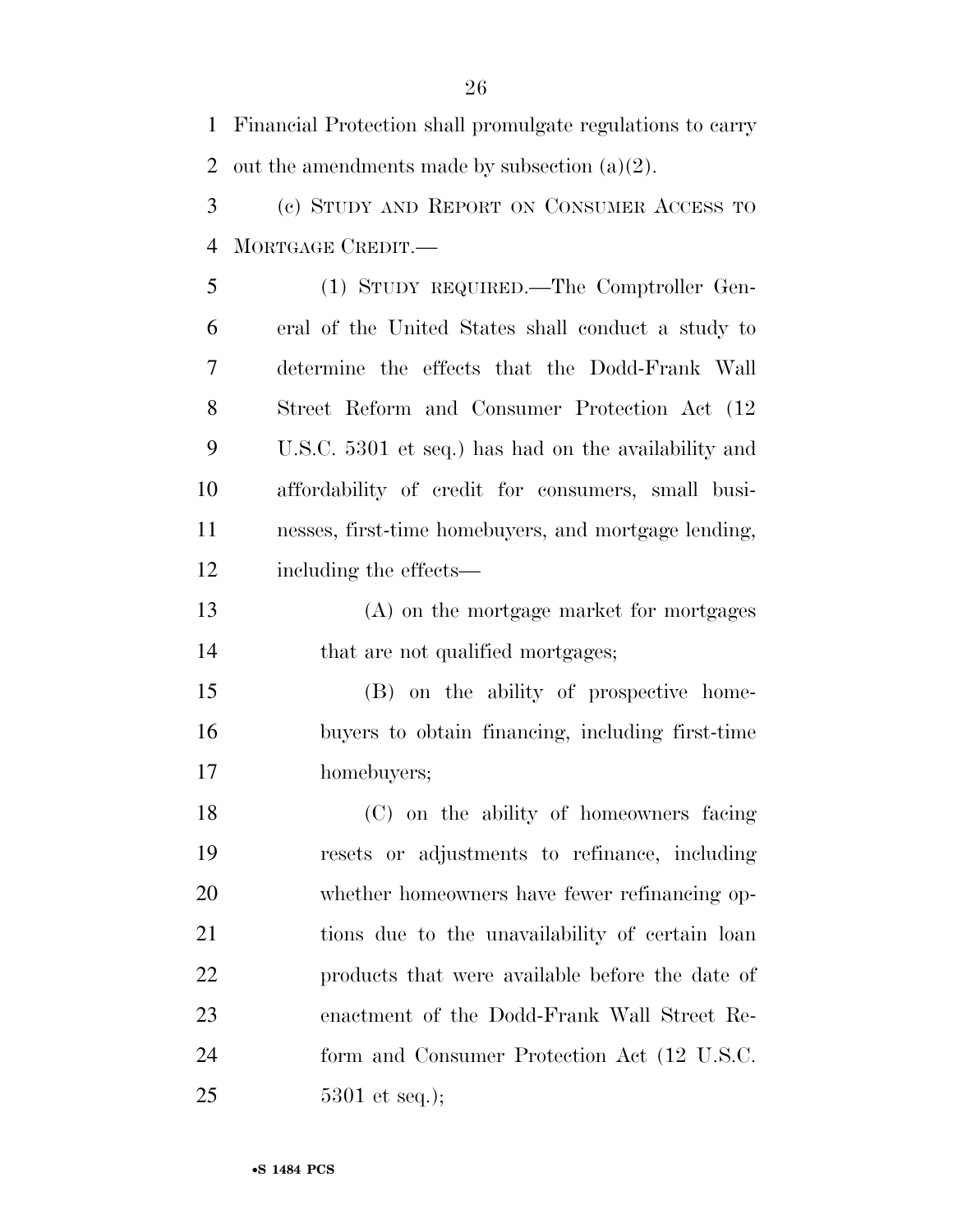Financial Protection shall promulgate regulations to carry out the amendments made by subsection (a)(2).

(c) STUDY AND REPORT ON CONSUMER ACCESS TO MORTGAGE CREDIT.—

(1) STUDY REQUIRED.—The Comptroller General of the United States shall conduct a study to determine the effects that the Dodd-Frank Wall Street Reform and Consumer Protection Act (12 U.S.C. 5301 et seq.) has had on the availability and affordability of credit for consumers, small businesses, first-time homebuyers, and mortgage lending, including the effects—

(A) on the mortgage market for mortgages that are not qualified mortgages;

(B) on the ability of prospective homebuyers to obtain financing, including first-time homebuyers;

(C) on the ability of homeowners facing resets or adjustments to refinance, including whether homeowners have fewer refinancing options due to the unavailability of certain loan products that were available before the date of enactment of the Dodd-Frank Wall Street Reform and Consumer Protection Act (12 U.S.C. 5301 et seq.);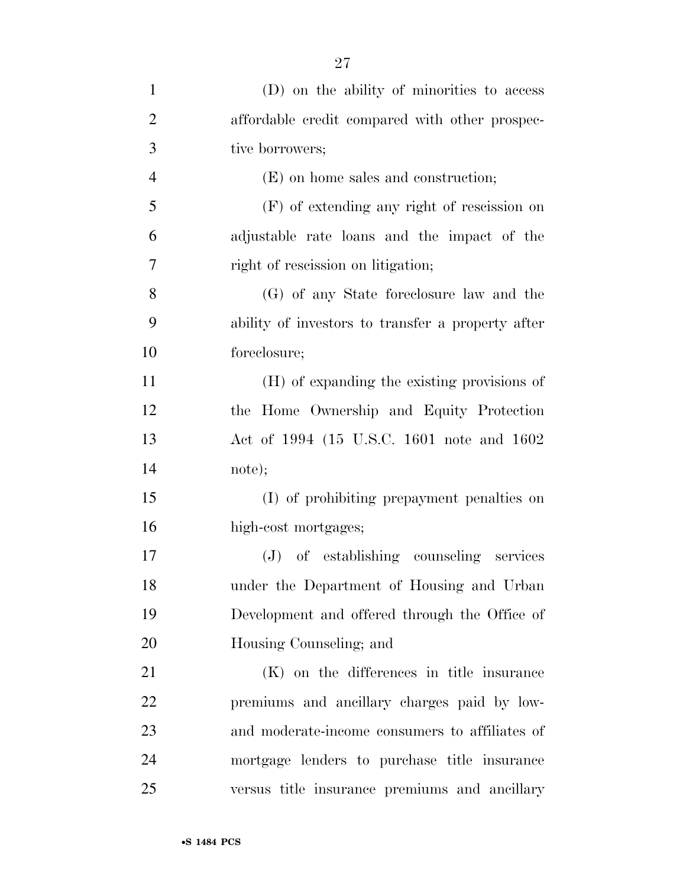(D) on the ability of minorities to access affordable credit compared with other prospective borrowers;

(E) on home sales and construction;

(F) of extending any right of rescission on adjustable rate loans and the impact of the right of rescission on litigation;

(G) of any State foreclosure law and the ability of investors to transfer a property after foreclosure;

(H) of expanding the existing provisions of the Home Ownership and Equity Protection Act of 1994 (15 U.S.C. 1601 note and 1602 note);

(I) of prohibiting prepayment penalties on high-cost mortgages;

(J) of establishing counseling services under the Department of Housing and Urban Development and offered through the Office of Housing Counseling; and

(K) on the differences in title insurance premiums and ancillary charges paid by low- and moderate-income consumers to affiliates of mortgage lenders to purchase title insurance versus title insurance premiums and ancillary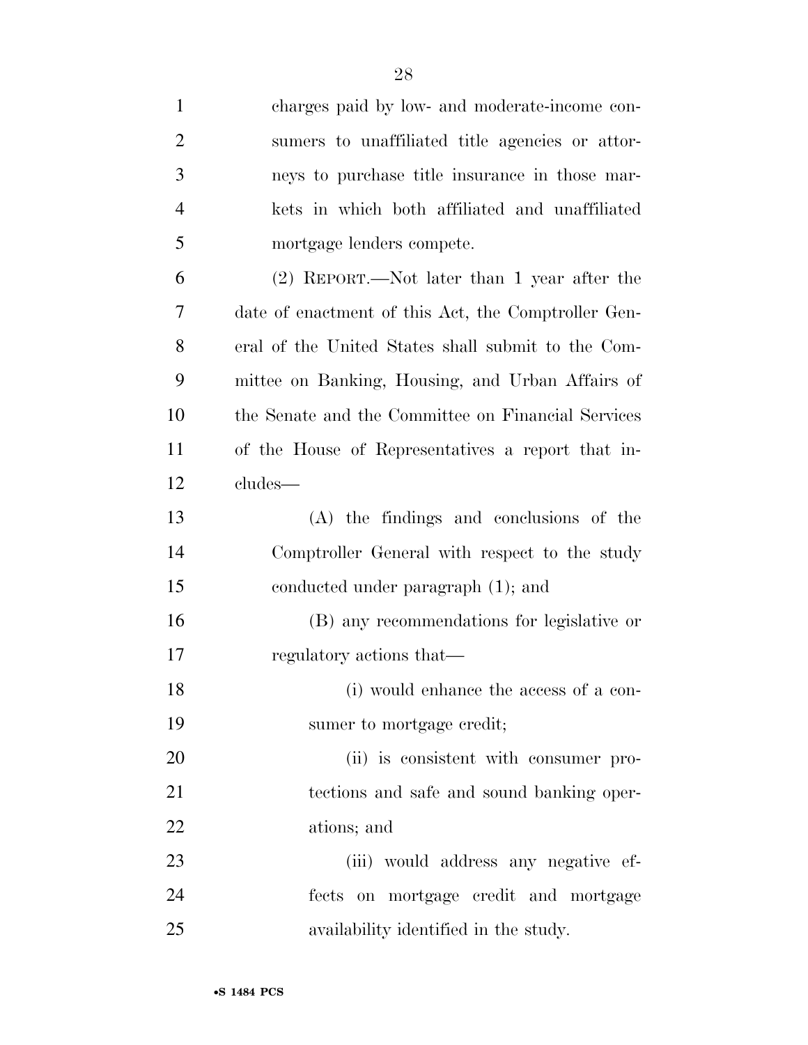charges paid by low- and moderate-income consumers to unaffiliated title agencies or attorneys to purchase title insurance in those markets in which both affiliated and unaffiliated mortgage lenders compete.

(2) REPORT.—Not later than 1 year after the date of enactment of this Act, the Comptroller General of the United States shall submit to the Committee on Banking, Housing, and Urban Affairs of the Senate and the Committee on Financial Services of the House of Representatives a report that includes—

(A) the findings and conclusions of the Comptroller General with respect to the study conducted under paragraph (1); and

(B) any recommendations for legislative or regulatory actions that—

(i) would enhance the access of a consumer to mortgage credit;

(ii) is consistent with consumer protections and safe and sound banking operations; and

(iii) would address any negative effects on mortgage credit and mortgage availability identified in the study.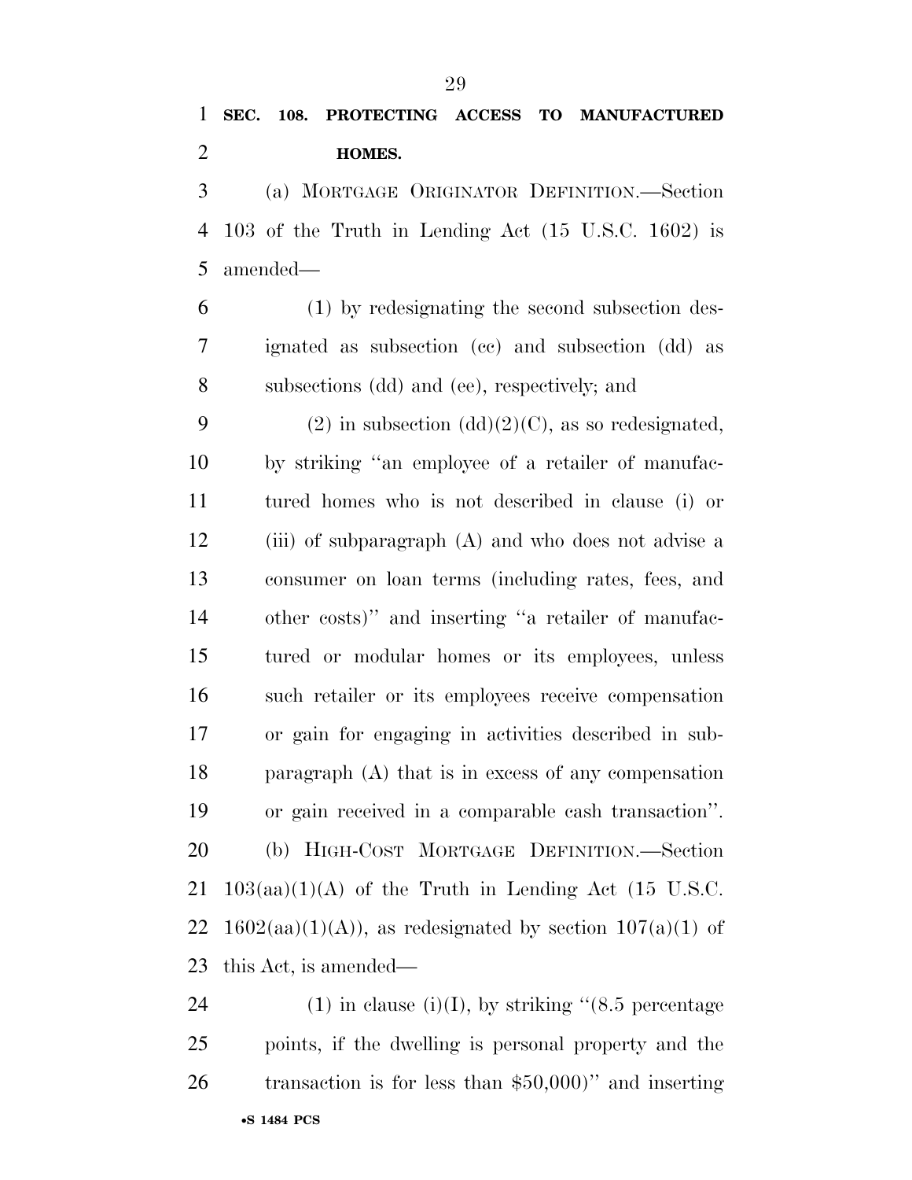**SEC. 108. PROTECTING ACCESS TO MANUFACTURED HOMES.**

(a) MORTGAGE ORIGINATOR DEFINITION.—Section 103 of the Truth in Lending Act (15 U.S.C. 1602) is amended—

(1) by redesignating the second subsection designated as subsection (cc) and subsection (dd) as subsections (dd) and (ee), respectively; and

(2) in subsection (dd)(2)(C), as so redesignated, by striking ''an employee of a retailer of manufactured homes who is not described in clause (i) or (iii) of subparagraph (A) and who does not advise a consumer on loan terms (including rates, fees, and other costs)'' and inserting ''a retailer of manufactured or modular homes or its employees, unless such retailer or its employees receive compensation or gain for engaging in activities described in subparagraph (A) that is in excess of any compensation or gain received in a comparable cash transaction''.

(b) HIGH-COST MORTGAGE DEFINITION.—Section 103(aa)(1)(A) of the Truth in Lending Act (15 U.S.C. 1602(aa)(1)(A)), as redesignated by section 107(a)(1) of this Act, is amended—

(1) in clause (i)(I), by striking ''(8.5 percentage points, if the dwelling is personal property and the transaction is for less than $50,000)'' and inserting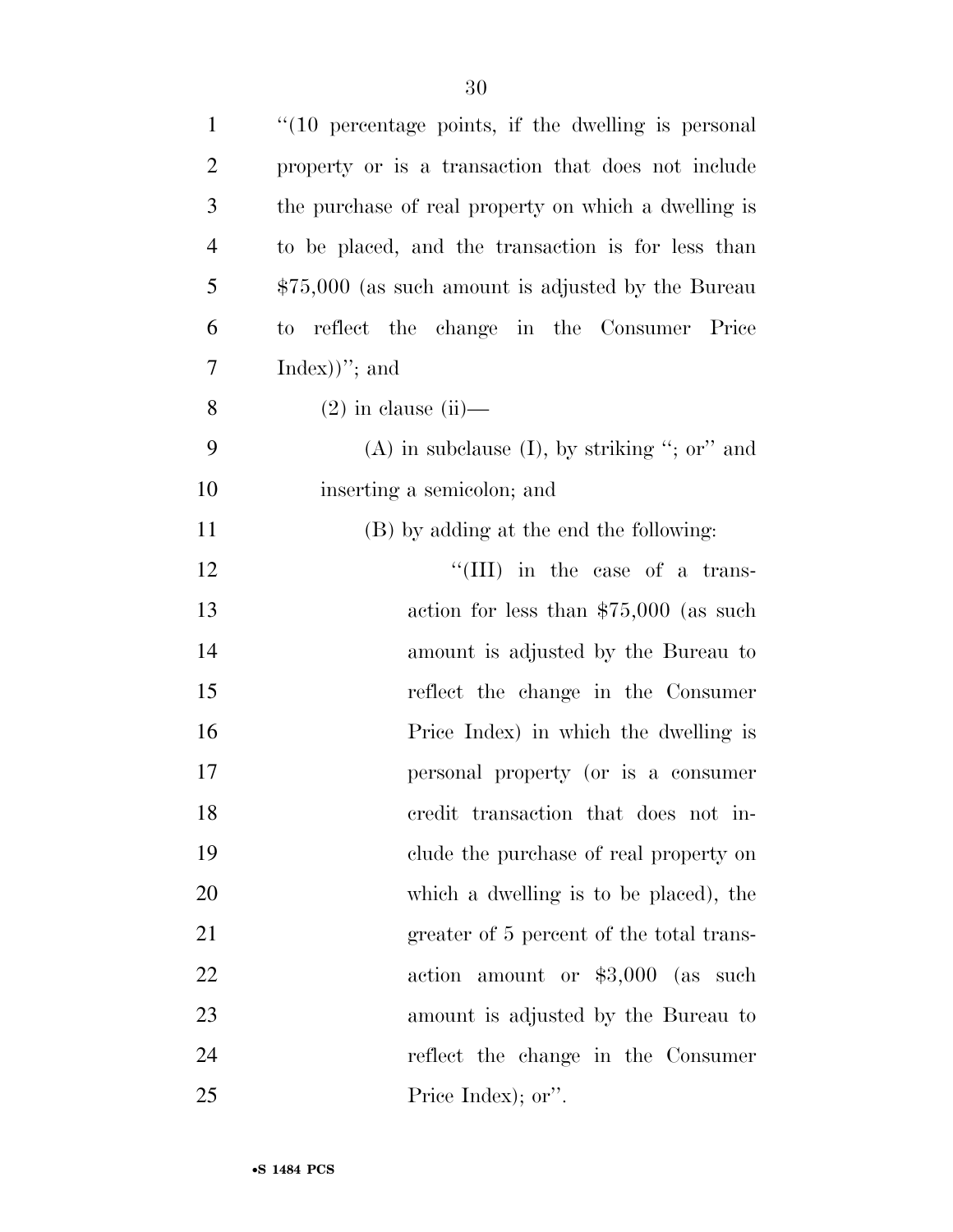"(10 percentage points, if the dwelling is personal property or is a transaction that does not include the purchase of real property on which a dwelling is to be placed, and the transaction is for less than $75,000 (as such amount is adjusted by the Bureau to reflect the change in the Consumer Price Index))"; and

(2) in clause (ii)—

(A) in subclause (I), by striking "; or" and inserting a semicolon; and

(B) by adding at the end the following:

"(III) in the case of a transaction for less than $75,000 (as such amount is adjusted by the Bureau to reflect the change in the Consumer Price Index) in which the dwelling is personal property (or is a consumer credit transaction that does not include the purchase of real property on which a dwelling is to be placed), the greater of 5 percent of the total transaction amount or $3,000 (as such amount is adjusted by the Bureau to reflect the change in the Consumer Price Index); or".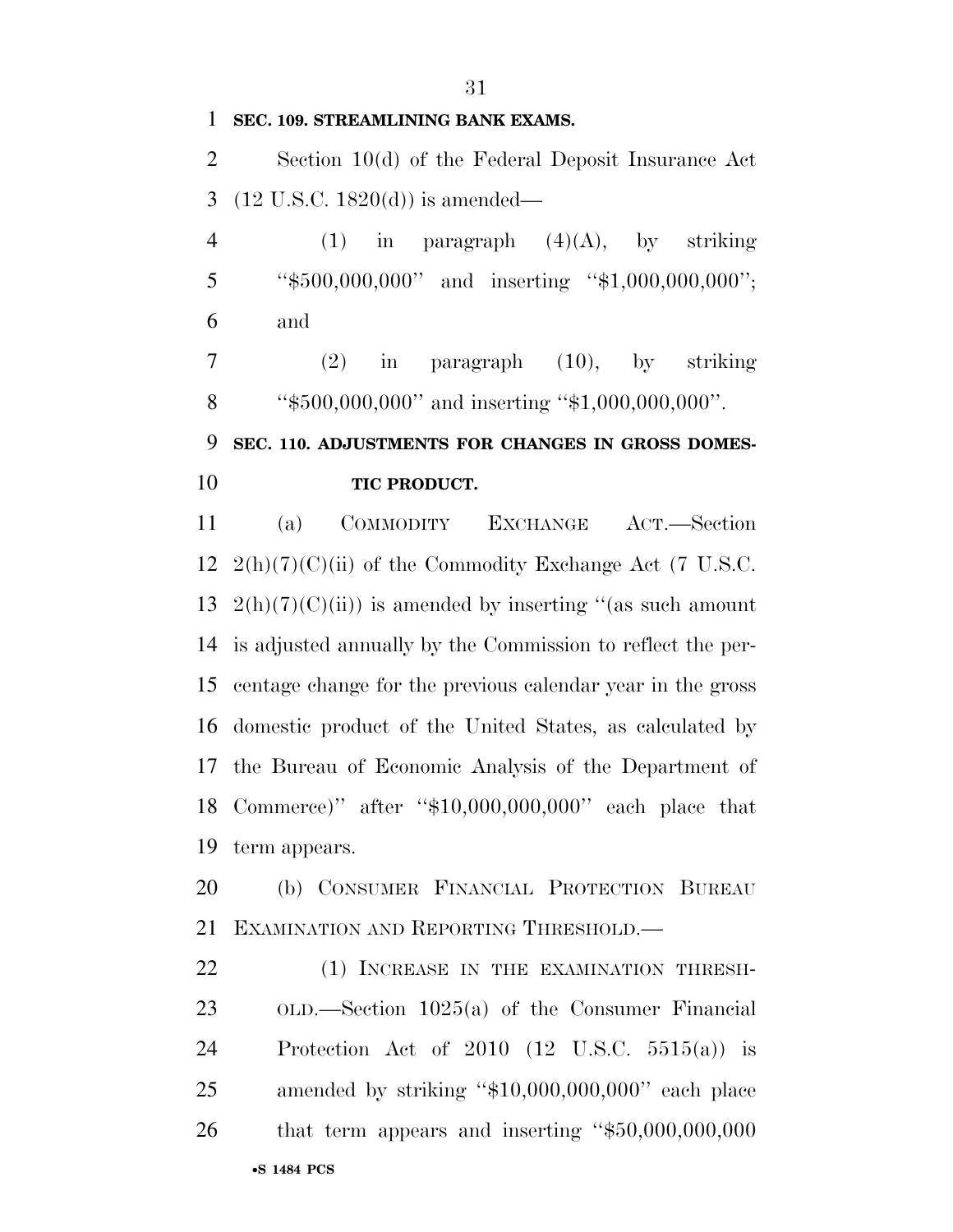**SEC. 109. STREAMLINING BANK EXAMS.**

Section 10(d) of the Federal Deposit Insurance Act (12 U.S.C. 1820(d)) is amended—

(1) in paragraph (4)(A), by striking "$500,000,000" and inserting "$1,000,000,000"; and

(2) in paragraph (10), by striking "$500,000,000" and inserting "$1,000,000,000".

**SEC. 110. ADJUSTMENTS FOR CHANGES IN GROSS DOMESTIC PRODUCT.**

(a) COMMODITY EXCHANGE ACT.—Section 2(h)(7)(C)(ii) of the Commodity Exchange Act (7 U.S.C. 2(h)(7)(C)(ii)) is amended by inserting "(as such amount is adjusted annually by the Commission to reflect the percentage change for the previous calendar year in the gross domestic product of the United States, as calculated by the Bureau of Economic Analysis of the Department of Commerce)" after "$10,000,000,000" each place that term appears.

(b) CONSUMER FINANCIAL PROTECTION BUREAU EXAMINATION AND REPORTING THRESHOLD.—

(1) INCREASE IN THE EXAMINATION THRESHOLD.—Section 1025(a) of the Consumer Financial Protection Act of 2010 (12 U.S.C. 5515(a)) is amended by striking "$10,000,000,000" each place that term appears and inserting "$50,000,000,000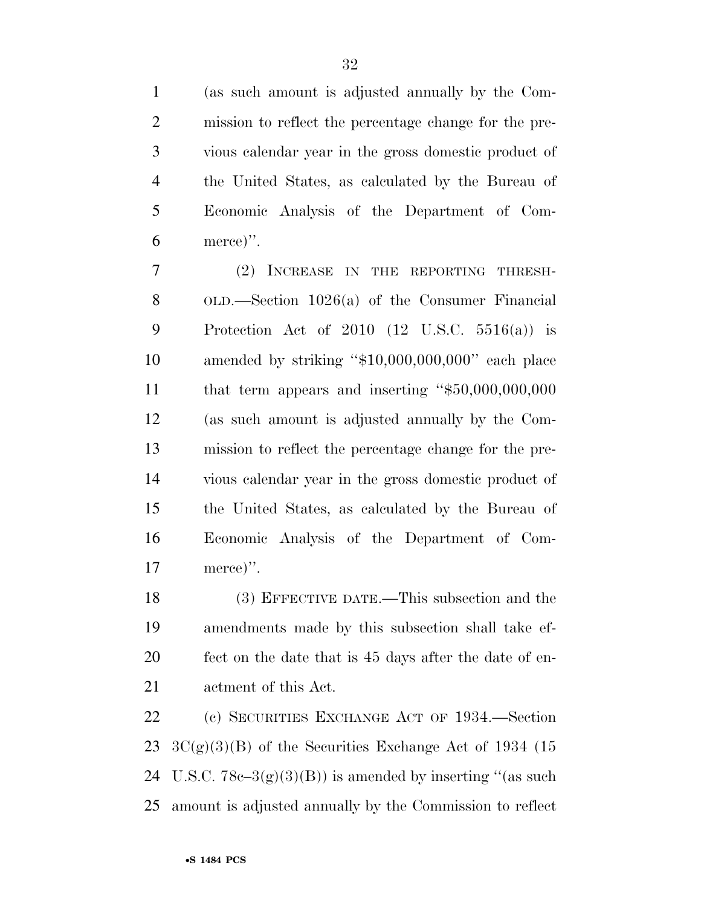(as such amount is adjusted annually by the Commission to reflect the percentage change for the previous calendar year in the gross domestic product of the United States, as calculated by the Bureau of Economic Analysis of the Department of Commerce)''.

(2) INCREASE IN THE REPORTING THRESHOLD.—Section 1026(a) of the Consumer Financial Protection Act of 2010 (12 U.S.C. 5516(a)) is amended by striking ''$10,000,000,000'' each place that term appears and inserting ''$50,000,000,000 (as such amount is adjusted annually by the Commission to reflect the percentage change for the previous calendar year in the gross domestic product of the United States, as calculated by the Bureau of Economic Analysis of the Department of Commerce)''.

(3) EFFECTIVE DATE.—This subsection and the amendments made by this subsection shall take effect on the date that is 45 days after the date of enactment of this Act.

(c) SECURITIES EXCHANGE ACT OF 1934.—Section 3C(g)(3)(B) of the Securities Exchange Act of 1934 (15 U.S.C. 78c–3(g)(3)(B)) is amended by inserting ''(as such amount is adjusted annually by the Commission to reflect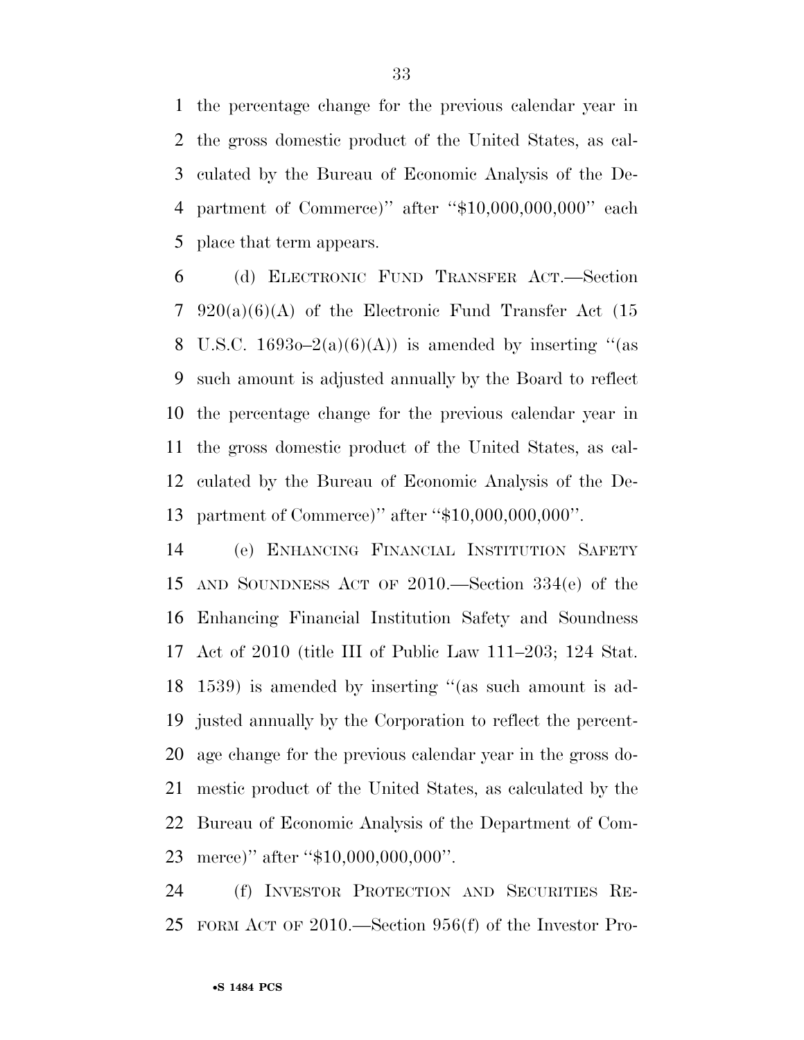the percentage change for the previous calendar year in the gross domestic product of the United States, as calculated by the Bureau of Economic Analysis of the Department of Commerce)'' after ''$10,000,000,000'' each place that term appears.

(d) ELECTRONIC FUND TRANSFER ACT.—Section 920(a)(6)(A) of the Electronic Fund Transfer Act (15 U.S.C. 1693o–2(a)(6)(A)) is amended by inserting ''(as such amount is adjusted annually by the Board to reflect the percentage change for the previous calendar year in the gross domestic product of the United States, as calculated by the Bureau of Economic Analysis of the Department of Commerce)'' after ''$10,000,000,000''.

(e) ENHANCING FINANCIAL INSTITUTION SAFETY AND SOUNDNESS ACT OF 2010.—Section 334(e) of the Enhancing Financial Institution Safety and Soundness Act of 2010 (title III of Public Law 111–203; 124 Stat. 1539) is amended by inserting ''(as such amount is adjusted annually by the Corporation to reflect the percentage change for the previous calendar year in the gross domestic product of the United States, as calculated by the Bureau of Economic Analysis of the Department of Commerce)'' after ''$10,000,000,000''.

(f) INVESTOR PROTECTION AND SECURITIES REFORM ACT OF 2010.—Section 956(f) of the Investor Pro-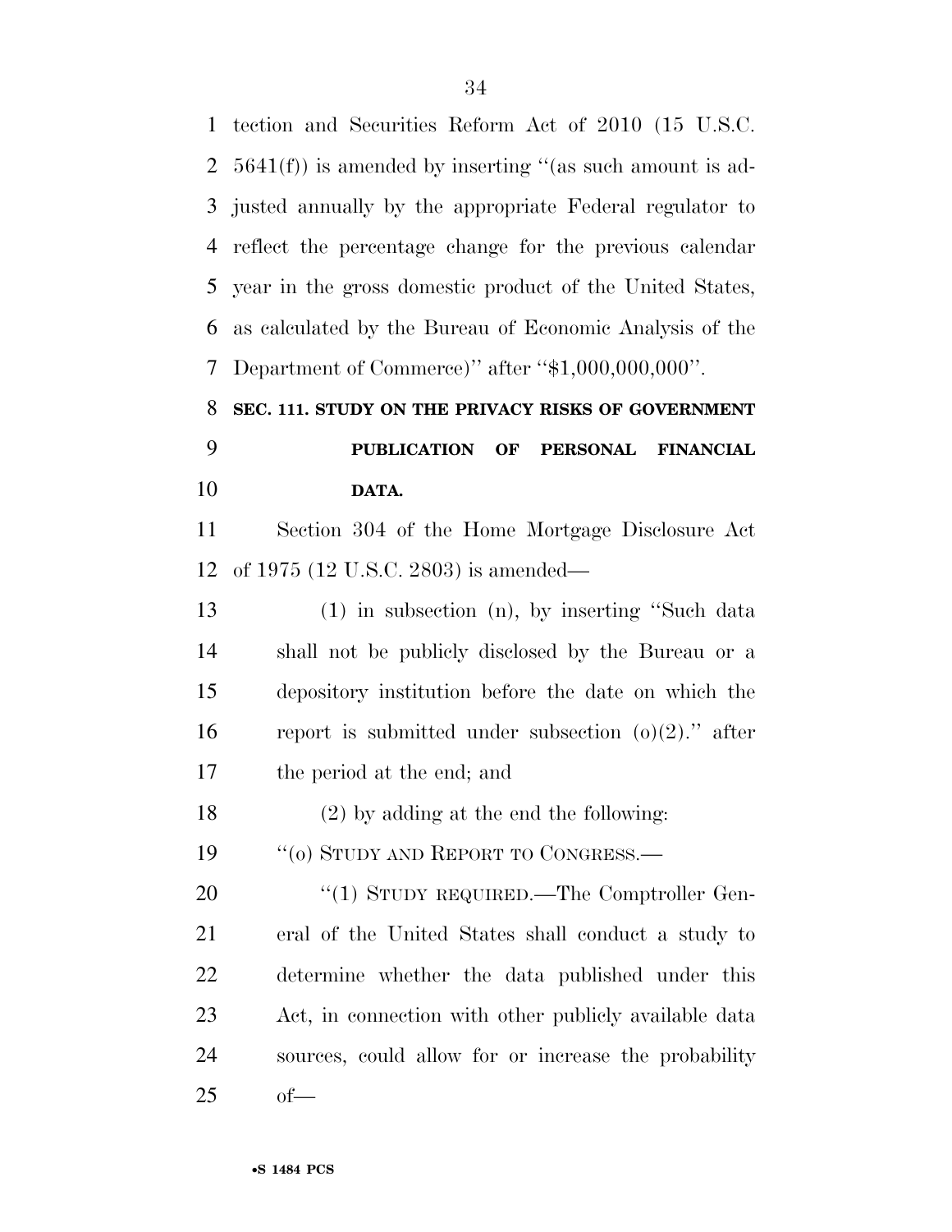tection and Securities Reform Act of 2010 (15 U.S.C. 5641(f)) is amended by inserting ''(as such amount is adjusted annually by the appropriate Federal regulator to reflect the percentage change for the previous calendar year in the gross domestic product of the United States, as calculated by the Bureau of Economic Analysis of the Department of Commerce)'' after ''$1,000,000,000''.

### SEC. 111. STUDY ON THE PRIVACY RISKS OF GOVERNMENT PUBLICATION OF PERSONAL FINANCIAL DATA.

Section 304 of the Home Mortgage Disclosure Act of 1975 (12 U.S.C. 2803) is amended—

(1) in subsection (n), by inserting ''Such data shall not be publicly disclosed by the Bureau or a depository institution before the date on which the report is submitted under subsection (o)(2).'' after the period at the end; and

(2) by adding at the end the following:

''(o) STUDY AND REPORT TO CONGRESS.—

''(1) STUDY REQUIRED.—The Comptroller General of the United States shall conduct a study to determine whether the data published under this Act, in connection with other publicly available data sources, could allow for or increase the probability of—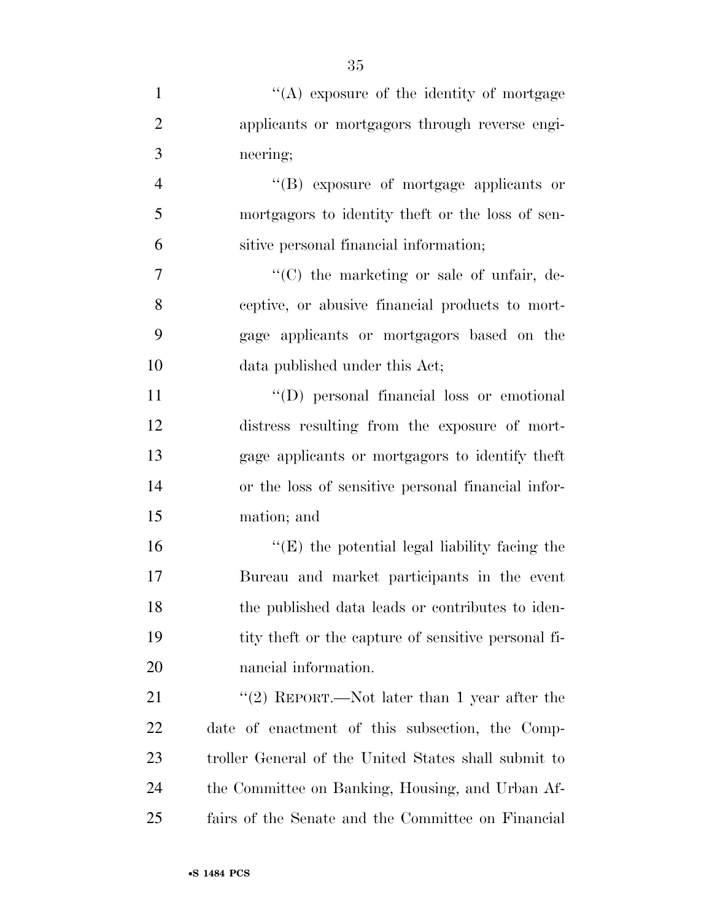''(A) exposure of the identity of mortgage applicants or mortgagors through reverse engineering;

''(B) exposure of mortgage applicants or mortgagors to identity theft or the loss of sensitive personal financial information;

''(C) the marketing or sale of unfair, deceptive, or abusive financial products to mortgage applicants or mortgagors based on the data published under this Act;

''(D) personal financial loss or emotional distress resulting from the exposure of mortgage applicants or mortgagors to identify theft or the loss of sensitive personal financial information; and

''(E) the potential legal liability facing the Bureau and market participants in the event the published data leads or contributes to identity theft or the capture of sensitive personal financial information.

''(2) REPORT.—Not later than 1 year after the date of enactment of this subsection, the Comptroller General of the United States shall submit to the Committee on Banking, Housing, and Urban Affairs of the Senate and the Committee on Financial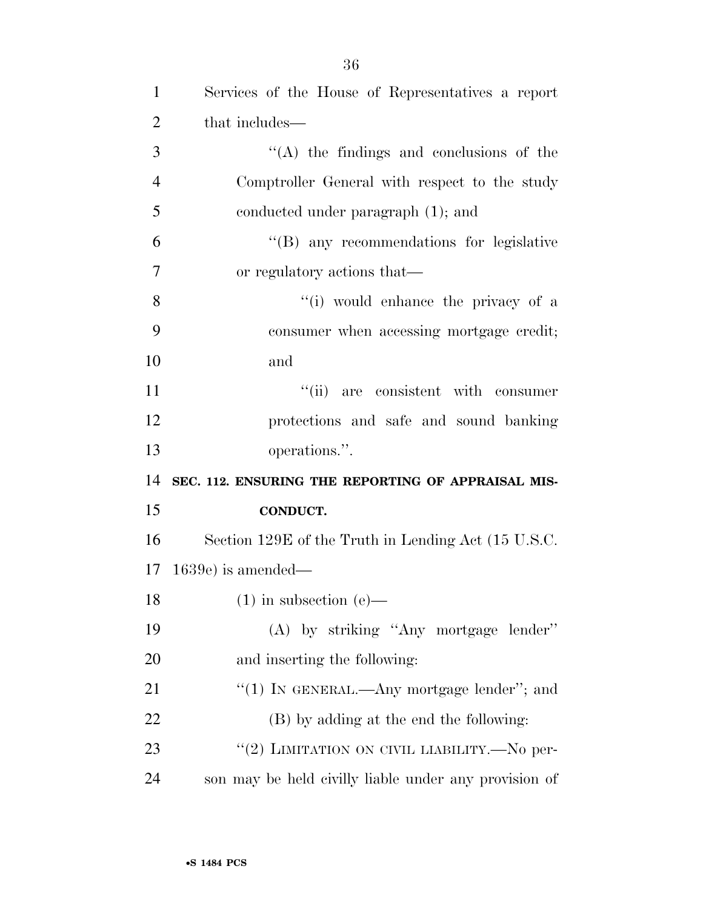Services of the House of Representatives a report that includes—

''(A) the findings and conclusions of the Comptroller General with respect to the study conducted under paragraph (1); and

''(B) any recommendations for legislative or regulatory actions that—

''(i) would enhance the privacy of a consumer when accessing mortgage credit; and

''(ii) are consistent with consumer protections and safe and sound banking operations.''.

**SEC. 112. ENSURING THE REPORTING OF APPRAISAL MISCONDUCT.**

Section 129E of the Truth in Lending Act (15 U.S.C. 1639e) is amended—

(1) in subsection (e)—

(A) by striking ''Any mortgage lender'' and inserting the following:

''(1) IN GENERAL.—Any mortgage lender''; and

(B) by adding at the end the following:

''(2) LIMITATION ON CIVIL LIABILITY.—No person may be held civilly liable under any provision of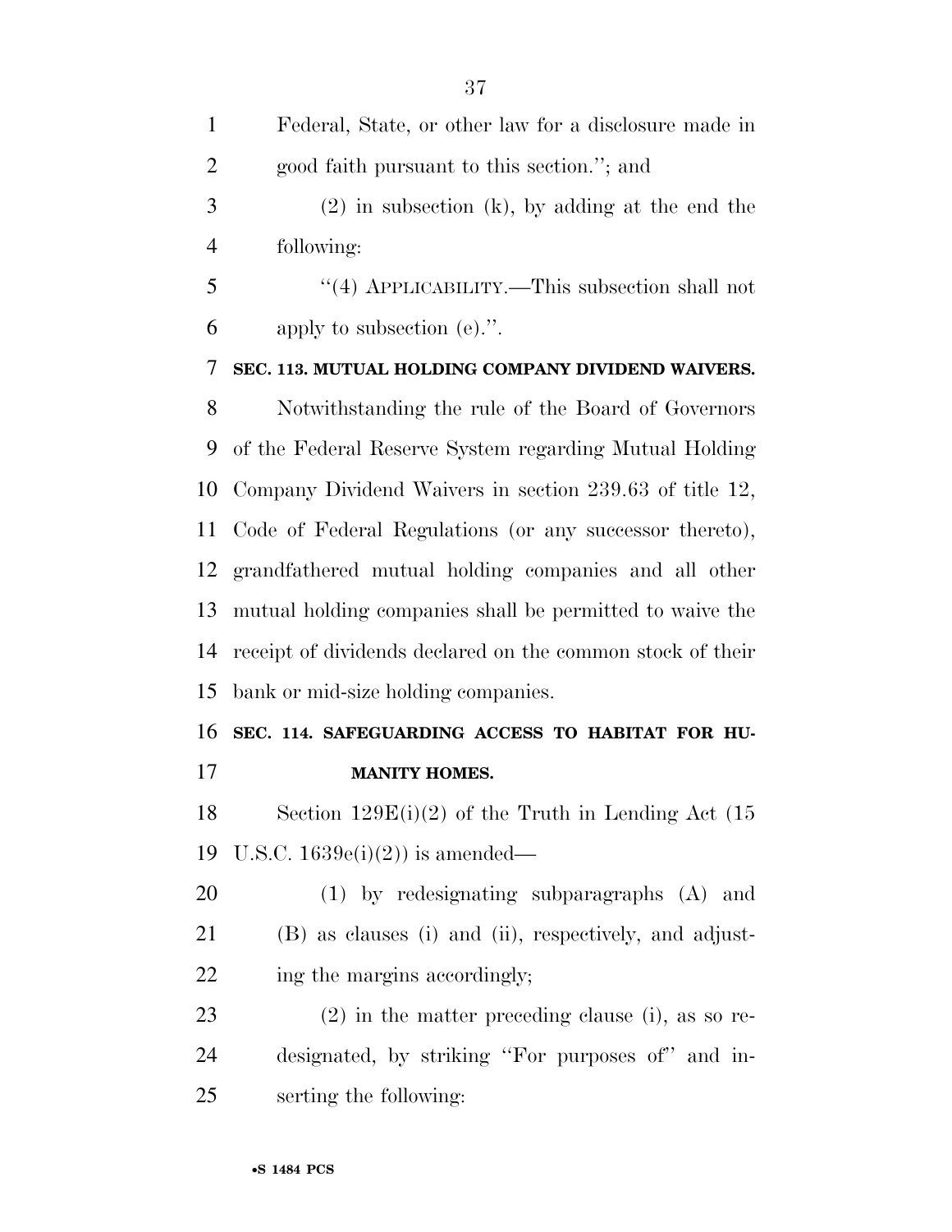Federal, State, or other law for a disclosure made in good faith pursuant to this section.''; and

(2) in subsection (k), by adding at the end the following:

''(4) APPLICABILITY.—This subsection shall not apply to subsection (e).''.

**SEC. 113. MUTUAL HOLDING COMPANY DIVIDEND WAIVERS.**

Notwithstanding the rule of the Board of Governors of the Federal Reserve System regarding Mutual Holding Company Dividend Waivers in section 239.63 of title 12, Code of Federal Regulations (or any successor thereto), grandfathered mutual holding companies and all other mutual holding companies shall be permitted to waive the receipt of dividends declared on the common stock of their bank or mid-size holding companies.

**SEC. 114. SAFEGUARDING ACCESS TO HABITAT FOR HUMANITY HOMES.**

Section 129E(i)(2) of the Truth in Lending Act (15 U.S.C. 1639e(i)(2)) is amended—

(1) by redesignating subparagraphs (A) and (B) as clauses (i) and (ii), respectively, and adjusting the margins accordingly;

(2) in the matter preceding clause (i), as so redesignated, by striking ''For purposes of'' and inserting the following: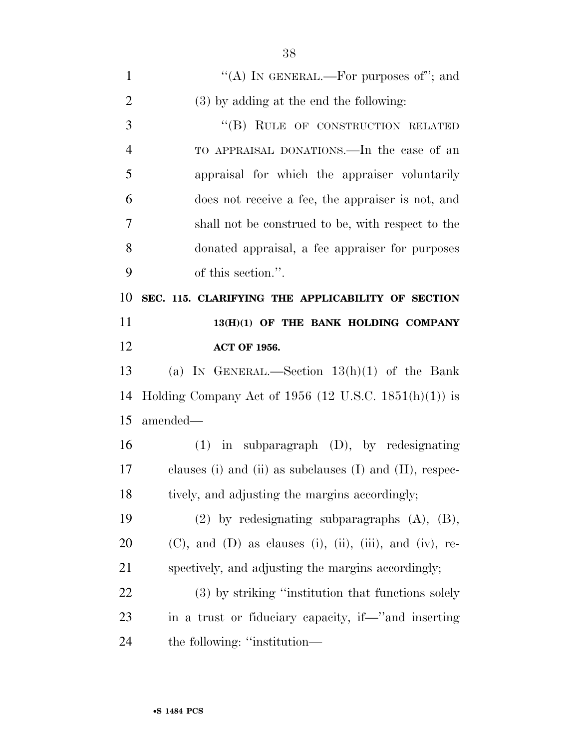"(A) IN GENERAL.—For purposes of"; and

(3) by adding at the end the following:

"(B) RULE OF CONSTRUCTION RELATED TO APPRAISAL DONATIONS.—In the case of an appraisal for which the appraiser voluntarily does not receive a fee, the appraiser is not, and shall not be construed to be, with respect to the donated appraisal, a fee appraiser for purposes of this section.".

### SEC. 115. CLARIFYING THE APPLICABILITY OF SECTION 13(H)(1) OF THE BANK HOLDING COMPANY ACT OF 1956.

(a) IN GENERAL.—Section 13(h)(1) of the Bank Holding Company Act of 1956 (12 U.S.C. 1851(h)(1)) is amended—

(1) in subparagraph (D), by redesignating clauses (i) and (ii) as subclauses (I) and (II), respectively, and adjusting the margins accordingly;

(2) by redesignating subparagraphs (A), (B), (C), and (D) as clauses (i), (ii), (iii), and (iv), respectively, and adjusting the margins accordingly;

(3) by striking "institution that functions solely in a trust or fiduciary capacity, if—"and inserting the following: "institution—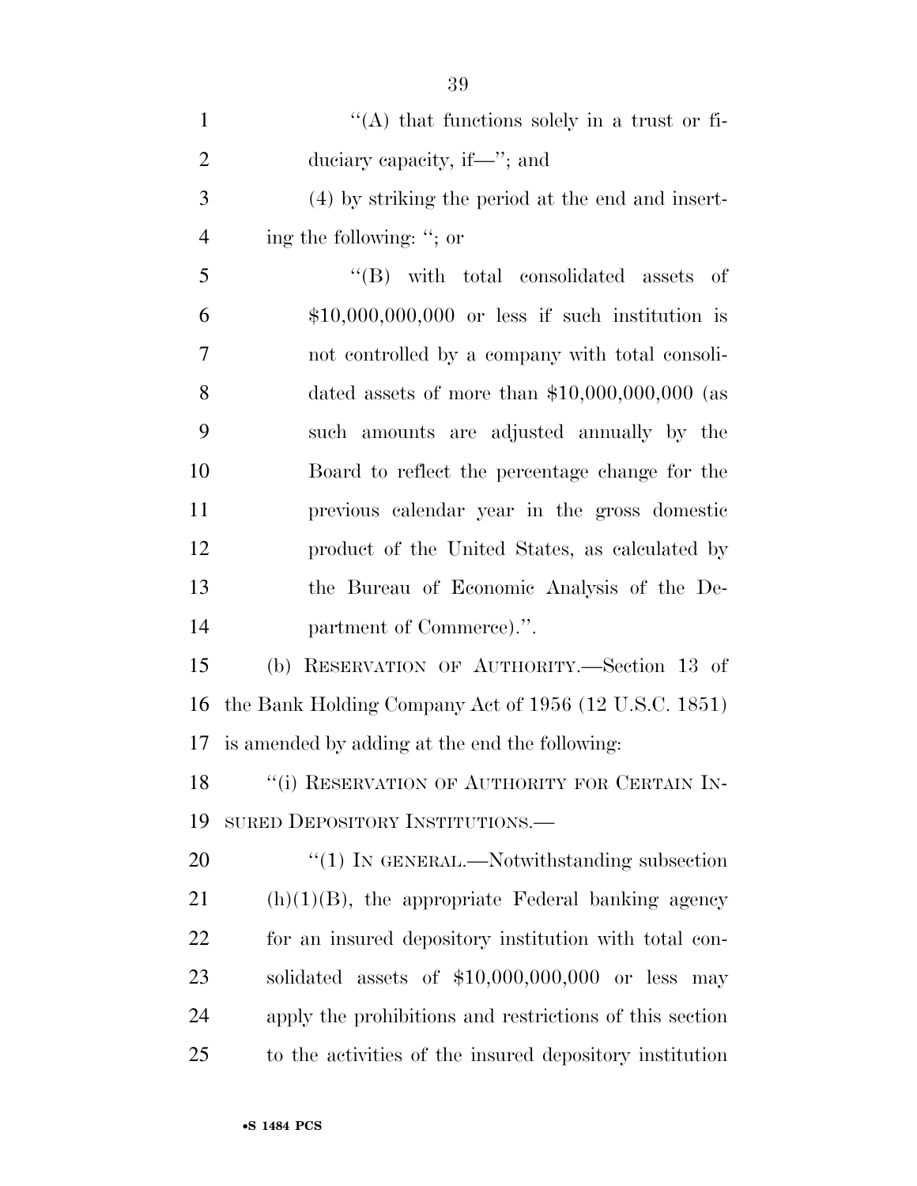"(A) that functions solely in a trust or fiduciary capacity, if—"; and

(4) by striking the period at the end and inserting the following: "; or

"(B) with total consolidated assets of $10,000,000,000 or less if such institution is not controlled by a company with total consolidated assets of more than $10,000,000,000 (as such amounts are adjusted annually by the Board to reflect the percentage change for the previous calendar year in the gross domestic product of the United States, as calculated by the Bureau of Economic Analysis of the Department of Commerce).".

(b) RESERVATION OF AUTHORITY.—Section 13 of the Bank Holding Company Act of 1956 (12 U.S.C. 1851) is amended by adding at the end the following:

"(i) RESERVATION OF AUTHORITY FOR CERTAIN INSURED DEPOSITORY INSTITUTIONS.—

"(1) IN GENERAL.—Notwithstanding subsection (h)(1)(B), the appropriate Federal banking agency for an insured depository institution with total consolidated assets of $10,000,000,000 or less may apply the prohibitions and restrictions of this section to the activities of the insured depository institution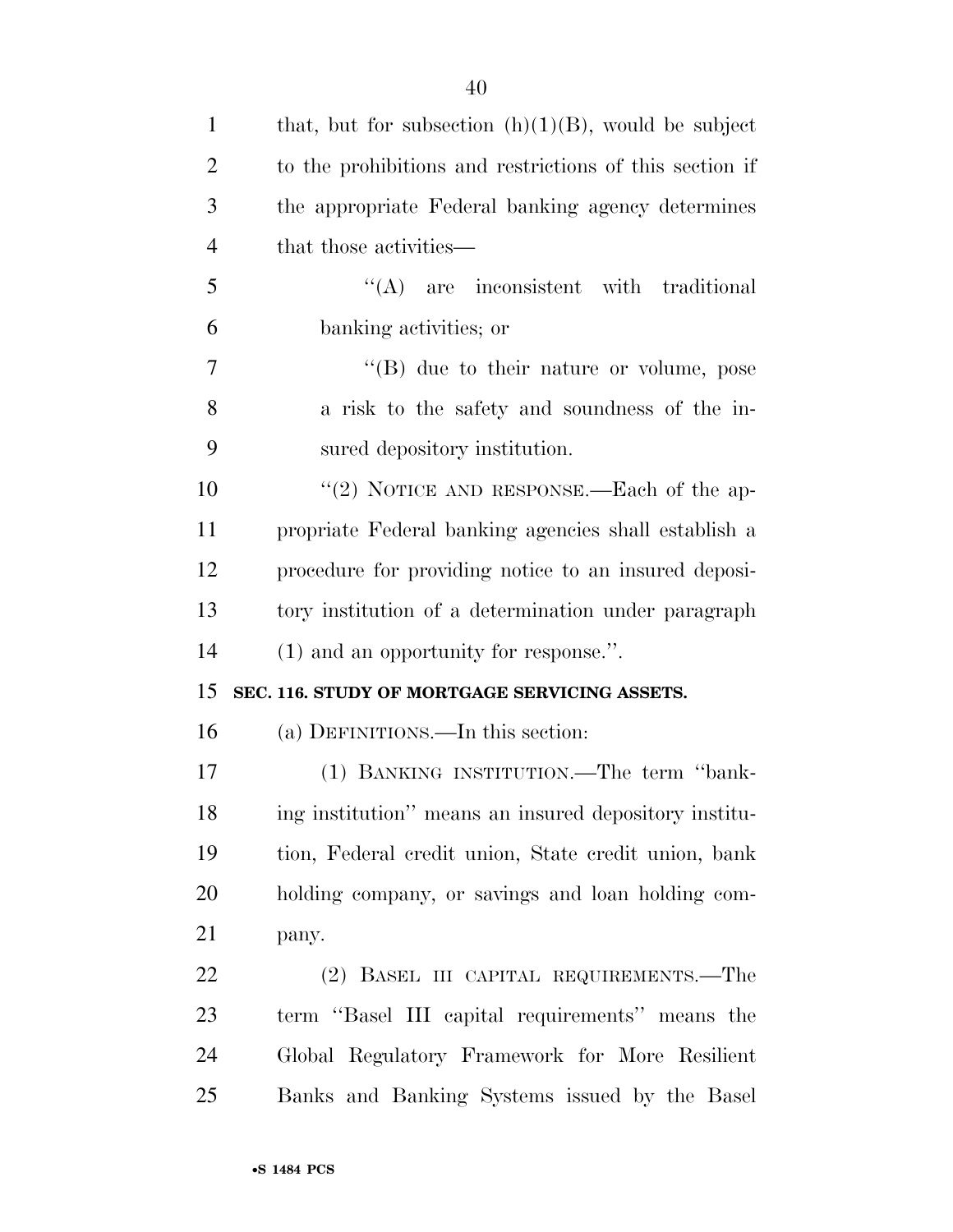that, but for subsection (h)(1)(B), would be subject to the prohibitions and restrictions of this section if the appropriate Federal banking agency determines that those activities—

"(A) are inconsistent with traditional banking activities; or

"(B) due to their nature or volume, pose a risk to the safety and soundness of the insured depository institution.

"(2) NOTICE AND RESPONSE.—Each of the appropriate Federal banking agencies shall establish a procedure for providing notice to an insured depository institution of a determination under paragraph (1) and an opportunity for response.".

**SEC. 116. STUDY OF MORTGAGE SERVICING ASSETS.**

(a) DEFINITIONS.—In this section:

(1) BANKING INSTITUTION.—The term "banking institution" means an insured depository institution, Federal credit union, State credit union, bank holding company, or savings and loan holding company.

(2) BASEL III CAPITAL REQUIREMENTS.—The term "Basel III capital requirements" means the Global Regulatory Framework for More Resilient Banks and Banking Systems issued by the Basel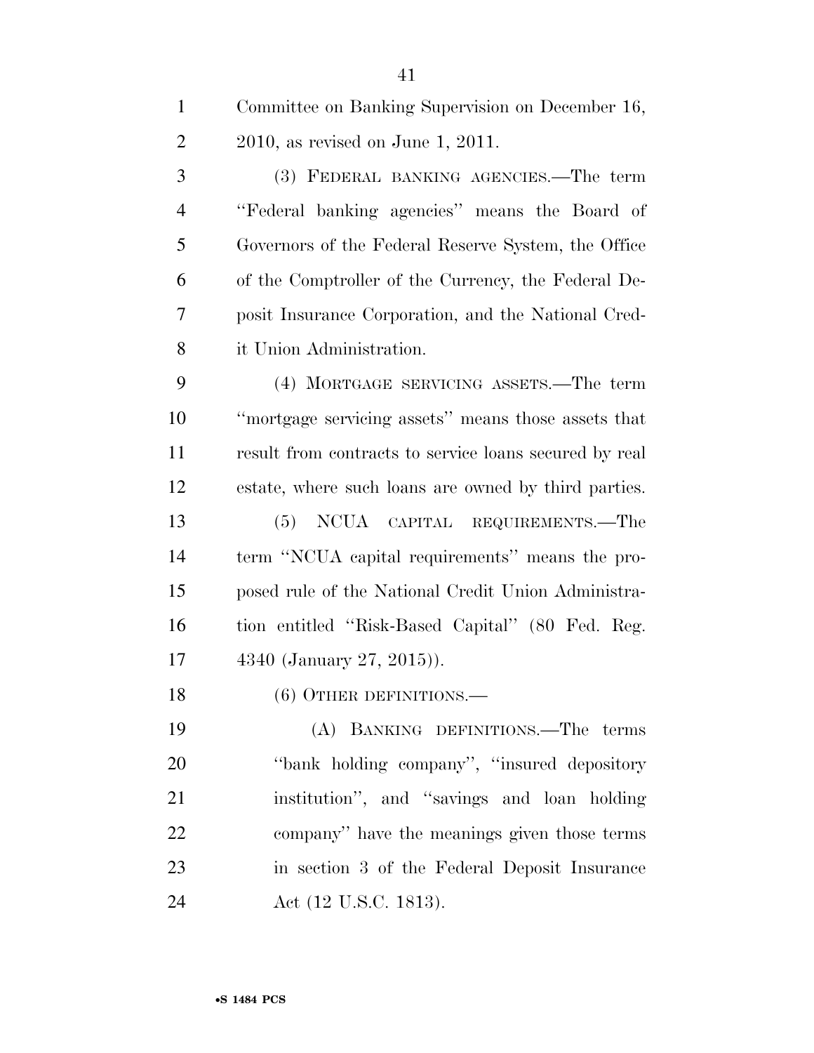Committee on Banking Supervision on December 16, 2010, as revised on June 1, 2011.

(3) FEDERAL BANKING AGENCIES.—The term ''Federal banking agencies'' means the Board of Governors of the Federal Reserve System, the Office of the Comptroller of the Currency, the Federal Deposit Insurance Corporation, and the National Credit Union Administration.

(4) MORTGAGE SERVICING ASSETS.—The term ''mortgage servicing assets'' means those assets that result from contracts to service loans secured by real estate, where such loans are owned by third parties.

(5) NCUA CAPITAL REQUIREMENTS.—The term ''NCUA capital requirements'' means the proposed rule of the National Credit Union Administration entitled ''Risk-Based Capital'' (80 Fed. Reg. 4340 (January 27, 2015)).

(6) OTHER DEFINITIONS.—

(A) BANKING DEFINITIONS.—The terms ''bank holding company'', ''insured depository institution'', and ''savings and loan holding company'' have the meanings given those terms in section 3 of the Federal Deposit Insurance Act (12 U.S.C. 1813).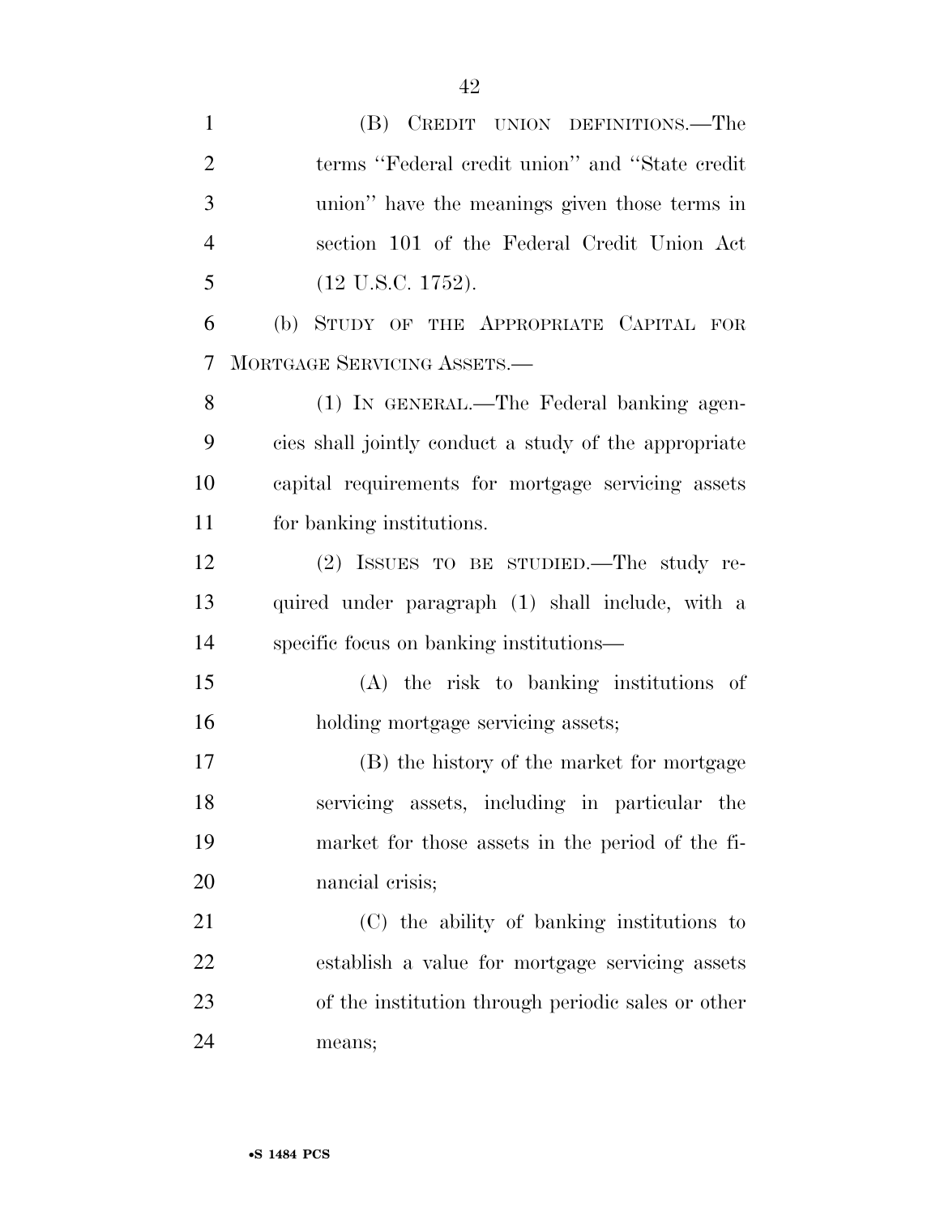(B) CREDIT UNION DEFINITIONS.—The terms ''Federal credit union'' and ''State credit union'' have the meanings given those terms in section 101 of the Federal Credit Union Act (12 U.S.C. 1752).

(b) STUDY OF THE APPROPRIATE CAPITAL FOR MORTGAGE SERVICING ASSETS.—

(1) IN GENERAL.—The Federal banking agencies shall jointly conduct a study of the appropriate capital requirements for mortgage servicing assets for banking institutions.

(2) ISSUES TO BE STUDIED.—The study required under paragraph (1) shall include, with a specific focus on banking institutions—

(A) the risk to banking institutions of holding mortgage servicing assets;

(B) the history of the market for mortgage servicing assets, including in particular the market for those assets in the period of the financial crisis;

(C) the ability of banking institutions to establish a value for mortgage servicing assets of the institution through periodic sales or other means;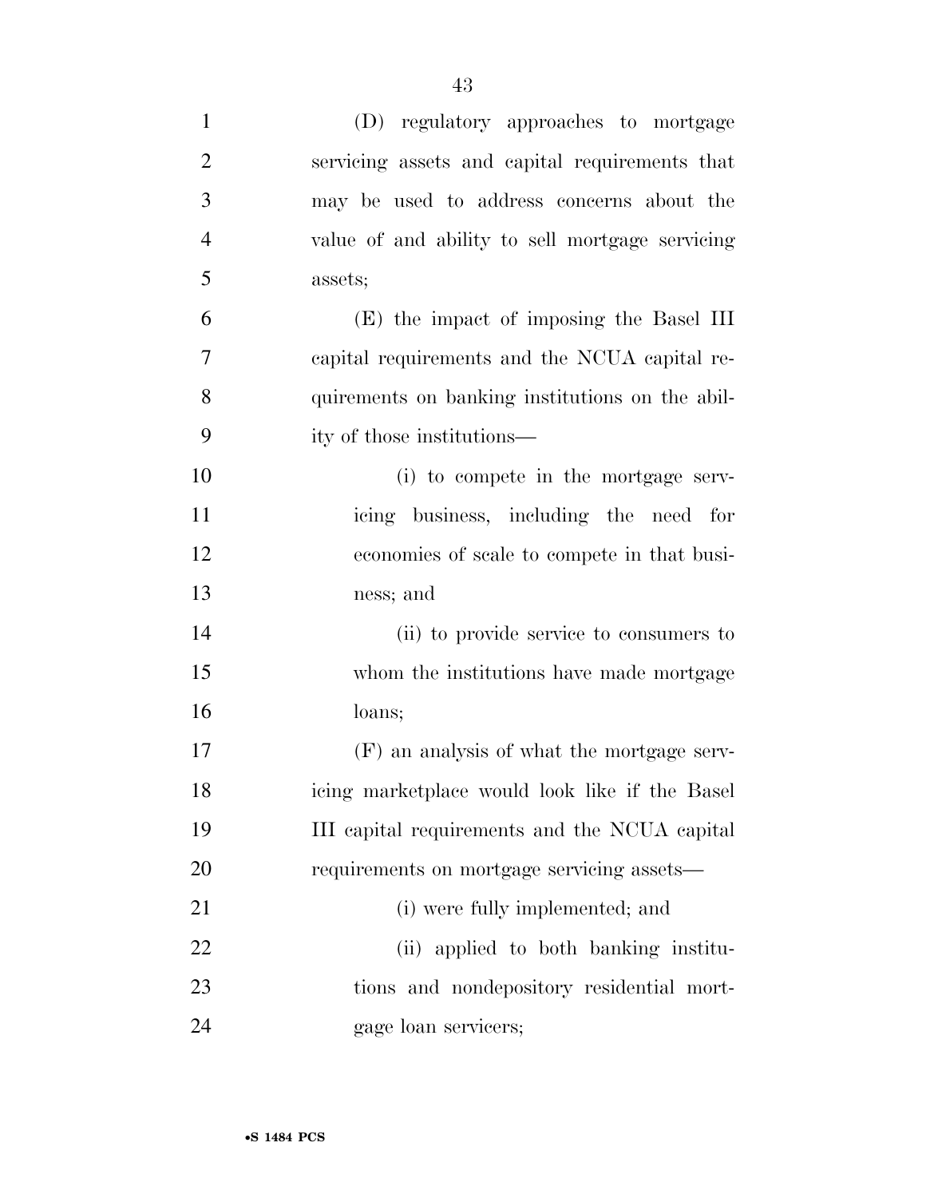(D) regulatory approaches to mortgage servicing assets and capital requirements that may be used to address concerns about the value of and ability to sell mortgage servicing assets;

(E) the impact of imposing the Basel III capital requirements and the NCUA capital requirements on banking institutions on the ability of those institutions—

(i) to compete in the mortgage servicing business, including the need for economies of scale to compete in that business; and

(ii) to provide service to consumers to whom the institutions have made mortgage loans;

(F) an analysis of what the mortgage servicing marketplace would look like if the Basel III capital requirements and the NCUA capital requirements on mortgage servicing assets—

(i) were fully implemented; and

(ii) applied to both banking institutions and nondepository residential mortgage loan servicers;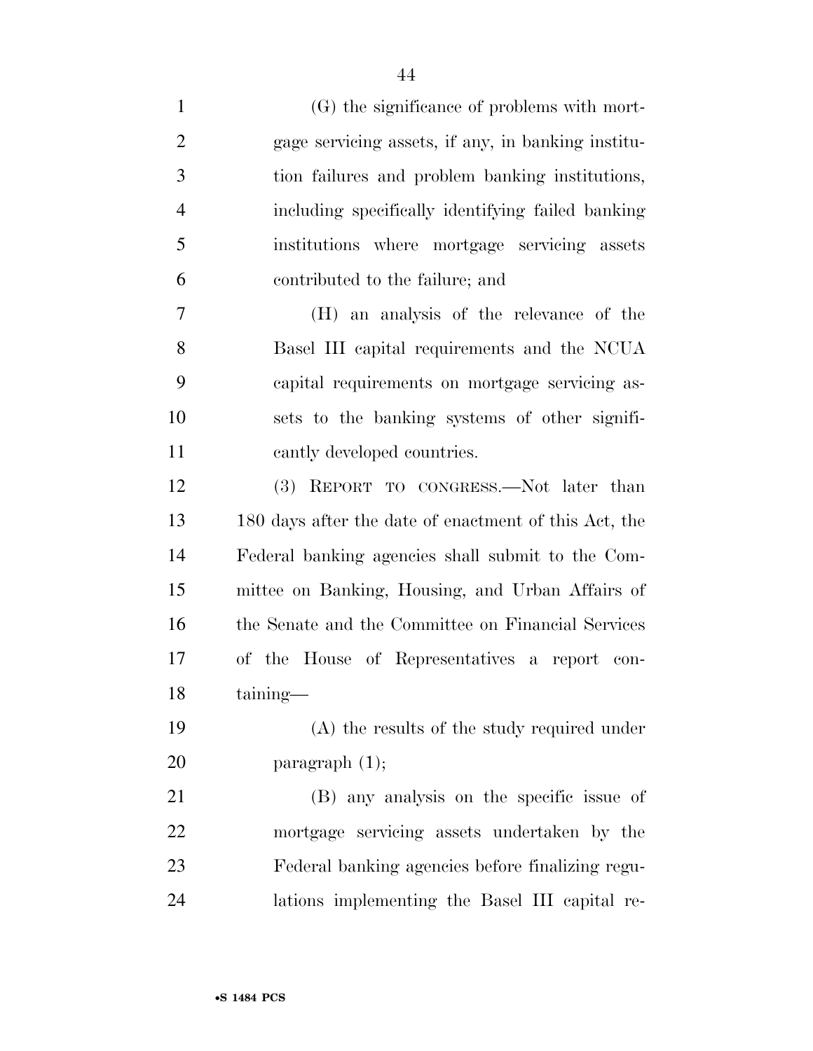(G) the significance of problems with mortgage servicing assets, if any, in banking institution failures and problem banking institutions, including specifically identifying failed banking institutions where mortgage servicing assets contributed to the failure; and

(H) an analysis of the relevance of the Basel III capital requirements and the NCUA capital requirements on mortgage servicing assets to the banking systems of other significantly developed countries.

(3) REPORT TO CONGRESS.—Not later than 180 days after the date of enactment of this Act, the Federal banking agencies shall submit to the Committee on Banking, Housing, and Urban Affairs of the Senate and the Committee on Financial Services of the House of Representatives a report containing—

(A) the results of the study required under paragraph (1);

(B) any analysis on the specific issue of mortgage servicing assets undertaken by the Federal banking agencies before finalizing regulations implementing the Basel III capital re-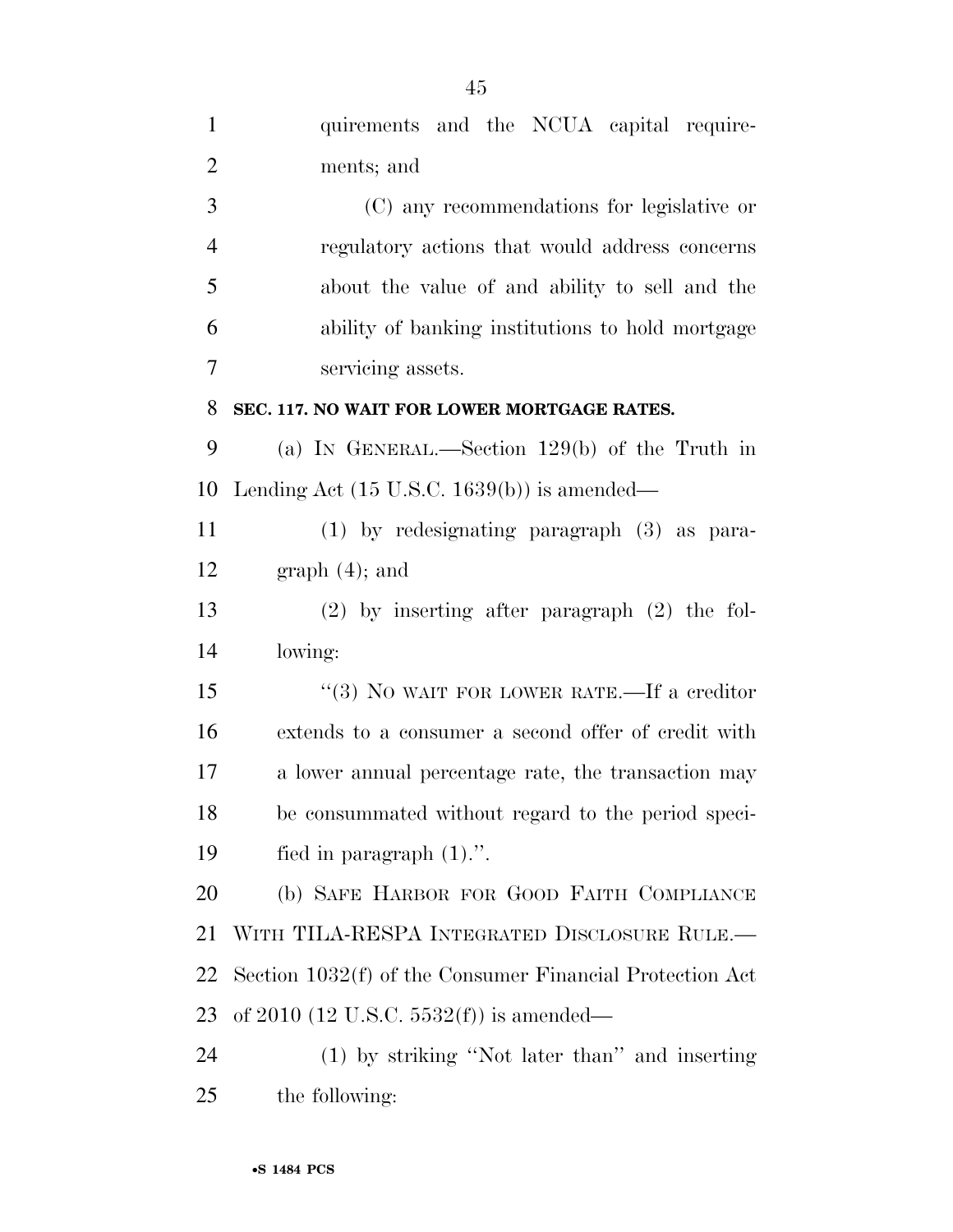quirements and the NCUA capital requirements; and

(C) any recommendations for legislative or regulatory actions that would address concerns about the value of and ability to sell and the ability of banking institutions to hold mortgage servicing assets.

**SEC. 117. NO WAIT FOR LOWER MORTGAGE RATES.**

(a) IN GENERAL.—Section 129(b) of the Truth in Lending Act (15 U.S.C. 1639(b)) is amended—

(1) by redesignating paragraph (3) as paragraph (4); and

(2) by inserting after paragraph (2) the following:

''(3) NO WAIT FOR LOWER RATE.—If a creditor extends to a consumer a second offer of credit with a lower annual percentage rate, the transaction may be consummated without regard to the period specified in paragraph (1).''.

(b) SAFE HARBOR FOR GOOD FAITH COMPLIANCE WITH TILA-RESPA INTEGRATED DISCLOSURE RULE.—Section 1032(f) of the Consumer Financial Protection Act of 2010 (12 U.S.C. 5532(f)) is amended—

(1) by striking ''Not later than'' and inserting the following: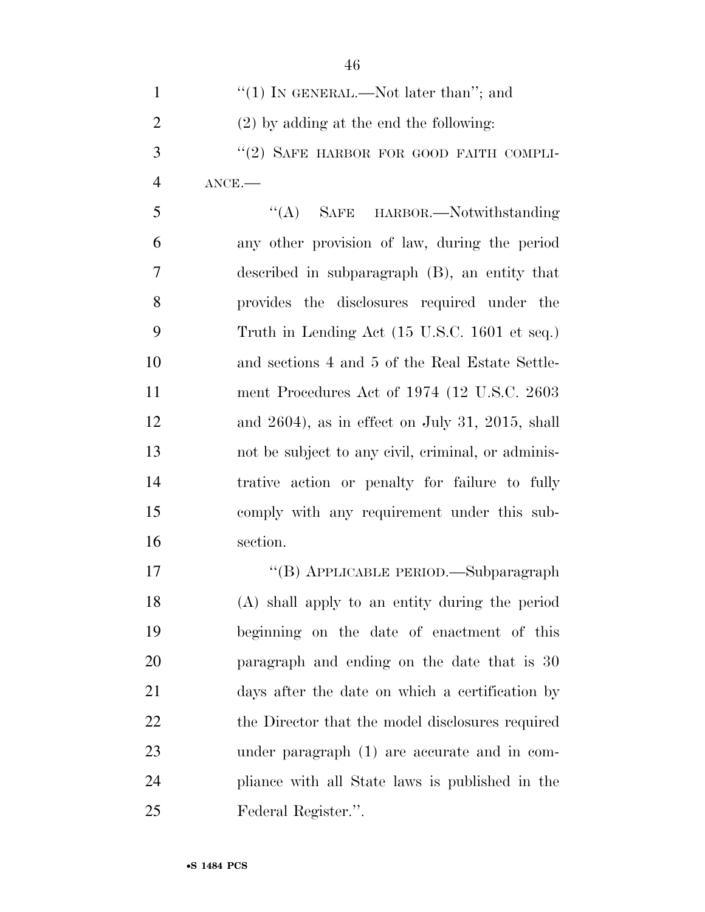"(1) IN GENERAL.—Not later than"; and

(2) by adding at the end the following:

"(2) SAFE HARBOR FOR GOOD FAITH COMPLIANCE.—

"(A) SAFE HARBOR.—Notwithstanding any other provision of law, during the period described in subparagraph (B), an entity that provides the disclosures required under the Truth in Lending Act (15 U.S.C. 1601 et seq.) and sections 4 and 5 of the Real Estate Settlement Procedures Act of 1974 (12 U.S.C. 2603 and 2604), as in effect on July 31, 2015, shall not be subject to any civil, criminal, or administrative action or penalty for failure to fully comply with any requirement under this subsection.

"(B) APPLICABLE PERIOD.—Subparagraph (A) shall apply to an entity during the period beginning on the date of enactment of this paragraph and ending on the date that is 30 days after the date on which a certification by the Director that the model disclosures required under paragraph (1) are accurate and in compliance with all State laws is published in the Federal Register.".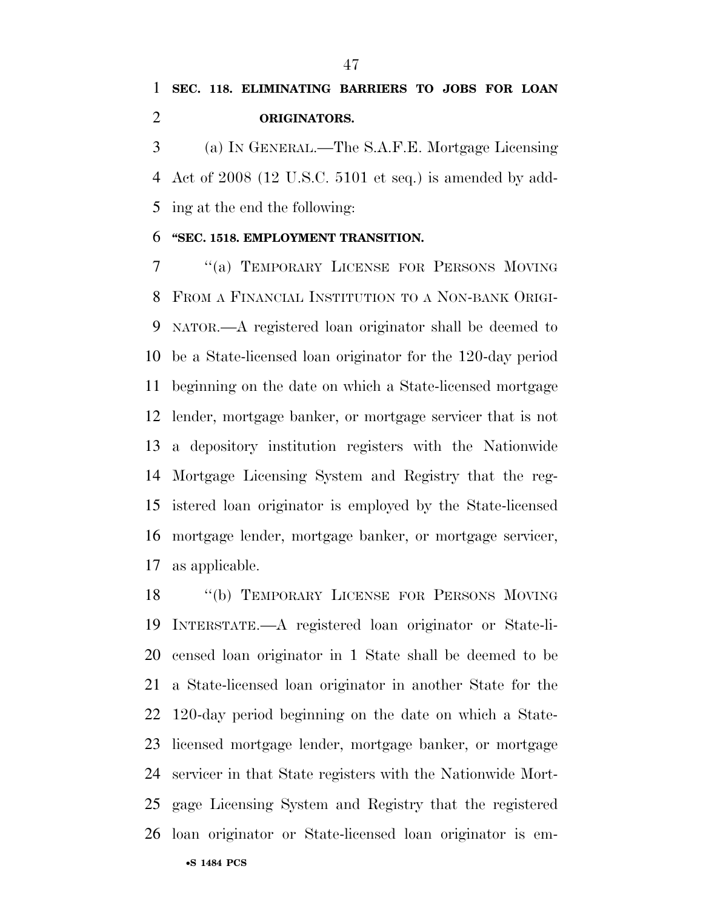**SEC. 118. ELIMINATING BARRIERS TO JOBS FOR LOAN ORIGINATORS.**

(a) IN GENERAL.—The S.A.F.E. Mortgage Licensing Act of 2008 (12 U.S.C. 5101 et seq.) is amended by adding at the end the following:

**"SEC. 1518. EMPLOYMENT TRANSITION.**

"(a) TEMPORARY LICENSE FOR PERSONS MOVING FROM A FINANCIAL INSTITUTION TO A NON-BANK ORIGINATOR.—A registered loan originator shall be deemed to be a State-licensed loan originator for the 120-day period beginning on the date on which a State-licensed mortgage lender, mortgage banker, or mortgage servicer that is not a depository institution registers with the Nationwide Mortgage Licensing System and Registry that the registered loan originator is employed by the State-licensed mortgage lender, mortgage banker, or mortgage servicer, as applicable.

"(b) TEMPORARY LICENSE FOR PERSONS MOVING INTERSTATE.—A registered loan originator or State-licensed loan originator in 1 State shall be deemed to be a State-licensed loan originator in another State for the 120-day period beginning on the date on which a State-licensed mortgage lender, mortgage banker, or mortgage servicer in that State registers with the Nationwide Mortgage Licensing System and Registry that the registered loan originator or State-licensed loan originator is em-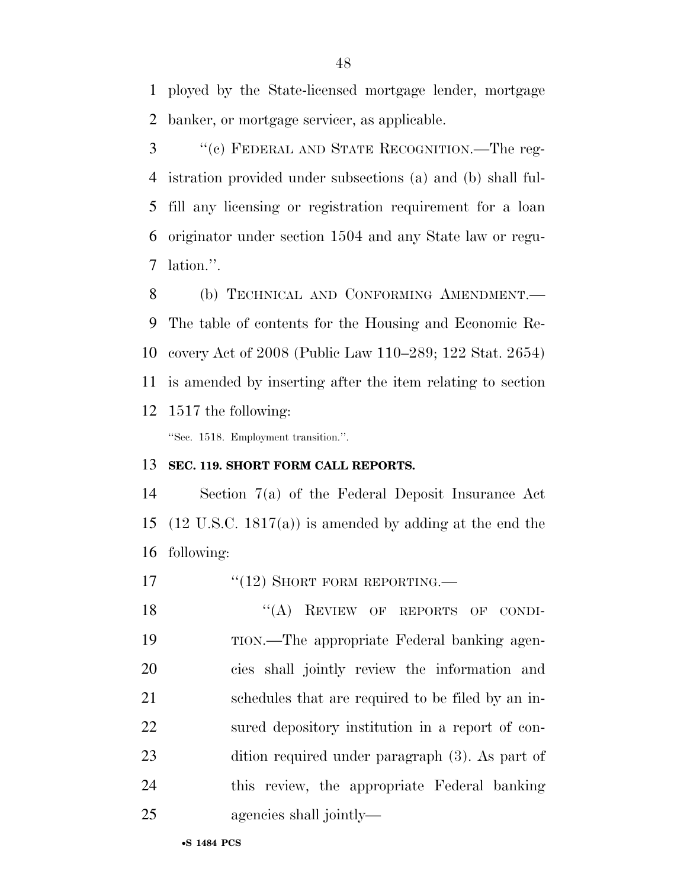ployed by the State-licensed mortgage lender, mortgage banker, or mortgage servicer, as applicable.

"(c) FEDERAL AND STATE RECOGNITION.—The registration provided under subsections (a) and (b) shall fulfill any licensing or registration requirement for a loan originator under section 1504 and any State law or regulation.".

(b) TECHNICAL AND CONFORMING AMENDMENT.—The table of contents for the Housing and Economic Recovery Act of 2008 (Public Law 110–289; 122 Stat. 2654) is amended by inserting after the item relating to section 1517 the following:

"Sec. 1518. Employment transition.".

**SEC. 119. SHORT FORM CALL REPORTS.**

Section 7(a) of the Federal Deposit Insurance Act (12 U.S.C. 1817(a)) is amended by adding at the end the following:

"(12) SHORT FORM REPORTING.—

"(A) REVIEW OF REPORTS OF CONDITION.—The appropriate Federal banking agencies shall jointly review the information and schedules that are required to be filed by an insured depository institution in a report of condition required under paragraph (3). As part of this review, the appropriate Federal banking agencies shall jointly—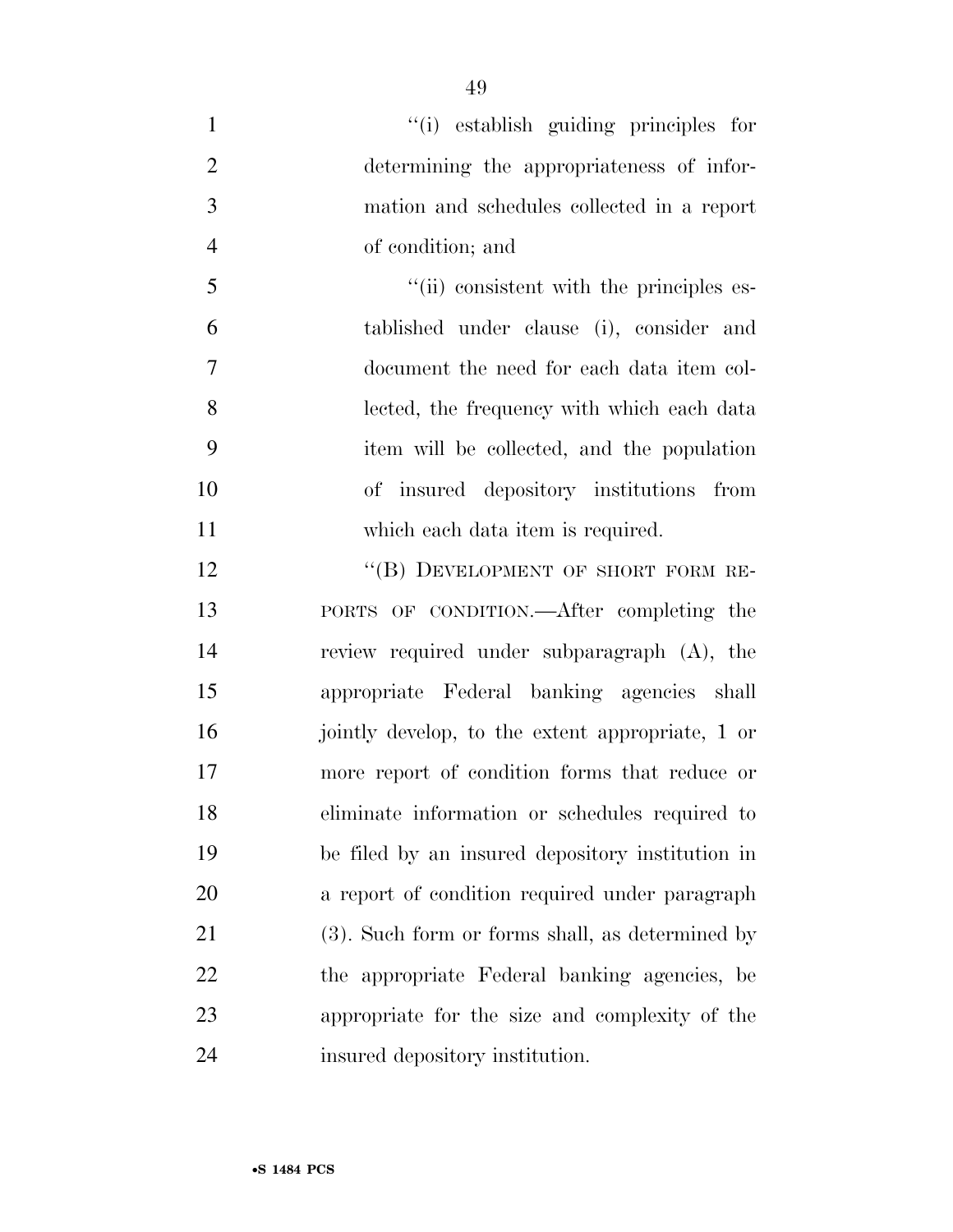"(i) establish guiding principles for determining the appropriateness of information and schedules collected in a report of condition; and

"(ii) consistent with the principles established under clause (i), consider and document the need for each data item collected, the frequency with which each data item will be collected, and the population of insured depository institutions from which each data item is required.

"(B) DEVELOPMENT OF SHORT FORM REPORTS OF CONDITION.—After completing the review required under subparagraph (A), the appropriate Federal banking agencies shall jointly develop, to the extent appropriate, 1 or more report of condition forms that reduce or eliminate information or schedules required to be filed by an insured depository institution in a report of condition required under paragraph (3). Such form or forms shall, as determined by the appropriate Federal banking agencies, be appropriate for the size and complexity of the insured depository institution.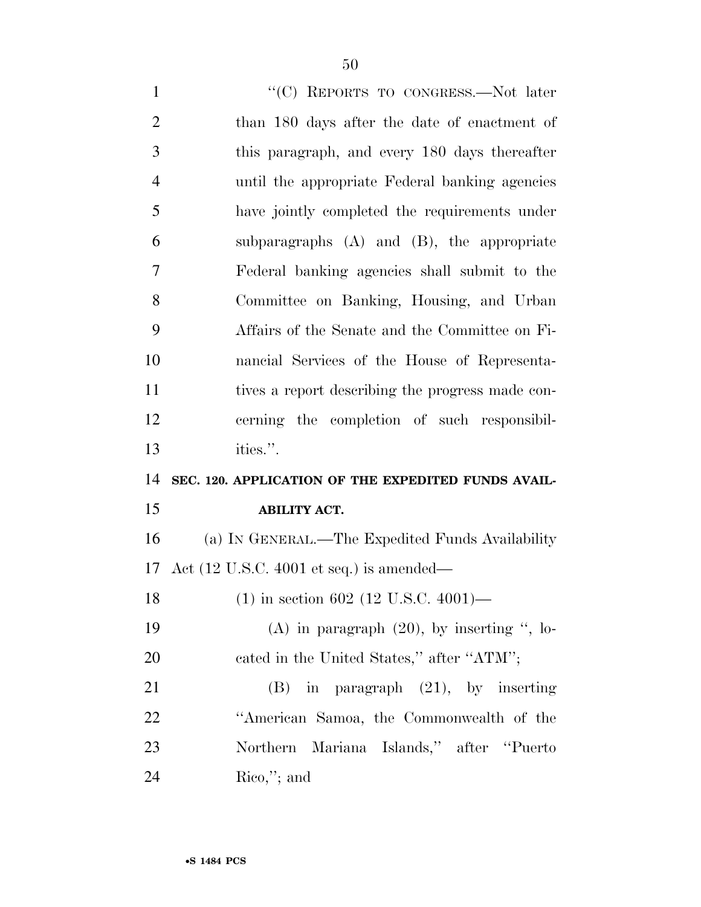"(C) REPORTS TO CONGRESS.—Not later than 180 days after the date of enactment of this paragraph, and every 180 days thereafter until the appropriate Federal banking agencies have jointly completed the requirements under subparagraphs (A) and (B), the appropriate Federal banking agencies shall submit to the Committee on Banking, Housing, and Urban Affairs of the Senate and the Committee on Financial Services of the House of Representatives a report describing the progress made concerning the completion of such responsibilities.".

**SEC. 120. APPLICATION OF THE EXPEDITED FUNDS AVAILABILITY ACT.**

(a) IN GENERAL.—The Expedited Funds Availability Act (12 U.S.C. 4001 et seq.) is amended—

(1) in section 602 (12 U.S.C. 4001)—

(A) in paragraph (20), by inserting ", located in the United States," after "ATM";

(B) in paragraph (21), by inserting "American Samoa, the Commonwealth of the Northern Mariana Islands," after "Puerto Rico,"; and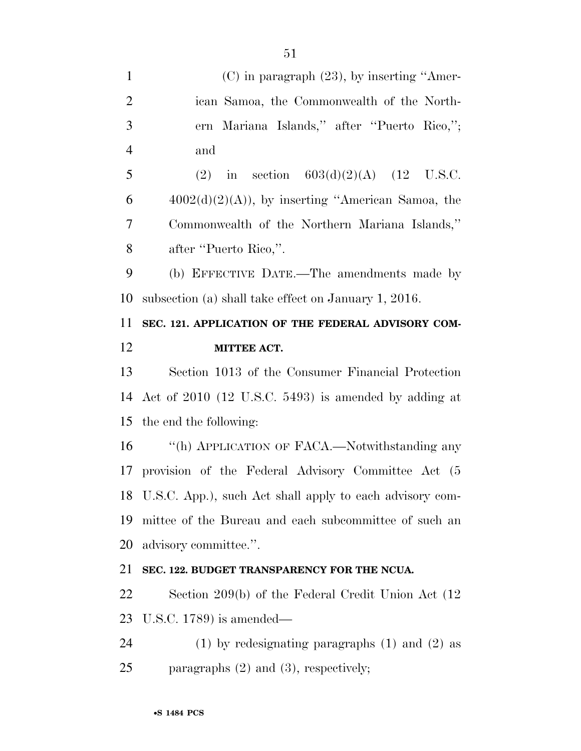(C) in paragraph (23), by inserting "American Samoa, the Commonwealth of the Northern Mariana Islands," after "Puerto Rico,"; and

(2) in section 603(d)(2)(A) (12 U.S.C. 4002(d)(2)(A)), by inserting "American Samoa, the Commonwealth of the Northern Mariana Islands," after "Puerto Rico,".

(b) EFFECTIVE DATE.—The amendments made by subsection (a) shall take effect on January 1, 2016.

**SEC. 121. APPLICATION OF THE FEDERAL ADVISORY COMMITTEE ACT.**

Section 1013 of the Consumer Financial Protection Act of 2010 (12 U.S.C. 5493) is amended by adding at the end the following:

"(h) APPLICATION OF FACA.—Notwithstanding any provision of the Federal Advisory Committee Act (5 U.S.C. App.), such Act shall apply to each advisory committee of the Bureau and each subcommittee of such an advisory committee.".

**SEC. 122. BUDGET TRANSPARENCY FOR THE NCUA.**

Section 209(b) of the Federal Credit Union Act (12 U.S.C. 1789) is amended—

(1) by redesignating paragraphs (1) and (2) as paragraphs (2) and (3), respectively;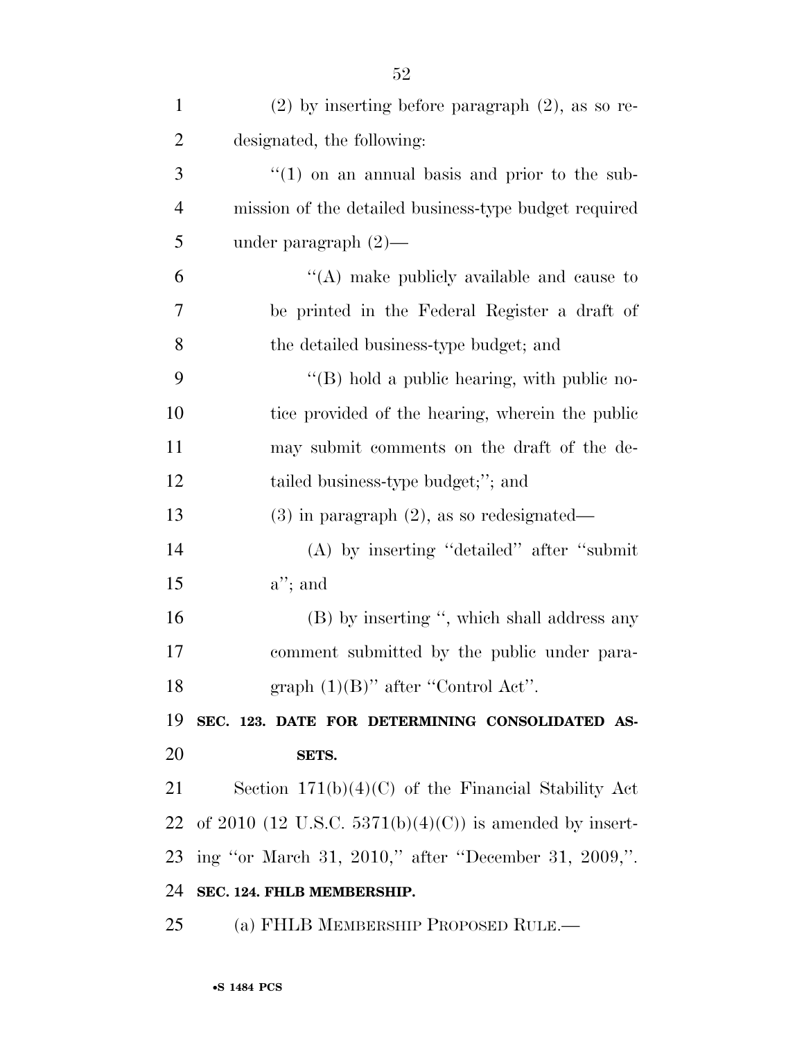(2) by inserting before paragraph (2), as so redesignated, the following:

"(1) on an annual basis and prior to the submission of the detailed business-type budget required under paragraph (2)—

"(A) make publicly available and cause to be printed in the Federal Register a draft of the detailed business-type budget; and

"(B) hold a public hearing, with public notice provided of the hearing, wherein the public may submit comments on the draft of the detailed business-type budget;"; and

(3) in paragraph (2), as so redesignated—

(A) by inserting "detailed" after "submit a"; and

(B) by inserting ", which shall address any comment submitted by the public under paragraph (1)(B)" after "Control Act".

**SEC. 123. DATE FOR DETERMINING CONSOLIDATED ASSETS.**

Section 171(b)(4)(C) of the Financial Stability Act of 2010 (12 U.S.C. 5371(b)(4)(C)) is amended by inserting "or March 31, 2010," after "December 31, 2009,".

**SEC. 124. FHLB MEMBERSHIP.**

(a) FHLB MEMBERSHIP PROPOSED RULE.—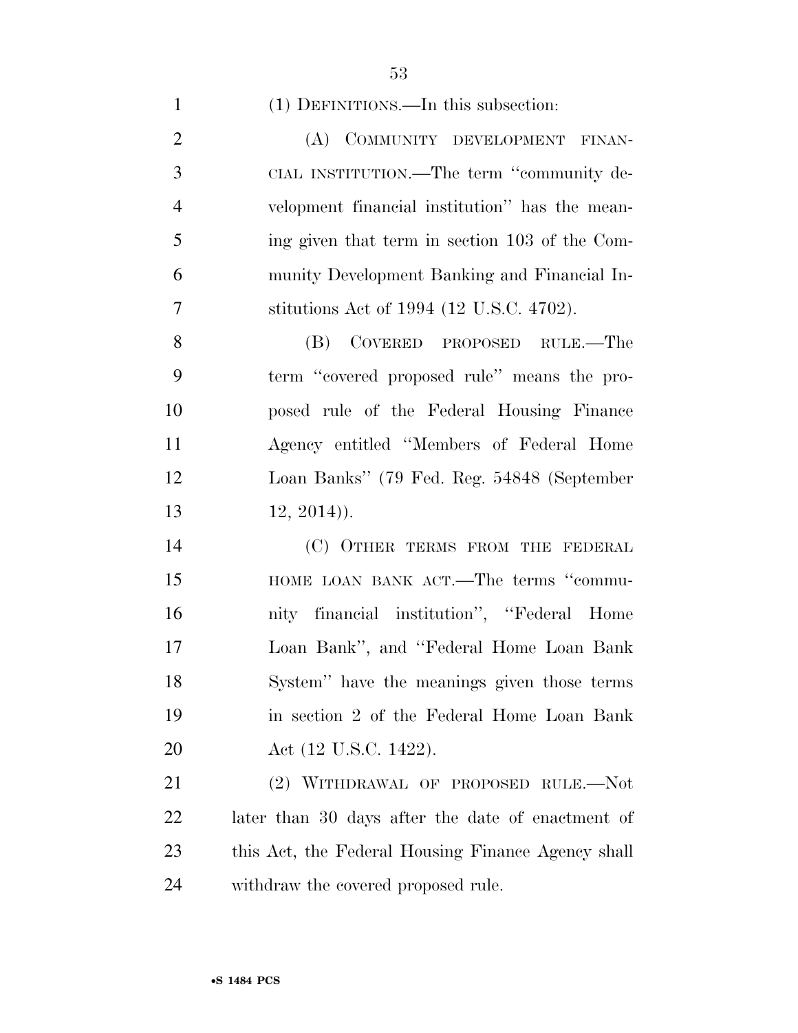(1) DEFINITIONS.—In this subsection:

(A) COMMUNITY DEVELOPMENT FINANCIAL INSTITUTION.—The term ''community development financial institution'' has the meaning given that term in section 103 of the Community Development Banking and Financial Institutions Act of 1994 (12 U.S.C. 4702).

(B) COVERED PROPOSED RULE.—The term ''covered proposed rule'' means the proposed rule of the Federal Housing Finance Agency entitled ''Members of Federal Home Loan Banks'' (79 Fed. Reg. 54848 (September 12, 2014)).

(C) OTHER TERMS FROM THE FEDERAL HOME LOAN BANK ACT.—The terms ''community financial institution'', ''Federal Home Loan Bank'', and ''Federal Home Loan Bank System'' have the meanings given those terms in section 2 of the Federal Home Loan Bank Act (12 U.S.C. 1422).

(2) WITHDRAWAL OF PROPOSED RULE.—Not later than 30 days after the date of enactment of this Act, the Federal Housing Finance Agency shall withdraw the covered proposed rule.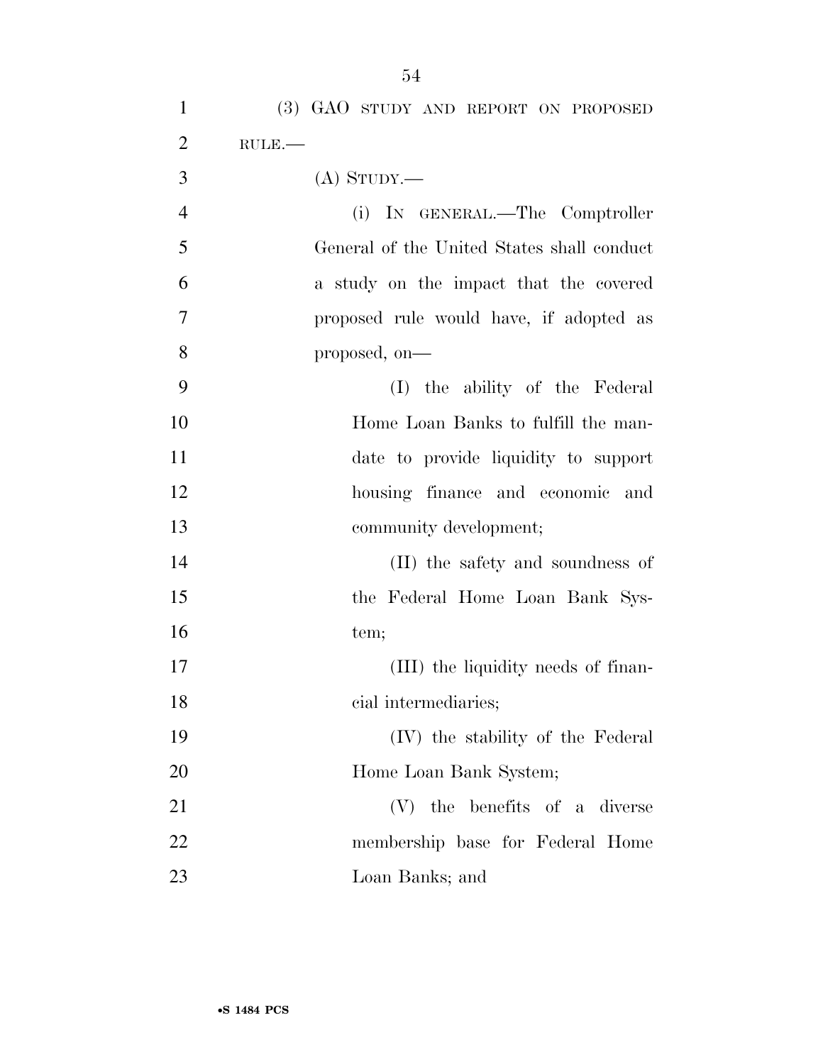(3) GAO STUDY AND REPORT ON PROPOSED RULE.—

(A) STUDY.—

(i) IN GENERAL.—The Comptroller General of the United States shall conduct a study on the impact that the covered proposed rule would have, if adopted as proposed, on—

(I) the ability of the Federal Home Loan Banks to fulfill the mandate to provide liquidity to support housing finance and economic and community development;

(II) the safety and soundness of the Federal Home Loan Bank System;

(III) the liquidity needs of financial intermediaries;

(IV) the stability of the Federal Home Loan Bank System;

(V) the benefits of a diverse membership base for Federal Home Loan Banks; and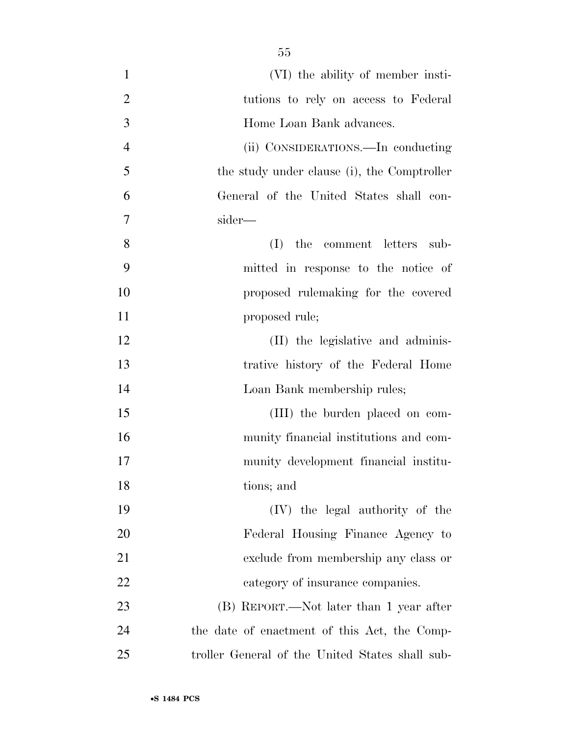(VI) the ability of member institutions to rely on access to Federal Home Loan Bank advances.

(ii) CONSIDERATIONS.—In conducting the study under clause (i), the Comptroller General of the United States shall consider—

(I) the comment letters submitted in response to the notice of proposed rulemaking for the covered proposed rule;

(II) the legislative and administrative history of the Federal Home Loan Bank membership rules;

(III) the burden placed on community financial institutions and community development financial institutions; and

(IV) the legal authority of the Federal Housing Finance Agency to exclude from membership any class or category of insurance companies.

(B) REPORT.—Not later than 1 year after the date of enactment of this Act, the Comptroller General of the United States shall sub-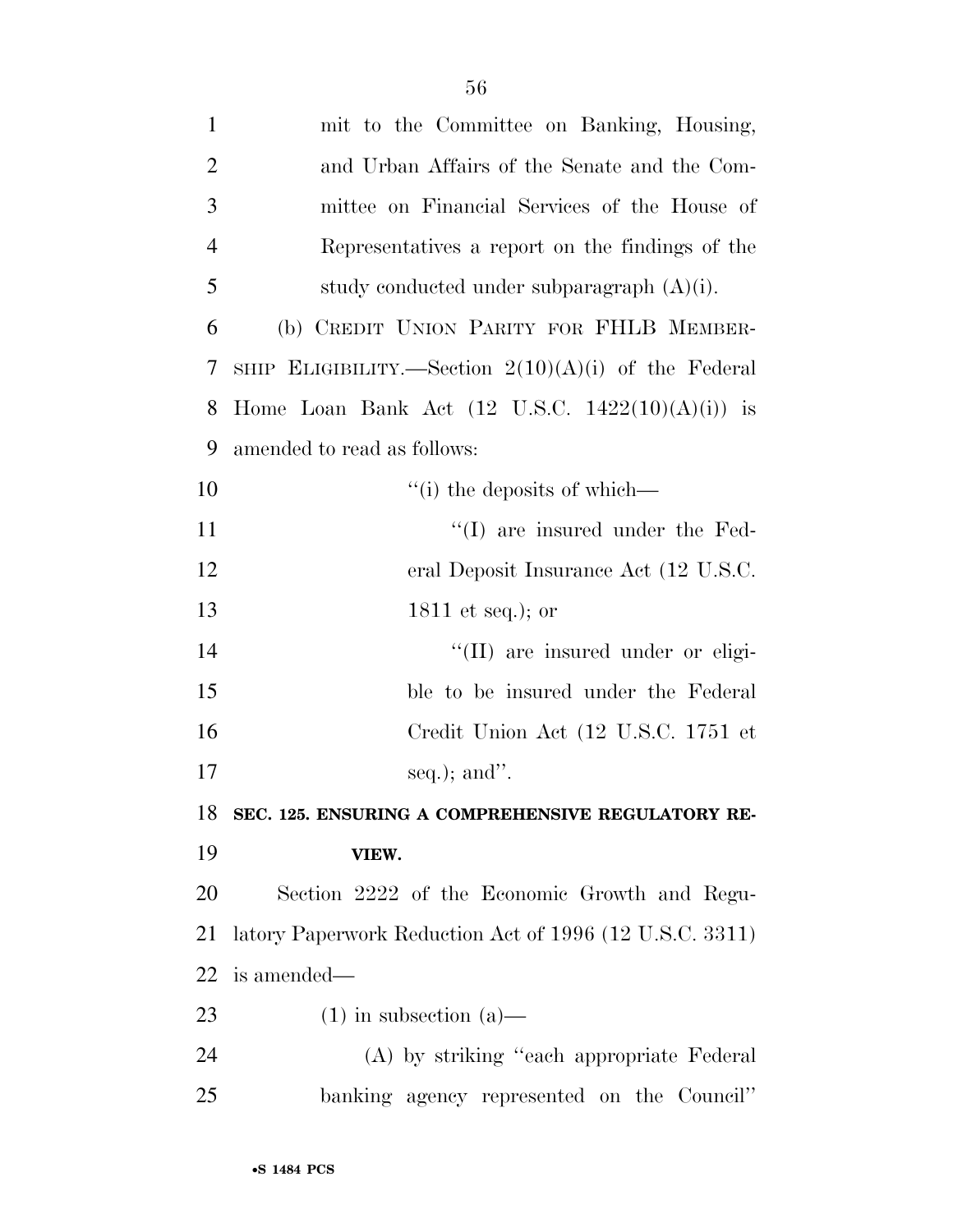mit to the Committee on Banking, Housing, and Urban Affairs of the Senate and the Committee on Financial Services of the House of Representatives a report on the findings of the study conducted under subparagraph (A)(i).

(b) CREDIT UNION PARITY FOR FHLB MEMBERSHIP ELIGIBILITY.—Section 2(10)(A)(i) of the Federal Home Loan Bank Act (12 U.S.C. 1422(10)(A)(i)) is amended to read as follows:

"(i) the deposits of which—

"(I) are insured under the Federal Deposit Insurance Act (12 U.S.C. 1811 et seq.); or

"(II) are insured under or eligible to be insured under the Federal Credit Union Act (12 U.S.C. 1751 et seq.); and".

**SEC. 125. ENSURING A COMPREHENSIVE REGULATORY REVIEW.**

Section 2222 of the Economic Growth and Regulatory Paperwork Reduction Act of 1996 (12 U.S.C. 3311) is amended—

(1) in subsection (a)—

(A) by striking "each appropriate Federal banking agency represented on the Council"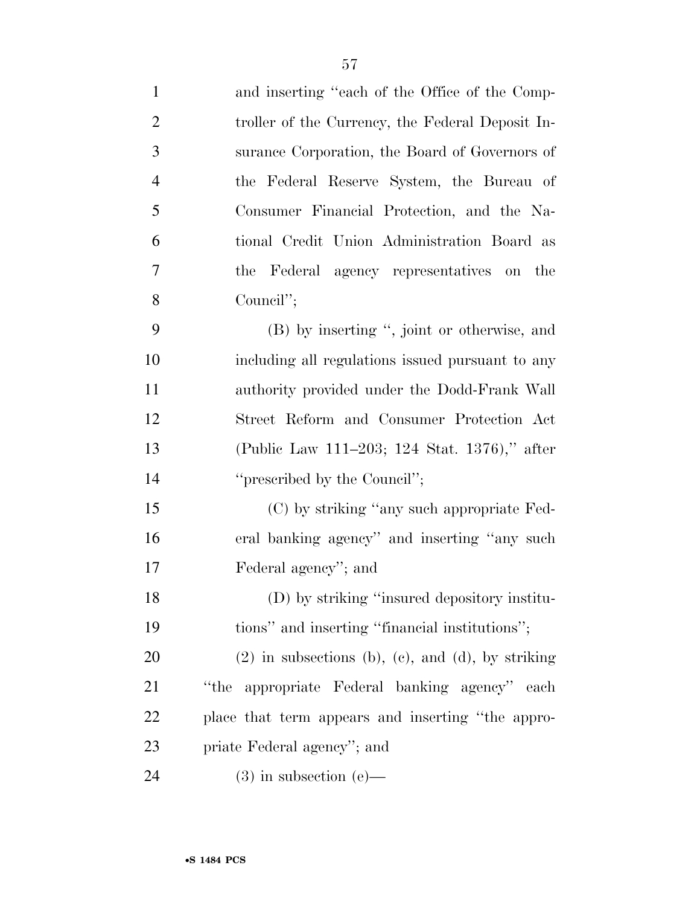and inserting "each of the Office of the Comptroller of the Currency, the Federal Deposit Insurance Corporation, the Board of Governors of the Federal Reserve System, the Bureau of Consumer Financial Protection, and the National Credit Union Administration Board as the Federal agency representatives on the Council";

(B) by inserting ", joint or otherwise, and including all regulations issued pursuant to any authority provided under the Dodd-Frank Wall Street Reform and Consumer Protection Act (Public Law 111–203; 124 Stat. 1376)," after "prescribed by the Council";

(C) by striking "any such appropriate Federal banking agency" and inserting "any such Federal agency"; and

(D) by striking "insured depository institutions" and inserting "financial institutions";

(2) in subsections (b), (c), and (d), by striking "the appropriate Federal banking agency" each place that term appears and inserting "the appropriate Federal agency"; and

(3) in subsection (e)—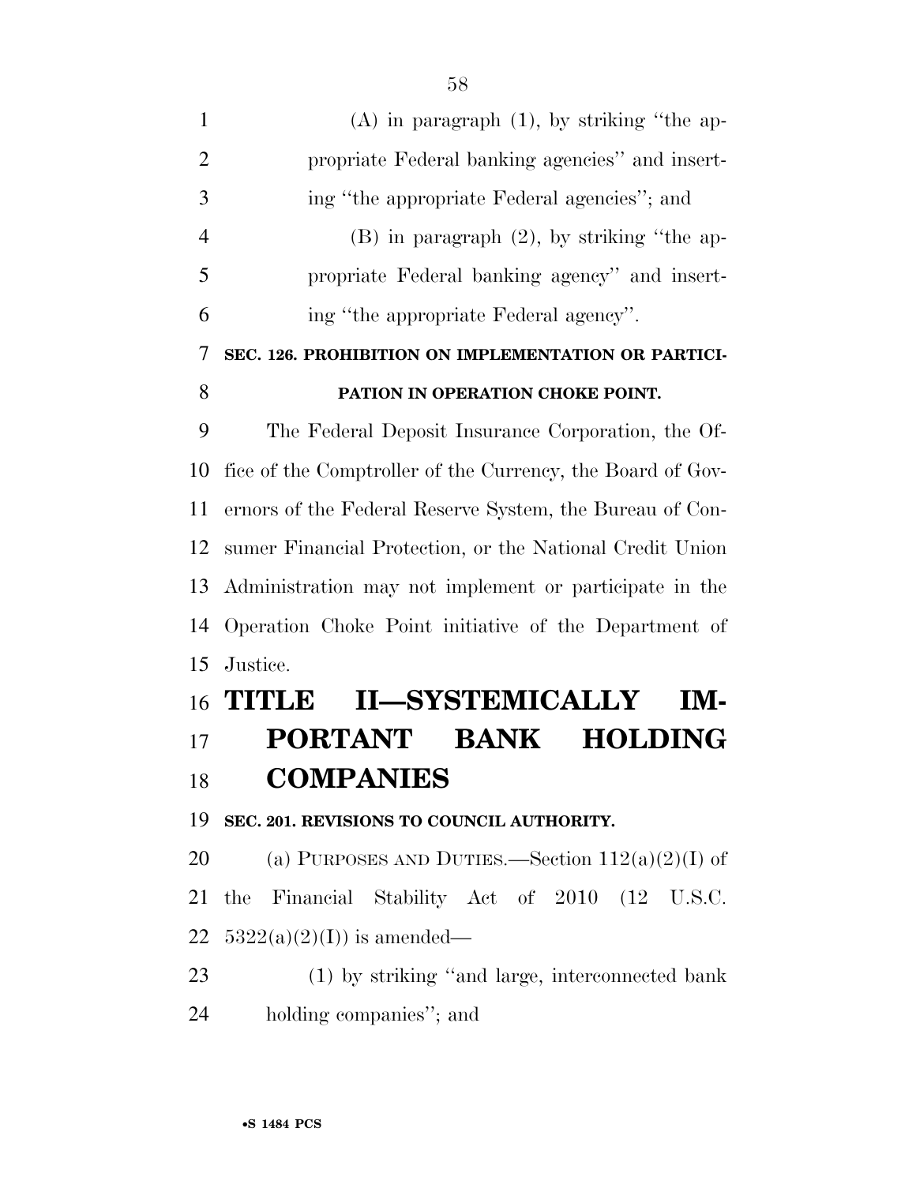(A) in paragraph (1), by striking "the appropriate Federal banking agencies" and inserting "the appropriate Federal agencies"; and

(B) in paragraph (2), by striking "the appropriate Federal banking agency" and inserting "the appropriate Federal agency".

### SEC. 126. PROHIBITION ON IMPLEMENTATION OR PARTICIPATION IN OPERATION CHOKE POINT.

The Federal Deposit Insurance Corporation, the Office of the Comptroller of the Currency, the Board of Governors of the Federal Reserve System, the Bureau of Consumer Financial Protection, or the National Credit Union Administration may not implement or participate in the Operation Choke Point initiative of the Department of Justice.

# TITLE II—SYSTEMICALLY IMPORTANT BANK HOLDING COMPANIES

### SEC. 201. REVISIONS TO COUNCIL AUTHORITY.

(a) PURPOSES AND DUTIES.—Section 112(a)(2)(I) of the Financial Stability Act of 2010 (12 U.S.C. 5322(a)(2)(I)) is amended—

(1) by striking "and large, interconnected bank holding companies"; and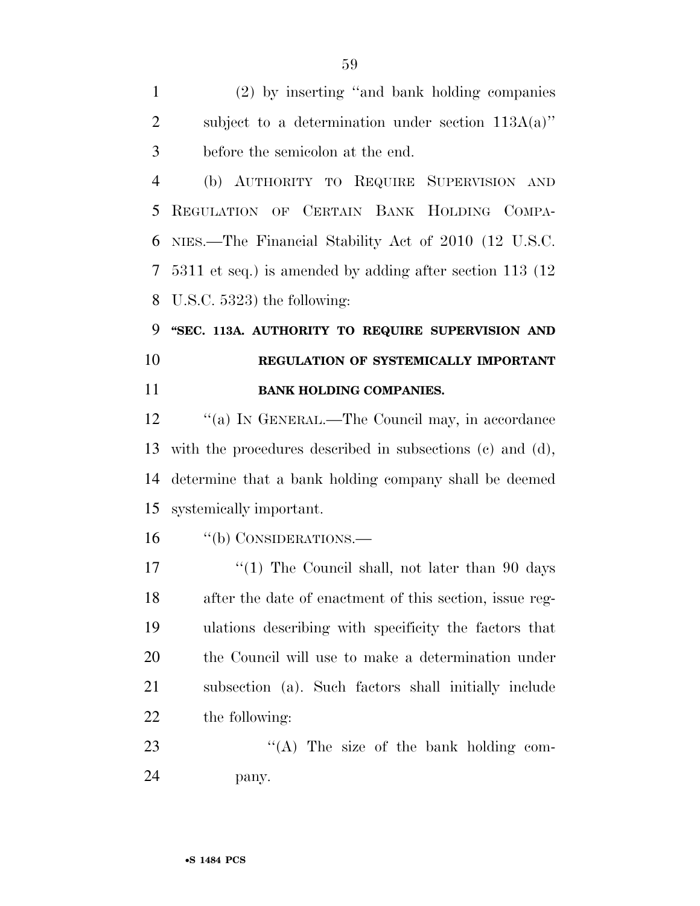(2) by inserting "and bank holding companies subject to a determination under section 113A(a)" before the semicolon at the end.

(b) AUTHORITY TO REQUIRE SUPERVISION AND REGULATION OF CERTAIN BANK HOLDING COMPANIES.—The Financial Stability Act of 2010 (12 U.S.C. 5311 et seq.) is amended by adding after section 113 (12 U.S.C. 5323) the following:

**"SEC. 113A. AUTHORITY TO REQUIRE SUPERVISION AND REGULATION OF SYSTEMICALLY IMPORTANT BANK HOLDING COMPANIES.**

"(a) IN GENERAL.—The Council may, in accordance with the procedures described in subsections (c) and (d), determine that a bank holding company shall be deemed systemically important.

"(b) CONSIDERATIONS.—

"(1) The Council shall, not later than 90 days after the date of enactment of this section, issue regulations describing with specificity the factors that the Council will use to make a determination under subsection (a). Such factors shall initially include the following:

"(A) The size of the bank holding company.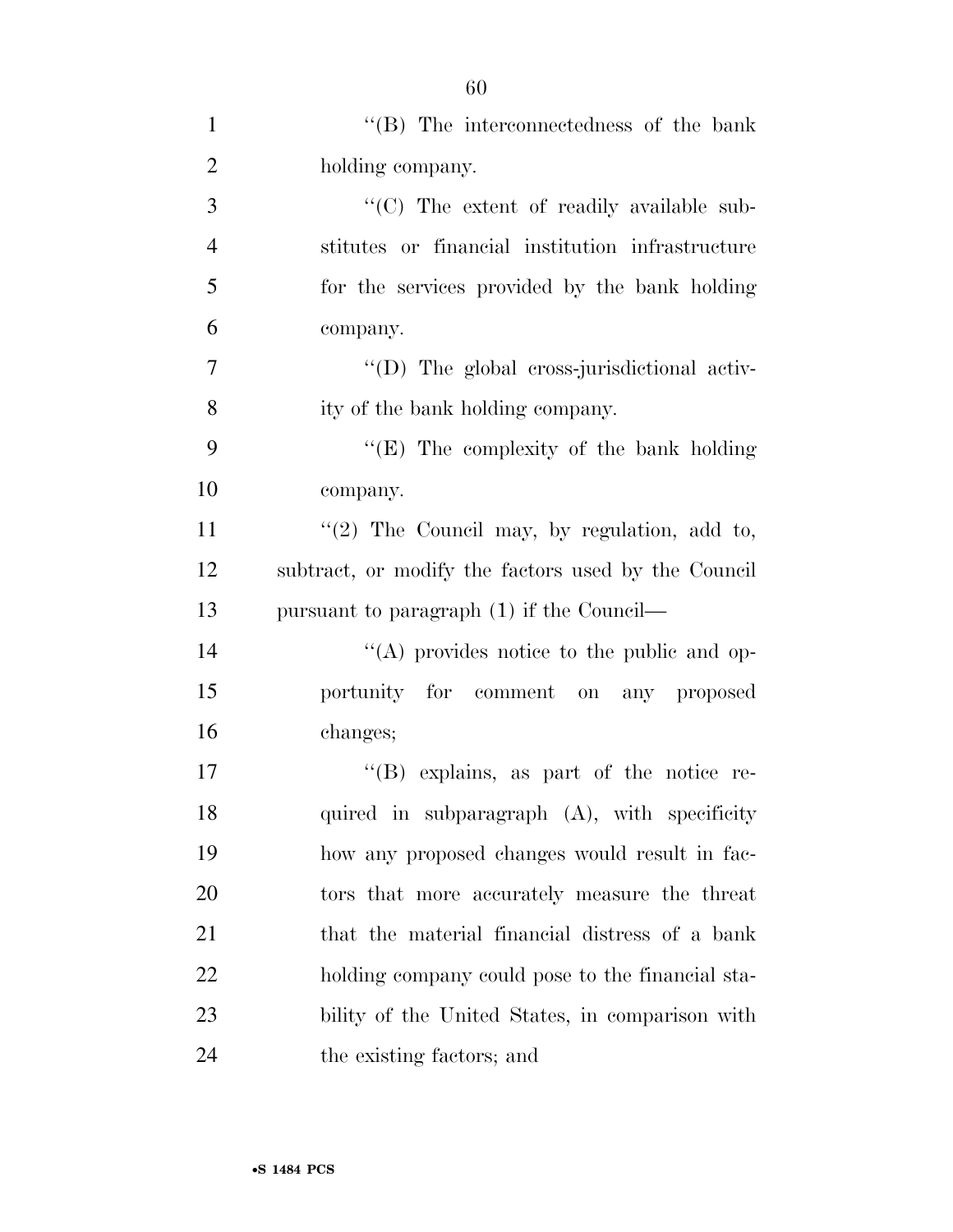''(B) The interconnectedness of the bank holding company.

''(C) The extent of readily available substitutes or financial institution infrastructure for the services provided by the bank holding company.

''(D) The global cross-jurisdictional activity of the bank holding company.

''(E) The complexity of the bank holding company.

''(2) The Council may, by regulation, add to, subtract, or modify the factors used by the Council pursuant to paragraph (1) if the Council—

''(A) provides notice to the public and opportunity for comment on any proposed changes;

''(B) explains, as part of the notice required in subparagraph (A), with specificity how any proposed changes would result in factors that more accurately measure the threat that the material financial distress of a bank holding company could pose to the financial stability of the United States, in comparison with the existing factors; and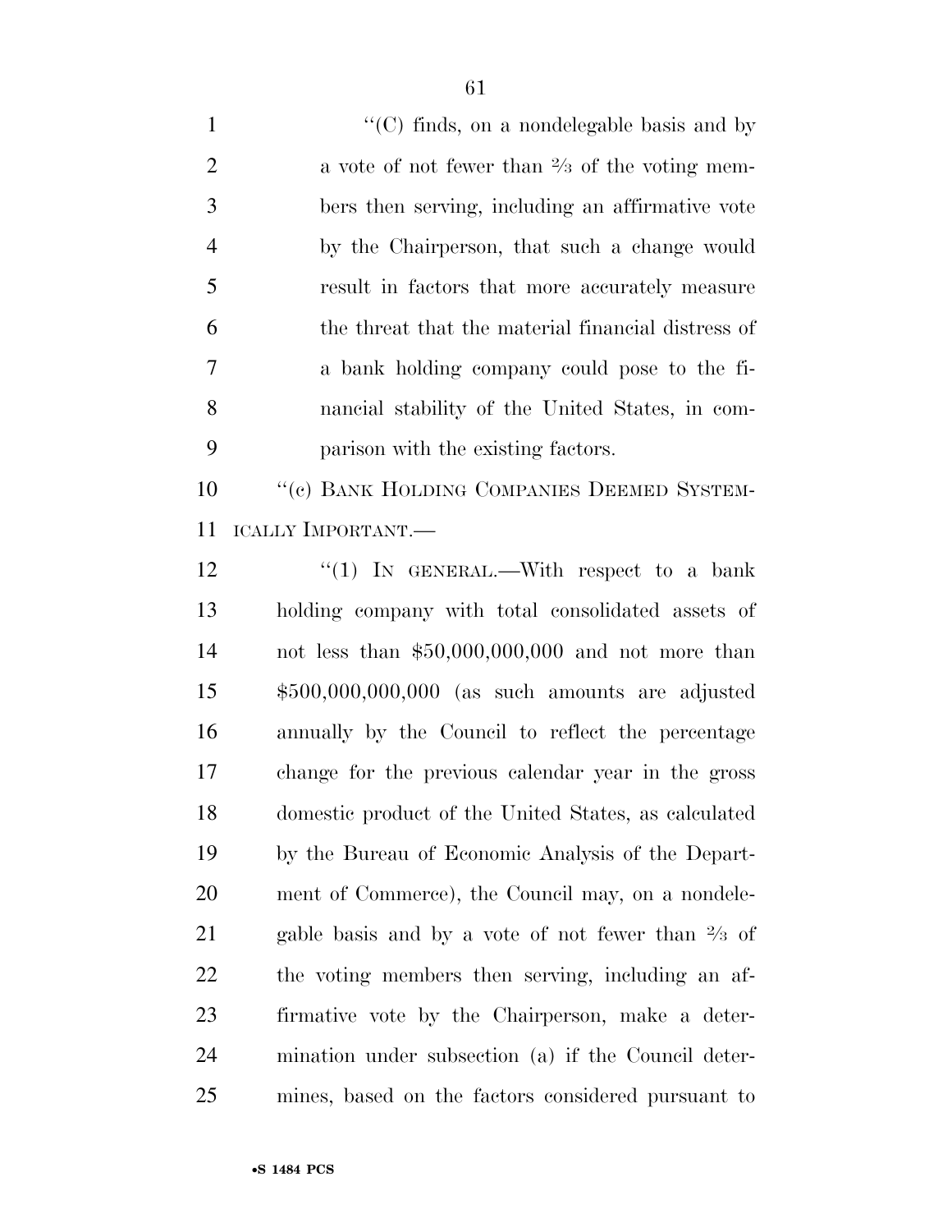"(C) finds, on a nondelegable basis and by a vote of not fewer than ⅔ of the voting members then serving, including an affirmative vote by the Chairperson, that such a change would result in factors that more accurately measure the threat that the material financial distress of a bank holding company could pose to the financial stability of the United States, in comparison with the existing factors.

"(c) BANK HOLDING COMPANIES DEEMED SYSTEMICALLY IMPORTANT.—

"(1) IN GENERAL.—With respect to a bank holding company with total consolidated assets of not less than $50,000,000,000 and not more than $500,000,000,000 (as such amounts are adjusted annually by the Council to reflect the percentage change for the previous calendar year in the gross domestic product of the United States, as calculated by the Bureau of Economic Analysis of the Department of Commerce), the Council may, on a nondelegable basis and by a vote of not fewer than ⅔ of the voting members then serving, including an affirmative vote by the Chairperson, make a determination under subsection (a) if the Council determines, based on the factors considered pursuant to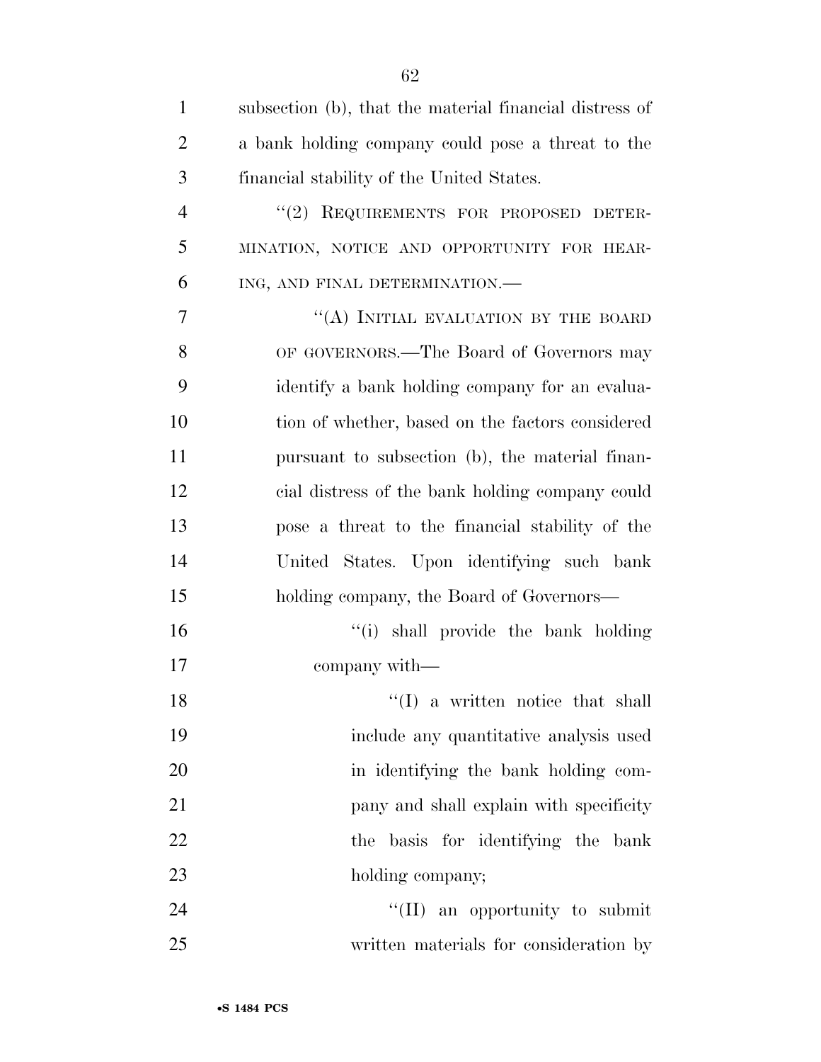subsection (b), that the material financial distress of a bank holding company could pose a threat to the financial stability of the United States.

"(2) REQUIREMENTS FOR PROPOSED DETERMINATION, NOTICE AND OPPORTUNITY FOR HEARING, AND FINAL DETERMINATION.—

"(A) INITIAL EVALUATION BY THE BOARD OF GOVERNORS.—The Board of Governors may identify a bank holding company for an evaluation of whether, based on the factors considered pursuant to subsection (b), the material financial distress of the bank holding company could pose a threat to the financial stability of the United States. Upon identifying such bank holding company, the Board of Governors—

"(i) shall provide the bank holding company with—

"(I) a written notice that shall include any quantitative analysis used in identifying the bank holding company and shall explain with specificity the basis for identifying the bank holding company;

"(II) an opportunity to submit written materials for consideration by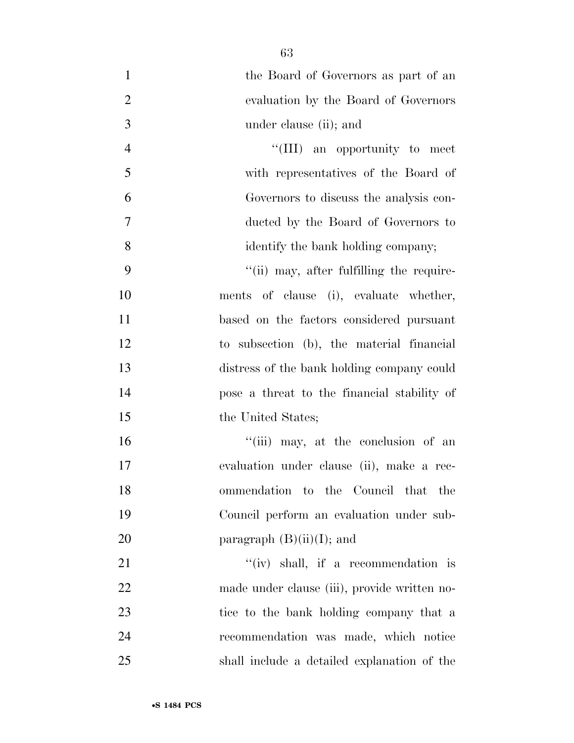the Board of Governors as part of an evaluation by the Board of Governors under clause (ii); and

''(III) an opportunity to meet with representatives of the Board of Governors to discuss the analysis conducted by the Board of Governors to identify the bank holding company;

''(ii) may, after fulfilling the requirements of clause (i), evaluate whether, based on the factors considered pursuant to subsection (b), the material financial distress of the bank holding company could pose a threat to the financial stability of the United States;

''(iii) may, at the conclusion of an evaluation under clause (ii), make a recommendation to the Council that the Council perform an evaluation under subparagraph (B)(ii)(I); and

''(iv) shall, if a recommendation is made under clause (iii), provide written notice to the bank holding company that a recommendation was made, which notice shall include a detailed explanation of the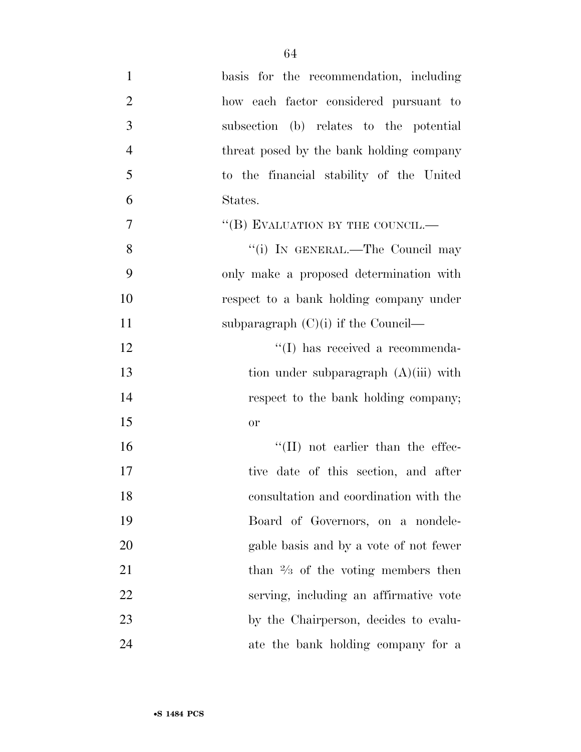basis for the recommendation, including how each factor considered pursuant to subsection (b) relates to the potential threat posed by the bank holding company to the financial stability of the United States.

"(B) EVALUATION BY THE COUNCIL.—

"(i) IN GENERAL.—The Council may only make a proposed determination with respect to a bank holding company under subparagraph (C)(i) if the Council—

"(I) has received a recommendation under subparagraph (A)(iii) with respect to the bank holding company; or

"(II) not earlier than the effective date of this section, and after consultation and coordination with the Board of Governors, on a nondelegable basis and by a vote of not fewer than ⅔ of the voting members then serving, including an affirmative vote by the Chairperson, decides to evaluate the bank holding company for a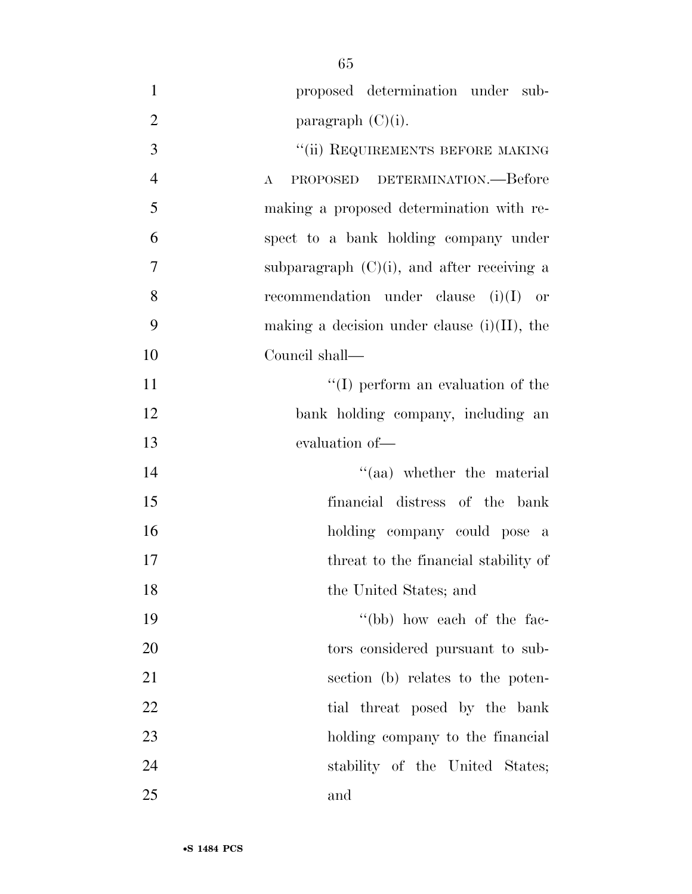proposed determination under subparagraph (C)(i).

''(ii) REQUIREMENTS BEFORE MAKING A PROPOSED DETERMINATION.—Before making a proposed determination with respect to a bank holding company under subparagraph (C)(i), and after receiving a recommendation under clause (i)(I) or making a decision under clause (i)(II), the Council shall—

''(I) perform an evaluation of the bank holding company, including an evaluation of—

''(aa) whether the material financial distress of the bank holding company could pose a threat to the financial stability of the United States; and

''(bb) how each of the factors considered pursuant to subsection (b) relates to the potential threat posed by the bank holding company to the financial stability of the United States; and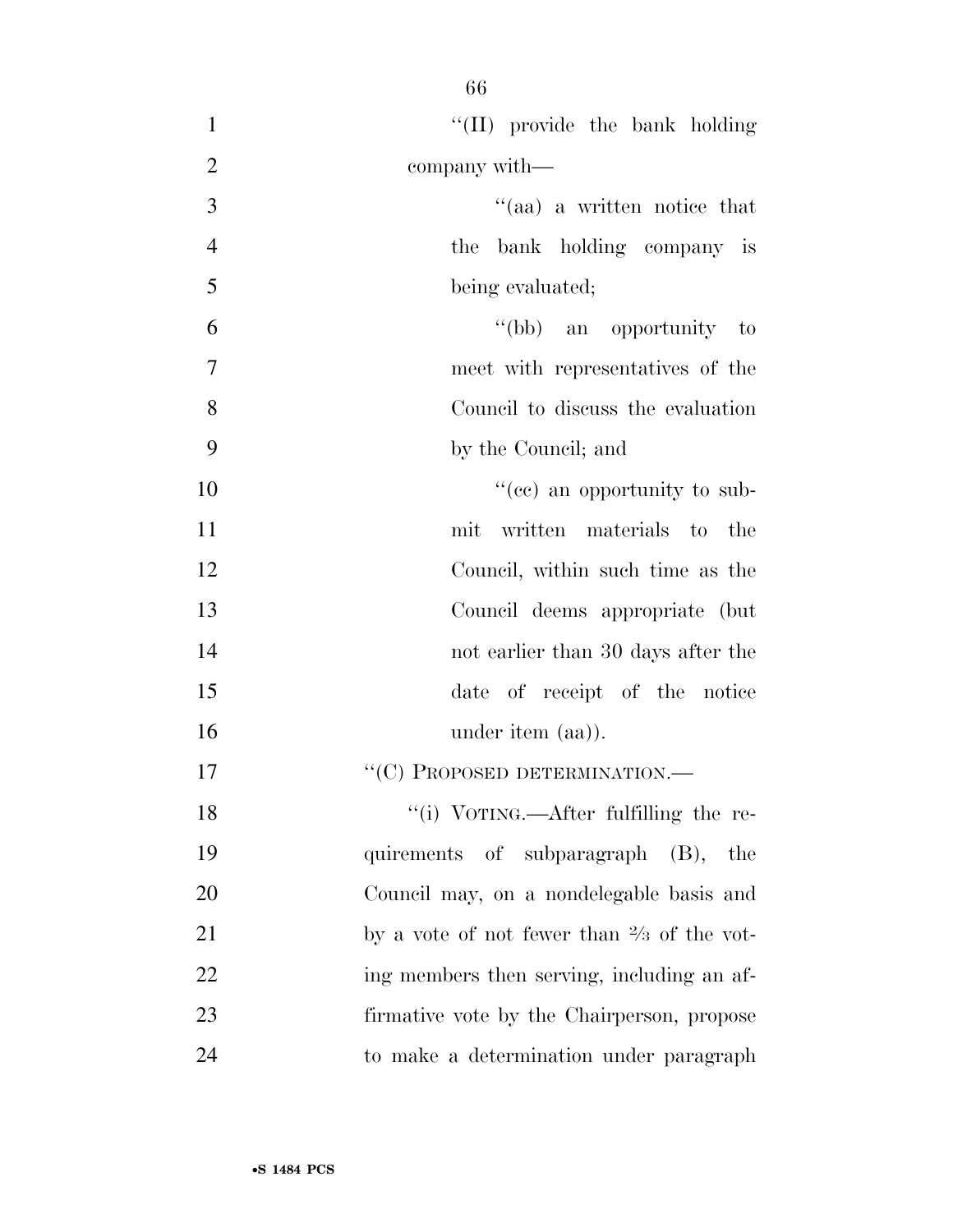"(II) provide the bank holding company with—

"(aa) a written notice that the bank holding company is being evaluated;

"(bb) an opportunity to meet with representatives of the Council to discuss the evaluation by the Council; and

"(cc) an opportunity to submit written materials to the Council, within such time as the Council deems appropriate (but not earlier than 30 days after the date of receipt of the notice under item (aa)).

"(C) PROPOSED DETERMINATION.—

"(i) VOTING.—After fulfilling the requirements of subparagraph (B), the Council may, on a nondelegable basis and by a vote of not fewer than ⅔ of the voting members then serving, including an affirmative vote by the Chairperson, propose to make a determination under paragraph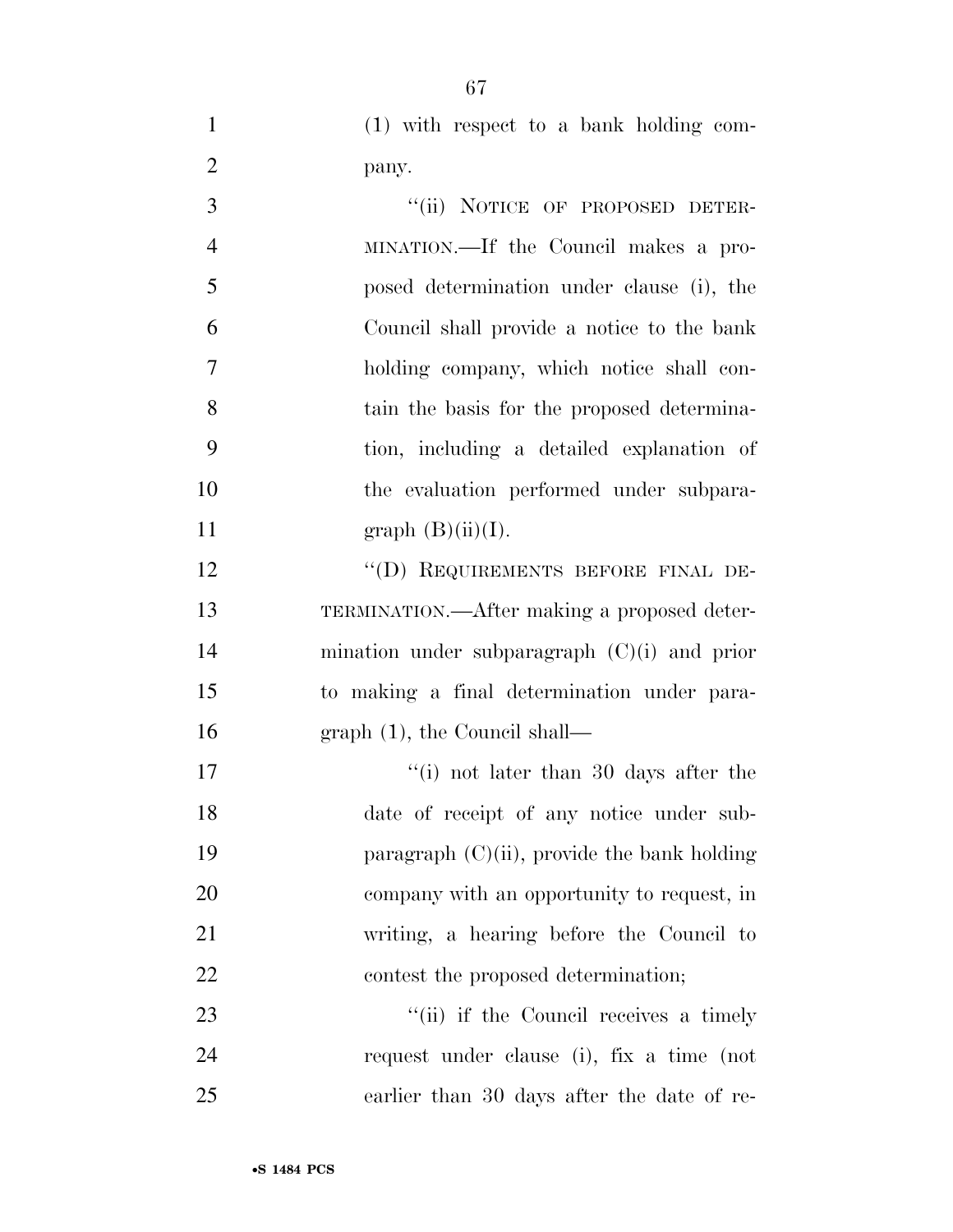(1) with respect to a bank holding company.

"(ii) NOTICE OF PROPOSED DETERMINATION.—If the Council makes a proposed determination under clause (i), the Council shall provide a notice to the bank holding company, which notice shall contain the basis for the proposed determination, including a detailed explanation of the evaluation performed under subparagraph (B)(ii)(I).

"(D) REQUIREMENTS BEFORE FINAL DETERMINATION.—After making a proposed determination under subparagraph (C)(i) and prior to making a final determination under paragraph (1), the Council shall—

"(i) not later than 30 days after the date of receipt of any notice under subparagraph (C)(ii), provide the bank holding company with an opportunity to request, in writing, a hearing before the Council to contest the proposed determination;

"(ii) if the Council receives a timely request under clause (i), fix a time (not earlier than 30 days after the date of re-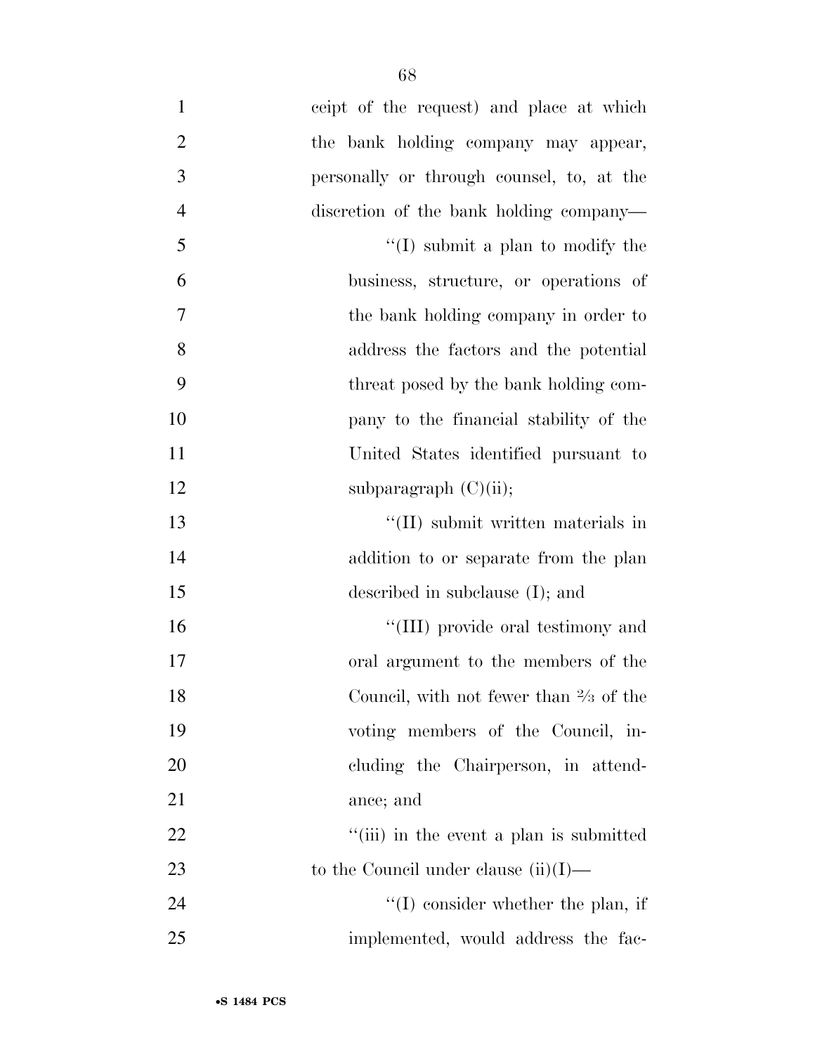ceipt of the request) and place at which the bank holding company may appear, personally or through counsel, to, at the discretion of the bank holding company—

''(I) submit a plan to modify the business, structure, or operations of the bank holding company in order to address the factors and the potential threat posed by the bank holding company to the financial stability of the United States identified pursuant to subparagraph (C)(ii);

''(II) submit written materials in addition to or separate from the plan described in subclause (I); and

''(III) provide oral testimony and oral argument to the members of the Council, with not fewer than ⅔ of the voting members of the Council, including the Chairperson, in attendance; and

''(iii) in the event a plan is submitted to the Council under clause (ii)(I)—

''(I) consider whether the plan, if implemented, would address the fac-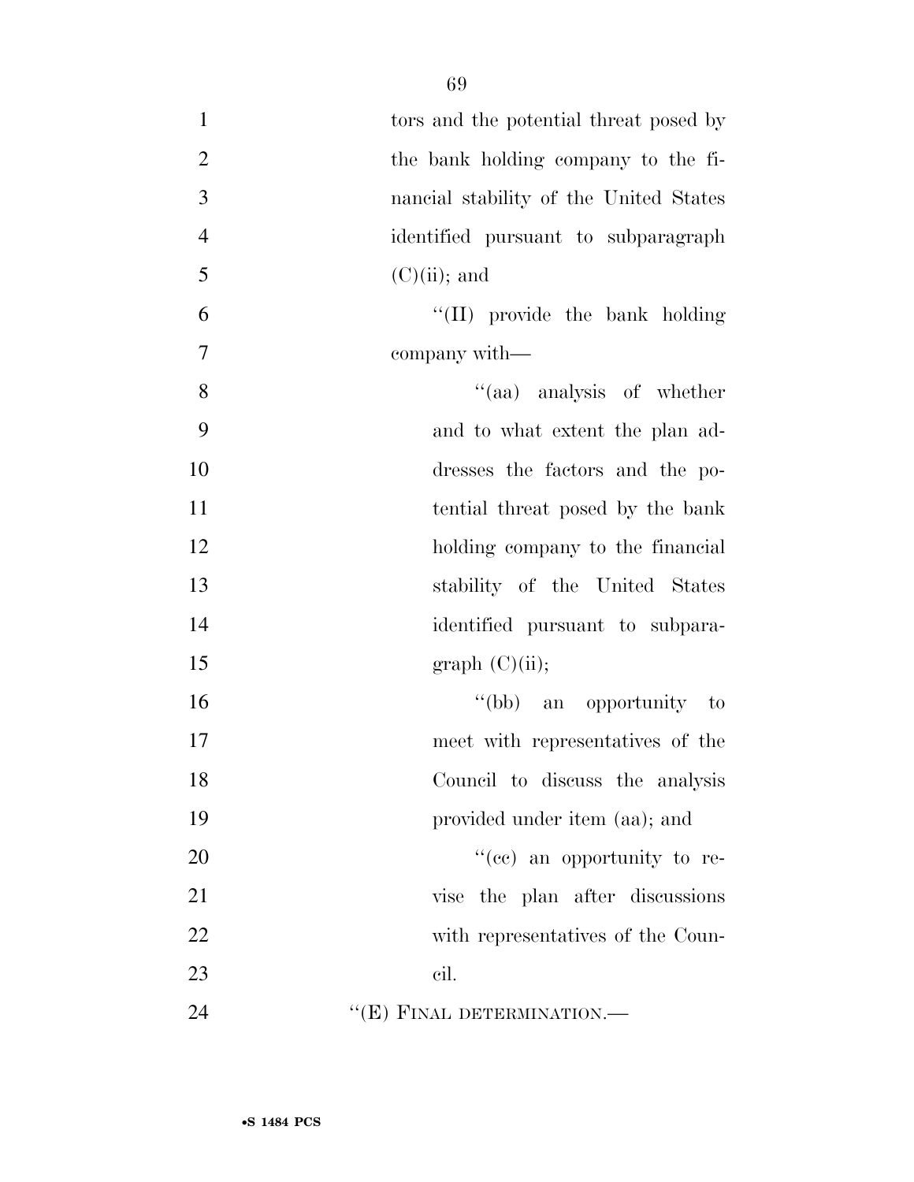tors and the potential threat posed by the bank holding company to the financial stability of the United States identified pursuant to subparagraph (C)(ii); and

''(II) provide the bank holding company with—

''(aa) analysis of whether and to what extent the plan addresses the factors and the potential threat posed by the bank holding company to the financial stability of the United States identified pursuant to subparagraph (C)(ii);

''(bb) an opportunity to meet with representatives of the Council to discuss the analysis provided under item (aa); and

''(cc) an opportunity to revise the plan after discussions with representatives of the Council.

''(E) FINAL DETERMINATION.—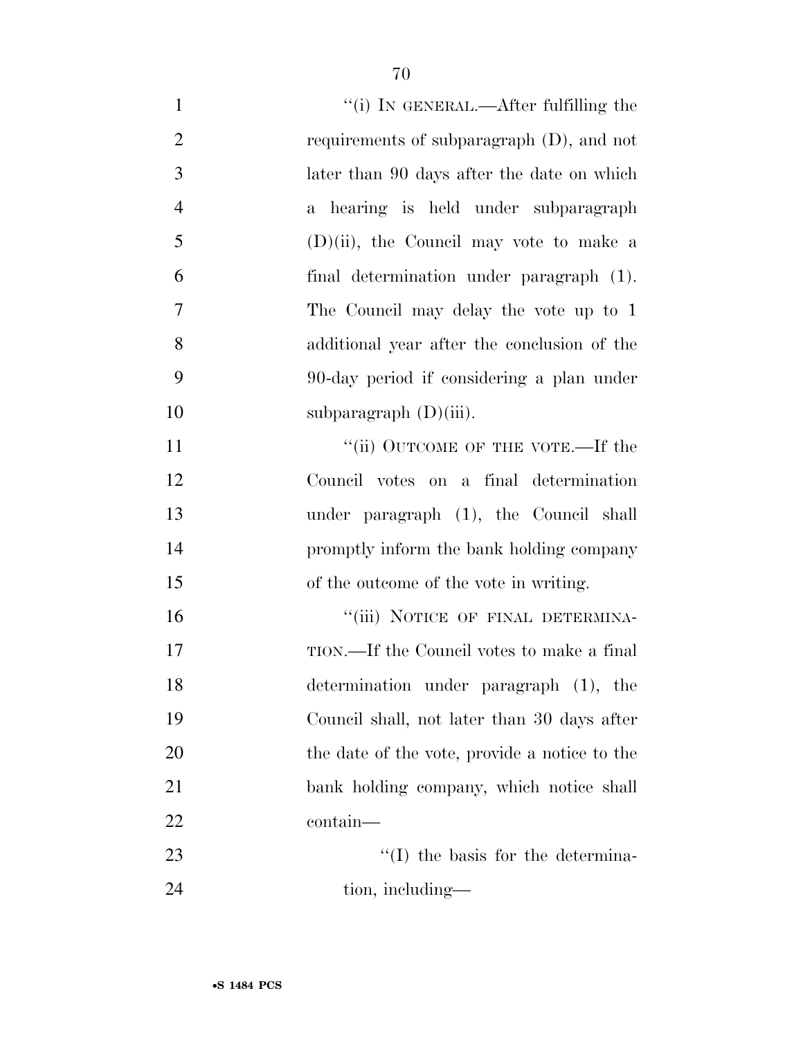''(i) IN GENERAL.—After fulfilling the requirements of subparagraph (D), and not later than 90 days after the date on which a hearing is held under subparagraph (D)(ii), the Council may vote to make a final determination under paragraph (1). The Council may delay the vote up to 1 additional year after the conclusion of the 90-day period if considering a plan under subparagraph (D)(iii).

''(ii) OUTCOME OF THE VOTE.—If the Council votes on a final determination under paragraph (1), the Council shall promptly inform the bank holding company of the outcome of the vote in writing.

''(iii) NOTICE OF FINAL DETERMINATION.—If the Council votes to make a final determination under paragraph (1), the Council shall, not later than 30 days after the date of the vote, provide a notice to the bank holding company, which notice shall contain—

''(I) the basis for the determination, including—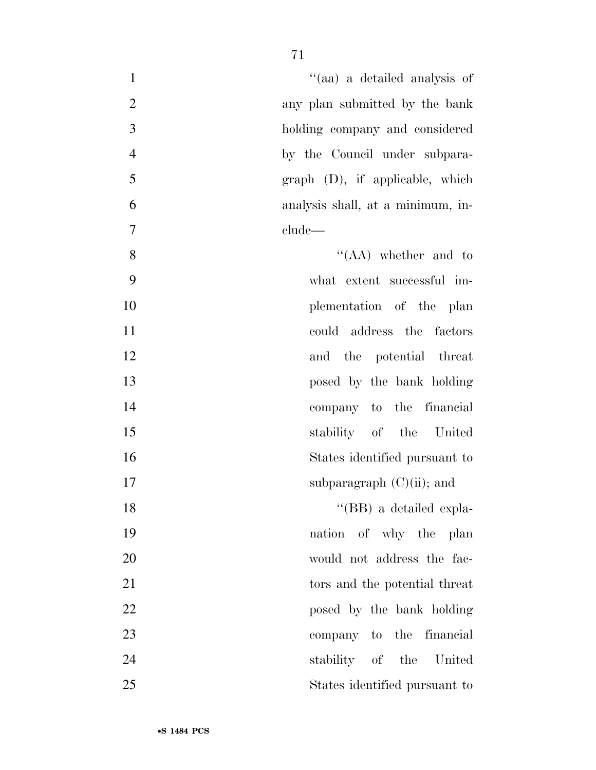''(aa) a detailed analysis of any plan submitted by the bank holding company and considered by the Council under subparagraph (D), if applicable, which analysis shall, at a minimum, include—

''(AA) whether and to what extent successful implementation of the plan could address the factors and the potential threat posed by the bank holding company to the financial stability of the United States identified pursuant to subparagraph (C)(ii); and

''(BB) a detailed explanation of why the plan would not address the factors and the potential threat posed by the bank holding company to the financial stability of the United States identified pursuant to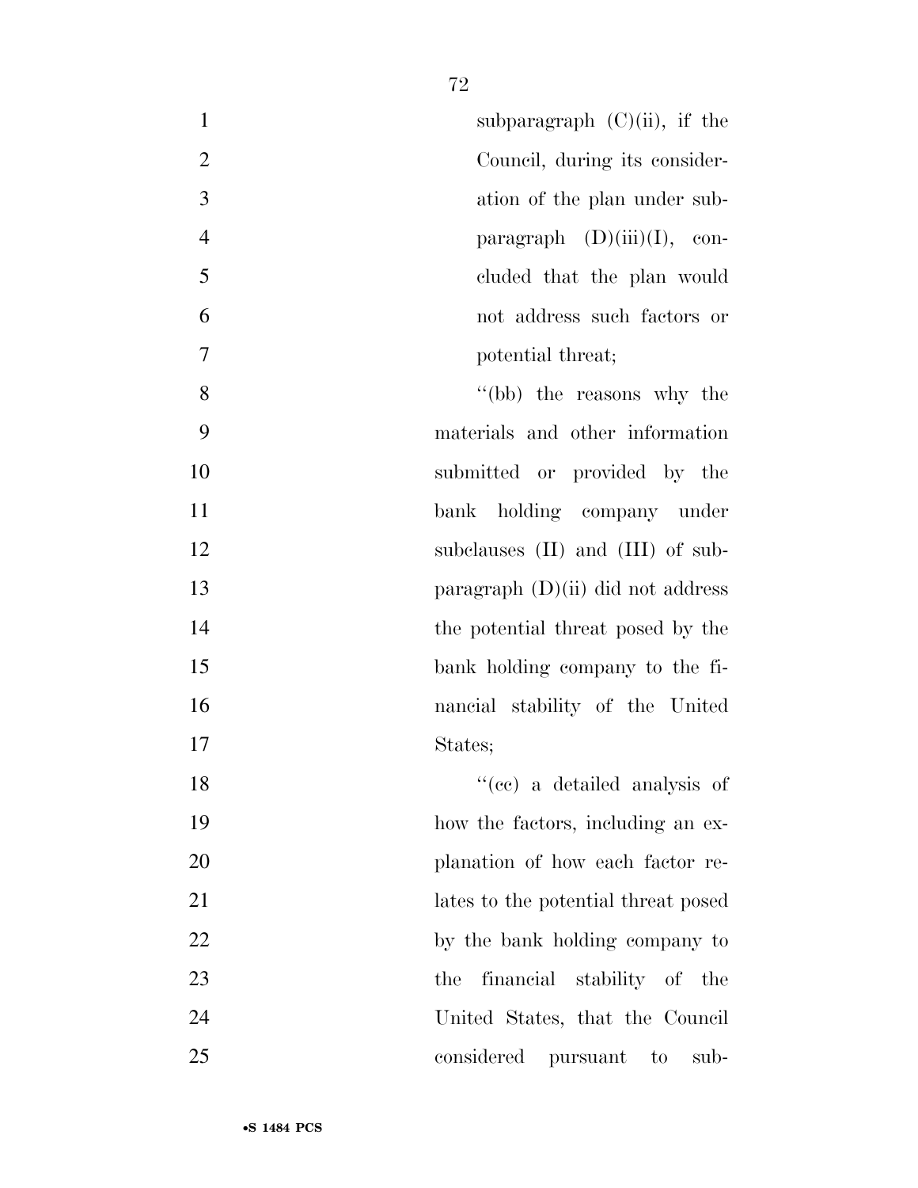subparagraph (C)(ii), if the Council, during its consideration of the plan under subparagraph (D)(iii)(I), concluded that the plan would not address such factors or potential threat;

"(bb) the reasons why the materials and other information submitted or provided by the bank holding company under subclauses (II) and (III) of subparagraph (D)(ii) did not address the potential threat posed by the bank holding company to the financial stability of the United States;

"(cc) a detailed analysis of how the factors, including an explanation of how each factor relates to the potential threat posed by the bank holding company to the financial stability of the United States, that the Council considered pursuant to sub-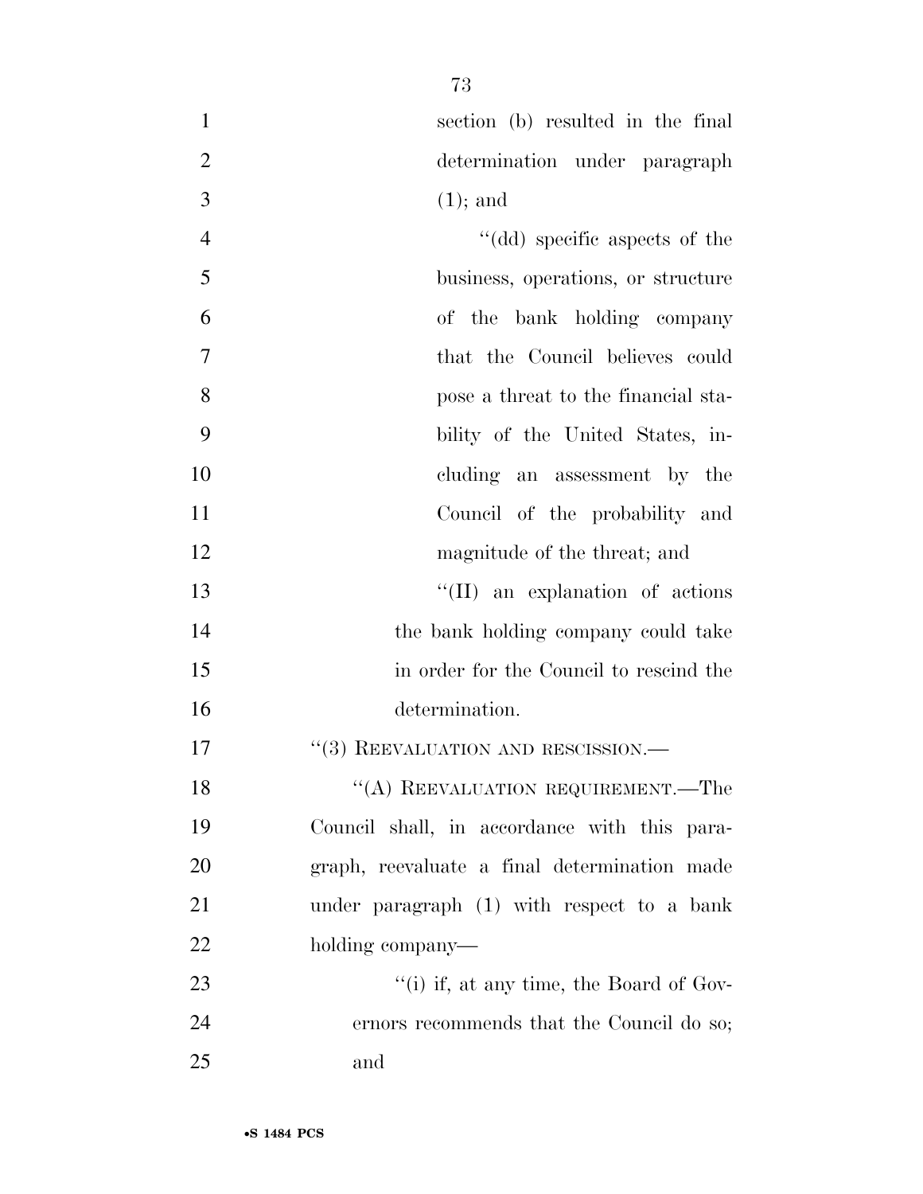section (b) resulted in the final determination under paragraph (1); and

''(dd) specific aspects of the business, operations, or structure of the bank holding company that the Council believes could pose a threat to the financial stability of the United States, including an assessment by the Council of the probability and magnitude of the threat; and

''(II) an explanation of actions the bank holding company could take in order for the Council to rescind the determination.

''(3) REEVALUATION AND RESCISSION.—

''(A) REEVALUATION REQUIREMENT.—The Council shall, in accordance with this paragraph, reevaluate a final determination made under paragraph (1) with respect to a bank holding company—

''(i) if, at any time, the Board of Governors recommends that the Council do so; and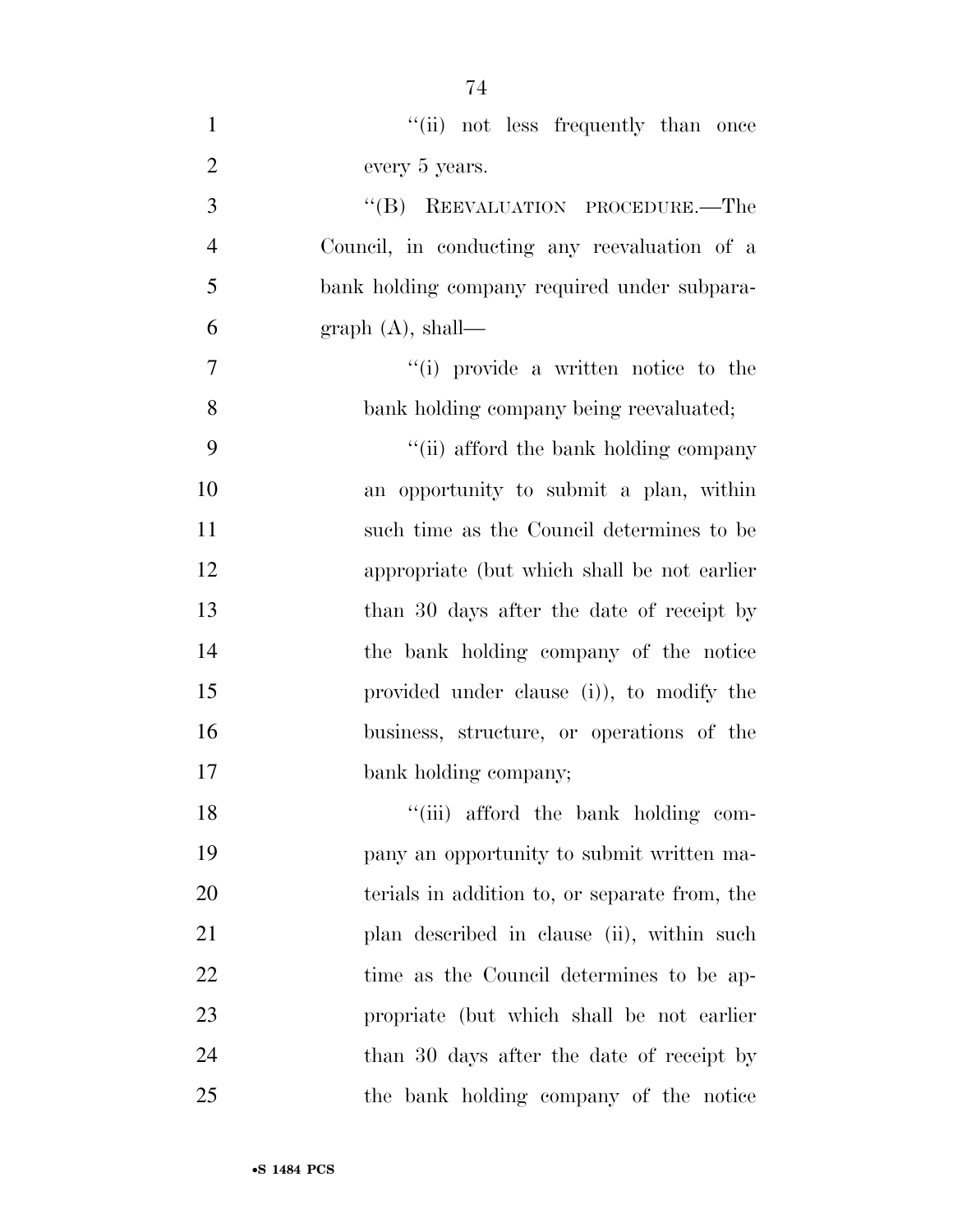''(ii) not less frequently than once every 5 years.

''(B) REEVALUATION PROCEDURE.—The Council, in conducting any reevaluation of a bank holding company required under subparagraph (A), shall—

''(i) provide a written notice to the bank holding company being reevaluated;

''(ii) afford the bank holding company an opportunity to submit a plan, within such time as the Council determines to be appropriate (but which shall be not earlier than 30 days after the date of receipt by the bank holding company of the notice provided under clause (i)), to modify the business, structure, or operations of the bank holding company;

''(iii) afford the bank holding company an opportunity to submit written materials in addition to, or separate from, the plan described in clause (ii), within such time as the Council determines to be appropriate (but which shall be not earlier than 30 days after the date of receipt by the bank holding company of the notice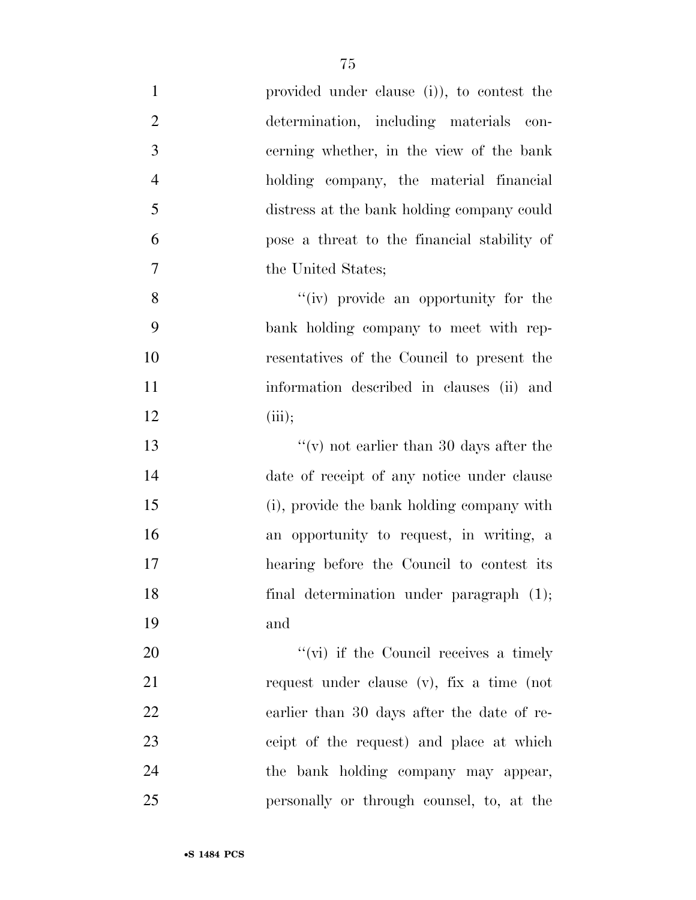provided under clause (i)), to contest the determination, including materials concerning whether, in the view of the bank holding company, the material financial distress at the bank holding company could pose a threat to the financial stability of the United States;

''(iv) provide an opportunity for the bank holding company to meet with representatives of the Council to present the information described in clauses (ii) and (iii);

''(v) not earlier than 30 days after the date of receipt of any notice under clause (i), provide the bank holding company with an opportunity to request, in writing, a hearing before the Council to contest its final determination under paragraph (1); and

''(vi) if the Council receives a timely request under clause (v), fix a time (not earlier than 30 days after the date of receipt of the request) and place at which the bank holding company may appear, personally or through counsel, to, at the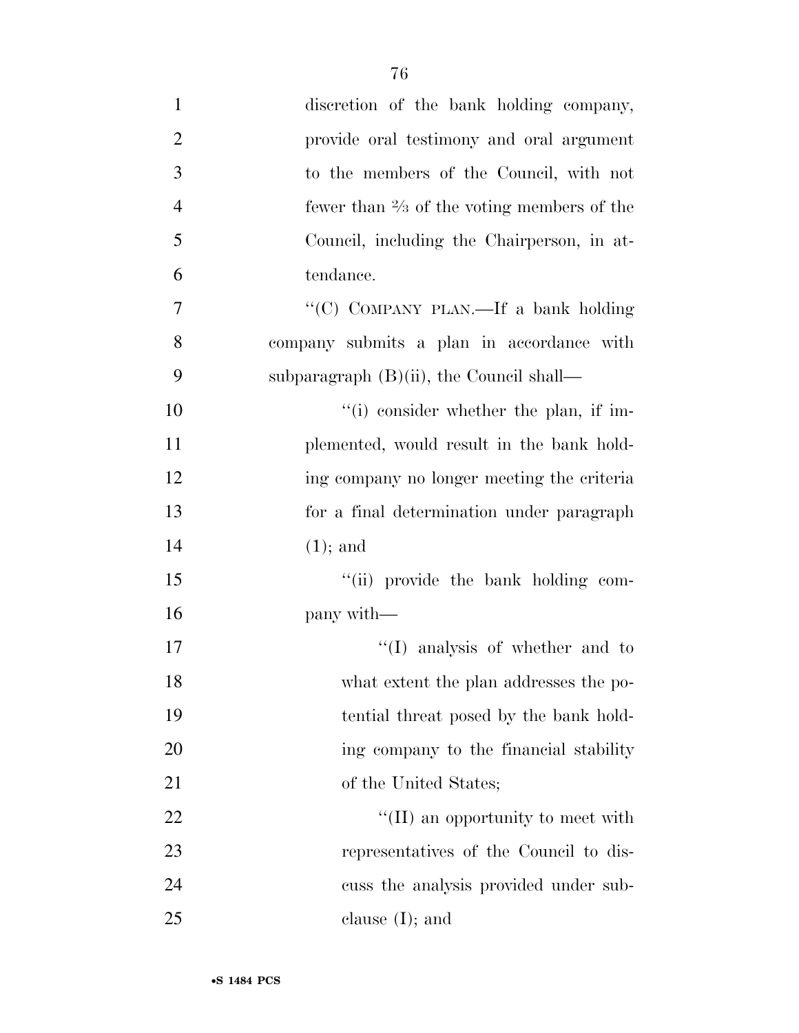discretion of the bank holding company, provide oral testimony and oral argument to the members of the Council, with not fewer than ⅔ of the voting members of the Council, including the Chairperson, in attendance.

"(C) COMPANY PLAN.—If a bank holding company submits a plan in accordance with subparagraph (B)(ii), the Council shall—

"(i) consider whether the plan, if implemented, would result in the bank holding company no longer meeting the criteria for a final determination under paragraph (1); and

"(ii) provide the bank holding company with—

"(I) analysis of whether and to what extent the plan addresses the potential threat posed by the bank holding company to the financial stability of the United States;

"(II) an opportunity to meet with representatives of the Council to discuss the analysis provided under subclause (I); and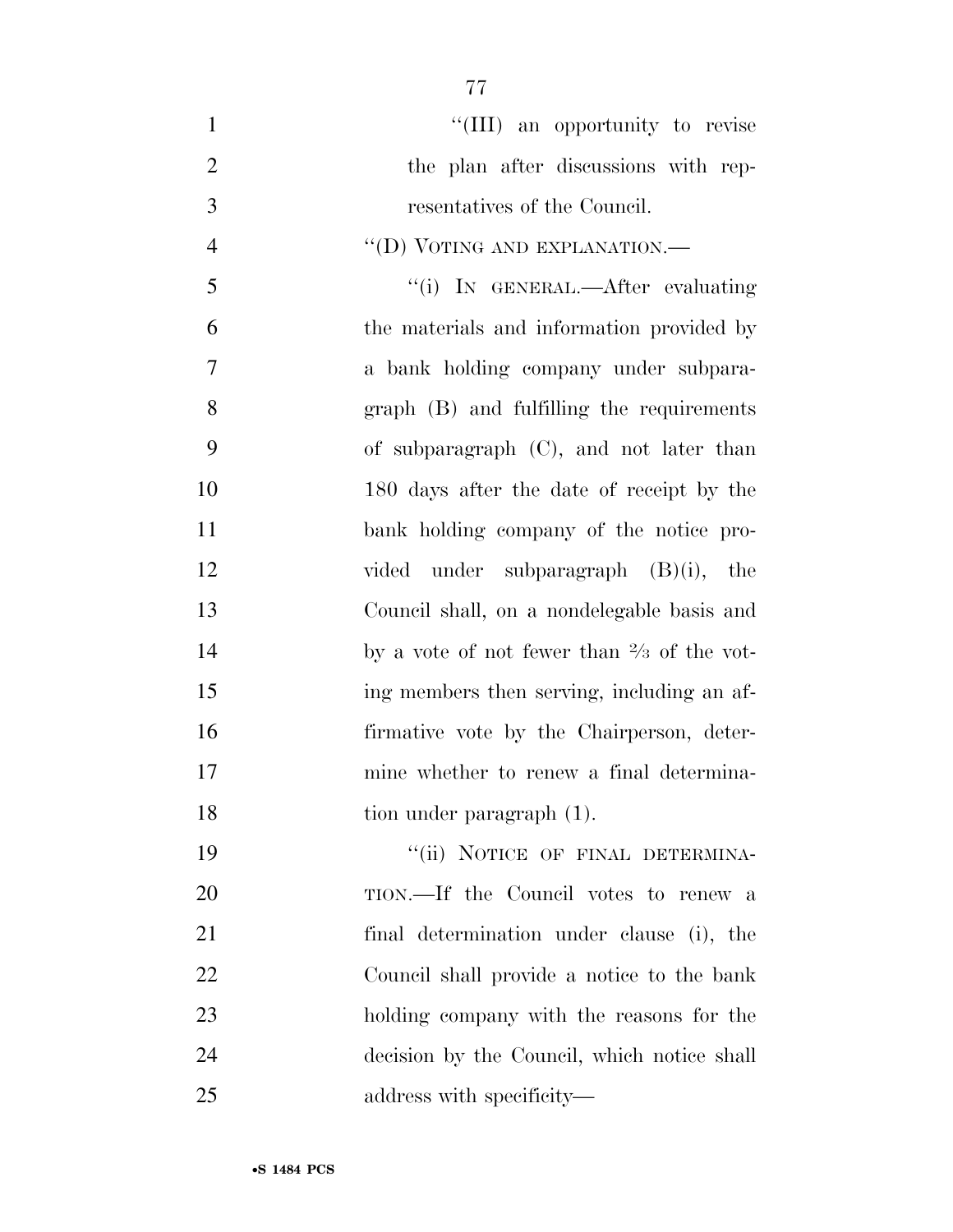"(III) an opportunity to revise the plan after discussions with representatives of the Council.

"(D) VOTING AND EXPLANATION.—

"(i) IN GENERAL.—After evaluating the materials and information provided by a bank holding company under subparagraph (B) and fulfilling the requirements of subparagraph (C), and not later than 180 days after the date of receipt by the bank holding company of the notice provided under subparagraph (B)(i), the Council shall, on a nondelegable basis and by a vote of not fewer than ⅔ of the voting members then serving, including an affirmative vote by the Chairperson, determine whether to renew a final determination under paragraph (1).

"(ii) NOTICE OF FINAL DETERMINATION.—If the Council votes to renew a final determination under clause (i), the Council shall provide a notice to the bank holding company with the reasons for the decision by the Council, which notice shall address with specificity—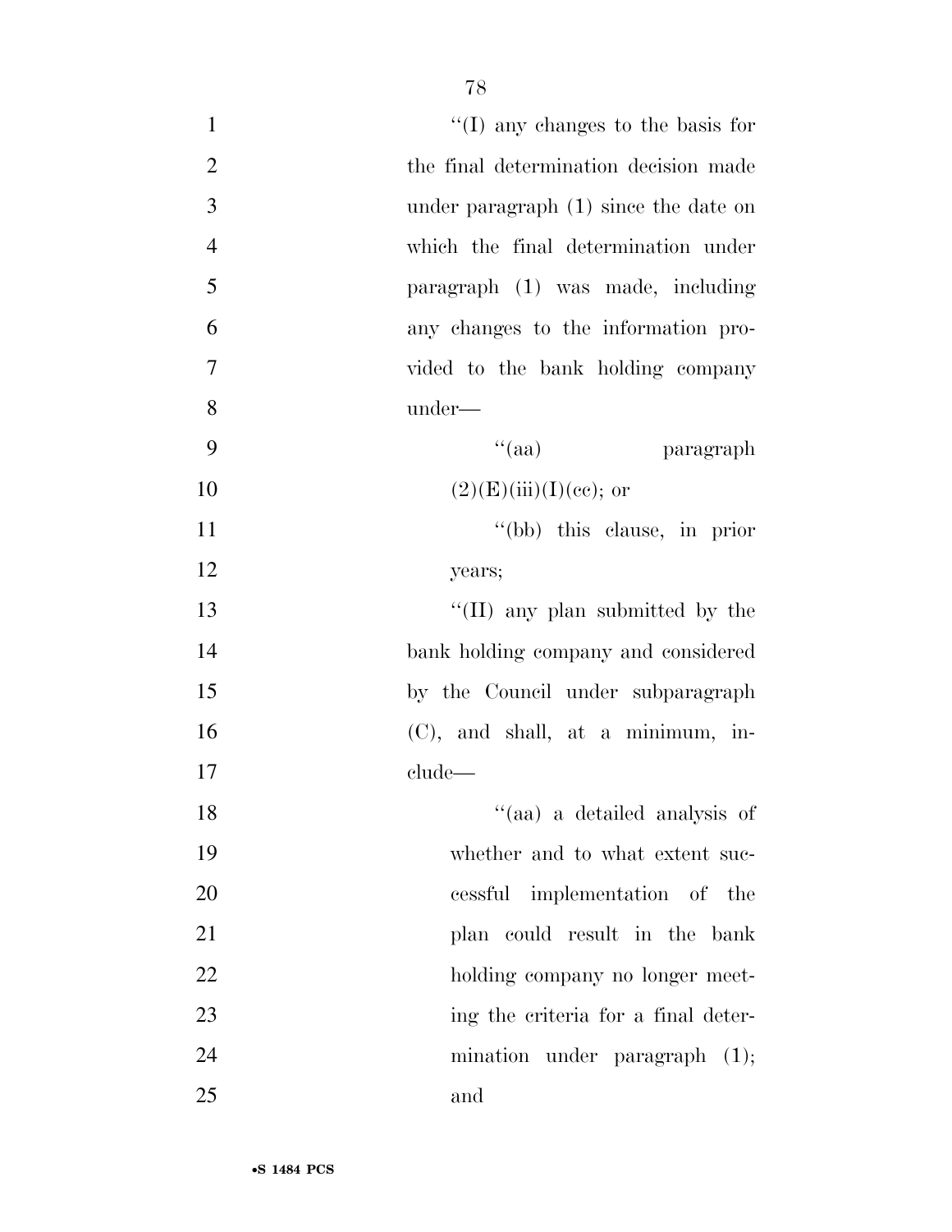''(I) any changes to the basis for the final determination decision made under paragraph (1) since the date on which the final determination under paragraph (1) was made, including any changes to the information provided to the bank holding company under—

''(aa) paragraph (2)(E)(iii)(I)(cc); or

''(bb) this clause, in prior years;

''(II) any plan submitted by the bank holding company and considered by the Council under subparagraph (C), and shall, at a minimum, include—

''(aa) a detailed analysis of whether and to what extent successful implementation of the plan could result in the bank holding company no longer meeting the criteria for a final determination under paragraph (1); and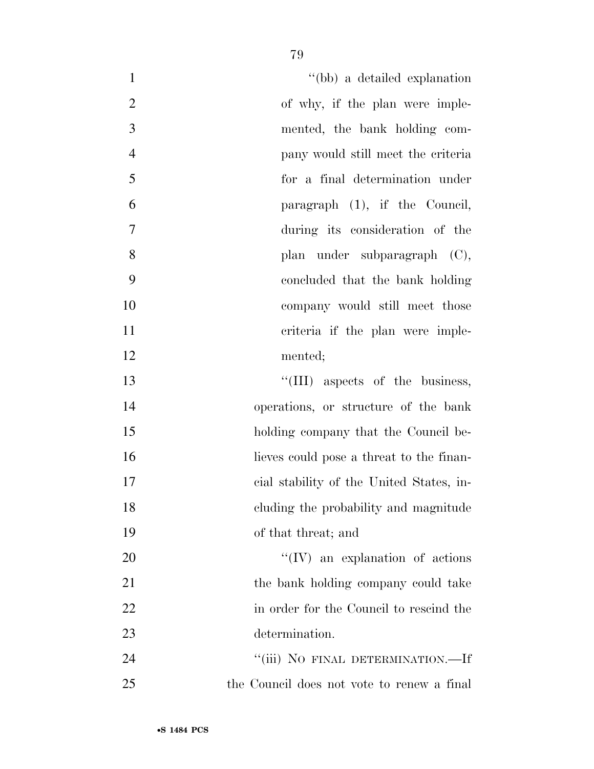''(bb) a detailed explanation of why, if the plan were implemented, the bank holding company would still meet the criteria for a final determination under paragraph (1), if the Council, during its consideration of the plan under subparagraph (C), concluded that the bank holding company would still meet those criteria if the plan were implemented;

''(III) aspects of the business, operations, or structure of the bank holding company that the Council believes could pose a threat to the financial stability of the United States, including the probability and magnitude of that threat; and

''(IV) an explanation of actions the bank holding company could take in order for the Council to rescind the determination.

''(iii) NO FINAL DETERMINATION.—If the Council does not vote to renew a final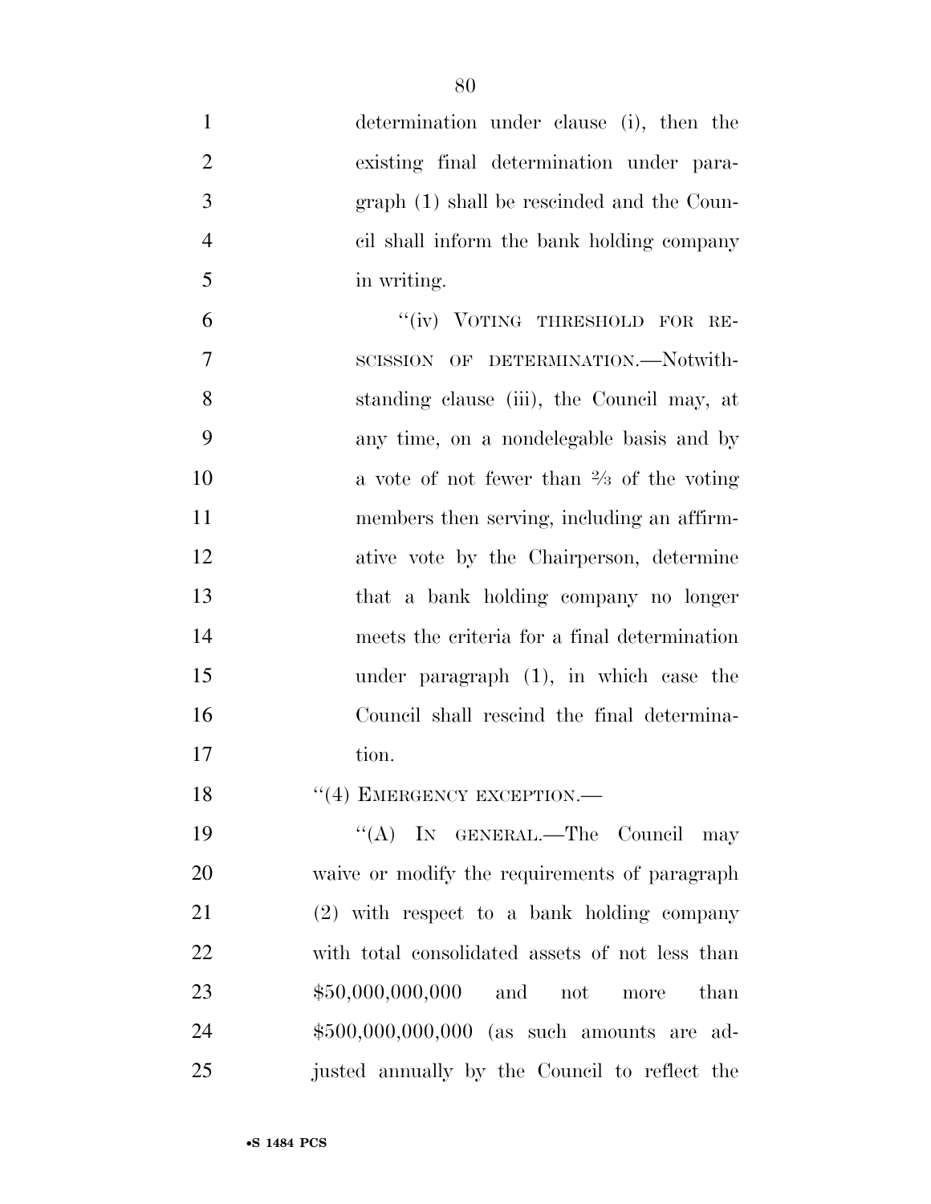determination under clause (i), then the existing final determination under paragraph (1) shall be rescinded and the Council shall inform the bank holding company in writing.

"(iv) VOTING THRESHOLD FOR RESCISSION OF DETERMINATION.—Notwithstanding clause (iii), the Council may, at any time, on a nondelegable basis and by a vote of not fewer than ⅔ of the voting members then serving, including an affirmative vote by the Chairperson, determine that a bank holding company no longer meets the criteria for a final determination under paragraph (1), in which case the Council shall rescind the final determination.

"(4) EMERGENCY EXCEPTION.—

"(A) IN GENERAL.—The Council may waive or modify the requirements of paragraph (2) with respect to a bank holding company with total consolidated assets of not less than $50,000,000,000 and not more than $500,000,000,000 (as such amounts are adjusted annually by the Council to reflect the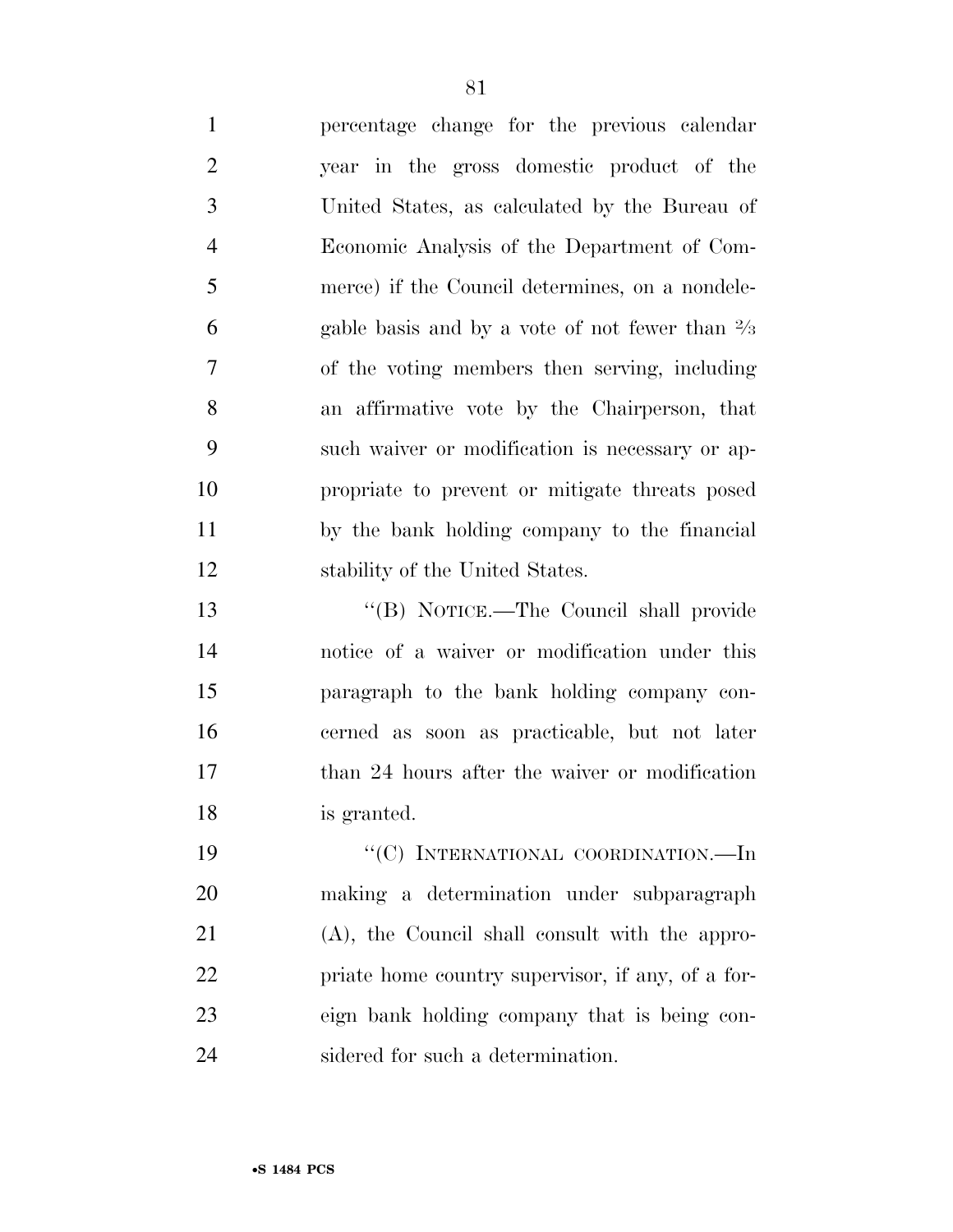percentage change for the previous calendar year in the gross domestic product of the United States, as calculated by the Bureau of Economic Analysis of the Department of Commerce) if the Council determines, on a nondelegable basis and by a vote of not fewer than ⅔ of the voting members then serving, including an affirmative vote by the Chairperson, that such waiver or modification is necessary or appropriate to prevent or mitigate threats posed by the bank holding company to the financial stability of the United States.

"(B) NOTICE.—The Council shall provide notice of a waiver or modification under this paragraph to the bank holding company concerned as soon as practicable, but not later than 24 hours after the waiver or modification is granted.

"(C) INTERNATIONAL COORDINATION.—In making a determination under subparagraph (A), the Council shall consult with the appropriate home country supervisor, if any, of a foreign bank holding company that is being considered for such a determination.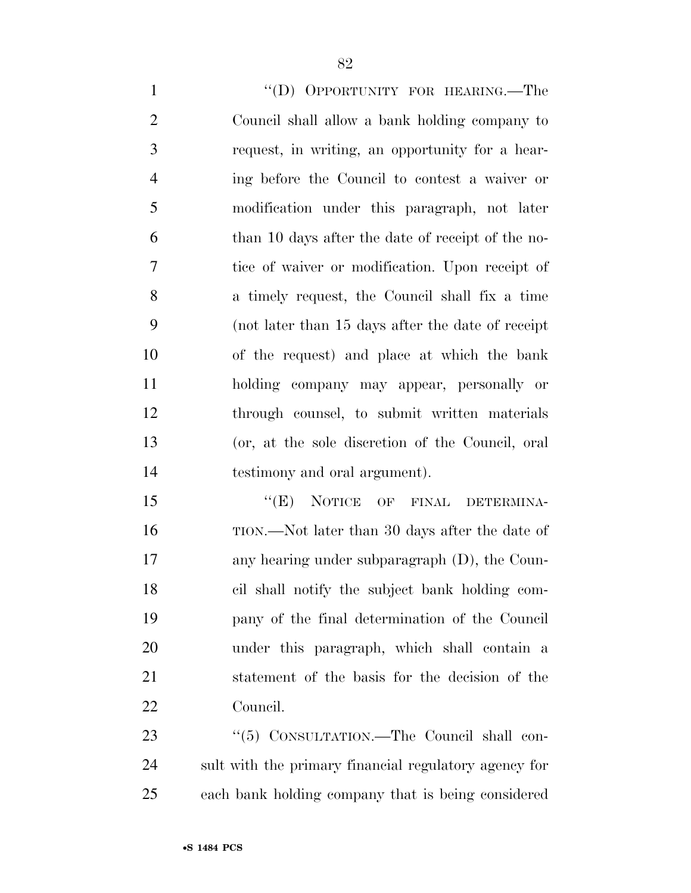"(D) OPPORTUNITY FOR HEARING.—The Council shall allow a bank holding company to request, in writing, an opportunity for a hearing before the Council to contest a waiver or modification under this paragraph, not later than 10 days after the date of receipt of the notice of waiver or modification. Upon receipt of a timely request, the Council shall fix a time (not later than 15 days after the date of receipt of the request) and place at which the bank holding company may appear, personally or through counsel, to submit written materials (or, at the sole discretion of the Council, oral testimony and oral argument).

"(E) NOTICE OF FINAL DETERMINATION.—Not later than 30 days after the date of any hearing under subparagraph (D), the Council shall notify the subject bank holding company of the final determination of the Council under this paragraph, which shall contain a statement of the basis for the decision of the Council.

"(5) CONSULTATION.—The Council shall consult with the primary financial regulatory agency for each bank holding company that is being considered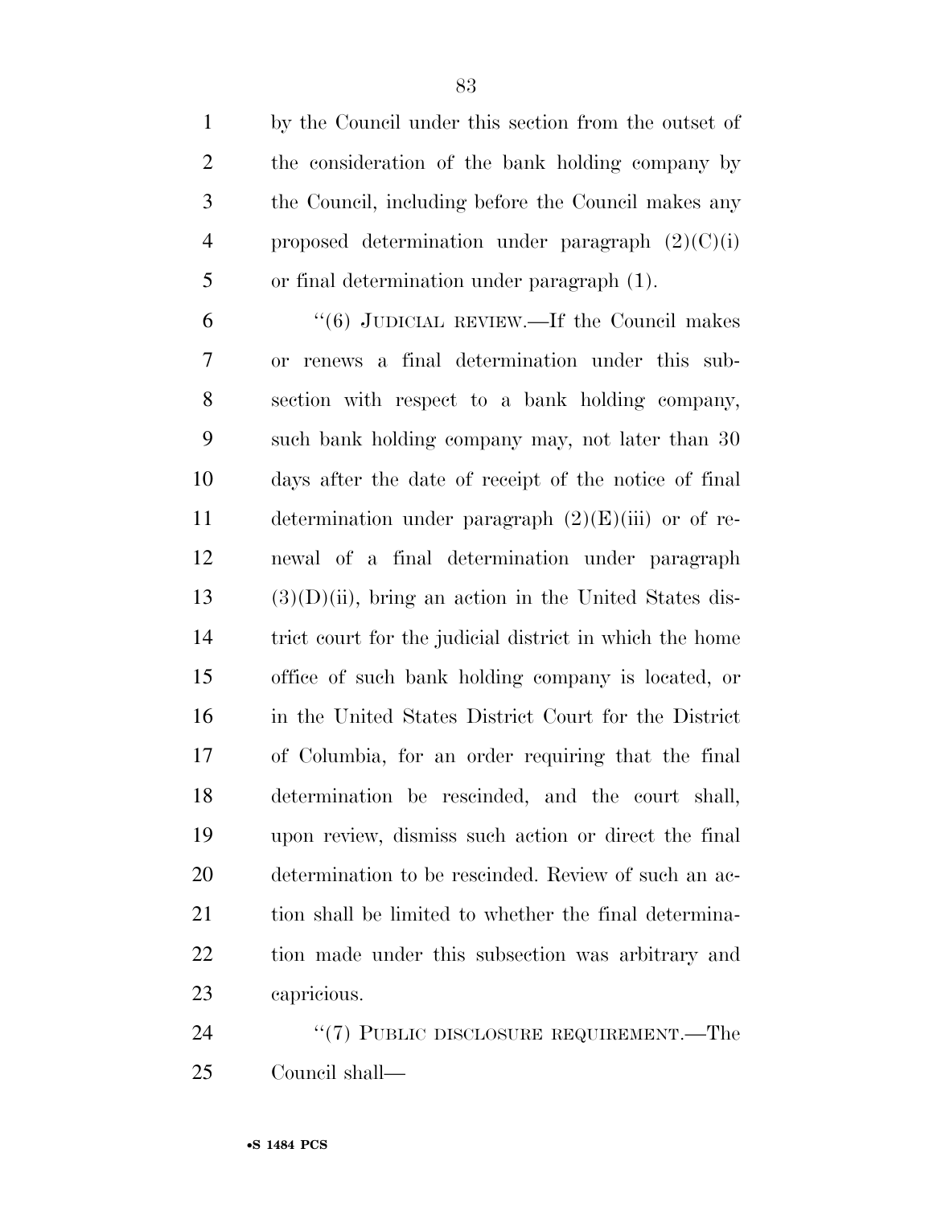by the Council under this section from the outset of the consideration of the bank holding company by the Council, including before the Council makes any proposed determination under paragraph (2)(C)(i) or final determination under paragraph (1).

"(6) JUDICIAL REVIEW.—If the Council makes or renews a final determination under this subsection with respect to a bank holding company, such bank holding company may, not later than 30 days after the date of receipt of the notice of final determination under paragraph (2)(E)(iii) or of renewal of a final determination under paragraph (3)(D)(ii), bring an action in the United States district court for the judicial district in which the home office of such bank holding company is located, or in the United States District Court for the District of Columbia, for an order requiring that the final determination be rescinded, and the court shall, upon review, dismiss such action or direct the final determination to be rescinded. Review of such an action shall be limited to whether the final determination made under this subsection was arbitrary and capricious.

"(7) PUBLIC DISCLOSURE REQUIREMENT.—The Council shall—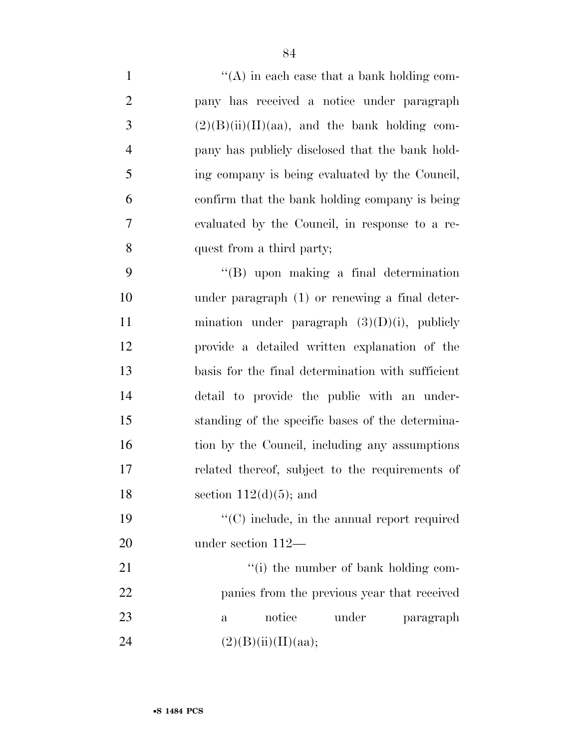''(A) in each case that a bank holding company has received a notice under paragraph (2)(B)(ii)(II)(aa), and the bank holding company has publicly disclosed that the bank holding company is being evaluated by the Council, confirm that the bank holding company is being evaluated by the Council, in response to a request from a third party;

''(B) upon making a final determination under paragraph (1) or renewing a final determination under paragraph (3)(D)(i), publicly provide a detailed written explanation of the basis for the final determination with sufficient detail to provide the public with an understanding of the specific bases of the determination by the Council, including any assumptions related thereof, subject to the requirements of section 112(d)(5); and

''(C) include, in the annual report required under section 112—

''(i) the number of bank holding companies from the previous year that received a notice under paragraph (2)(B)(ii)(II)(aa);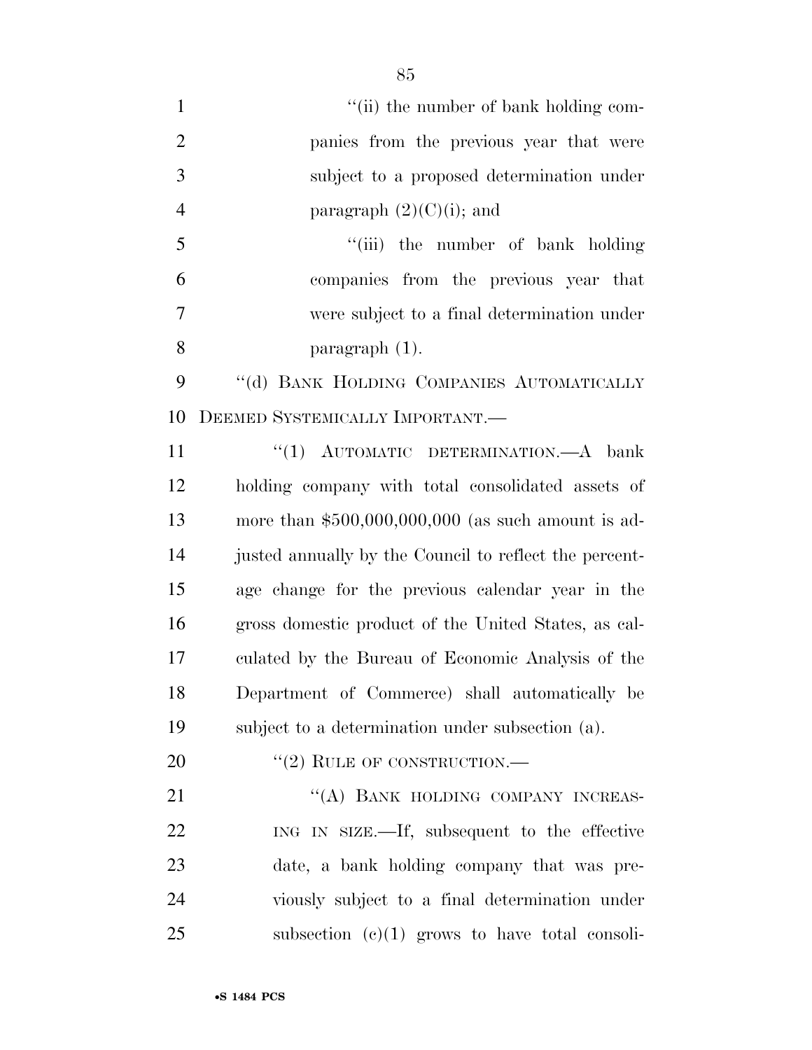''(ii) the number of bank holding companies from the previous year that were subject to a proposed determination under paragraph (2)(C)(i); and

''(iii) the number of bank holding companies from the previous year that were subject to a final determination under paragraph (1).

''(d) BANK HOLDING COMPANIES AUTOMATICALLY DEEMED SYSTEMICALLY IMPORTANT.—

''(1) AUTOMATIC DETERMINATION.—A bank holding company with total consolidated assets of more than $500,000,000,000 (as such amount is adjusted annually by the Council to reflect the percentage change for the previous calendar year in the gross domestic product of the United States, as calculated by the Bureau of Economic Analysis of the Department of Commerce) shall automatically be subject to a determination under subsection (a).

''(2) RULE OF CONSTRUCTION.—

''(A) BANK HOLDING COMPANY INCREASING IN SIZE.—If, subsequent to the effective date, a bank holding company that was previously subject to a final determination under subsection (c)(1) grows to have total consoli-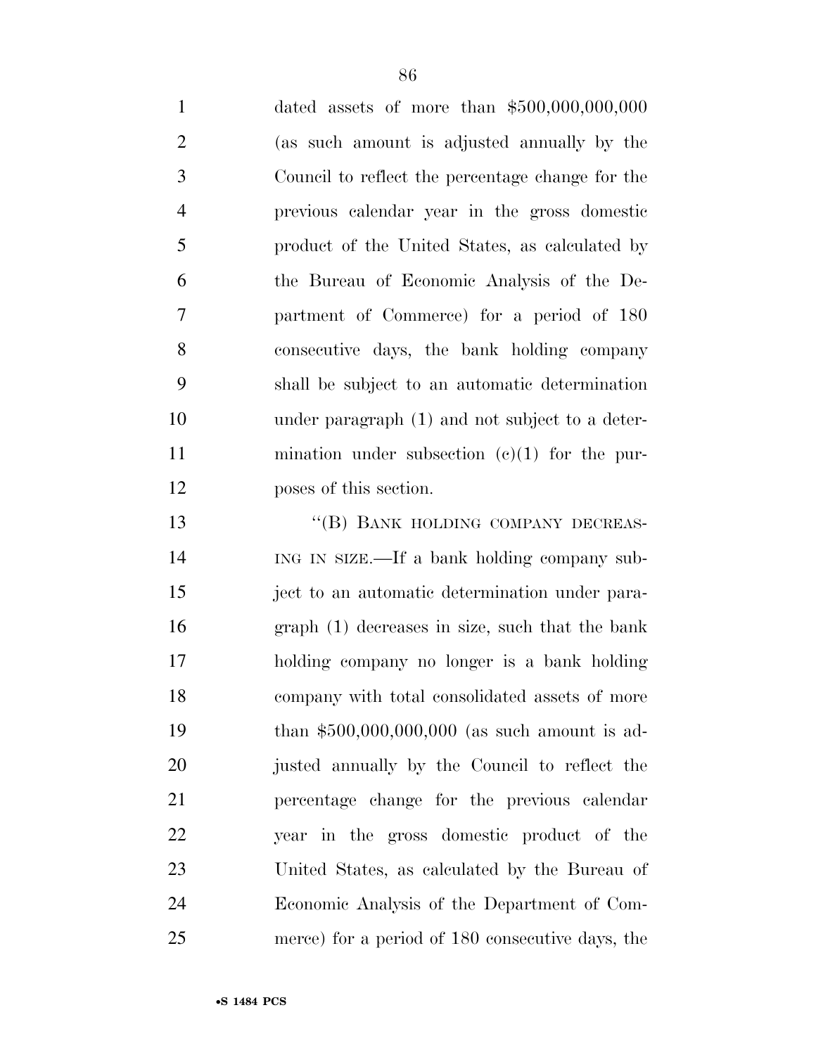dated assets of more than $500,000,000,000 (as such amount is adjusted annually by the Council to reflect the percentage change for the previous calendar year in the gross domestic product of the United States, as calculated by the Bureau of Economic Analysis of the Department of Commerce) for a period of 180 consecutive days, the bank holding company shall be subject to an automatic determination under paragraph (1) and not subject to a determination under subsection (c)(1) for the purposes of this section.

"(B) BANK HOLDING COMPANY DECREASING IN SIZE.—If a bank holding company subject to an automatic determination under paragraph (1) decreases in size, such that the bank holding company no longer is a bank holding company with total consolidated assets of more than $500,000,000,000 (as such amount is adjusted annually by the Council to reflect the percentage change for the previous calendar year in the gross domestic product of the United States, as calculated by the Bureau of Economic Analysis of the Department of Commerce) for a period of 180 consecutive days, the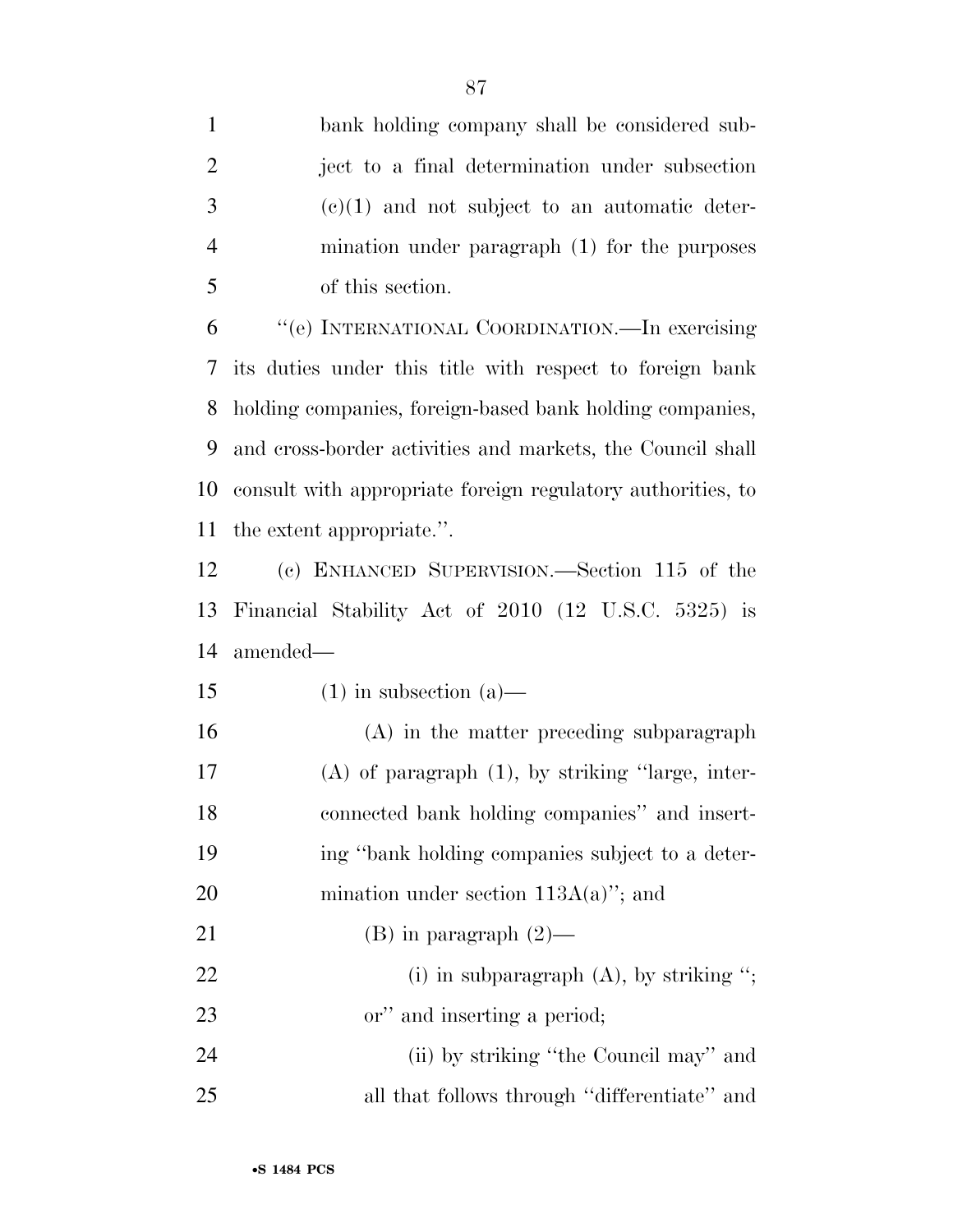bank holding company shall be considered subject to a final determination under subsection (c)(1) and not subject to an automatic determination under paragraph (1) for the purposes of this section.

"(e) INTERNATIONAL COORDINATION.—In exercising its duties under this title with respect to foreign bank holding companies, foreign-based bank holding companies, and cross-border activities and markets, the Council shall consult with appropriate foreign regulatory authorities, to the extent appropriate.".

(c) ENHANCED SUPERVISION.—Section 115 of the Financial Stability Act of 2010 (12 U.S.C. 5325) is amended—

(1) in subsection (a)—

(A) in the matter preceding subparagraph (A) of paragraph (1), by striking "large, interconnected bank holding companies" and inserting "bank holding companies subject to a determination under section 113A(a)"; and

(B) in paragraph (2)—

(i) in subparagraph (A), by striking "; or" and inserting a period;

(ii) by striking "the Council may" and all that follows through "differentiate" and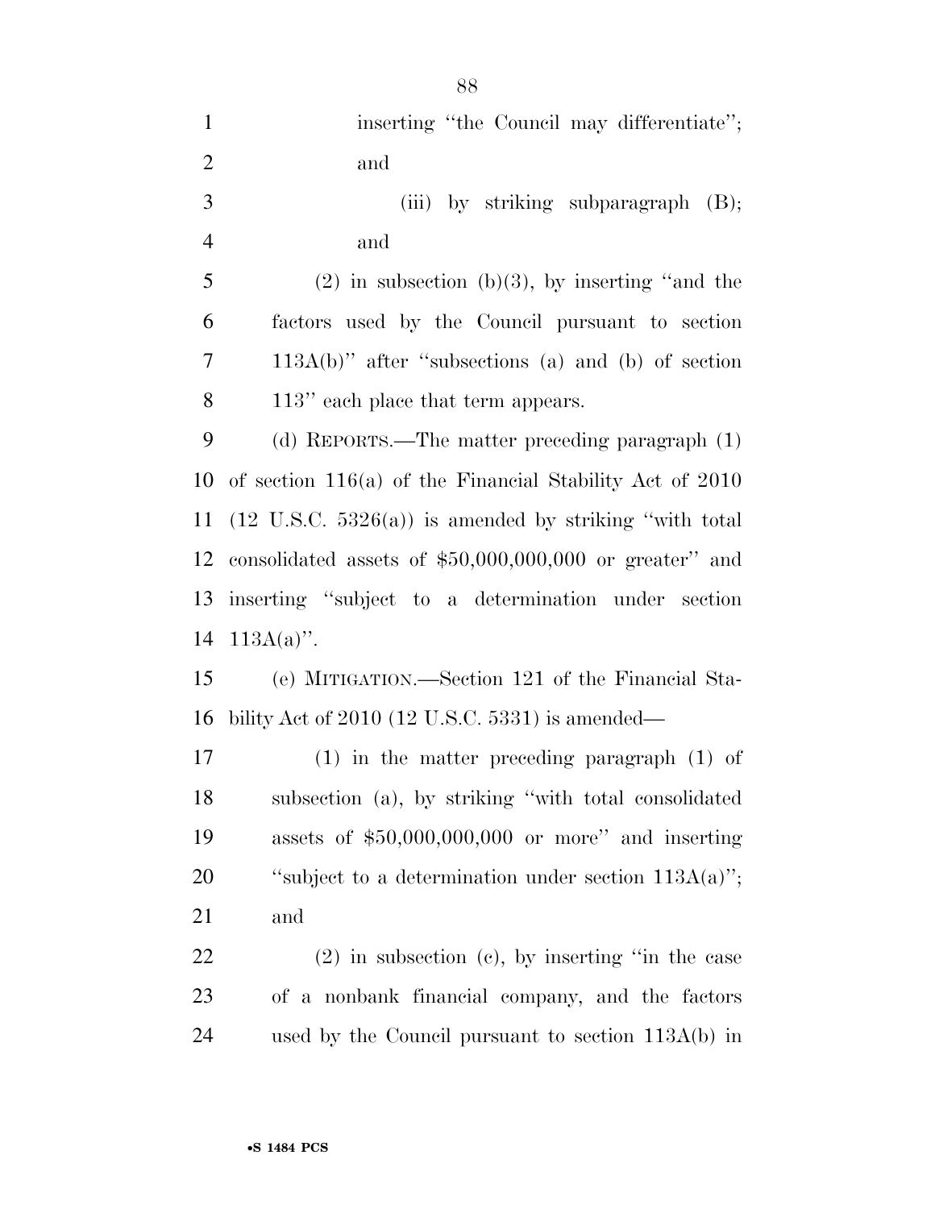inserting "the Council may differentiate"; and

(iii) by striking subparagraph (B); and

(2) in subsection (b)(3), by inserting "and the factors used by the Council pursuant to section 113A(b)" after "subsections (a) and (b) of section 113" each place that term appears.

(d) REPORTS.—The matter preceding paragraph (1) of section 116(a) of the Financial Stability Act of 2010 (12 U.S.C. 5326(a)) is amended by striking "with total consolidated assets of $50,000,000,000 or greater" and inserting "subject to a determination under section 113A(a)".

(e) MITIGATION.—Section 121 of the Financial Stability Act of 2010 (12 U.S.C. 5331) is amended—

(1) in the matter preceding paragraph (1) of subsection (a), by striking "with total consolidated assets of $50,000,000,000 or more" and inserting "subject to a determination under section 113A(a)"; and

(2) in subsection (c), by inserting "in the case of a nonbank financial company, and the factors used by the Council pursuant to section 113A(b) in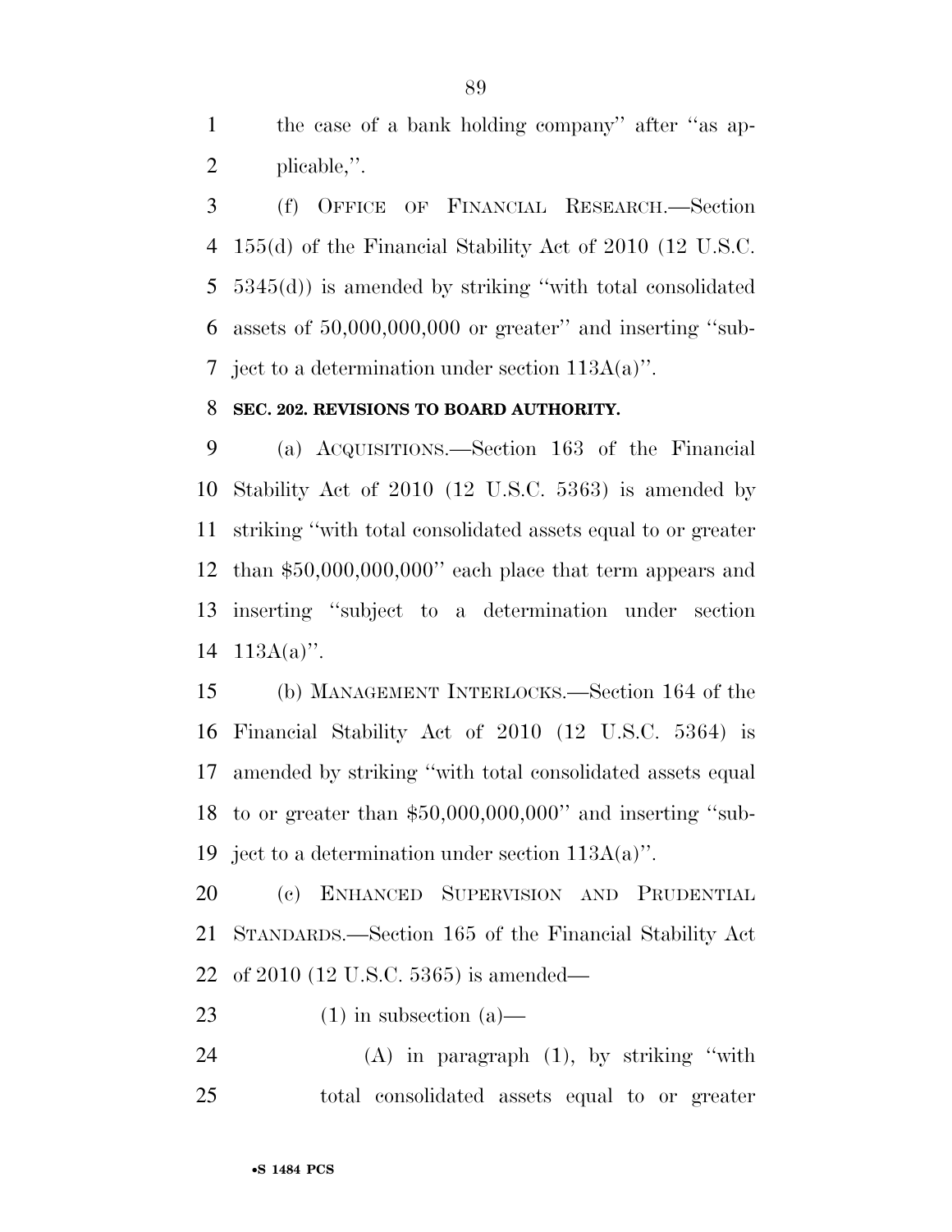the case of a bank holding company'' after ''as applicable,''.

(f) OFFICE OF FINANCIAL RESEARCH.—Section 155(d) of the Financial Stability Act of 2010 (12 U.S.C. 5345(d)) is amended by striking ''with total consolidated assets of 50,000,000,000 or greater'' and inserting ''subject to a determination under section 113A(a)''.

**SEC. 202. REVISIONS TO BOARD AUTHORITY.**

(a) ACQUISITIONS.—Section 163 of the Financial Stability Act of 2010 (12 U.S.C. 5363) is amended by striking ''with total consolidated assets equal to or greater than $50,000,000,000'' each place that term appears and inserting ''subject to a determination under section 113A(a)''.

(b) MANAGEMENT INTERLOCKS.—Section 164 of the Financial Stability Act of 2010 (12 U.S.C. 5364) is amended by striking ''with total consolidated assets equal to or greater than $50,000,000,000'' and inserting ''subject to a determination under section 113A(a)''.

(c) ENHANCED SUPERVISION AND PRUDENTIAL STANDARDS.—Section 165 of the Financial Stability Act of 2010 (12 U.S.C. 5365) is amended—

(1) in subsection (a)—

(A) in paragraph (1), by striking ''with total consolidated assets equal to or greater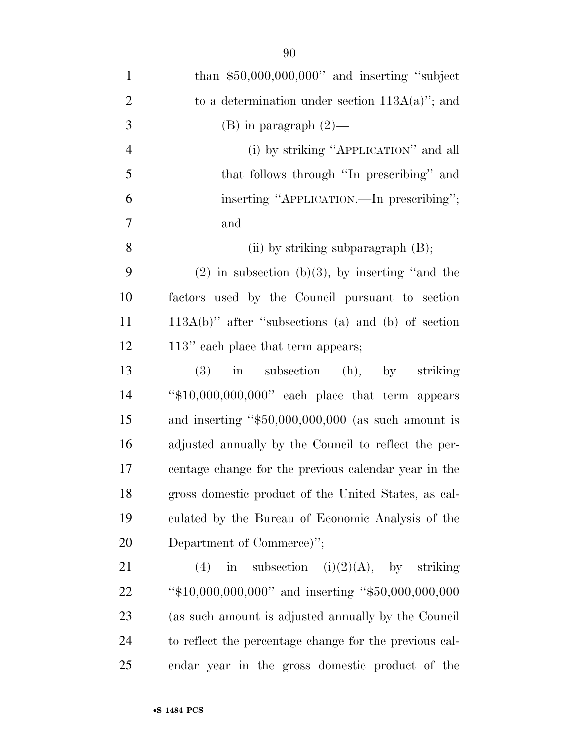than $50,000,000,000'' and inserting ''subject to a determination under section 113A(a)''; and

(B) in paragraph (2)—

(i) by striking ''APPLICATION'' and all that follows through ''In prescribing'' and inserting ''APPLICATION.—In prescribing''; and

(ii) by striking subparagraph (B);

(2) in subsection (b)(3), by inserting ''and the factors used by the Council pursuant to section 113A(b)'' after ''subsections (a) and (b) of section 113'' each place that term appears;

(3) in subsection (h), by striking ''$10,000,000,000'' each place that term appears and inserting ''$50,000,000,000 (as such amount is adjusted annually by the Council to reflect the percentage change for the previous calendar year in the gross domestic product of the United States, as calculated by the Bureau of Economic Analysis of the Department of Commerce)'';

(4) in subsection (i)(2)(A), by striking ''$10,000,000,000'' and inserting ''$50,000,000,000 (as such amount is adjusted annually by the Council to reflect the percentage change for the previous calendar year in the gross domestic product of the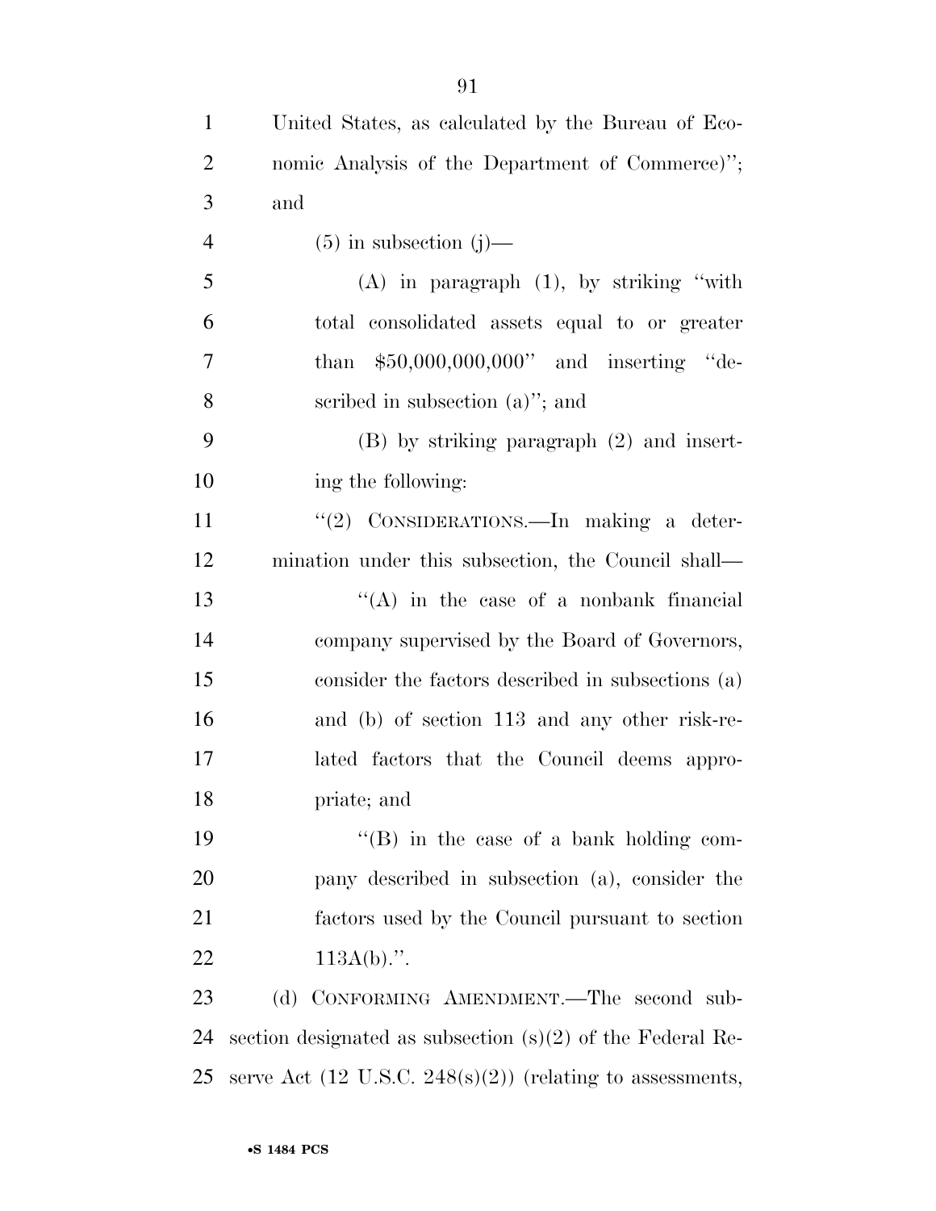United States, as calculated by the Bureau of Economic Analysis of the Department of Commerce)''; and

(5) in subsection (j)—

(A) in paragraph (1), by striking ''with total consolidated assets equal to or greater than $50,000,000,000'' and inserting ''described in subsection (a)''; and

(B) by striking paragraph (2) and inserting the following:

''(2) CONSIDERATIONS.—In making a determination under this subsection, the Council shall—

''(A) in the case of a nonbank financial company supervised by the Board of Governors, consider the factors described in subsections (a) and (b) of section 113 and any other risk-related factors that the Council deems appropriate; and

''(B) in the case of a bank holding company described in subsection (a), consider the factors used by the Council pursuant to section 113A(b).''.

(d) CONFORMING AMENDMENT.—The second subsection designated as subsection (s)(2) of the Federal Reserve Act (12 U.S.C. 248(s)(2)) (relating to assessments,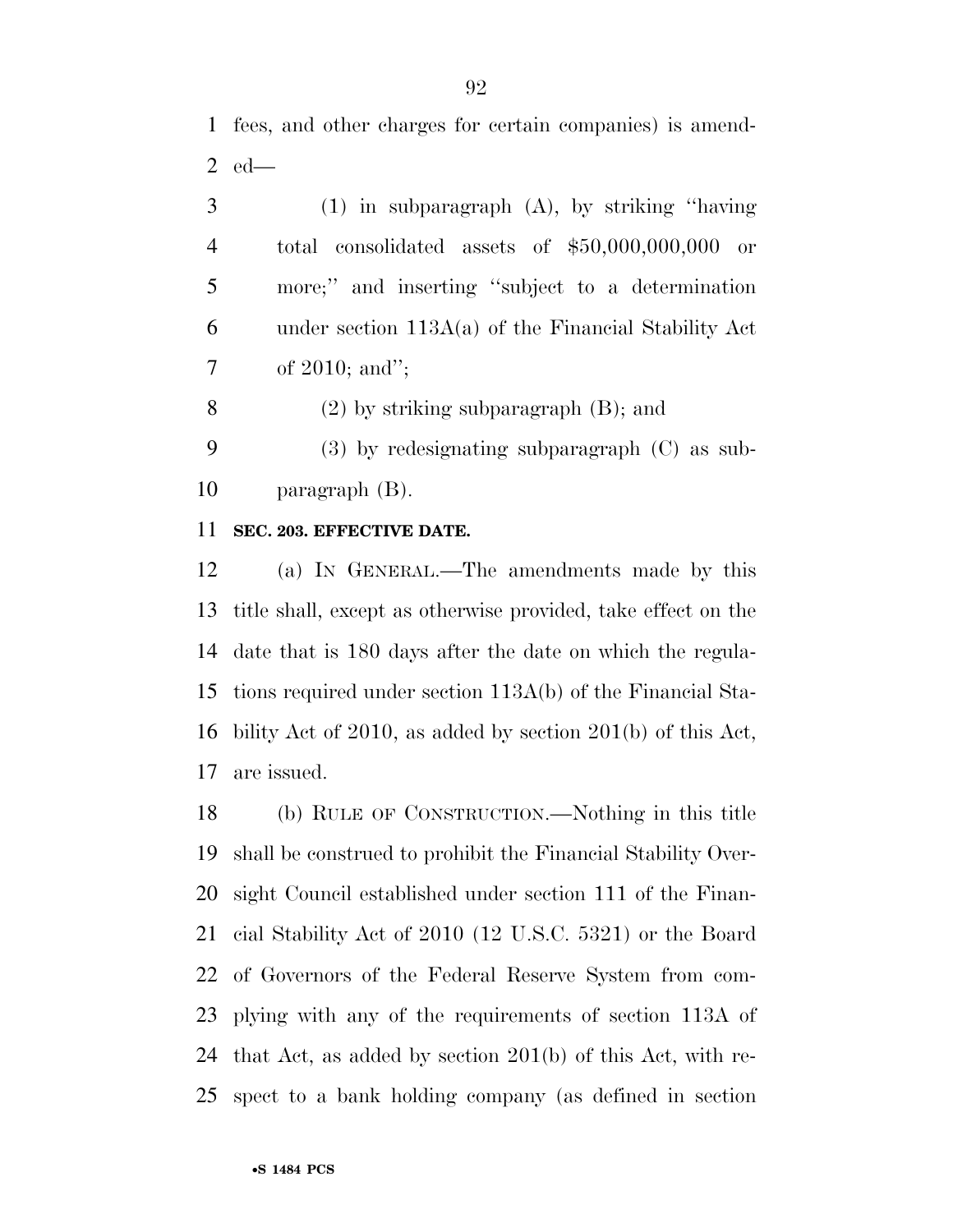fees, and other charges for certain companies) is amended—

(1) in subparagraph (A), by striking ''having total consolidated assets of $50,000,000,000 or more;'' and inserting ''subject to a determination under section 113A(a) of the Financial Stability Act of 2010; and'';

(2) by striking subparagraph (B); and

(3) by redesignating subparagraph (C) as subparagraph (B).

**SEC. 203. EFFECTIVE DATE.**

(a) IN GENERAL.—The amendments made by this title shall, except as otherwise provided, take effect on the date that is 180 days after the date on which the regulations required under section 113A(b) of the Financial Stability Act of 2010, as added by section 201(b) of this Act, are issued.

(b) RULE OF CONSTRUCTION.—Nothing in this title shall be construed to prohibit the Financial Stability Oversight Council established under section 111 of the Financial Stability Act of 2010 (12 U.S.C. 5321) or the Board of Governors of the Federal Reserve System from complying with any of the requirements of section 113A of that Act, as added by section 201(b) of this Act, with respect to a bank holding company (as defined in section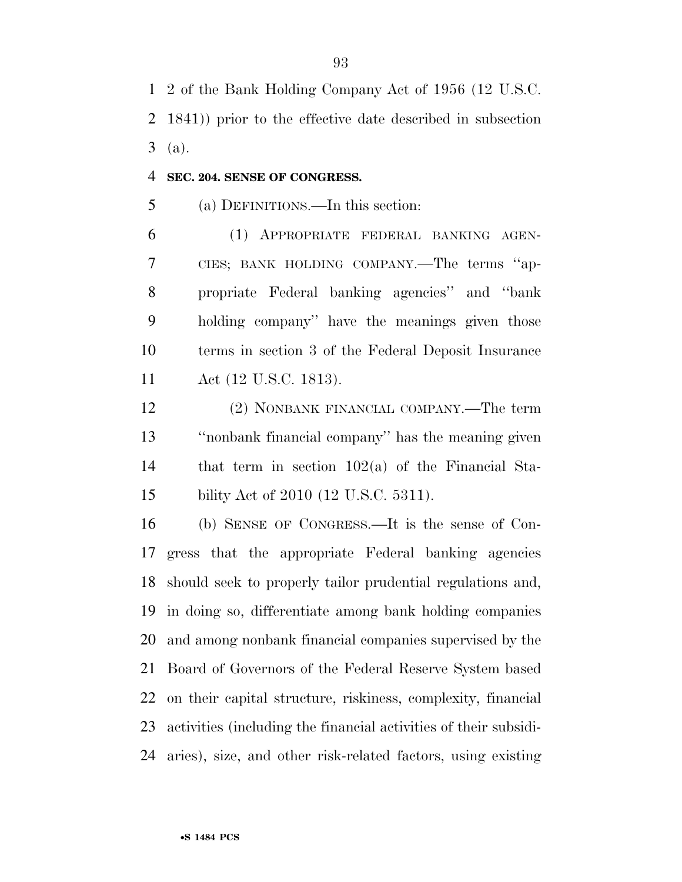2 of the Bank Holding Company Act of 1956 (12 U.S.C. 1841)) prior to the effective date described in subsection (a).

**SEC. 204. SENSE OF CONGRESS.**

(a) DEFINITIONS.—In this section:

(1) APPROPRIATE FEDERAL BANKING AGENCIES; BANK HOLDING COMPANY.—The terms ''appropriate Federal banking agencies'' and ''bank holding company'' have the meanings given those terms in section 3 of the Federal Deposit Insurance Act (12 U.S.C. 1813).

(2) NONBANK FINANCIAL COMPANY.—The term ''nonbank financial company'' has the meaning given that term in section 102(a) of the Financial Stability Act of 2010 (12 U.S.C. 5311).

(b) SENSE OF CONGRESS.—It is the sense of Congress that the appropriate Federal banking agencies should seek to properly tailor prudential regulations and, in doing so, differentiate among bank holding companies and among nonbank financial companies supervised by the Board of Governors of the Federal Reserve System based on their capital structure, riskiness, complexity, financial activities (including the financial activities of their subsidiaries), size, and other risk-related factors, using existing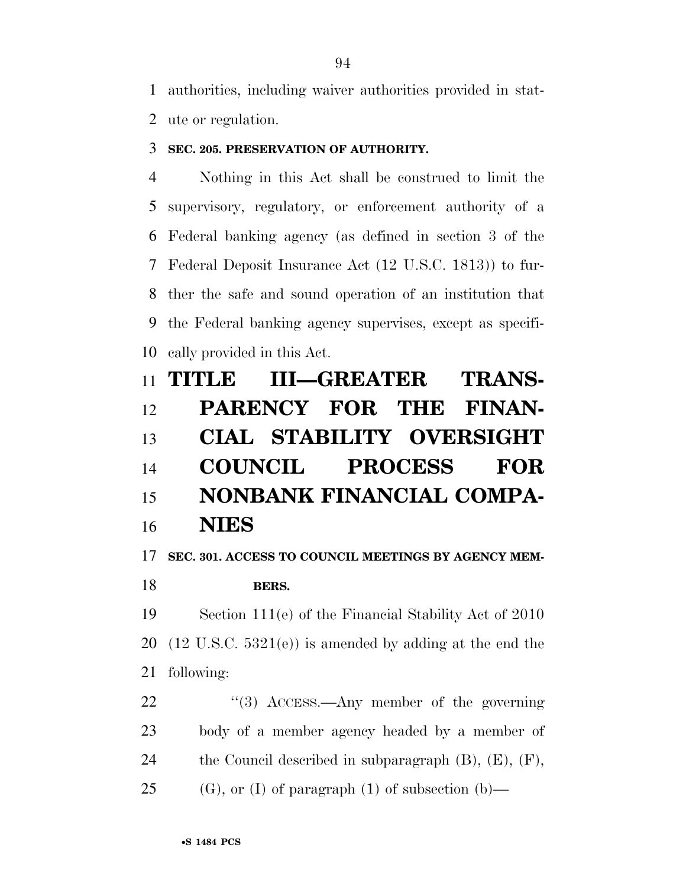authorities, including waiver authorities provided in statute or regulation.

### SEC. 205. PRESERVATION OF AUTHORITY.

Nothing in this Act shall be construed to limit the supervisory, regulatory, or enforcement authority of a Federal banking agency (as defined in section 3 of the Federal Deposit Insurance Act (12 U.S.C. 1813)) to further the safe and sound operation of an institution that the Federal banking agency supervises, except as specifically provided in this Act.

# TITLE III—GREATER TRANSPARENCY FOR THE FINANCIAL STABILITY OVERSIGHT COUNCIL PROCESS FOR NONBANK FINANCIAL COMPANIES

### SEC. 301. ACCESS TO COUNCIL MEETINGS BY AGENCY MEMBERS.

Section 111(e) of the Financial Stability Act of 2010 (12 U.S.C. 5321(e)) is amended by adding at the end the following:

"(3) ACCESS.—Any member of the governing body of a member agency headed by a member of the Council described in subparagraph (B), (E), (F), (G), or (I) of paragraph (1) of subsection (b)—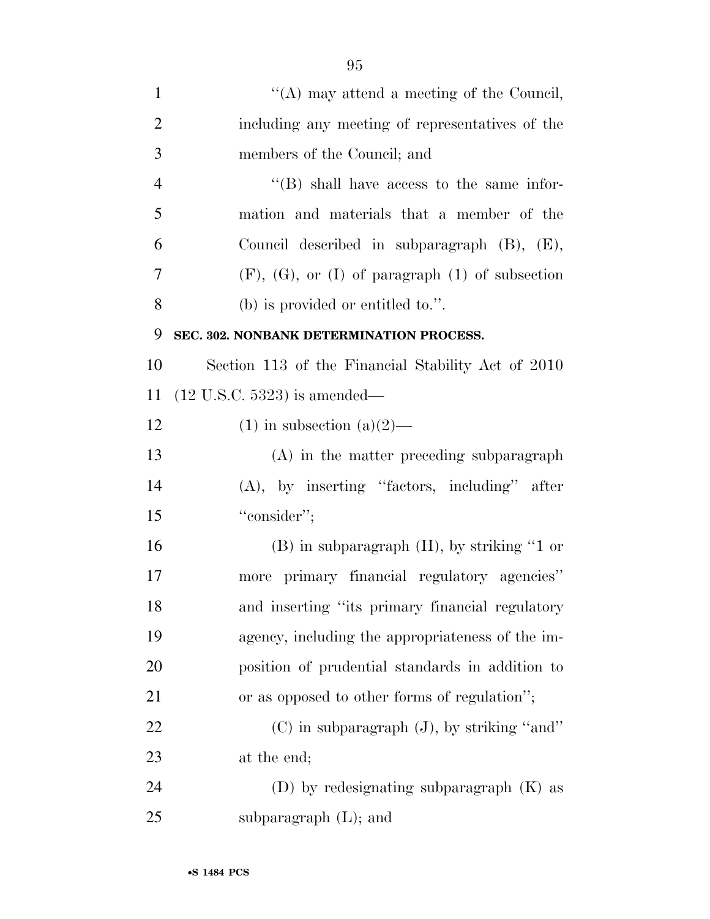"(A) may attend a meeting of the Council, including any meeting of representatives of the members of the Council; and

"(B) shall have access to the same information and materials that a member of the Council described in subparagraph (B), (E), (F), (G), or (I) of paragraph (1) of subsection (b) is provided or entitled to.".

**SEC. 302. NONBANK DETERMINATION PROCESS.**

Section 113 of the Financial Stability Act of 2010 (12 U.S.C. 5323) is amended—

(1) in subsection (a)(2)—

(A) in the matter preceding subparagraph (A), by inserting "factors, including" after "consider";

(B) in subparagraph (H), by striking "1 or more primary financial regulatory agencies" and inserting "its primary financial regulatory agency, including the appropriateness of the imposition of prudential standards in addition to or as opposed to other forms of regulation";

(C) in subparagraph (J), by striking "and" at the end;

(D) by redesignating subparagraph (K) as subparagraph (L); and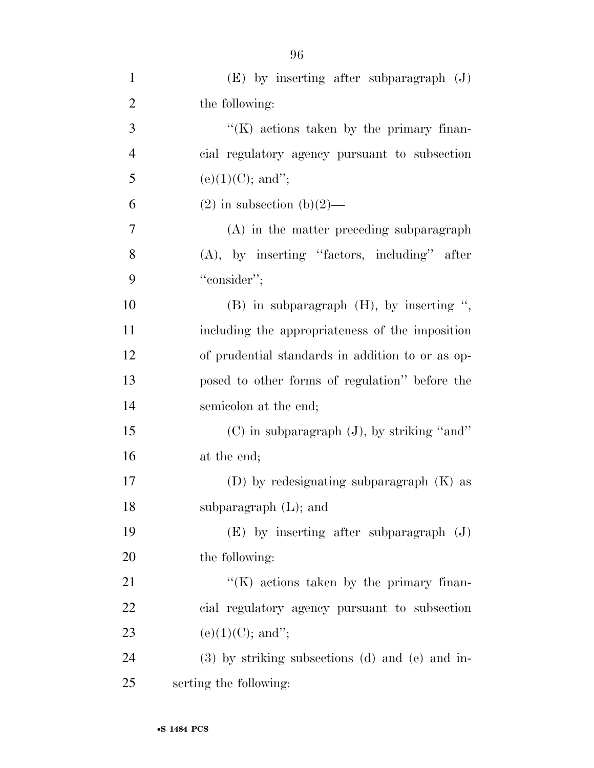(E) by inserting after subparagraph (J) the following:

''(K) actions taken by the primary financial regulatory agency pursuant to subsection (e)(1)(C); and'';

(2) in subsection (b)(2)—

(A) in the matter preceding subparagraph (A), by inserting ''factors, including'' after ''consider'';

(B) in subparagraph (H), by inserting '', including the appropriateness of the imposition of prudential standards in addition to or as opposed to other forms of regulation'' before the semicolon at the end;

(C) in subparagraph (J), by striking ''and'' at the end;

(D) by redesignating subparagraph (K) as subparagraph (L); and

(E) by inserting after subparagraph (J) the following:

''(K) actions taken by the primary financial regulatory agency pursuant to subsection (e)(1)(C); and'';

(3) by striking subsections (d) and (e) and inserting the following: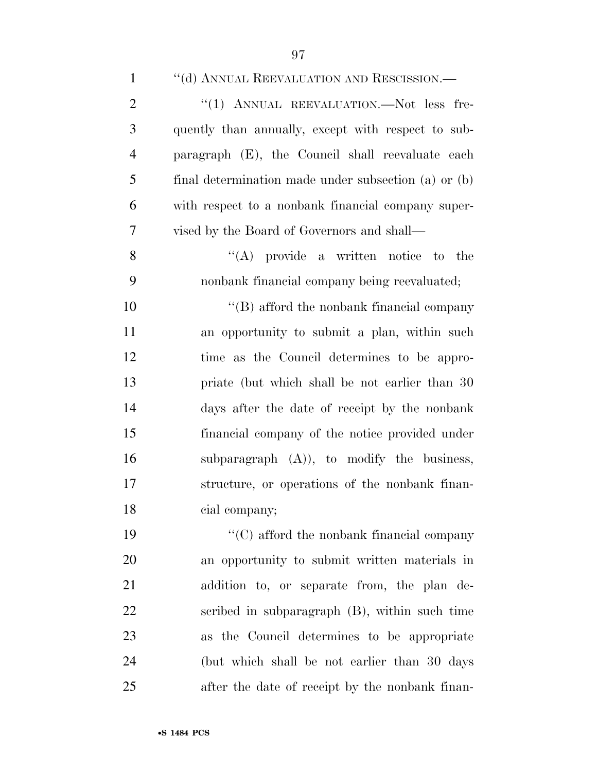''(d) ANNUAL REEVALUATION AND RESCISSION.—

''(1) ANNUAL REEVALUATION.—Not less frequently than annually, except with respect to subparagraph (E), the Council shall reevaluate each final determination made under subsection (a) or (b) with respect to a nonbank financial company supervised by the Board of Governors and shall—

''(A) provide a written notice to the nonbank financial company being reevaluated;

''(B) afford the nonbank financial company an opportunity to submit a plan, within such time as the Council determines to be appropriate (but which shall be not earlier than 30 days after the date of receipt by the nonbank financial company of the notice provided under subparagraph (A)), to modify the business, structure, or operations of the nonbank financial company;

''(C) afford the nonbank financial company an opportunity to submit written materials in addition to, or separate from, the plan described in subparagraph (B), within such time as the Council determines to be appropriate (but which shall be not earlier than 30 days after the date of receipt by the nonbank finan-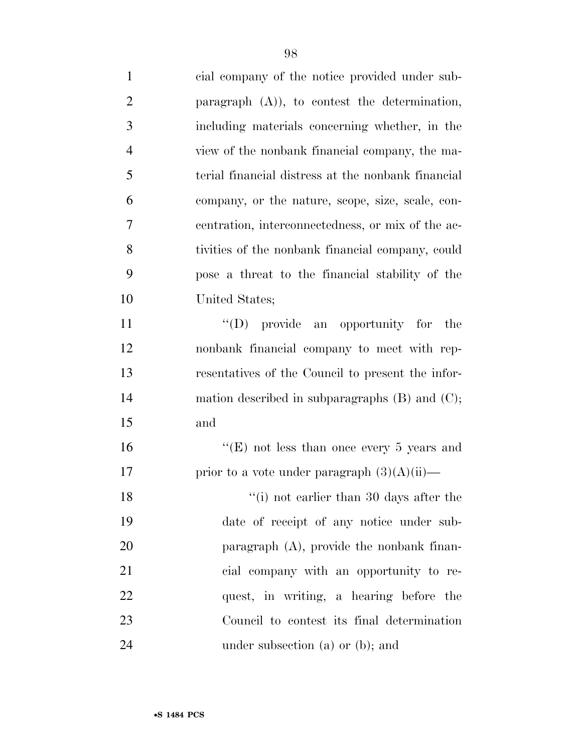cial company of the notice provided under subparagraph (A)), to contest the determination, including materials concerning whether, in the view of the nonbank financial company, the material financial distress at the nonbank financial company, or the nature, scope, size, scale, concentration, interconnectedness, or mix of the activities of the nonbank financial company, could pose a threat to the financial stability of the United States;

"(D) provide an opportunity for the nonbank financial company to meet with representatives of the Council to present the information described in subparagraphs (B) and (C); and

"(E) not less than once every 5 years and prior to a vote under paragraph (3)(A)(ii)—

"(i) not earlier than 30 days after the date of receipt of any notice under subparagraph (A), provide the nonbank financial company with an opportunity to request, in writing, a hearing before the Council to contest its final determination under subsection (a) or (b); and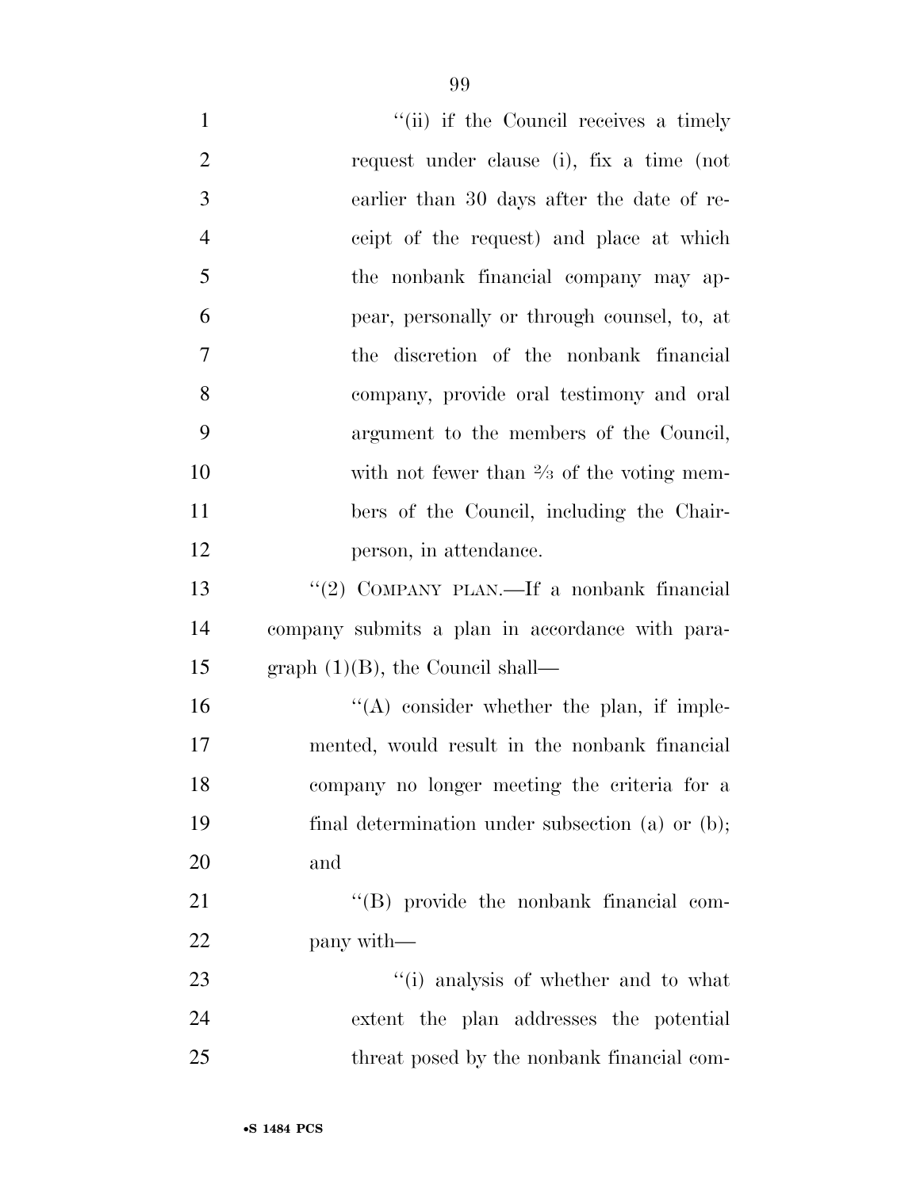''(ii) if the Council receives a timely request under clause (i), fix a time (not earlier than 30 days after the date of receipt of the request) and place at which the nonbank financial company may appear, personally or through counsel, to, at the discretion of the nonbank financial company, provide oral testimony and oral argument to the members of the Council, with not fewer than ⅔ of the voting members of the Council, including the Chairperson, in attendance.

''(2) COMPANY PLAN.—If a nonbank financial company submits a plan in accordance with paragraph (1)(B), the Council shall—

''(A) consider whether the plan, if implemented, would result in the nonbank financial company no longer meeting the criteria for a final determination under subsection (a) or (b); and

''(B) provide the nonbank financial company with—

''(i) analysis of whether and to what extent the plan addresses the potential threat posed by the nonbank financial com-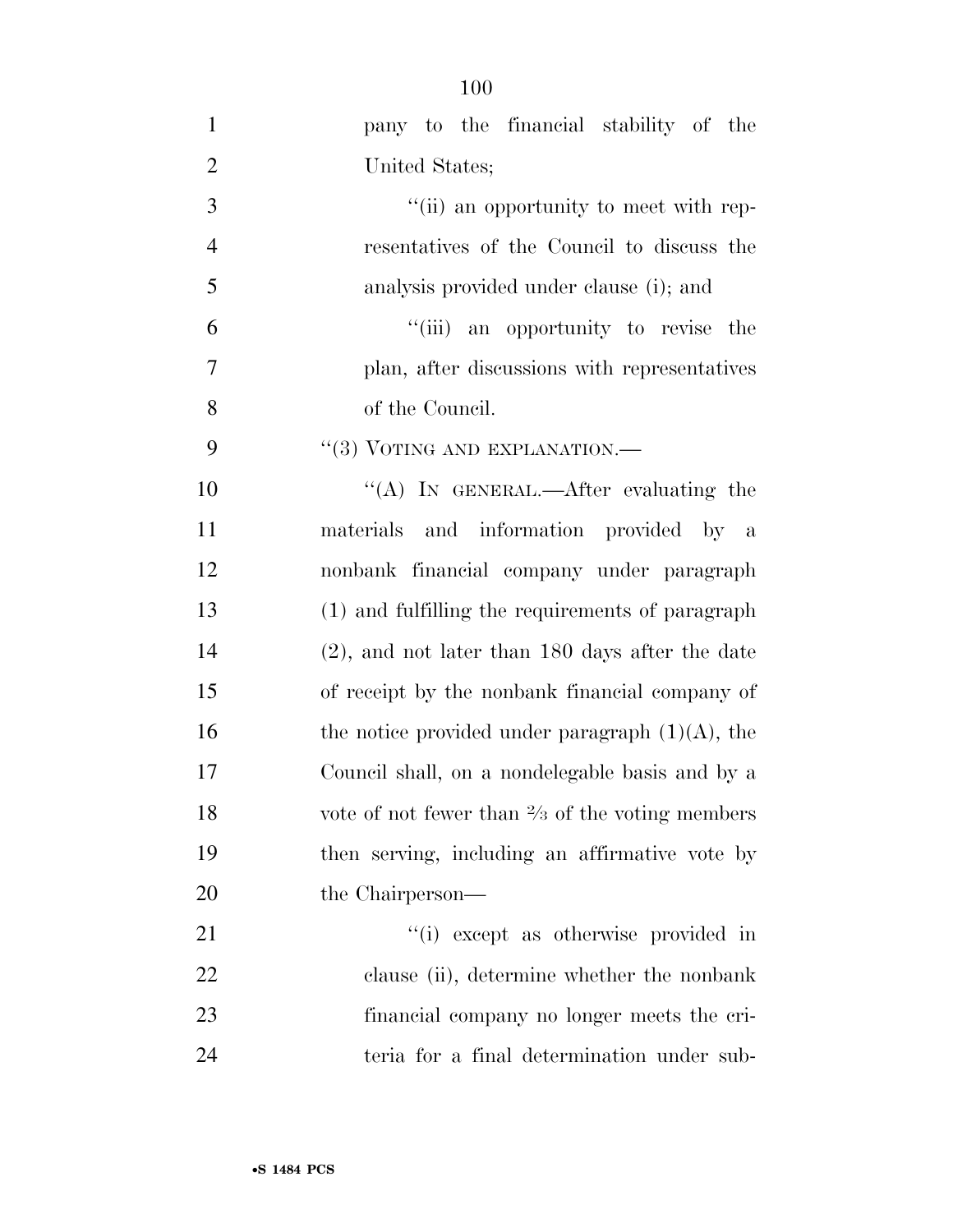pany to the financial stability of the United States;

''(ii) an opportunity to meet with representatives of the Council to discuss the analysis provided under clause (i); and

''(iii) an opportunity to revise the plan, after discussions with representatives of the Council.

''(3) VOTING AND EXPLANATION.—

''(A) IN GENERAL.—After evaluating the materials and information provided by a nonbank financial company under paragraph (1) and fulfilling the requirements of paragraph (2), and not later than 180 days after the date of receipt by the nonbank financial company of the notice provided under paragraph (1)(A), the Council shall, on a nondelegable basis and by a vote of not fewer than ⅔ of the voting members then serving, including an affirmative vote by the Chairperson—

''(i) except as otherwise provided in clause (ii), determine whether the nonbank financial company no longer meets the criteria for a final determination under sub-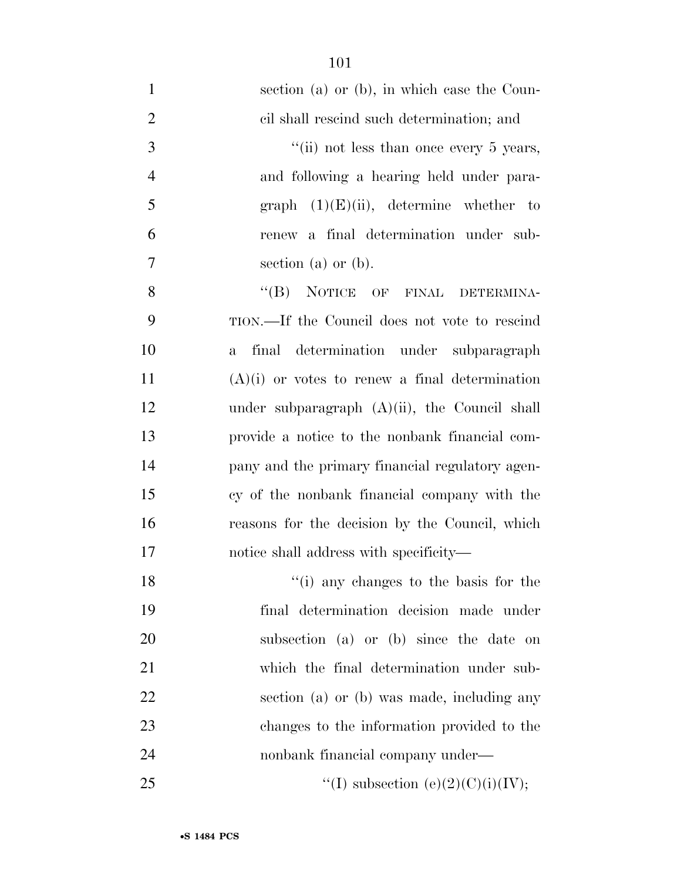section (a) or (b), in which case the Council shall rescind such determination; and

"(ii) not less than once every 5 years, and following a hearing held under paragraph (1)(E)(ii), determine whether to renew a final determination under subsection (a) or (b).

"(B) NOTICE OF FINAL DETERMINATION.—If the Council does not vote to rescind a final determination under subparagraph (A)(i) or votes to renew a final determination under subparagraph (A)(ii), the Council shall provide a notice to the nonbank financial company and the primary financial regulatory agency of the nonbank financial company with the reasons for the decision by the Council, which notice shall address with specificity—

"(i) any changes to the basis for the final determination decision made under subsection (a) or (b) since the date on which the final determination under subsection (a) or (b) was made, including any changes to the information provided to the nonbank financial company under—

"(I) subsection (e)(2)(C)(i)(IV);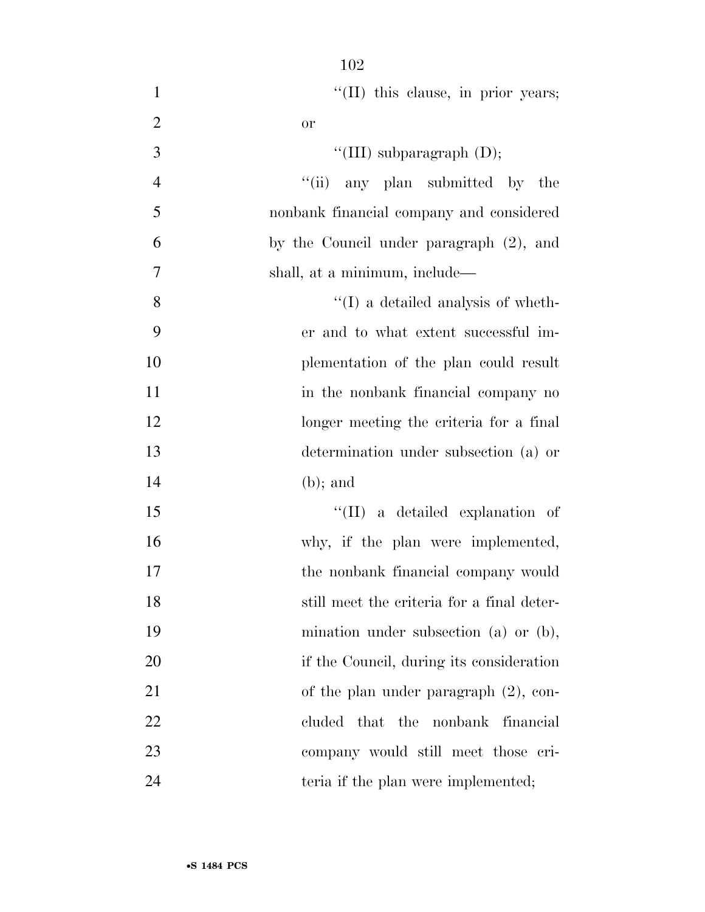"(II) this clause, in prior years; or

"(III) subparagraph (D);

"(ii) any plan submitted by the nonbank financial company and considered by the Council under paragraph (2), and shall, at a minimum, include—

"(I) a detailed analysis of whether and to what extent successful implementation of the plan could result in the nonbank financial company no longer meeting the criteria for a final determination under subsection (a) or (b); and

"(II) a detailed explanation of why, if the plan were implemented, the nonbank financial company would still meet the criteria for a final determination under subsection (a) or (b), if the Council, during its consideration of the plan under paragraph (2), concluded that the nonbank financial company would still meet those criteria if the plan were implemented;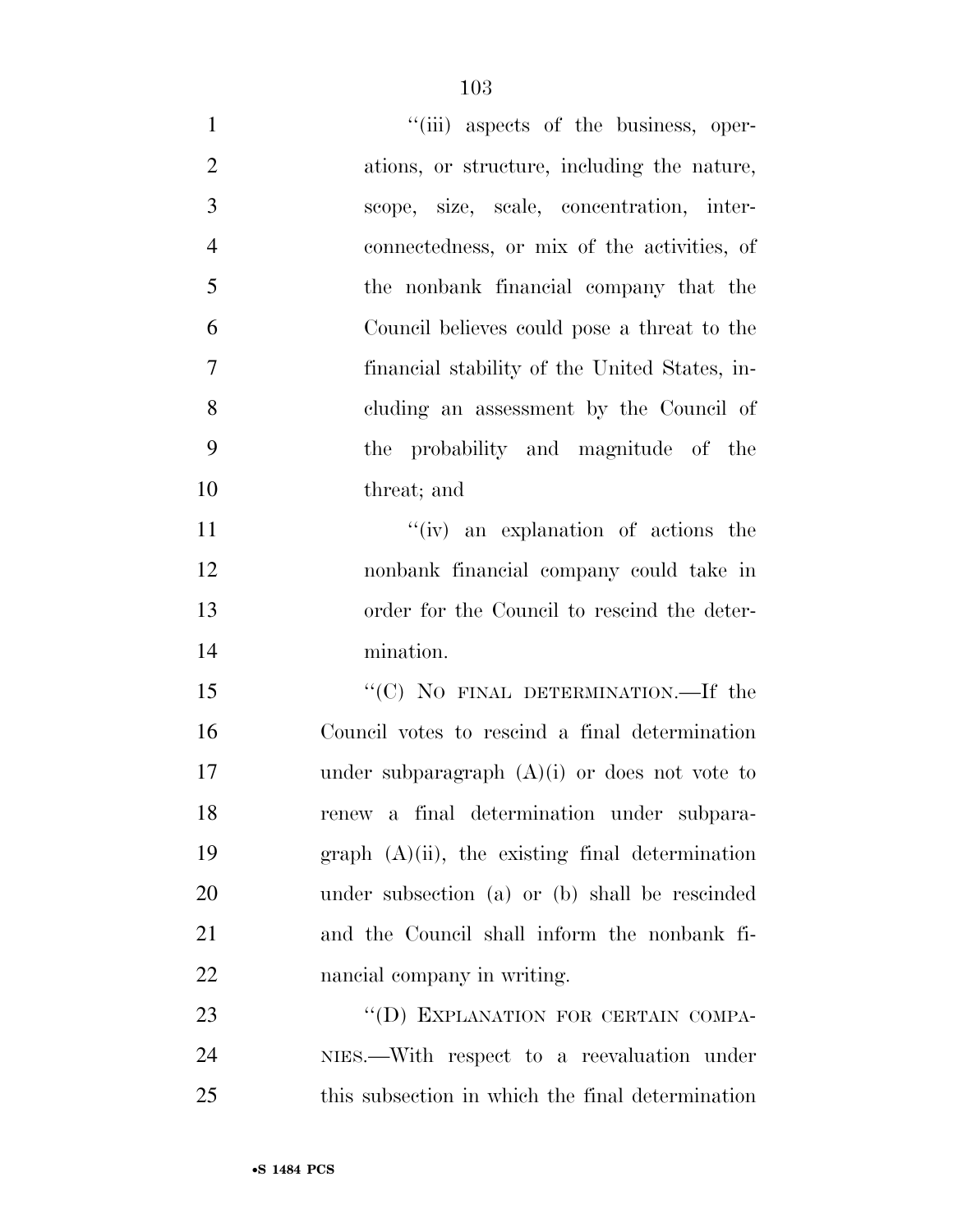''(iii) aspects of the business, operations, or structure, including the nature, scope, size, scale, concentration, interconnectedness, or mix of the activities, of the nonbank financial company that the Council believes could pose a threat to the financial stability of the United States, including an assessment by the Council of the probability and magnitude of the threat; and

''(iv) an explanation of actions the nonbank financial company could take in order for the Council to rescind the determination.

''(C) NO FINAL DETERMINATION.—If the Council votes to rescind a final determination under subparagraph (A)(i) or does not vote to renew a final determination under subparagraph (A)(ii), the existing final determination under subsection (a) or (b) shall be rescinded and the Council shall inform the nonbank financial company in writing.

''(D) EXPLANATION FOR CERTAIN COMPANIES.—With respect to a reevaluation under this subsection in which the final determination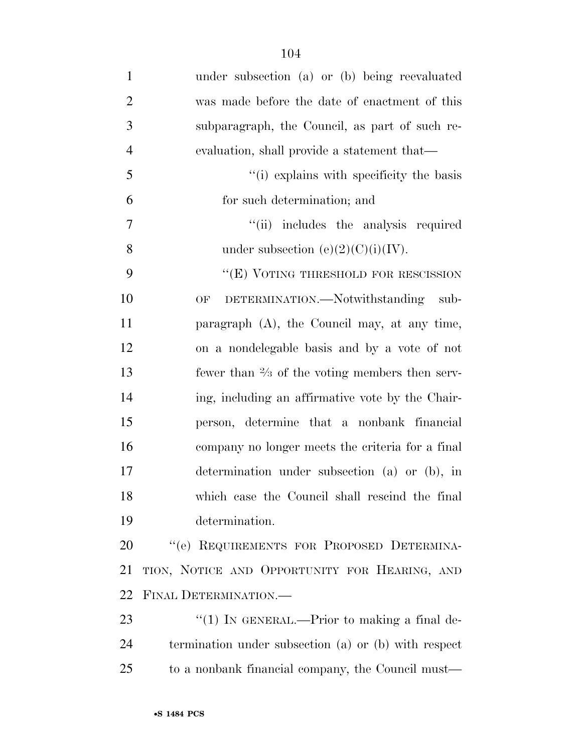under subsection (a) or (b) being reevaluated was made before the date of enactment of this subparagraph, the Council, as part of such reevaluation, shall provide a statement that—

"(i) explains with specificity the basis for such determination; and

"(ii) includes the analysis required under subsection (e)(2)(C)(i)(IV).

"(E) VOTING THRESHOLD FOR RESCISSION OF DETERMINATION.—Notwithstanding subparagraph (A), the Council may, at any time, on a nondelegable basis and by a vote of not fewer than ⅔ of the voting members then serving, including an affirmative vote by the Chairperson, determine that a nonbank financial company no longer meets the criteria for a final determination under subsection (a) or (b), in which case the Council shall rescind the final determination.

"(e) REQUIREMENTS FOR PROPOSED DETERMINATION, NOTICE AND OPPORTUNITY FOR HEARING, AND FINAL DETERMINATION.—

"(1) IN GENERAL.—Prior to making a final determination under subsection (a) or (b) with respect to a nonbank financial company, the Council must—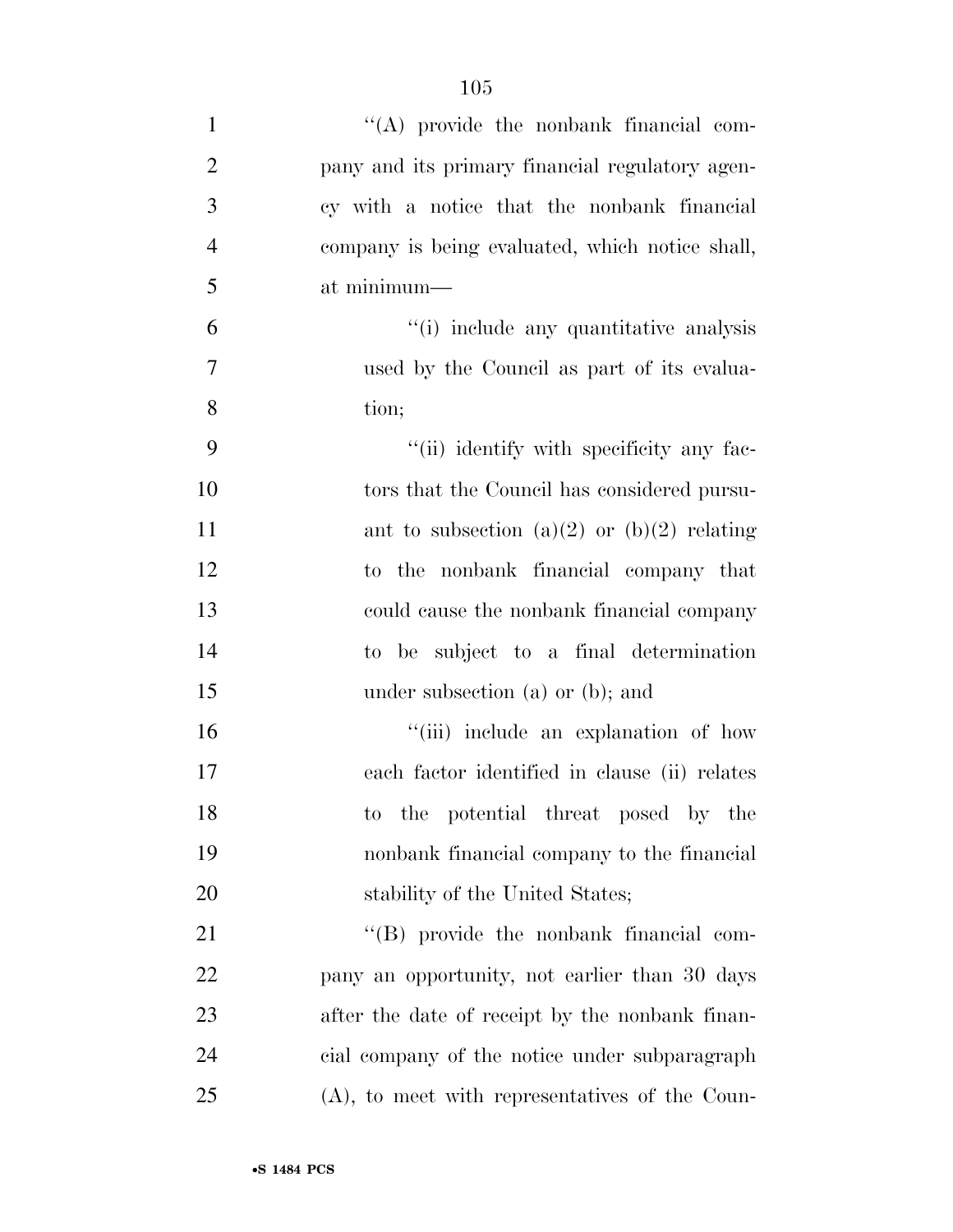''(A) provide the nonbank financial company and its primary financial regulatory agency with a notice that the nonbank financial company is being evaluated, which notice shall, at minimum—

''(i) include any quantitative analysis used by the Council as part of its evaluation;

''(ii) identify with specificity any factors that the Council has considered pursuant to subsection (a)(2) or (b)(2) relating to the nonbank financial company that could cause the nonbank financial company to be subject to a final determination under subsection (a) or (b); and

''(iii) include an explanation of how each factor identified in clause (ii) relates to the potential threat posed by the nonbank financial company to the financial stability of the United States;

''(B) provide the nonbank financial company an opportunity, not earlier than 30 days after the date of receipt by the nonbank financial company of the notice under subparagraph (A), to meet with representatives of the Coun-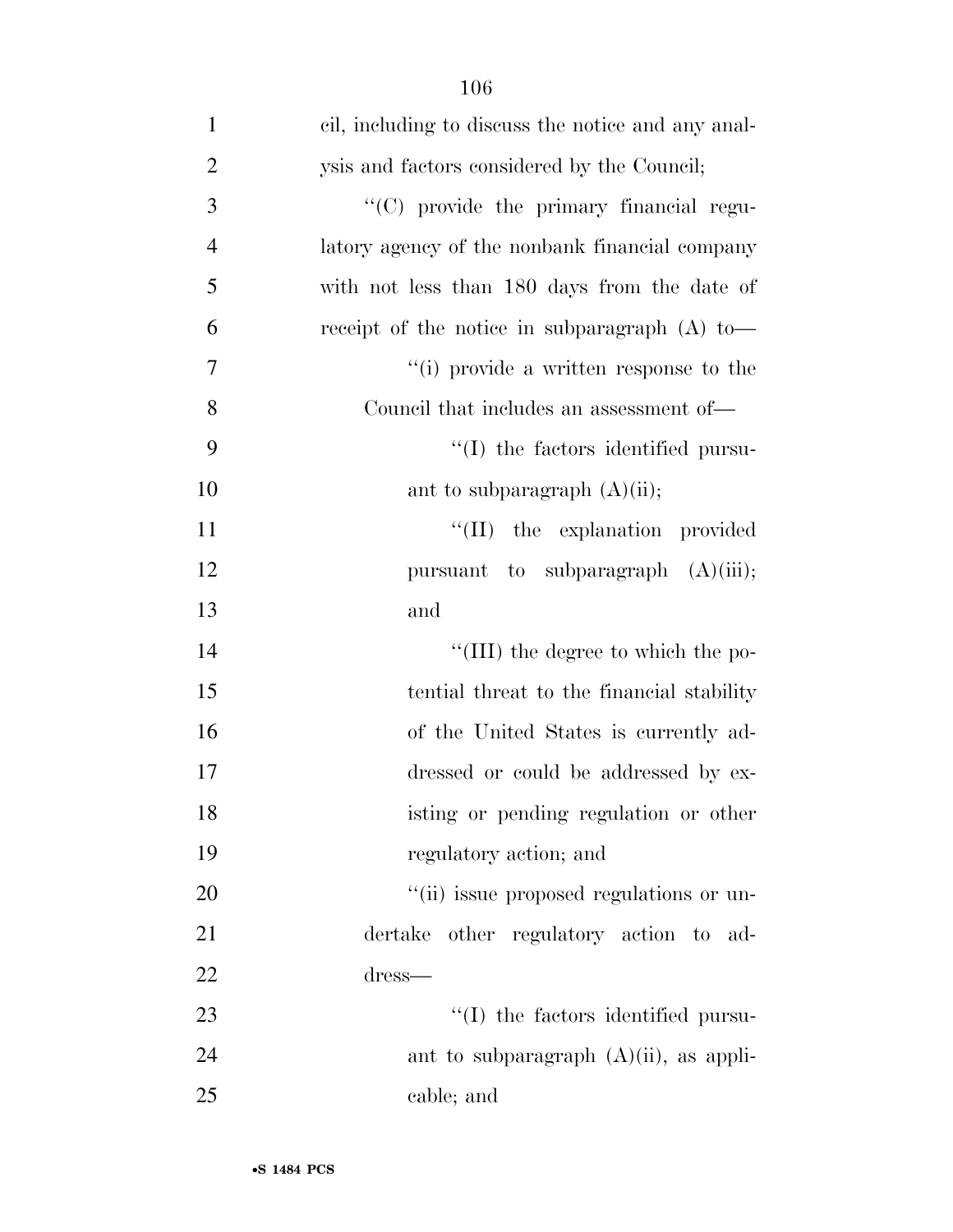cil, including to discuss the notice and any analysis and factors considered by the Council;

''(C) provide the primary financial regulatory agency of the nonbank financial company with not less than 180 days from the date of receipt of the notice in subparagraph (A) to—

''(i) provide a written response to the Council that includes an assessment of—

''(I) the factors identified pursuant to subparagraph (A)(ii);

''(II) the explanation provided pursuant to subparagraph (A)(iii); and

''(III) the degree to which the potential threat to the financial stability of the United States is currently addressed or could be addressed by existing or pending regulation or other regulatory action; and

''(ii) issue proposed regulations or undertake other regulatory action to address—

''(I) the factors identified pursuant to subparagraph (A)(ii), as applicable; and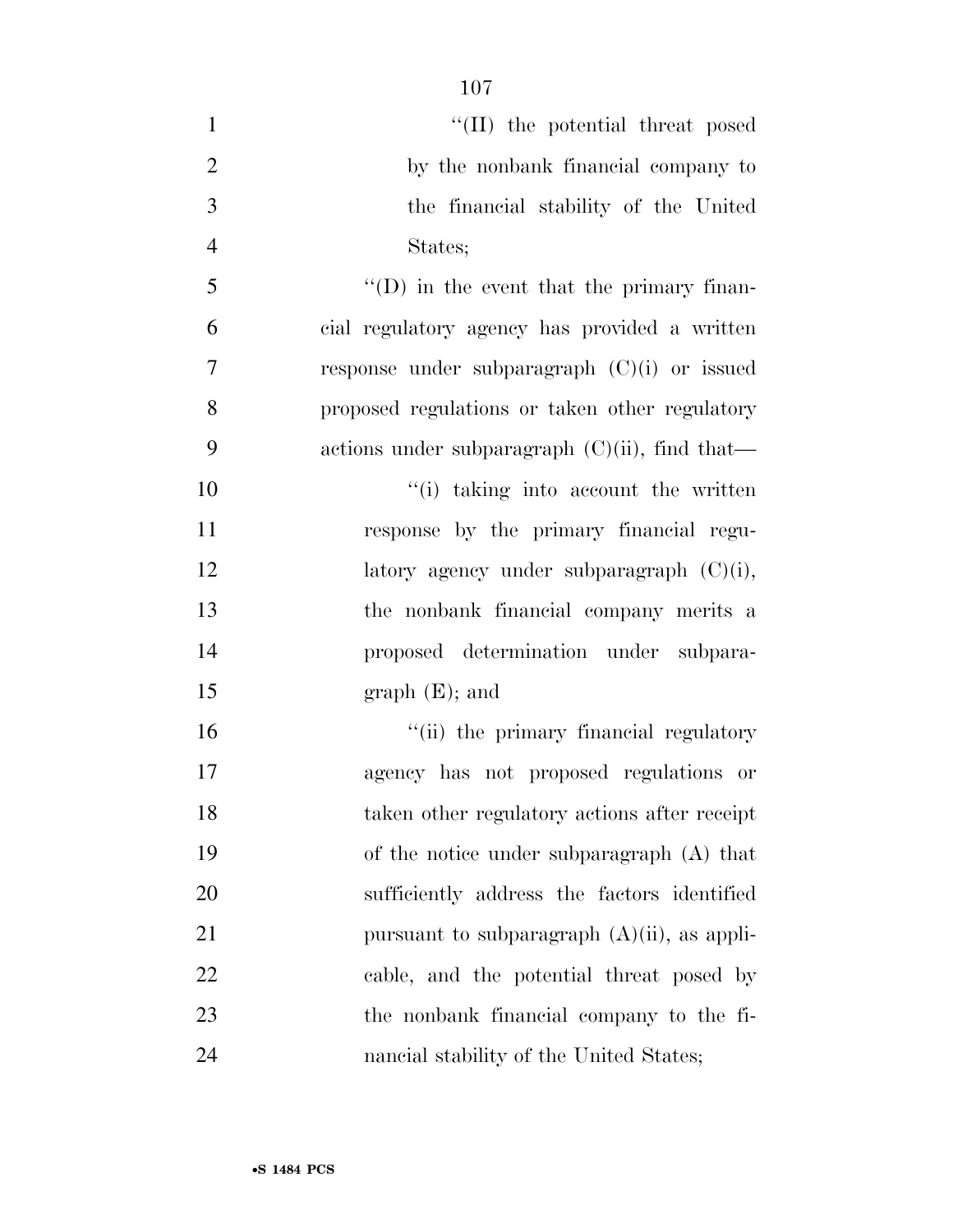''(II) the potential threat posed by the nonbank financial company to the financial stability of the United States;

''(D) in the event that the primary financial regulatory agency has provided a written response under subparagraph (C)(i) or issued proposed regulations or taken other regulatory actions under subparagraph (C)(ii), find that—

''(i) taking into account the written response by the primary financial regulatory agency under subparagraph (C)(i), the nonbank financial company merits a proposed determination under subparagraph (E); and

''(ii) the primary financial regulatory agency has not proposed regulations or taken other regulatory actions after receipt of the notice under subparagraph (A) that sufficiently address the factors identified pursuant to subparagraph (A)(ii), as applicable, and the potential threat posed by the nonbank financial company to the financial stability of the United States;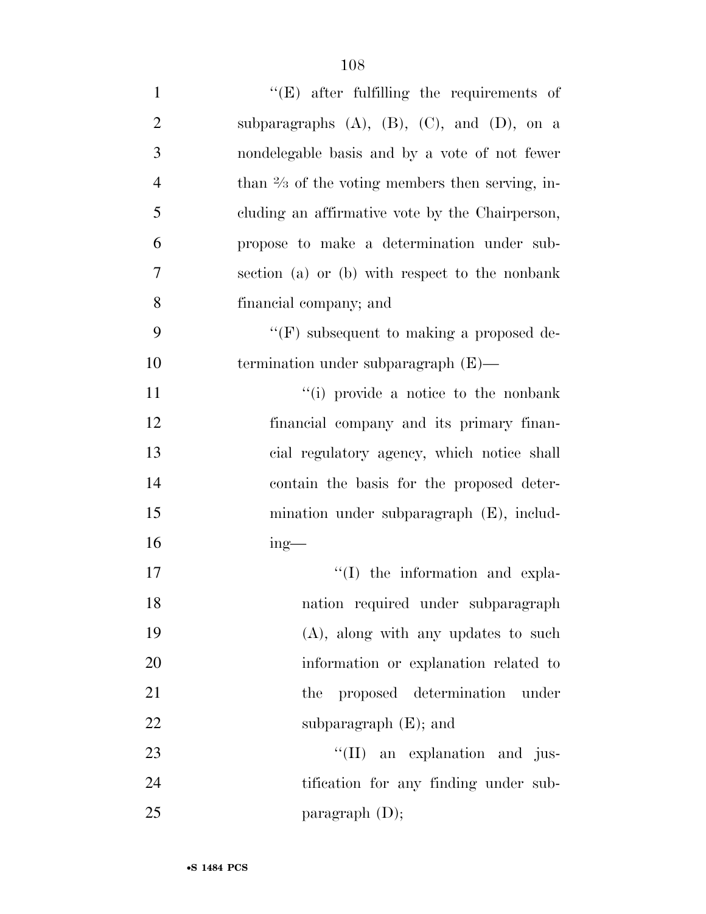''(E) after fulfilling the requirements of subparagraphs (A), (B), (C), and (D), on a nondelegable basis and by a vote of not fewer than ⅔ of the voting members then serving, including an affirmative vote by the Chairperson, propose to make a determination under subsection (a) or (b) with respect to the nonbank financial company; and

''(F) subsequent to making a proposed determination under subparagraph (E)—

''(i) provide a notice to the nonbank financial company and its primary financial regulatory agency, which notice shall contain the basis for the proposed determination under subparagraph (E), including—

''(I) the information and explanation required under subparagraph (A), along with any updates to such information or explanation related to the proposed determination under subparagraph (E); and

''(II) an explanation and justification for any finding under subparagraph (D);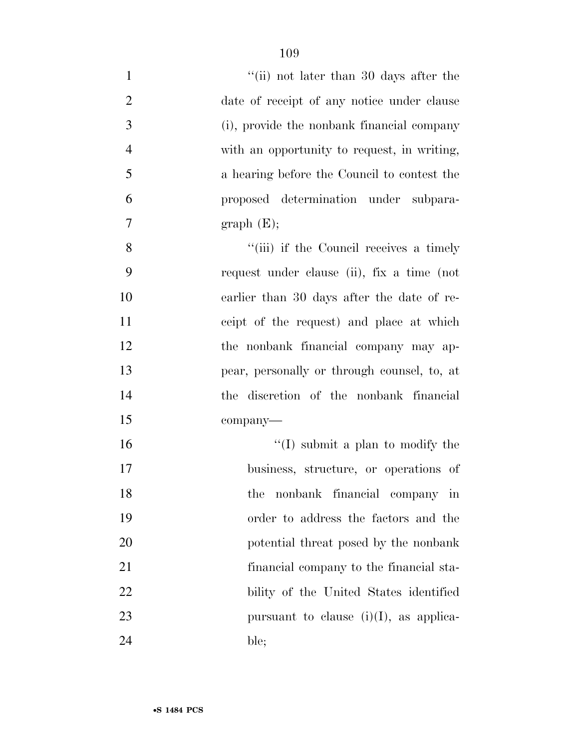''(ii) not later than 30 days after the date of receipt of any notice under clause (i), provide the nonbank financial company with an opportunity to request, in writing, a hearing before the Council to contest the proposed determination under subparagraph (E);

''(iii) if the Council receives a timely request under clause (ii), fix a time (not earlier than 30 days after the date of receipt of the request) and place at which the nonbank financial company may appear, personally or through counsel, to, at the discretion of the nonbank financial company—

''(I) submit a plan to modify the business, structure, or operations of the nonbank financial company in order to address the factors and the potential threat posed by the nonbank financial company to the financial stability of the United States identified pursuant to clause (i)(I), as applicable;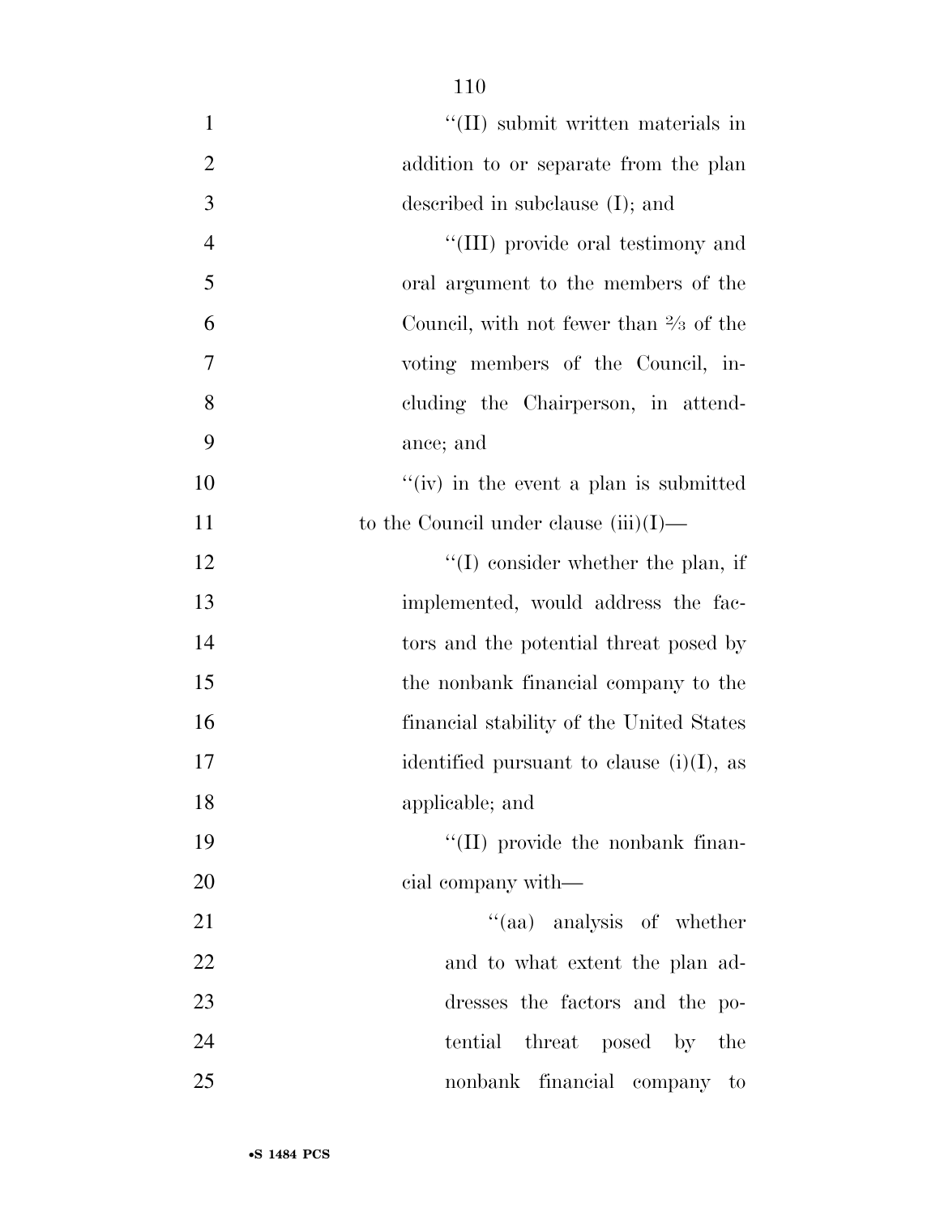"(II) submit written materials in addition to or separate from the plan described in subclause (I); and

"(III) provide oral testimony and oral argument to the members of the Council, with not fewer than ⅔ of the voting members of the Council, including the Chairperson, in attendance; and

"(iv) in the event a plan is submitted to the Council under clause (iii)(I)—

"(I) consider whether the plan, if implemented, would address the factors and the potential threat posed by the nonbank financial company to the financial stability of the United States identified pursuant to clause (i)(I), as applicable; and

"(II) provide the nonbank financial company with—

"(aa) analysis of whether and to what extent the plan addresses the factors and the potential threat posed by the nonbank financial company to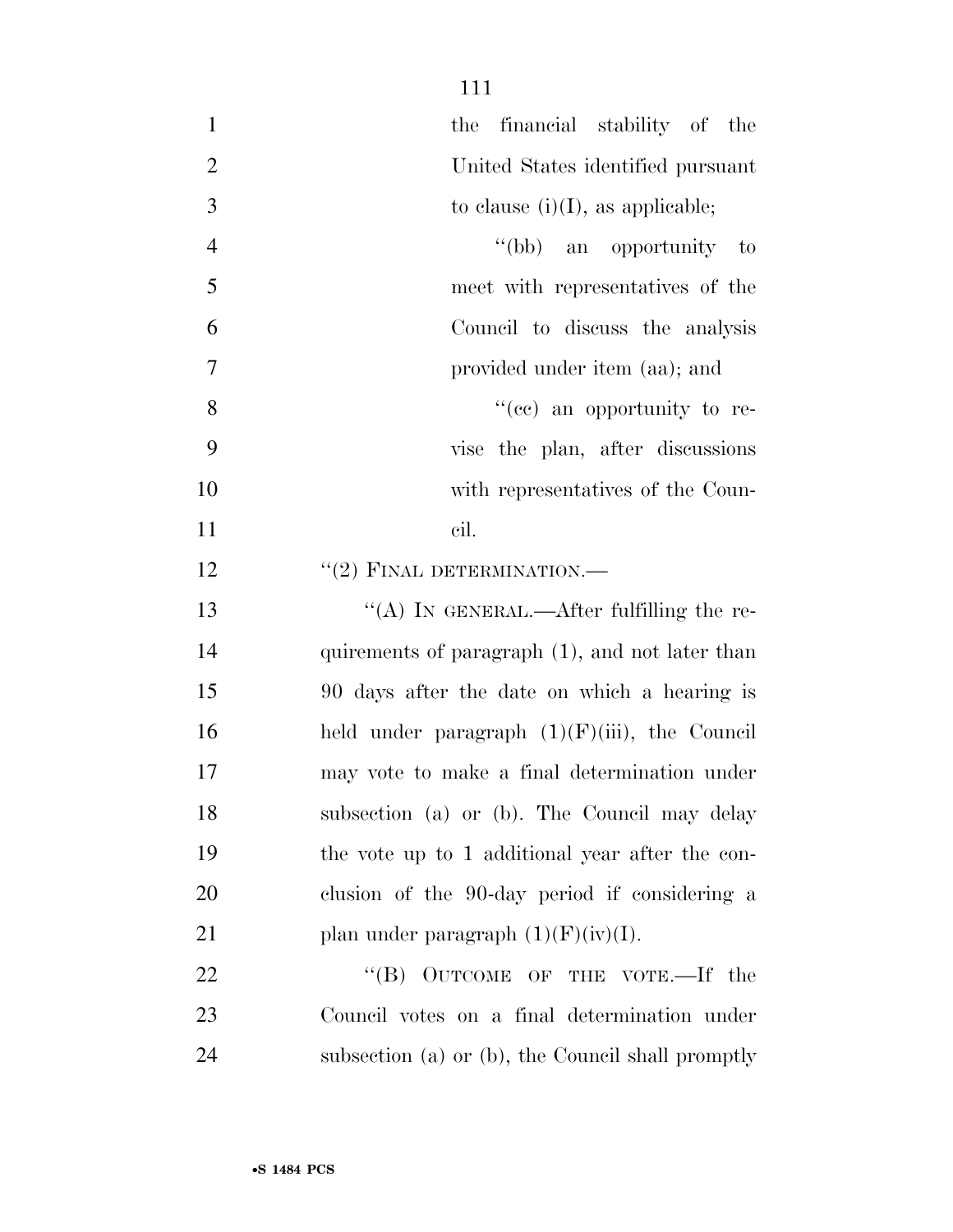the financial stability of the United States identified pursuant to clause (i)(I), as applicable;

''(bb) an opportunity to meet with representatives of the Council to discuss the analysis provided under item (aa); and

''(cc) an opportunity to revise the plan, after discussions with representatives of the Council.

''(2) FINAL DETERMINATION.—

''(A) IN GENERAL.—After fulfilling the requirements of paragraph (1), and not later than 90 days after the date on which a hearing is held under paragraph (1)(F)(iii), the Council may vote to make a final determination under subsection (a) or (b). The Council may delay the vote up to 1 additional year after the conclusion of the 90-day period if considering a plan under paragraph (1)(F)(iv)(I).

''(B) OUTCOME OF THE VOTE.—If the Council votes on a final determination under subsection (a) or (b), the Council shall promptly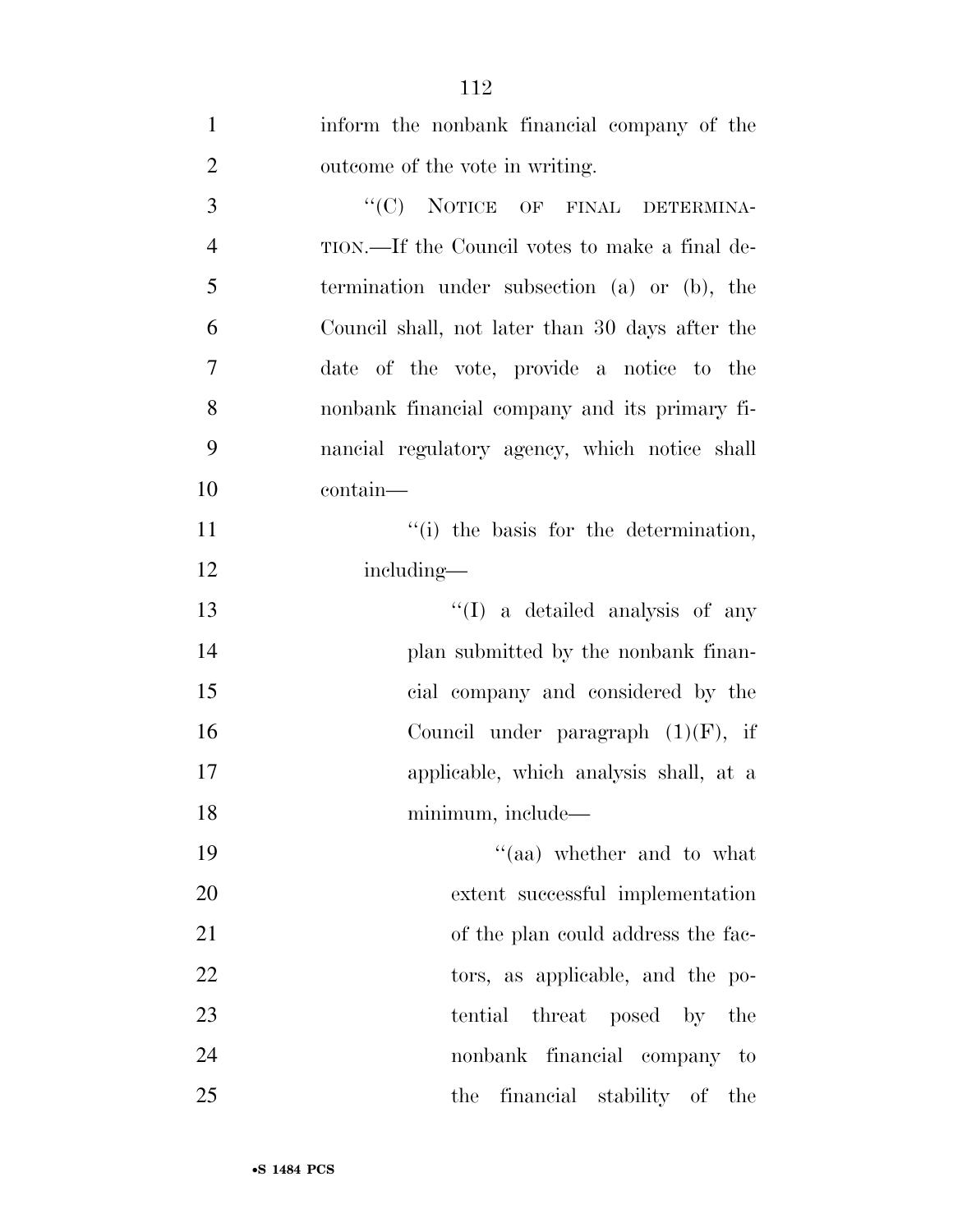inform the nonbank financial company of the outcome of the vote in writing.

"(C) NOTICE OF FINAL DETERMINATION.—If the Council votes to make a final determination under subsection (a) or (b), the Council shall, not later than 30 days after the date of the vote, provide a notice to the nonbank financial company and its primary financial regulatory agency, which notice shall contain—

"(i) the basis for the determination, including—

"(I) a detailed analysis of any plan submitted by the nonbank financial company and considered by the Council under paragraph (1)(F), if applicable, which analysis shall, at a minimum, include—

"(aa) whether and to what extent successful implementation of the plan could address the factors, as applicable, and the potential threat posed by the nonbank financial company to the financial stability of the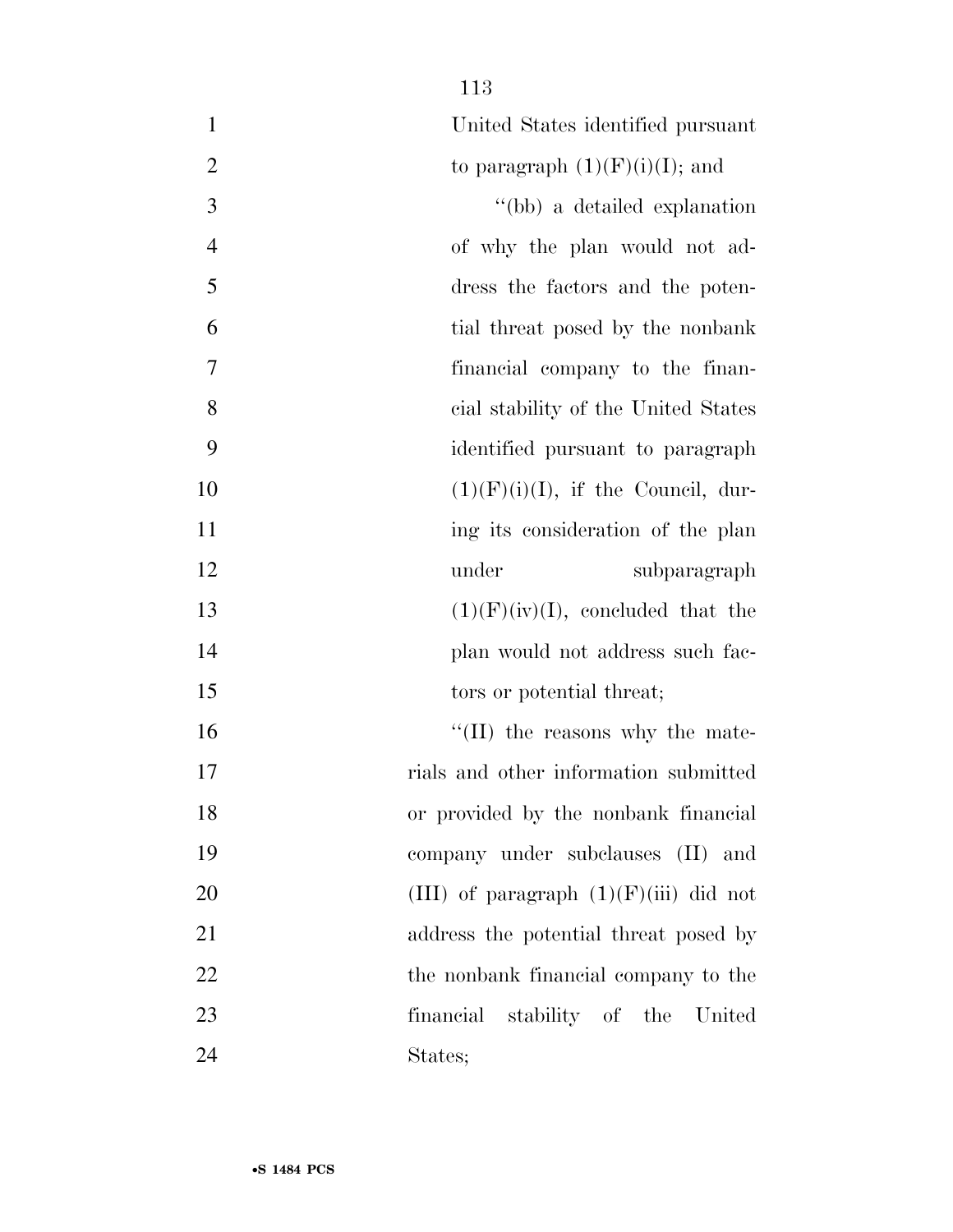United States identified pursuant to paragraph (1)(F)(i)(I); and

"(bb) a detailed explanation of why the plan would not address the factors and the potential threat posed by the nonbank financial company to the financial stability of the United States identified pursuant to paragraph (1)(F)(i)(I), if the Council, during its consideration of the plan under subparagraph (1)(F)(iv)(I), concluded that the plan would not address such factors or potential threat;

"(II) the reasons why the materials and other information submitted or provided by the nonbank financial company under subclauses (II) and (III) of paragraph (1)(F)(iii) did not address the potential threat posed by the nonbank financial company to the financial stability of the United States;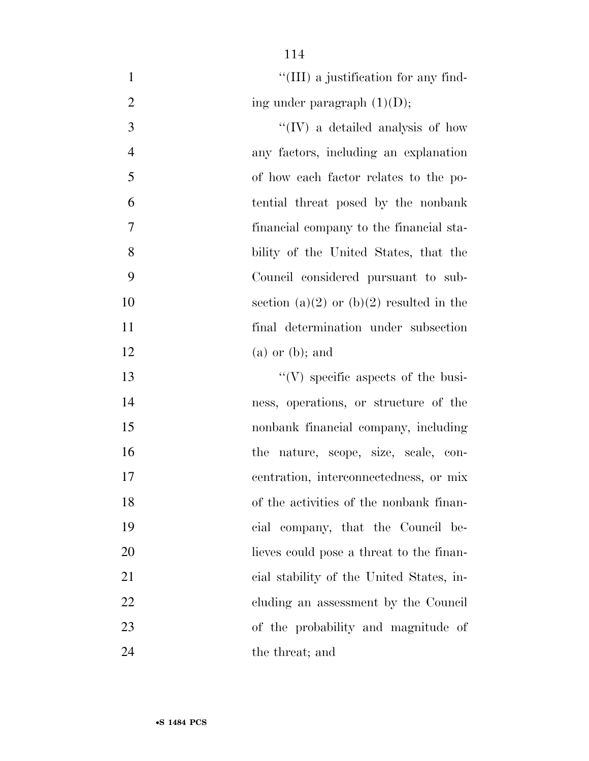''(III) a justification for any finding under paragraph (1)(D);

''(IV) a detailed analysis of how any factors, including an explanation of how each factor relates to the potential threat posed by the nonbank financial company to the financial stability of the United States, that the Council considered pursuant to subsection (a)(2) or (b)(2) resulted in the final determination under subsection (a) or (b); and

''(V) specific aspects of the business, operations, or structure of the nonbank financial company, including the nature, scope, size, scale, concentration, interconnectedness, or mix of the activities of the nonbank financial company, that the Council believes could pose a threat to the financial stability of the United States, including an assessment by the Council of the probability and magnitude of the threat; and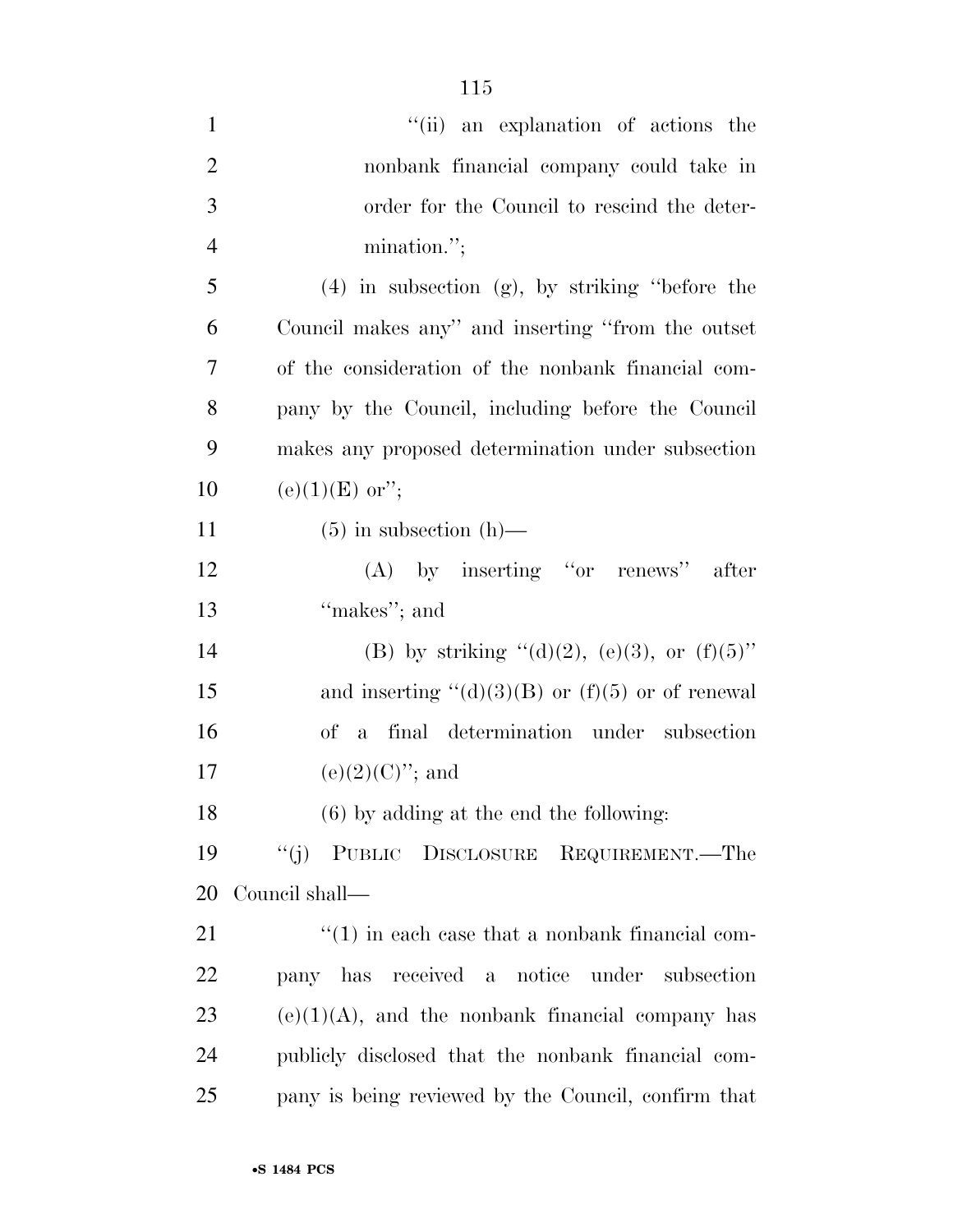"(ii) an explanation of actions the nonbank financial company could take in order for the Council to rescind the determination.";

(4) in subsection (g), by striking "before the Council makes any" and inserting "from the outset of the consideration of the nonbank financial company by the Council, including before the Council makes any proposed determination under subsection (e)(1)(E) or";

(5) in subsection (h)—

(A) by inserting "or renews" after "makes"; and

(B) by striking "(d)(2), (e)(3), or (f)(5)" and inserting "(d)(3)(B) or (f)(5) or of renewal of a final determination under subsection (e)(2)(C)"; and

(6) by adding at the end the following:

"(j) PUBLIC DISCLOSURE REQUIREMENT.—The Council shall—

"(1) in each case that a nonbank financial company has received a notice under subsection (e)(1)(A), and the nonbank financial company has publicly disclosed that the nonbank financial company is being reviewed by the Council, confirm that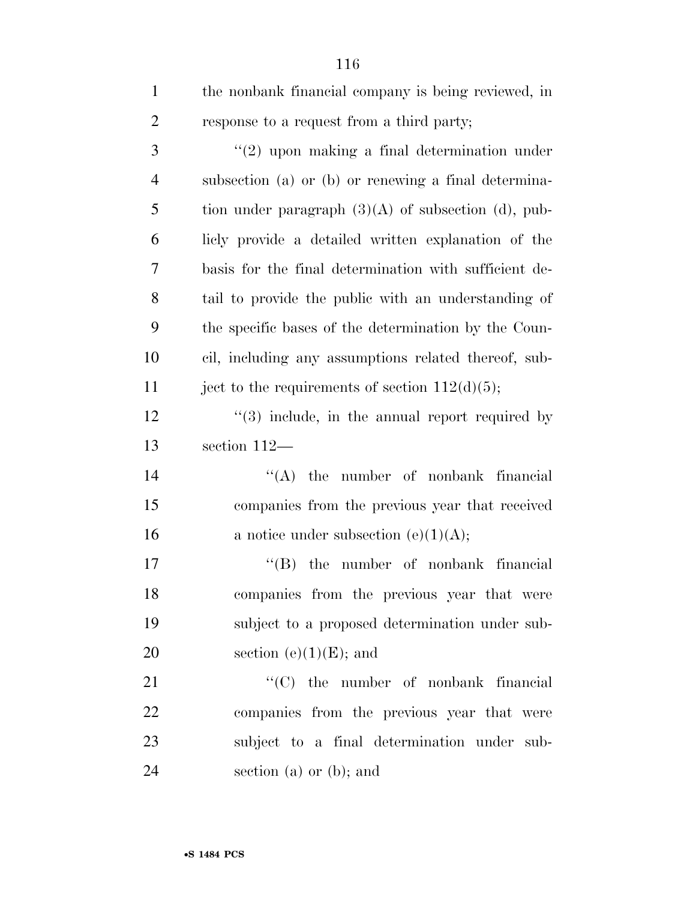the nonbank financial company is being reviewed, in response to a request from a third party;

''(2) upon making a final determination under subsection (a) or (b) or renewing a final determination under paragraph (3)(A) of subsection (d), publicly provide a detailed written explanation of the basis for the final determination with sufficient detail to provide the public with an understanding of the specific bases of the determination by the Council, including any assumptions related thereof, subject to the requirements of section 112(d)(5);

''(3) include, in the annual report required by section 112—

''(A) the number of nonbank financial companies from the previous year that received a notice under subsection (e)(1)(A);

''(B) the number of nonbank financial companies from the previous year that were subject to a proposed determination under subsection (e)(1)(E); and

''(C) the number of nonbank financial companies from the previous year that were subject to a final determination under subsection (a) or (b); and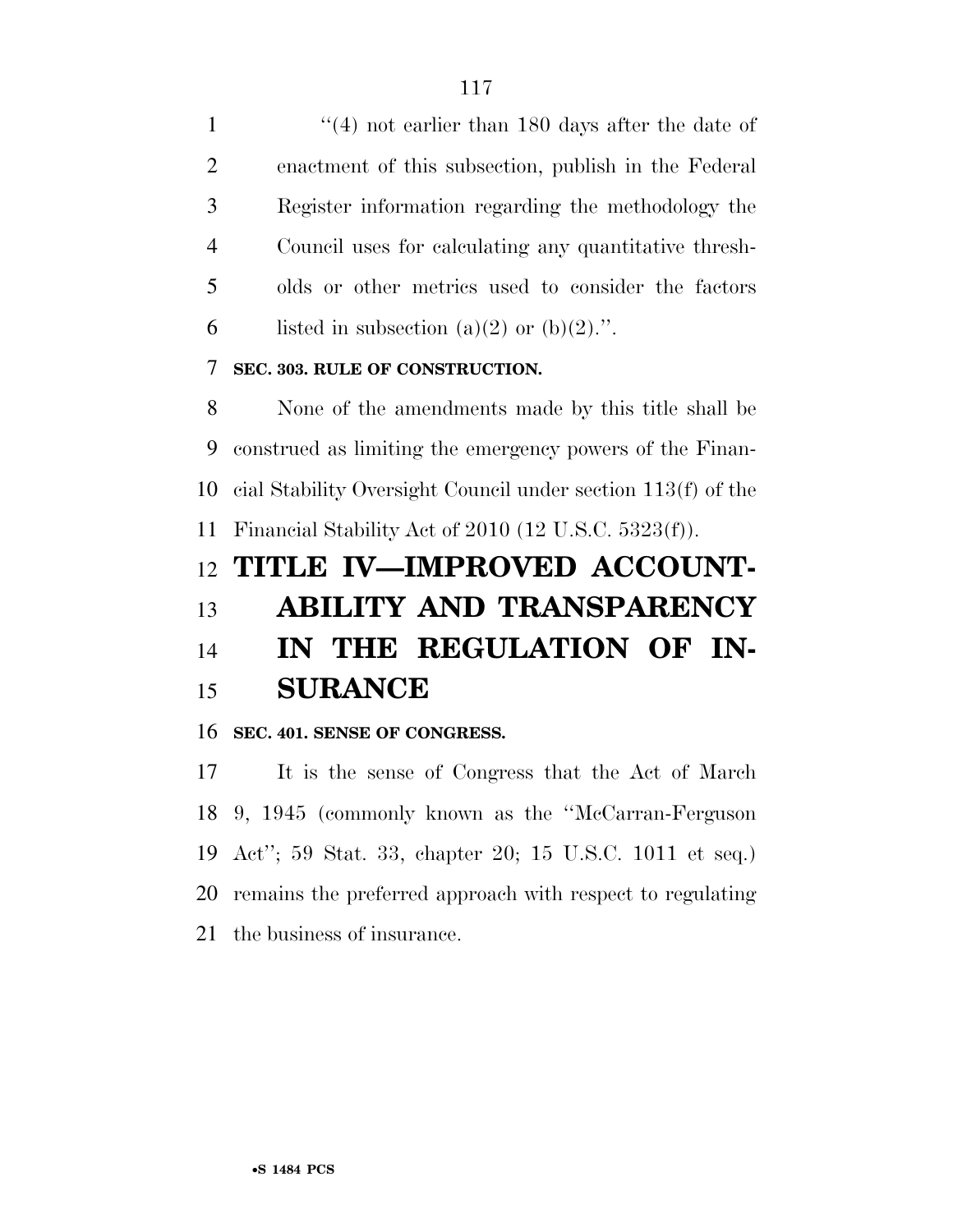''(4) not earlier than 180 days after the date of enactment of this subsection, publish in the Federal Register information regarding the methodology the Council uses for calculating any quantitative thresholds or other metrics used to consider the factors listed in subsection (a)(2) or (b)(2).''.

**SEC. 303. RULE OF CONSTRUCTION.**

None of the amendments made by this title shall be construed as limiting the emergency powers of the Financial Stability Oversight Council under section 113(f) of the Financial Stability Act of 2010 (12 U.S.C. 5323(f)).

# TITLE IV—IMPROVED ACCOUNTABILITY AND TRANSPARENCY IN THE REGULATION OF INSURANCE

**SEC. 401. SENSE OF CONGRESS.**

It is the sense of Congress that the Act of March 9, 1945 (commonly known as the ''McCarran-Ferguson Act''; 59 Stat. 33, chapter 20; 15 U.S.C. 1011 et seq.) remains the preferred approach with respect to regulating the business of insurance.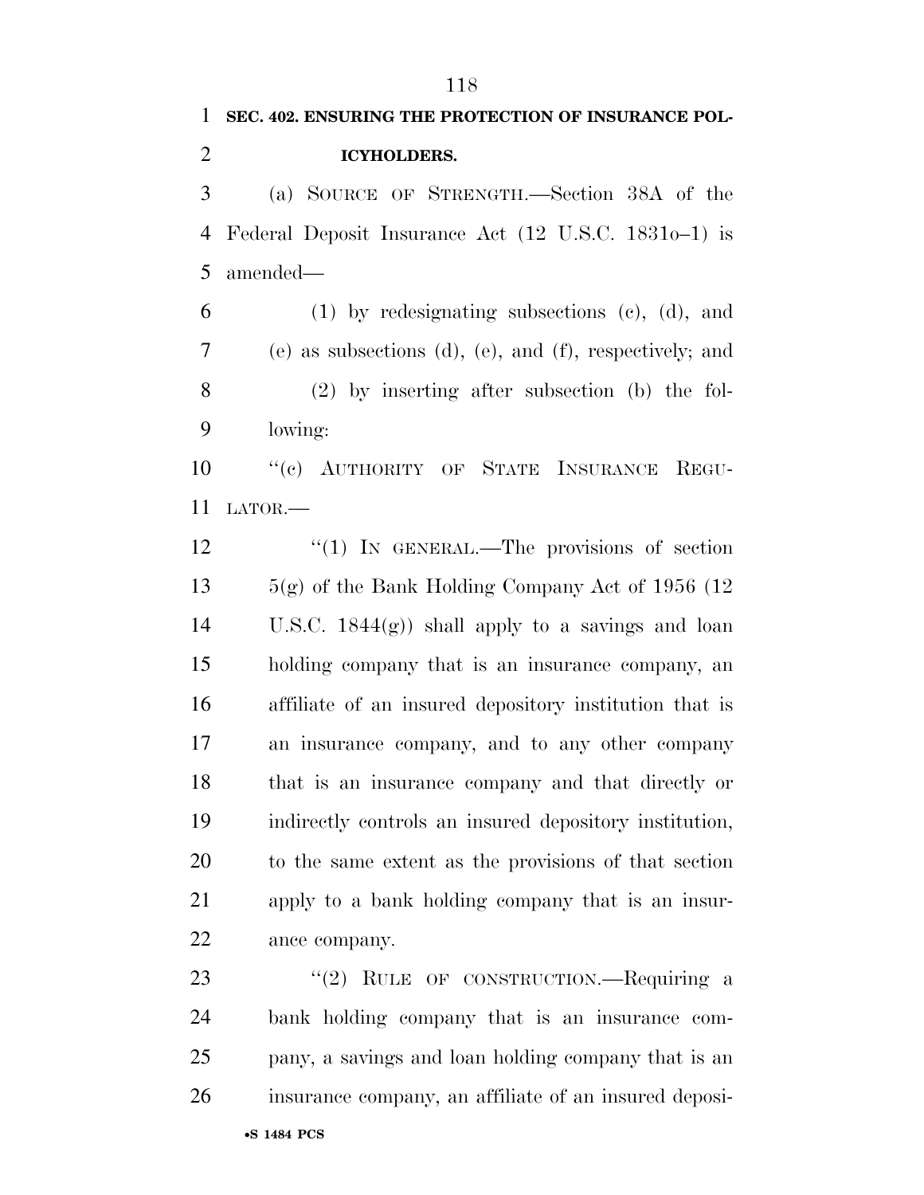**SEC. 402. ENSURING THE PROTECTION OF INSURANCE POLICYHOLDERS.**

(a) SOURCE OF STRENGTH.—Section 38A of the Federal Deposit Insurance Act (12 U.S.C. 1831o–1) is amended—

(1) by redesignating subsections (c), (d), and (e) as subsections (d), (e), and (f), respectively; and

(2) by inserting after subsection (b) the following:

"(c) AUTHORITY OF STATE INSURANCE REGULATOR.—

"(1) IN GENERAL.—The provisions of section 5(g) of the Bank Holding Company Act of 1956 (12 U.S.C. 1844(g)) shall apply to a savings and loan holding company that is an insurance company, an affiliate of an insured depository institution that is an insurance company, and to any other company that is an insurance company and that directly or indirectly controls an insured depository institution, to the same extent as the provisions of that section apply to a bank holding company that is an insurance company.

"(2) RULE OF CONSTRUCTION.—Requiring a bank holding company that is an insurance company, a savings and loan holding company that is an insurance company, an affiliate of an insured deposi-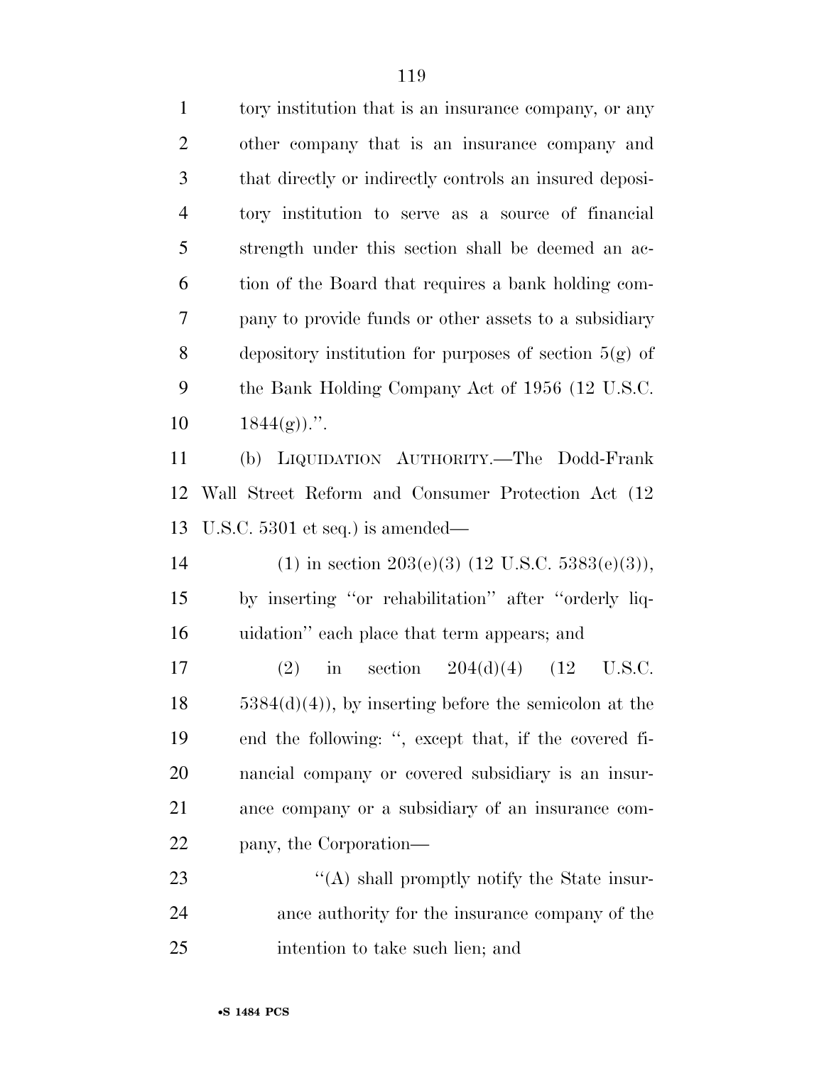tory institution that is an insurance company, or any other company that is an insurance company and that directly or indirectly controls an insured depository institution to serve as a source of financial strength under this section shall be deemed an action of the Board that requires a bank holding company to provide funds or other assets to a subsidiary depository institution for purposes of section 5(g) of the Bank Holding Company Act of 1956 (12 U.S.C. 1844(g)).''.

(b) LIQUIDATION AUTHORITY.—The Dodd-Frank Wall Street Reform and Consumer Protection Act (12 U.S.C. 5301 et seq.) is amended—

(1) in section 203(e)(3) (12 U.S.C. 5383(e)(3)), by inserting ''or rehabilitation'' after ''orderly liquidation'' each place that term appears; and

(2) in section 204(d)(4) (12 U.S.C. 5384(d)(4)), by inserting before the semicolon at the end the following: '', except that, if the covered financial company or covered subsidiary is an insurance company or a subsidiary of an insurance company, the Corporation—

''(A) shall promptly notify the State insurance authority for the insurance company of the intention to take such lien; and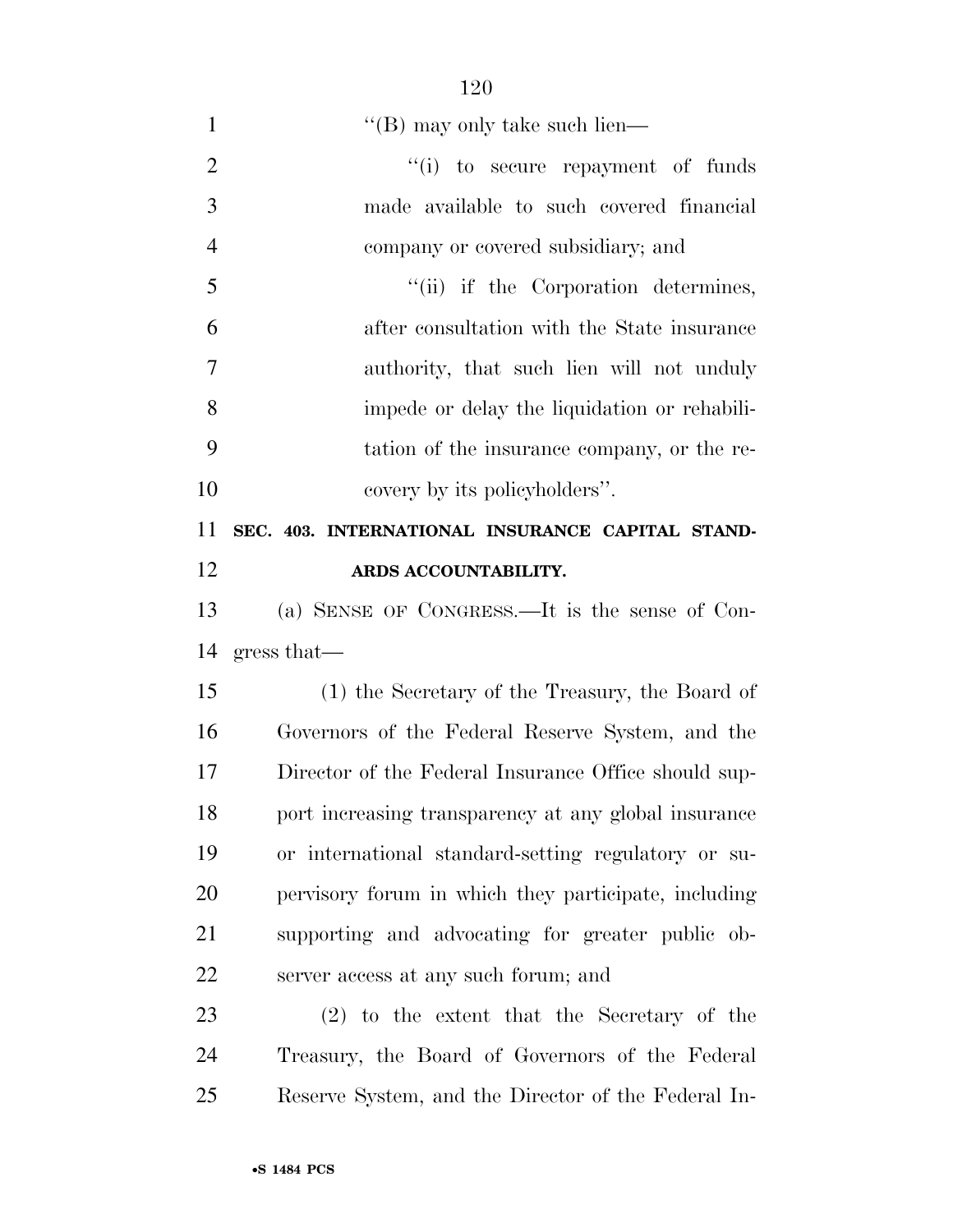"(B) may only take such lien—

"(i) to secure repayment of funds made available to such covered financial company or covered subsidiary; and

"(ii) if the Corporation determines, after consultation with the State insurance authority, that such lien will not unduly impede or delay the liquidation or rehabilitation of the insurance company, or the recovery by its policyholders".

**SEC. 403. INTERNATIONAL INSURANCE CAPITAL STANDARDS ACCOUNTABILITY.**

(a) SENSE OF CONGRESS.—It is the sense of Congress that—

(1) the Secretary of the Treasury, the Board of Governors of the Federal Reserve System, and the Director of the Federal Insurance Office should support increasing transparency at any global insurance or international standard-setting regulatory or supervisory forum in which they participate, including supporting and advocating for greater public observer access at any such forum; and

(2) to the extent that the Secretary of the Treasury, the Board of Governors of the Federal Reserve System, and the Director of the Federal In-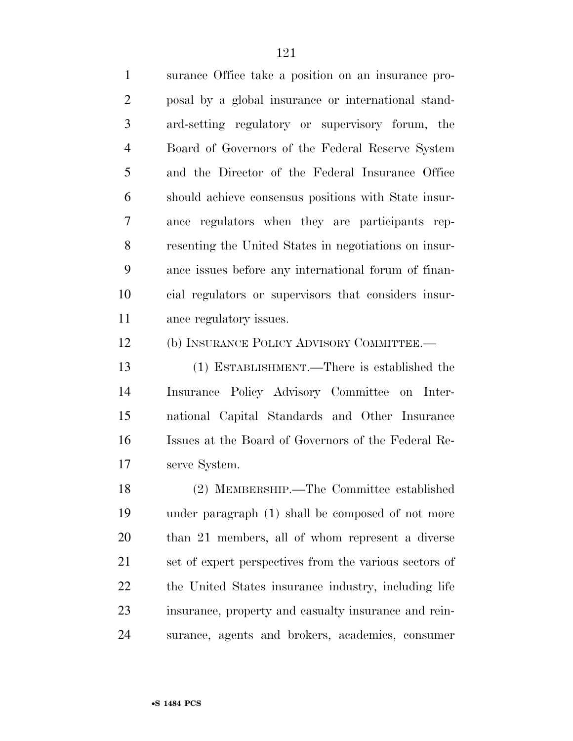surance Office take a position on an insurance proposal by a global insurance or international standard-setting regulatory or supervisory forum, the Board of Governors of the Federal Reserve System and the Director of the Federal Insurance Office should achieve consensus positions with State insurance regulators when they are participants representing the United States in negotiations on insurance issues before any international forum of financial regulators or supervisors that considers insurance regulatory issues.

(b) INSURANCE POLICY ADVISORY COMMITTEE.—

(1) ESTABLISHMENT.—There is established the Insurance Policy Advisory Committee on International Capital Standards and Other Insurance Issues at the Board of Governors of the Federal Reserve System.

(2) MEMBERSHIP.—The Committee established under paragraph (1) shall be composed of not more than 21 members, all of whom represent a diverse set of expert perspectives from the various sectors of the United States insurance industry, including life insurance, property and casualty insurance and reinsurance, agents and brokers, academics, consumer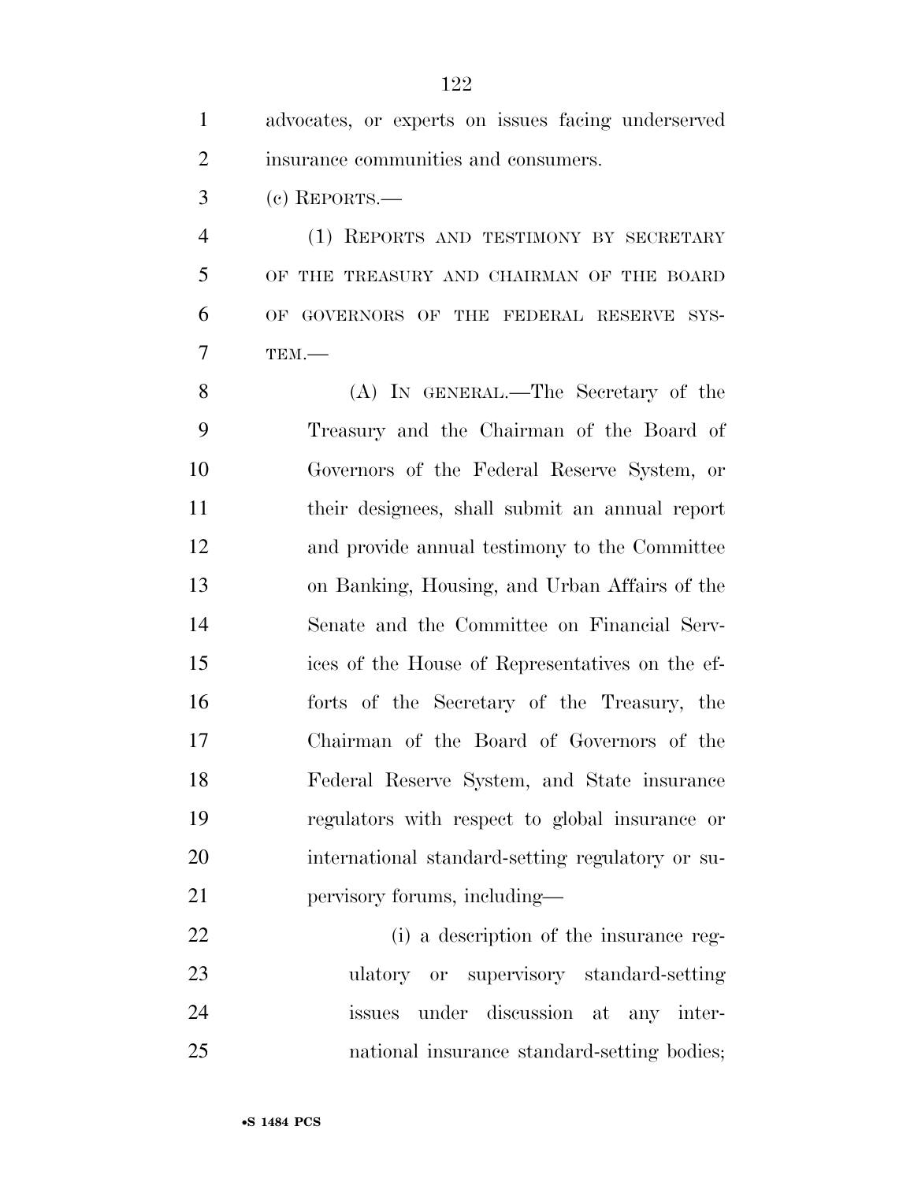advocates, or experts on issues facing underserved insurance communities and consumers.

(c) REPORTS.—

(1) REPORTS AND TESTIMONY BY SECRETARY OF THE TREASURY AND CHAIRMAN OF THE BOARD OF GOVERNORS OF THE FEDERAL RESERVE SYSTEM.—

(A) IN GENERAL.—The Secretary of the Treasury and the Chairman of the Board of Governors of the Federal Reserve System, or their designees, shall submit an annual report and provide annual testimony to the Committee on Banking, Housing, and Urban Affairs of the Senate and the Committee on Financial Services of the House of Representatives on the efforts of the Secretary of the Treasury, the Chairman of the Board of Governors of the Federal Reserve System, and State insurance regulators with respect to global insurance or international standard-setting regulatory or supervisory forums, including—

(i) a description of the insurance regulatory or supervisory standard-setting issues under discussion at any international insurance standard-setting bodies;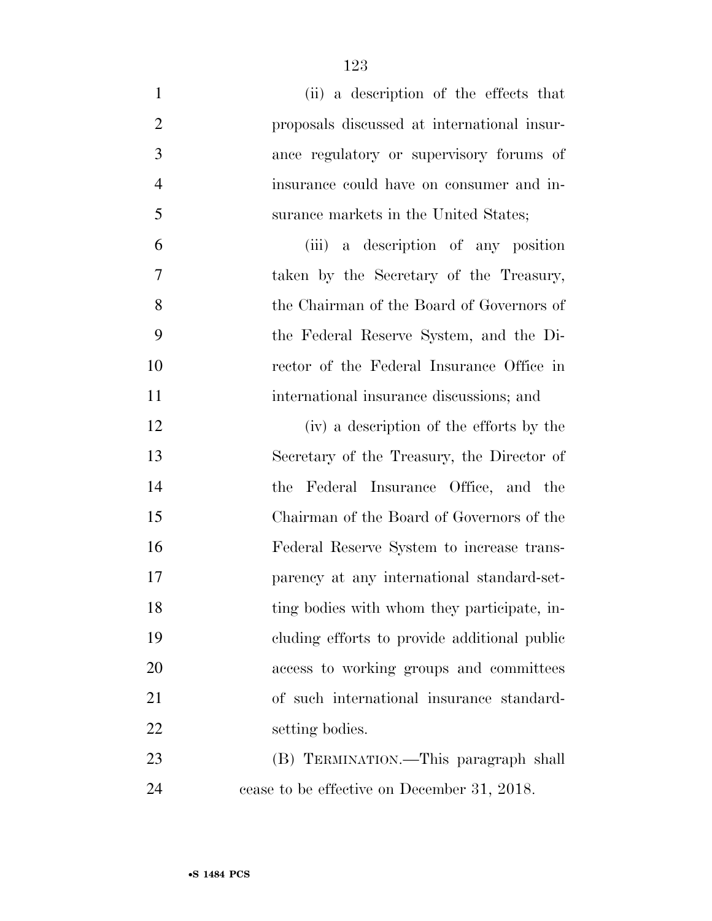(ii) a description of the effects that proposals discussed at international insurance regulatory or supervisory forums of insurance could have on consumer and insurance markets in the United States;

(iii) a description of any position taken by the Secretary of the Treasury, the Chairman of the Board of Governors of the Federal Reserve System, and the Director of the Federal Insurance Office in international insurance discussions; and

(iv) a description of the efforts by the Secretary of the Treasury, the Director of the Federal Insurance Office, and the Chairman of the Board of Governors of the Federal Reserve System to increase transparency at any international standard-setting bodies with whom they participate, including efforts to provide additional public access to working groups and committees of such international insurance standard-setting bodies.

(B) TERMINATION.—This paragraph shall cease to be effective on December 31, 2018.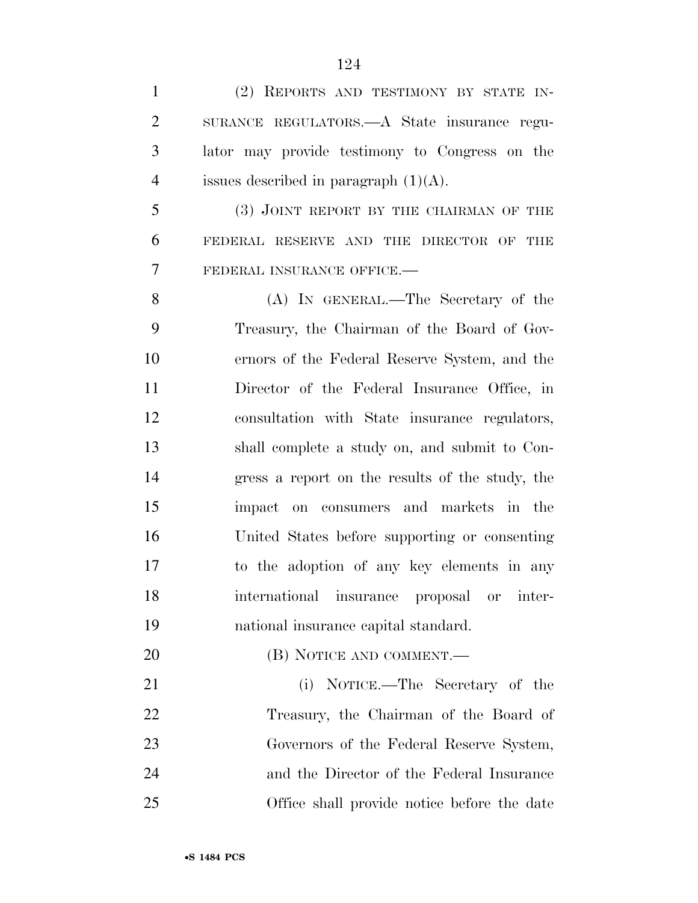(2) REPORTS AND TESTIMONY BY STATE INSURANCE REGULATORS.—A State insurance regulator may provide testimony to Congress on the issues described in paragraph (1)(A).

(3) JOINT REPORT BY THE CHAIRMAN OF THE FEDERAL RESERVE AND THE DIRECTOR OF THE FEDERAL INSURANCE OFFICE.—

(A) IN GENERAL.—The Secretary of the Treasury, the Chairman of the Board of Governors of the Federal Reserve System, and the Director of the Federal Insurance Office, in consultation with State insurance regulators, shall complete a study on, and submit to Congress a report on the results of the study, the impact on consumers and markets in the United States before supporting or consenting to the adoption of any key elements in any international insurance proposal or international insurance capital standard.

(B) NOTICE AND COMMENT.—

(i) NOTICE.—The Secretary of the Treasury, the Chairman of the Board of Governors of the Federal Reserve System, and the Director of the Federal Insurance Office shall provide notice before the date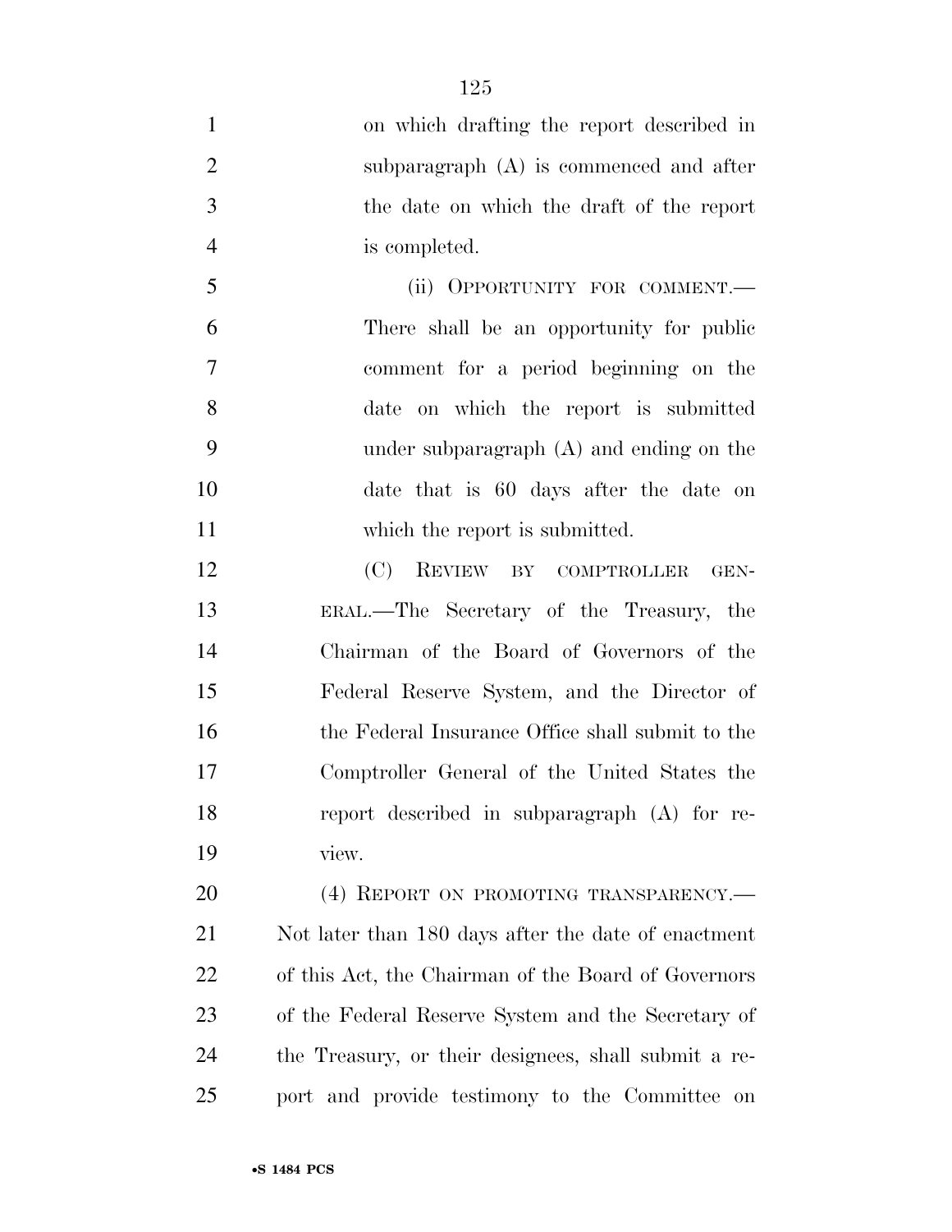on which drafting the report described in subparagraph (A) is commenced and after the date on which the draft of the report is completed.

(ii) OPPORTUNITY FOR COMMENT.—There shall be an opportunity for public comment for a period beginning on the date on which the report is submitted under subparagraph (A) and ending on the date that is 60 days after the date on which the report is submitted.

(C) REVIEW BY COMPTROLLER GENERAL.—The Secretary of the Treasury, the Chairman of the Board of Governors of the Federal Reserve System, and the Director of the Federal Insurance Office shall submit to the Comptroller General of the United States the report described in subparagraph (A) for review.

(4) REPORT ON PROMOTING TRANSPARENCY.—Not later than 180 days after the date of enactment of this Act, the Chairman of the Board of Governors of the Federal Reserve System and the Secretary of the Treasury, or their designees, shall submit a report and provide testimony to the Committee on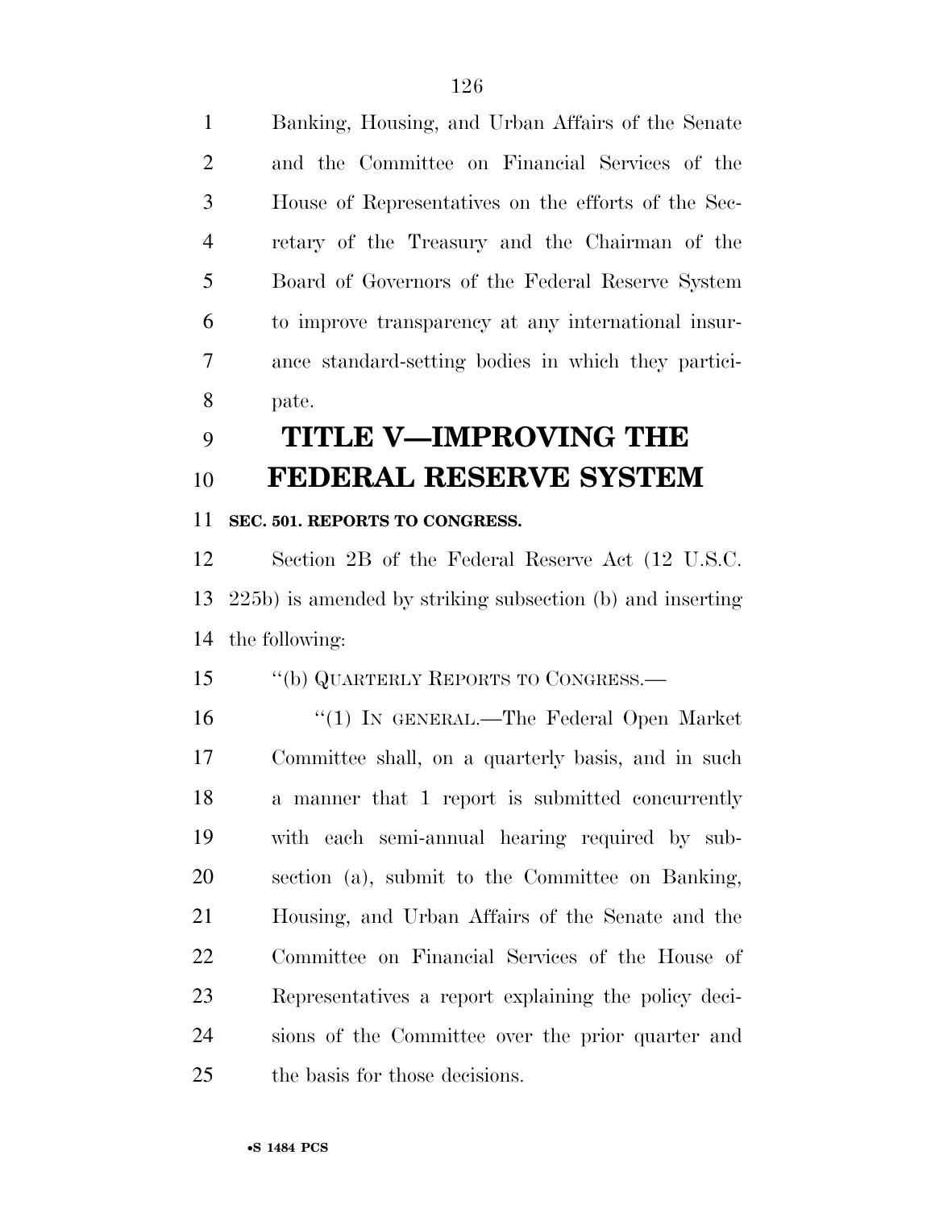Banking, Housing, and Urban Affairs of the Senate and the Committee on Financial Services of the House of Representatives on the efforts of the Secretary of the Treasury and the Chairman of the Board of Governors of the Federal Reserve System to improve transparency at any international insurance standard-setting bodies in which they participate.

# TITLE V—IMPROVING THE FEDERAL RESERVE SYSTEM

## SEC. 501. REPORTS TO CONGRESS.

Section 2B of the Federal Reserve Act (12 U.S.C. 225b) is amended by striking subsection (b) and inserting the following:

"(b) QUARTERLY REPORTS TO CONGRESS.—

"(1) IN GENERAL.—The Federal Open Market Committee shall, on a quarterly basis, and in such a manner that 1 report is submitted concurrently with each semi-annual hearing required by subsection (a), submit to the Committee on Banking, Housing, and Urban Affairs of the Senate and the Committee on Financial Services of the House of Representatives a report explaining the policy decisions of the Committee over the prior quarter and the basis for those decisions.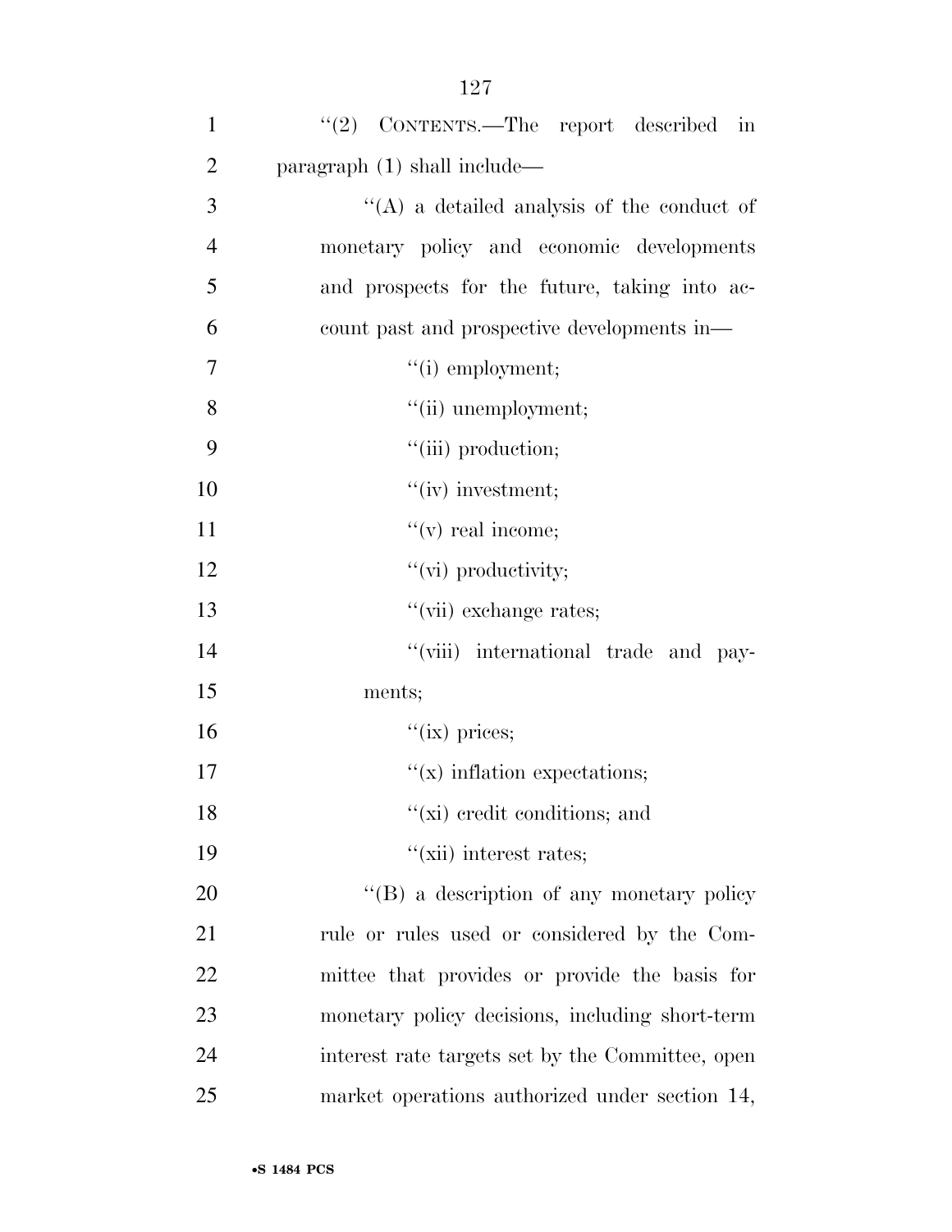"(2) CONTENTS.—The report described in paragraph (1) shall include—

"(A) a detailed analysis of the conduct of monetary policy and economic developments and prospects for the future, taking into account past and prospective developments in—

"(i) employment;

"(ii) unemployment;

"(iii) production;

"(iv) investment;

"(v) real income;

"(vi) productivity;

"(vii) exchange rates;

"(viii) international trade and payments;

"(ix) prices;

"(x) inflation expectations;

"(xi) credit conditions; and

"(xii) interest rates;

"(B) a description of any monetary policy rule or rules used or considered by the Committee that provides or provide the basis for monetary policy decisions, including short-term interest rate targets set by the Committee, open market operations authorized under section 14,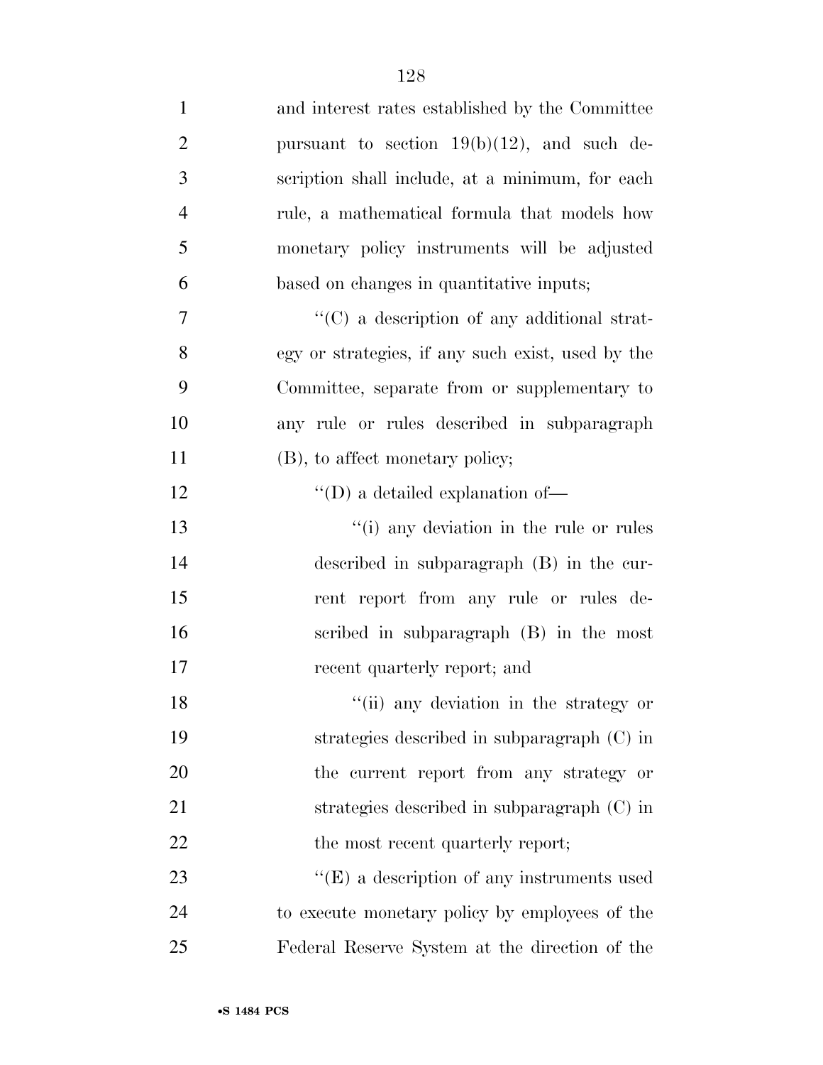and interest rates established by the Committee pursuant to section 19(b)(12), and such description shall include, at a minimum, for each rule, a mathematical formula that models how monetary policy instruments will be adjusted based on changes in quantitative inputs;

''(C) a description of any additional strategy or strategies, if any such exist, used by the Committee, separate from or supplementary to any rule or rules described in subparagraph (B), to affect monetary policy;

''(D) a detailed explanation of—

''(i) any deviation in the rule or rules described in subparagraph (B) in the current report from any rule or rules described in subparagraph (B) in the most recent quarterly report; and

''(ii) any deviation in the strategy or strategies described in subparagraph (C) in the current report from any strategy or strategies described in subparagraph (C) in the most recent quarterly report;

''(E) a description of any instruments used to execute monetary policy by employees of the Federal Reserve System at the direction of the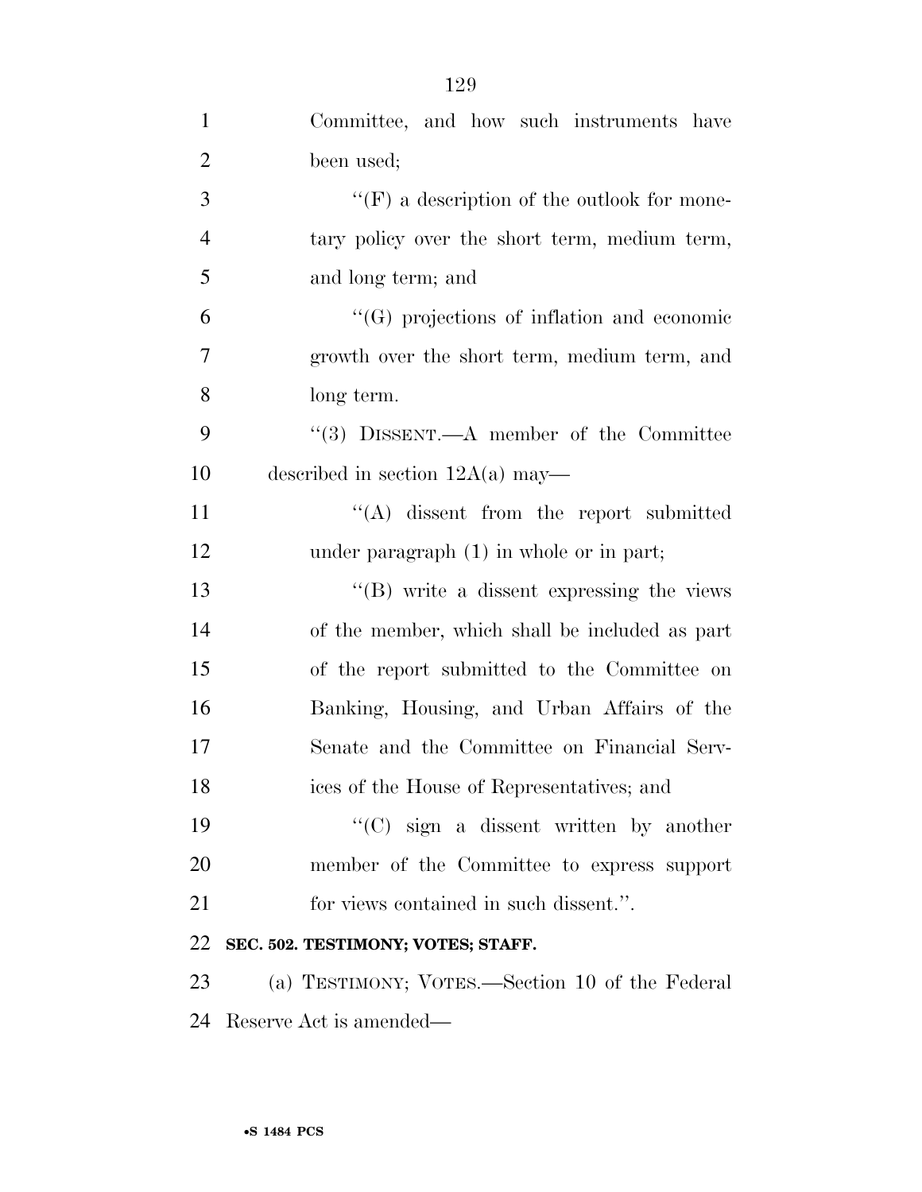Committee, and how such instruments have been used;

''(F) a description of the outlook for monetary policy over the short term, medium term, and long term; and

''(G) projections of inflation and economic growth over the short term, medium term, and long term.

''(3) DISSENT.—A member of the Committee described in section 12A(a) may—

''(A) dissent from the report submitted under paragraph (1) in whole or in part;

''(B) write a dissent expressing the views of the member, which shall be included as part of the report submitted to the Committee on Banking, Housing, and Urban Affairs of the Senate and the Committee on Financial Services of the House of Representatives; and

''(C) sign a dissent written by another member of the Committee to express support for views contained in such dissent.''.

**SEC. 502. TESTIMONY; VOTES; STAFF.**

(a) TESTIMONY; VOTES.—Section 10 of the Federal Reserve Act is amended—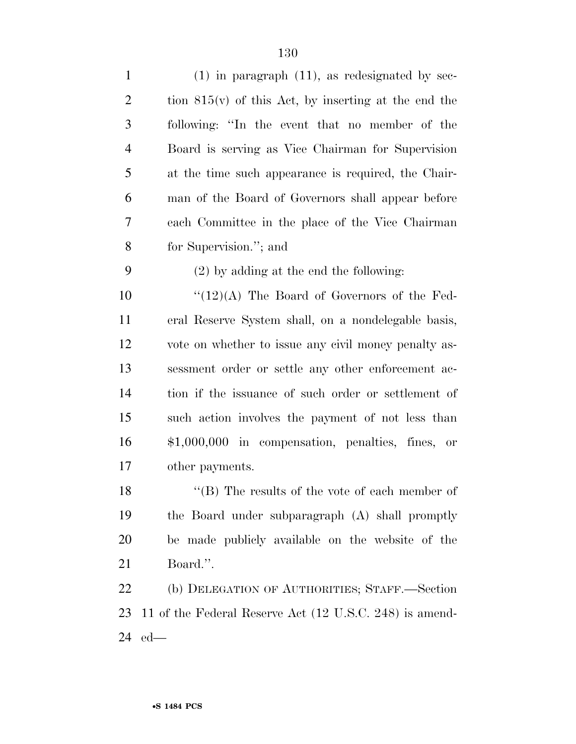(1) in paragraph (11), as redesignated by section 815(v) of this Act, by inserting at the end the following: "In the event that no member of the Board is serving as Vice Chairman for Supervision at the time such appearance is required, the Chairman of the Board of Governors shall appear before each Committee in the place of the Vice Chairman for Supervision."; and

(2) by adding at the end the following:

"(12)(A) The Board of Governors of the Federal Reserve System shall, on a nondelegable basis, vote on whether to issue any civil money penalty assessment order or settle any other enforcement action if the issuance of such order or settlement of such action involves the payment of not less than $1,000,000 in compensation, penalties, fines, or other payments.

"(B) The results of the vote of each member of the Board under subparagraph (A) shall promptly be made publicly available on the website of the Board.".

(b) DELEGATION OF AUTHORITIES; STAFF.—Section 11 of the Federal Reserve Act (12 U.S.C. 248) is amended—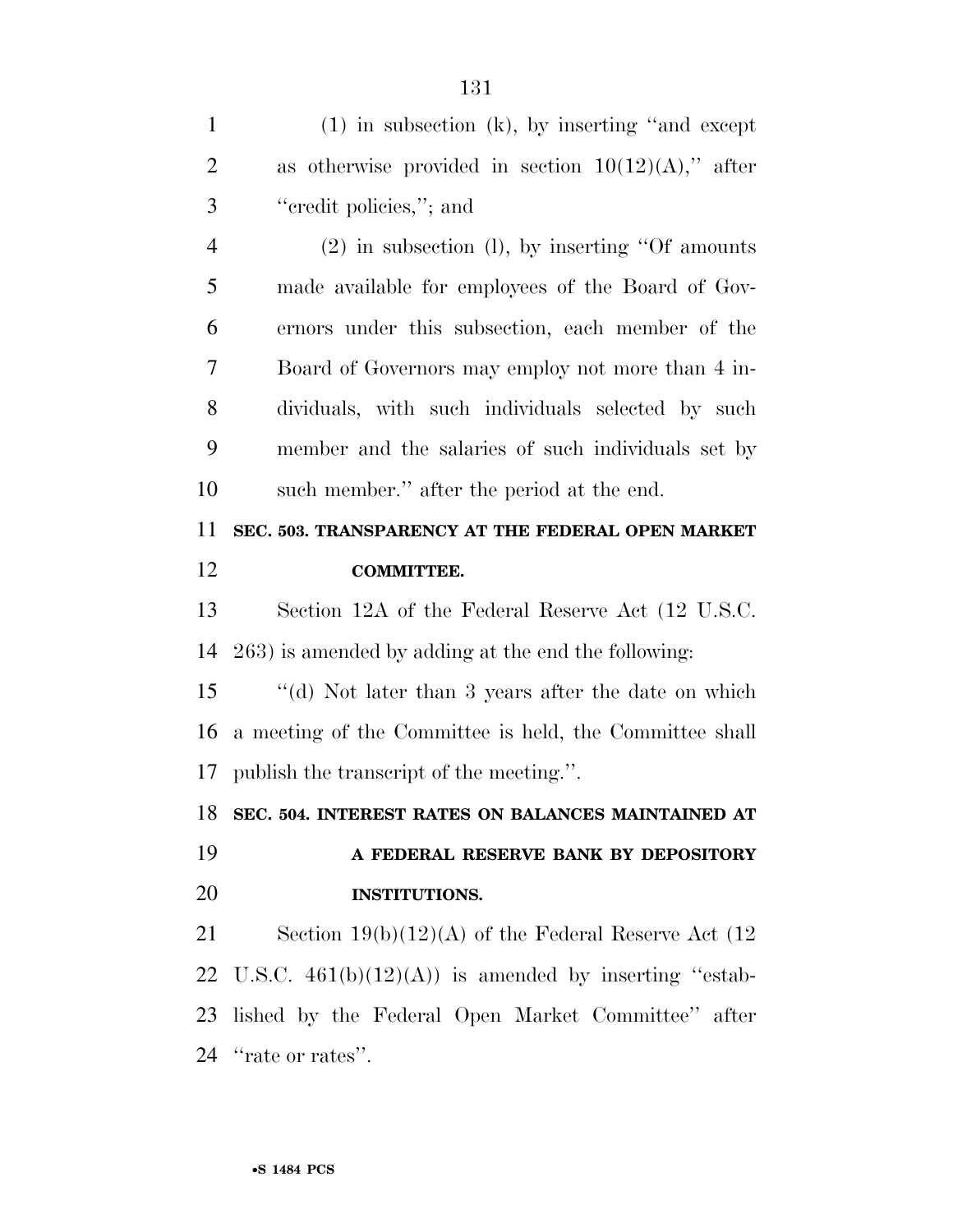(1) in subsection (k), by inserting "and except as otherwise provided in section 10(12)(A)," after "credit policies,"; and

(2) in subsection (l), by inserting "Of amounts made available for employees of the Board of Governors under this subsection, each member of the Board of Governors may employ not more than 4 individuals, with such individuals selected by such member and the salaries of such individuals set by such member." after the period at the end.

### SEC. 503. TRANSPARENCY AT THE FEDERAL OPEN MARKET COMMITTEE.

Section 12A of the Federal Reserve Act (12 U.S.C. 263) is amended by adding at the end the following:

"(d) Not later than 3 years after the date on which a meeting of the Committee is held, the Committee shall publish the transcript of the meeting.".

### SEC. 504. INTEREST RATES ON BALANCES MAINTAINED AT A FEDERAL RESERVE BANK BY DEPOSITORY INSTITUTIONS.

Section 19(b)(12)(A) of the Federal Reserve Act (12 U.S.C. 461(b)(12)(A)) is amended by inserting "established by the Federal Open Market Committee" after "rate or rates".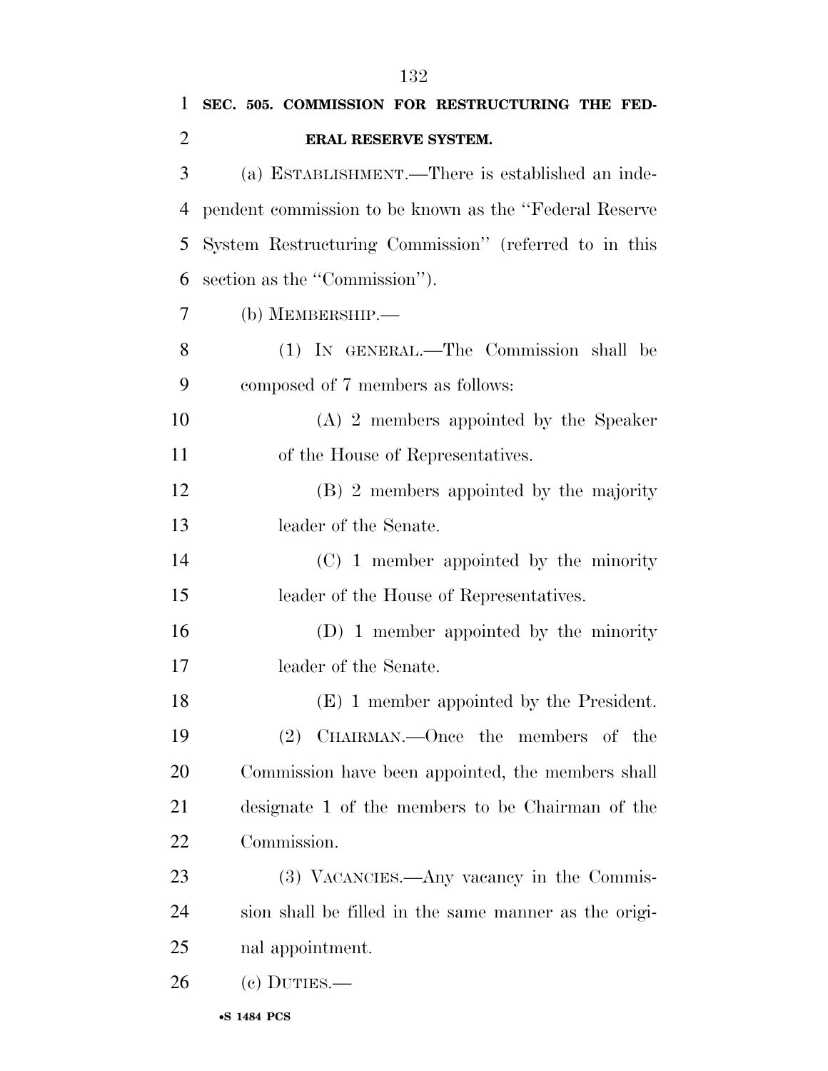**SEC. 505. COMMISSION FOR RESTRUCTURING THE FEDERAL RESERVE SYSTEM.**

(a) ESTABLISHMENT.—There is established an independent commission to be known as the ''Federal Reserve System Restructuring Commission'' (referred to in this section as the ''Commission'').

(b) MEMBERSHIP.—

(1) IN GENERAL.—The Commission shall be composed of 7 members as follows:

(A) 2 members appointed by the Speaker of the House of Representatives.

(B) 2 members appointed by the majority leader of the Senate.

(C) 1 member appointed by the minority leader of the House of Representatives.

(D) 1 member appointed by the minority leader of the Senate.

(E) 1 member appointed by the President.

(2) CHAIRMAN.—Once the members of the Commission have been appointed, the members shall designate 1 of the members to be Chairman of the Commission.

(3) VACANCIES.—Any vacancy in the Commission shall be filled in the same manner as the original appointment.

(c) DUTIES.—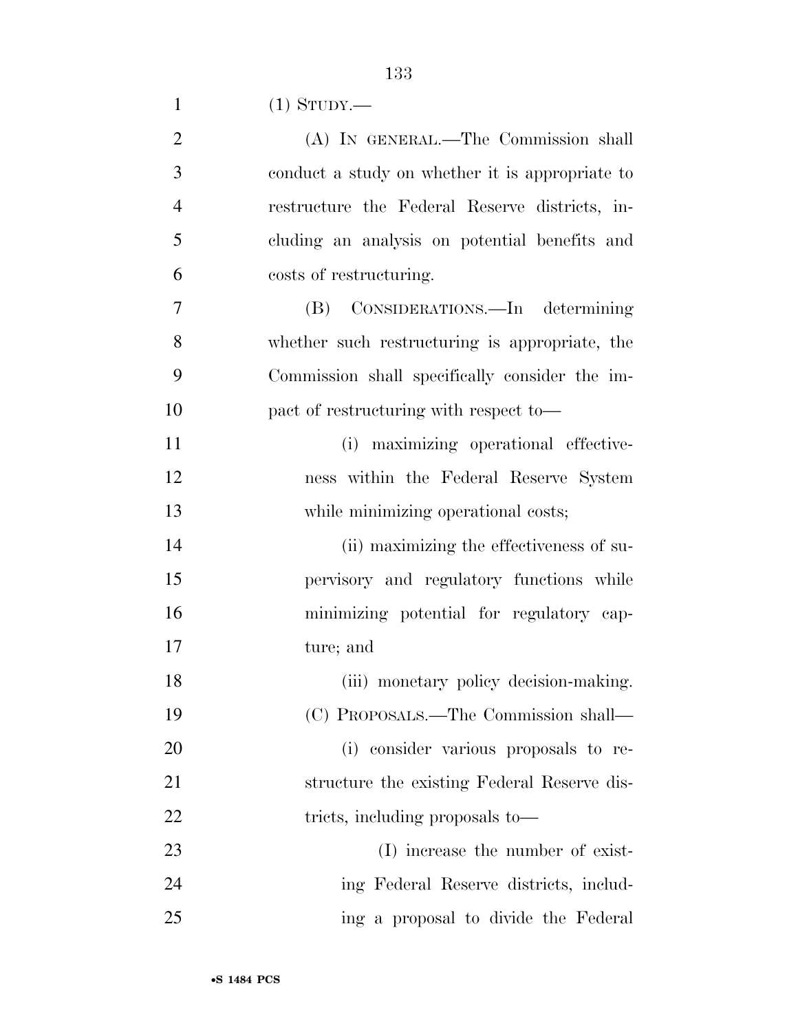(1) STUDY.—

(A) IN GENERAL.—The Commission shall conduct a study on whether it is appropriate to restructure the Federal Reserve districts, including an analysis on potential benefits and costs of restructuring.

(B) CONSIDERATIONS.—In determining whether such restructuring is appropriate, the Commission shall specifically consider the impact of restructuring with respect to—

(i) maximizing operational effectiveness within the Federal Reserve System while minimizing operational costs;

(ii) maximizing the effectiveness of supervisory and regulatory functions while minimizing potential for regulatory capture; and

(iii) monetary policy decision-making.

(C) PROPOSALS.—The Commission shall—

(i) consider various proposals to restructure the existing Federal Reserve districts, including proposals to—

(I) increase the number of existing Federal Reserve districts, including a proposal to divide the Federal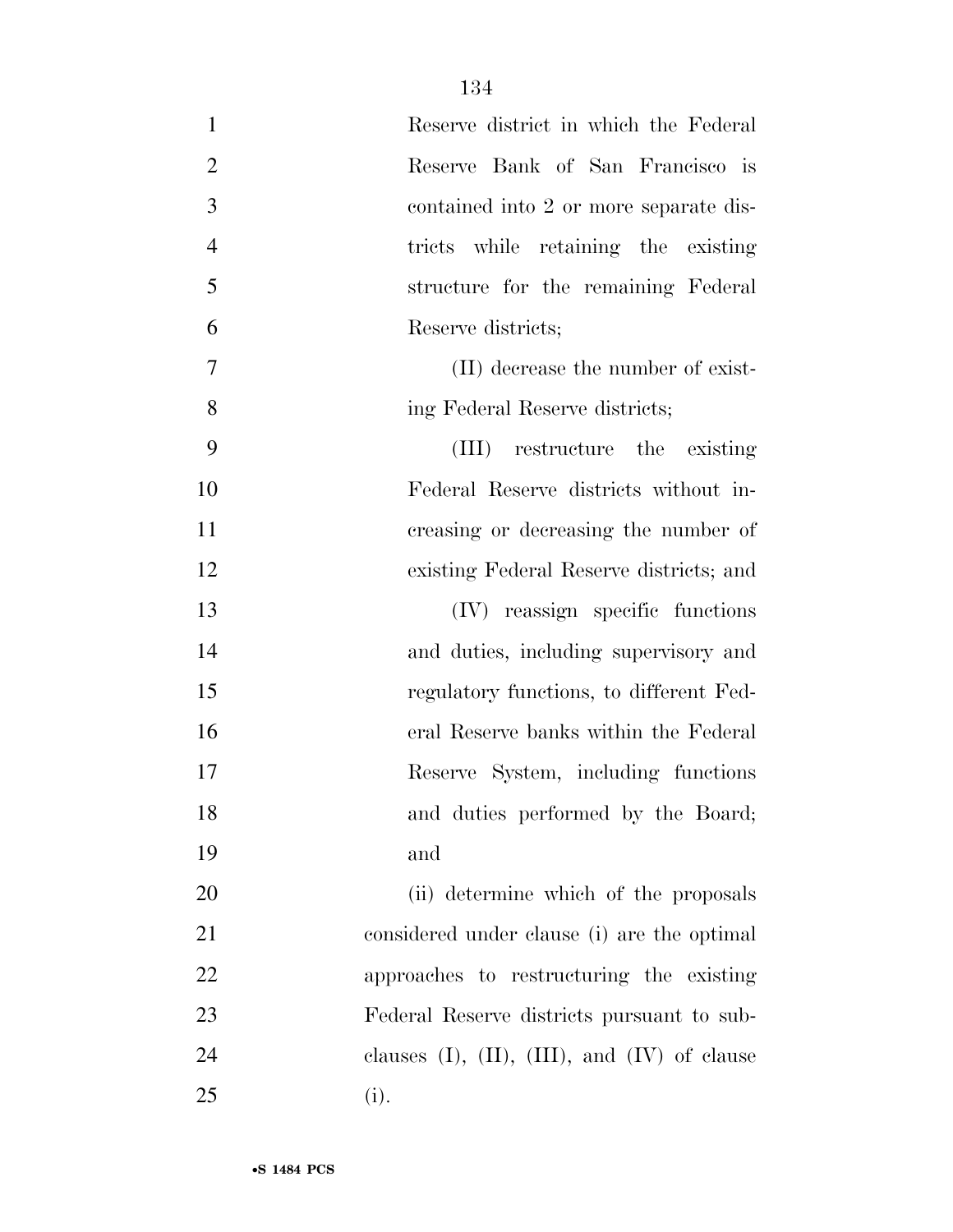Reserve district in which the Federal Reserve Bank of San Francisco is contained into 2 or more separate districts while retaining the existing structure for the remaining Federal Reserve districts;

(II) decrease the number of existing Federal Reserve districts;

(III) restructure the existing Federal Reserve districts without increasing or decreasing the number of existing Federal Reserve districts; and

(IV) reassign specific functions and duties, including supervisory and regulatory functions, to different Federal Reserve banks within the Federal Reserve System, including functions and duties performed by the Board; and

(ii) determine which of the proposals considered under clause (i) are the optimal approaches to restructuring the existing Federal Reserve districts pursuant to subclauses (I), (II), (III), and (IV) of clause (i).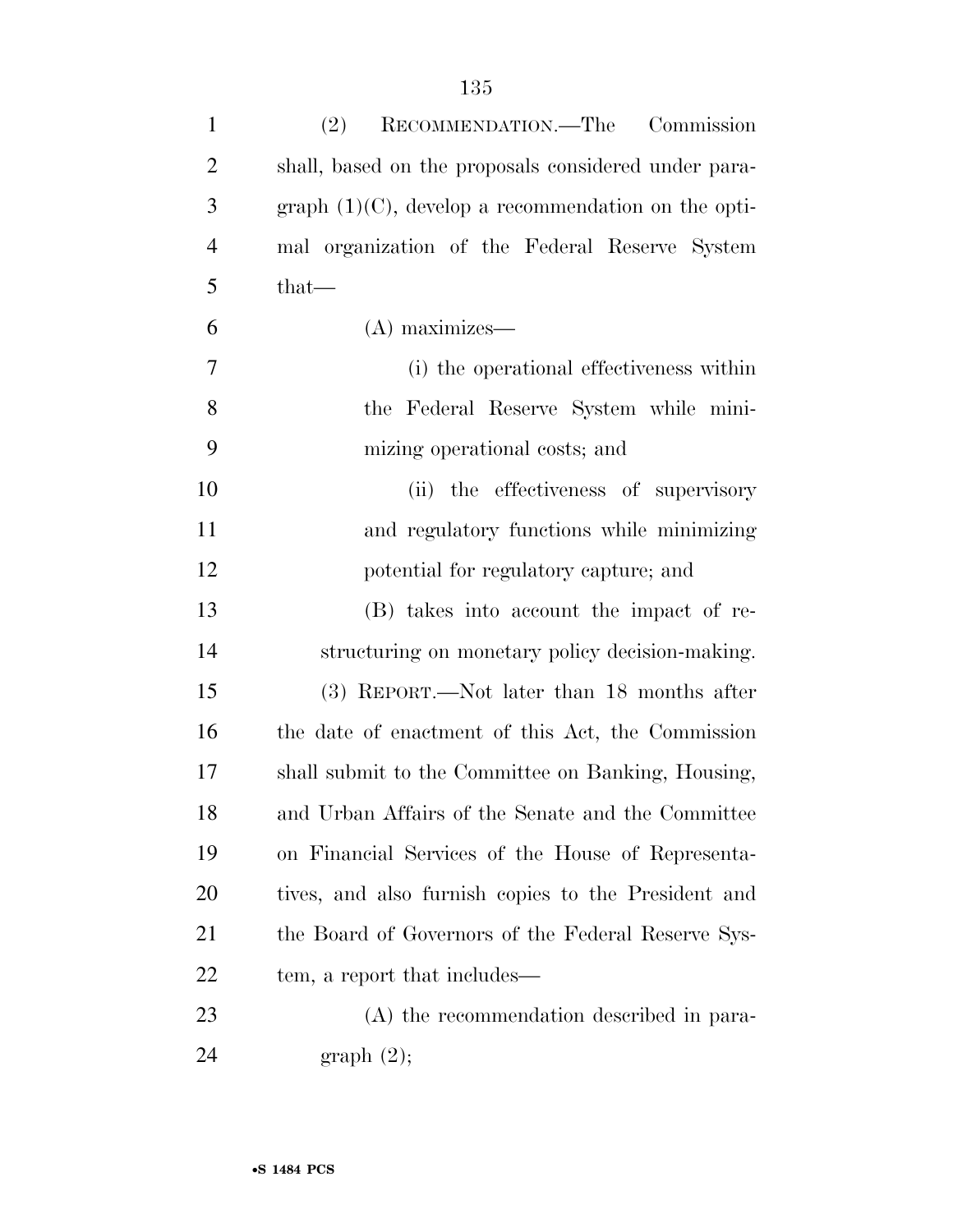(2) RECOMMENDATION.—The Commission shall, based on the proposals considered under paragraph (1)(C), develop a recommendation on the optimal organization of the Federal Reserve System that—

(A) maximizes—

(i) the operational effectiveness within the Federal Reserve System while minimizing operational costs; and

(ii) the effectiveness of supervisory and regulatory functions while minimizing potential for regulatory capture; and

(B) takes into account the impact of restructuring on monetary policy decision-making.

(3) REPORT.—Not later than 18 months after the date of enactment of this Act, the Commission shall submit to the Committee on Banking, Housing, and Urban Affairs of the Senate and the Committee on Financial Services of the House of Representatives, and also furnish copies to the President and the Board of Governors of the Federal Reserve System, a report that includes—

(A) the recommendation described in paragraph (2);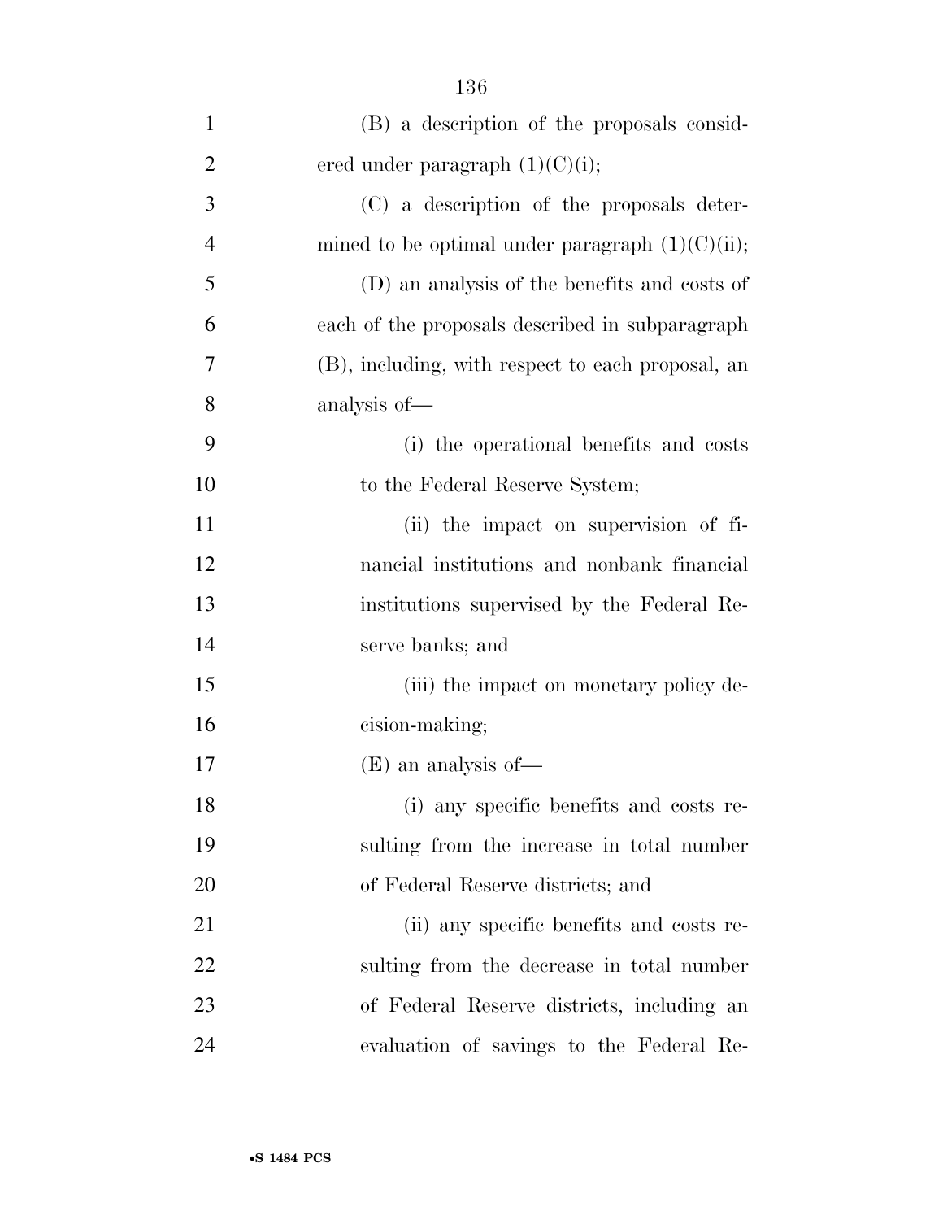(B) a description of the proposals considered under paragraph (1)(C)(i);

(C) a description of the proposals determined to be optimal under paragraph (1)(C)(ii);

(D) an analysis of the benefits and costs of each of the proposals described in subparagraph (B), including, with respect to each proposal, an analysis of—

(i) the operational benefits and costs to the Federal Reserve System;

(ii) the impact on supervision of financial institutions and nonbank financial institutions supervised by the Federal Reserve banks; and

(iii) the impact on monetary policy decision-making;

(E) an analysis of—

(i) any specific benefits and costs resulting from the increase in total number of Federal Reserve districts; and

(ii) any specific benefits and costs resulting from the decrease in total number of Federal Reserve districts, including an evaluation of savings to the Federal Re-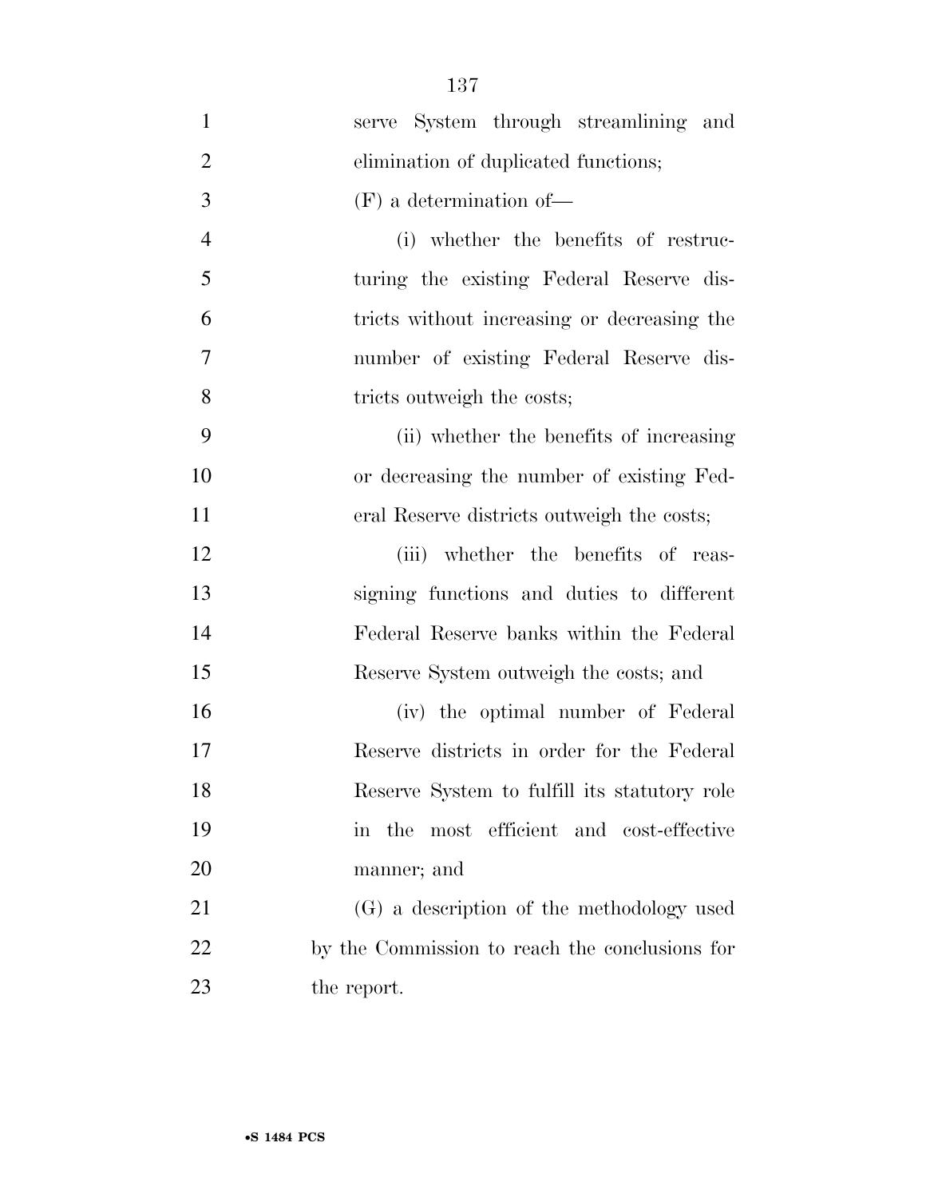serve System through streamlining and elimination of duplicated functions;

(F) a determination of—

(i) whether the benefits of restructuring the existing Federal Reserve districts without increasing or decreasing the number of existing Federal Reserve districts outweigh the costs;

(ii) whether the benefits of increasing or decreasing the number of existing Federal Reserve districts outweigh the costs;

(iii) whether the benefits of reassigning functions and duties to different Federal Reserve banks within the Federal Reserve System outweigh the costs; and

(iv) the optimal number of Federal Reserve districts in order for the Federal Reserve System to fulfill its statutory role in the most efficient and cost-effective manner; and

(G) a description of the methodology used by the Commission to reach the conclusions for the report.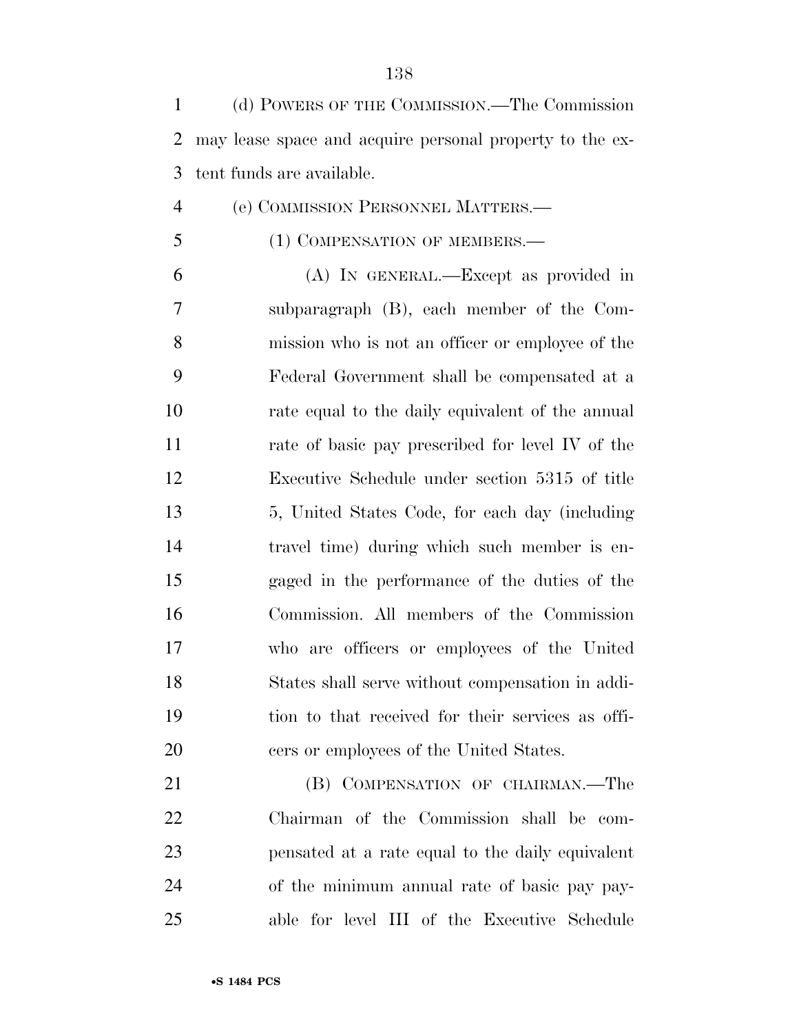(d) POWERS OF THE COMMISSION.—The Commission may lease space and acquire personal property to the extent funds are available.

(e) COMMISSION PERSONNEL MATTERS.—

(1) COMPENSATION OF MEMBERS.—

(A) IN GENERAL.—Except as provided in subparagraph (B), each member of the Commission who is not an officer or employee of the Federal Government shall be compensated at a rate equal to the daily equivalent of the annual rate of basic pay prescribed for level IV of the Executive Schedule under section 5315 of title 5, United States Code, for each day (including travel time) during which such member is engaged in the performance of the duties of the Commission. All members of the Commission who are officers or employees of the United States shall serve without compensation in addition to that received for their services as officers or employees of the United States.

(B) COMPENSATION OF CHAIRMAN.—The Chairman of the Commission shall be compensated at a rate equal to the daily equivalent of the minimum annual rate of basic pay payable for level III of the Executive Schedule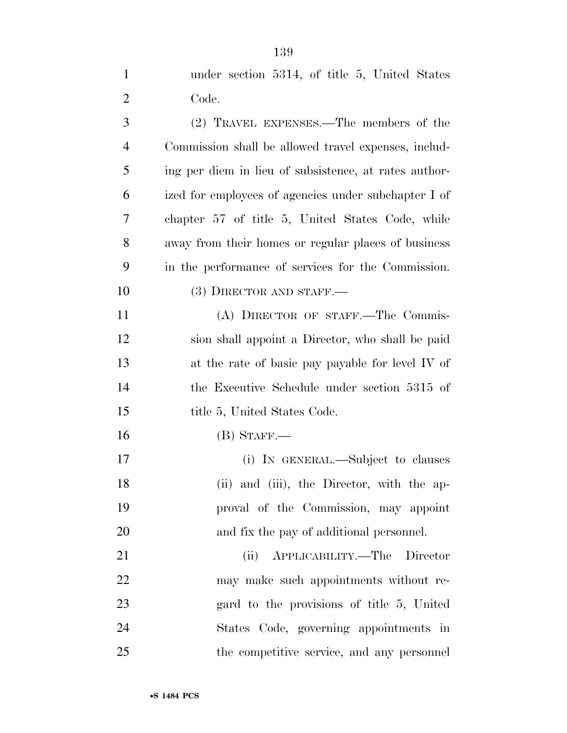under section 5314, of title 5, United States Code.

(2) TRAVEL EXPENSES.—The members of the Commission shall be allowed travel expenses, including per diem in lieu of subsistence, at rates authorized for employees of agencies under subchapter I of chapter 57 of title 5, United States Code, while away from their homes or regular places of business in the performance of services for the Commission.

(3) DIRECTOR AND STAFF.—

(A) DIRECTOR OF STAFF.—The Commission shall appoint a Director, who shall be paid at the rate of basic pay payable for level IV of the Executive Schedule under section 5315 of title 5, United States Code.

(B) STAFF.—

(i) IN GENERAL.—Subject to clauses (ii) and (iii), the Director, with the approval of the Commission, may appoint and fix the pay of additional personnel.

(ii) APPLICABILITY.—The Director may make such appointments without regard to the provisions of title 5, United States Code, governing appointments in the competitive service, and any personnel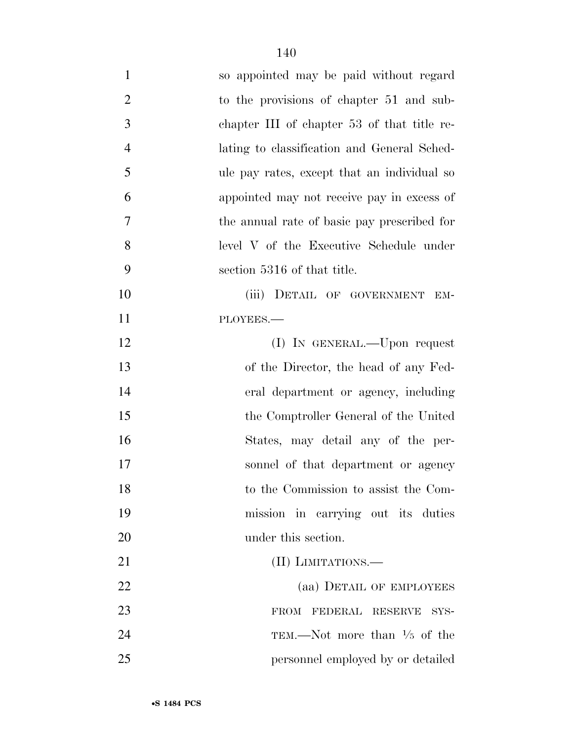so appointed may be paid without regard to the provisions of chapter 51 and subchapter III of chapter 53 of that title relating to classification and General Schedule pay rates, except that an individual so appointed may not receive pay in excess of the annual rate of basic pay prescribed for level V of the Executive Schedule under section 5316 of that title.

(iii) DETAIL OF GOVERNMENT EMPLOYEES.—

(I) IN GENERAL.—Upon request of the Director, the head of any Federal department or agency, including the Comptroller General of the United States, may detail any of the personnel of that department or agency to the Commission to assist the Commission in carrying out its duties under this section.

(II) LIMITATIONS.—

(aa) DETAIL OF EMPLOYEES FROM FEDERAL RESERVE SYSTEM.—Not more than 1/5 of the personnel employed by or detailed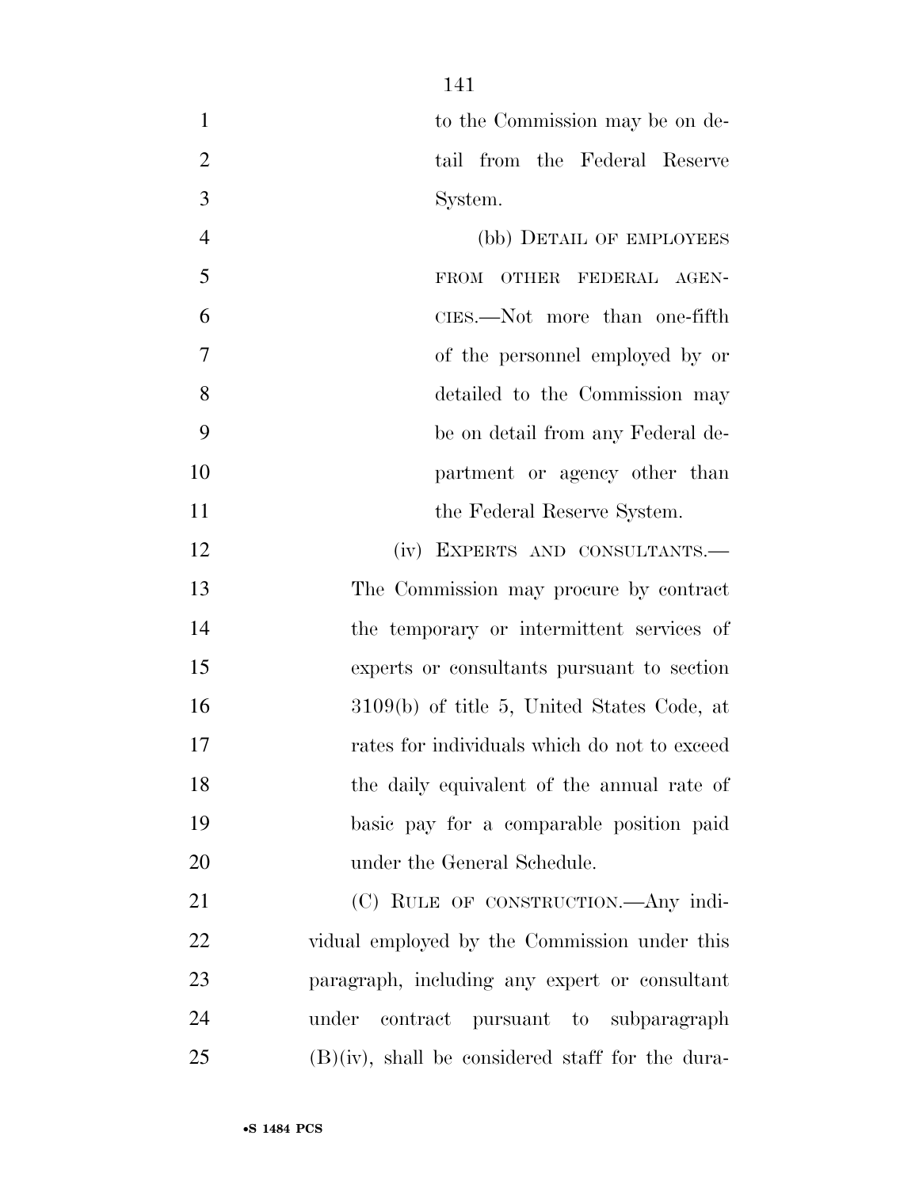to the Commission may be on detail from the Federal Reserve System.

(bb) DETAIL OF EMPLOYEES FROM OTHER FEDERAL AGENCIES.—Not more than one-fifth of the personnel employed by or detailed to the Commission may be on detail from any Federal department or agency other than the Federal Reserve System.

(iv) EXPERTS AND CONSULTANTS.—The Commission may procure by contract the temporary or intermittent services of experts or consultants pursuant to section 3109(b) of title 5, United States Code, at rates for individuals which do not to exceed the daily equivalent of the annual rate of basic pay for a comparable position paid under the General Schedule.

(C) RULE OF CONSTRUCTION.—Any individual employed by the Commission under this paragraph, including any expert or consultant under contract pursuant to subparagraph (B)(iv), shall be considered staff for the dura-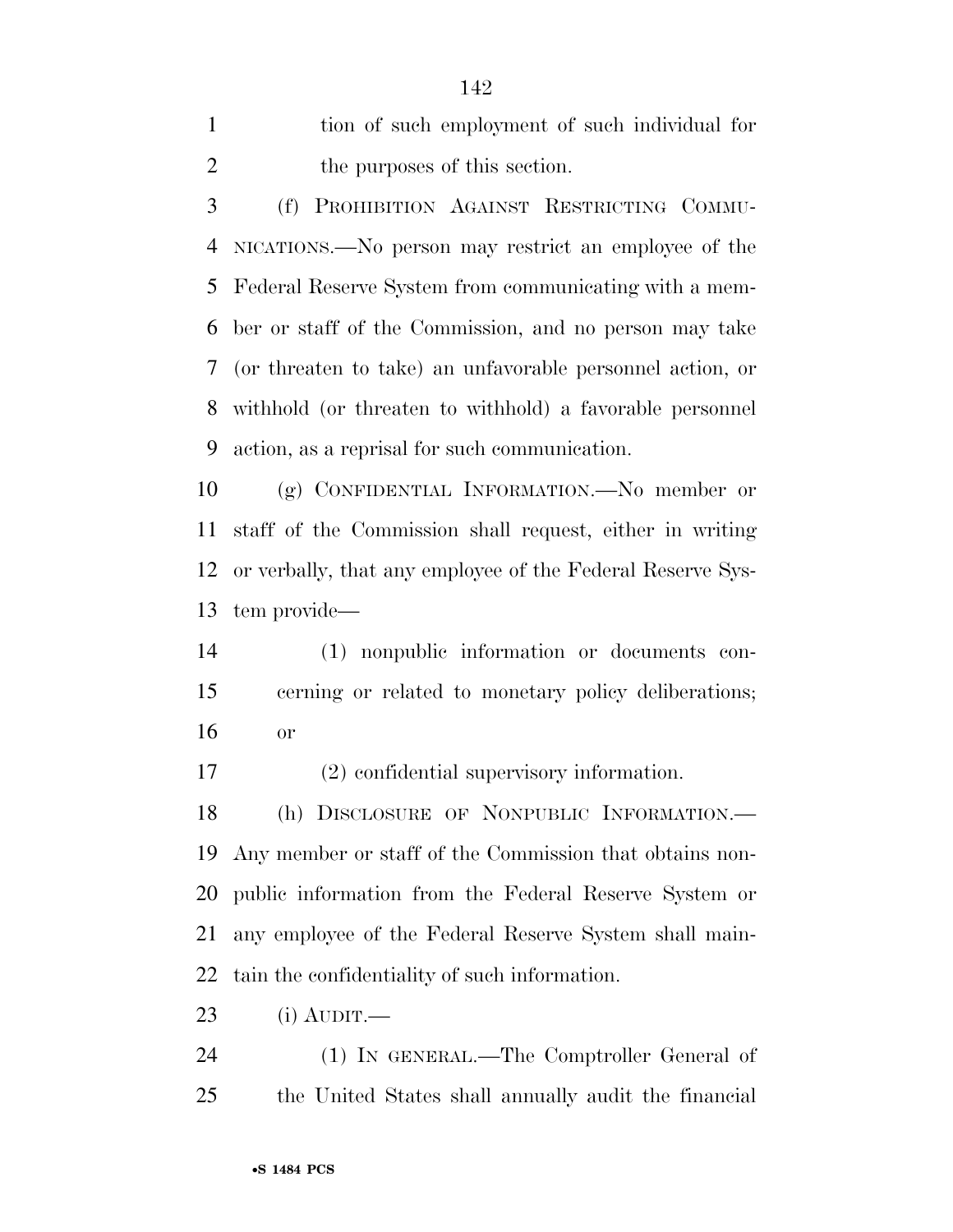tion of such employment of such individual for the purposes of this section.

(f) PROHIBITION AGAINST RESTRICTING COMMUNICATIONS.—No person may restrict an employee of the Federal Reserve System from communicating with a member or staff of the Commission, and no person may take (or threaten to take) an unfavorable personnel action, or withhold (or threaten to withhold) a favorable personnel action, as a reprisal for such communication.

(g) CONFIDENTIAL INFORMATION.—No member or staff of the Commission shall request, either in writing or verbally, that any employee of the Federal Reserve System provide—

(1) nonpublic information or documents concerning or related to monetary policy deliberations; or

(2) confidential supervisory information.

(h) DISCLOSURE OF NONPUBLIC INFORMATION.—Any member or staff of the Commission that obtains nonpublic information from the Federal Reserve System or any employee of the Federal Reserve System shall maintain the confidentiality of such information.

(i) AUDIT.—

(1) IN GENERAL.—The Comptroller General of the United States shall annually audit the financial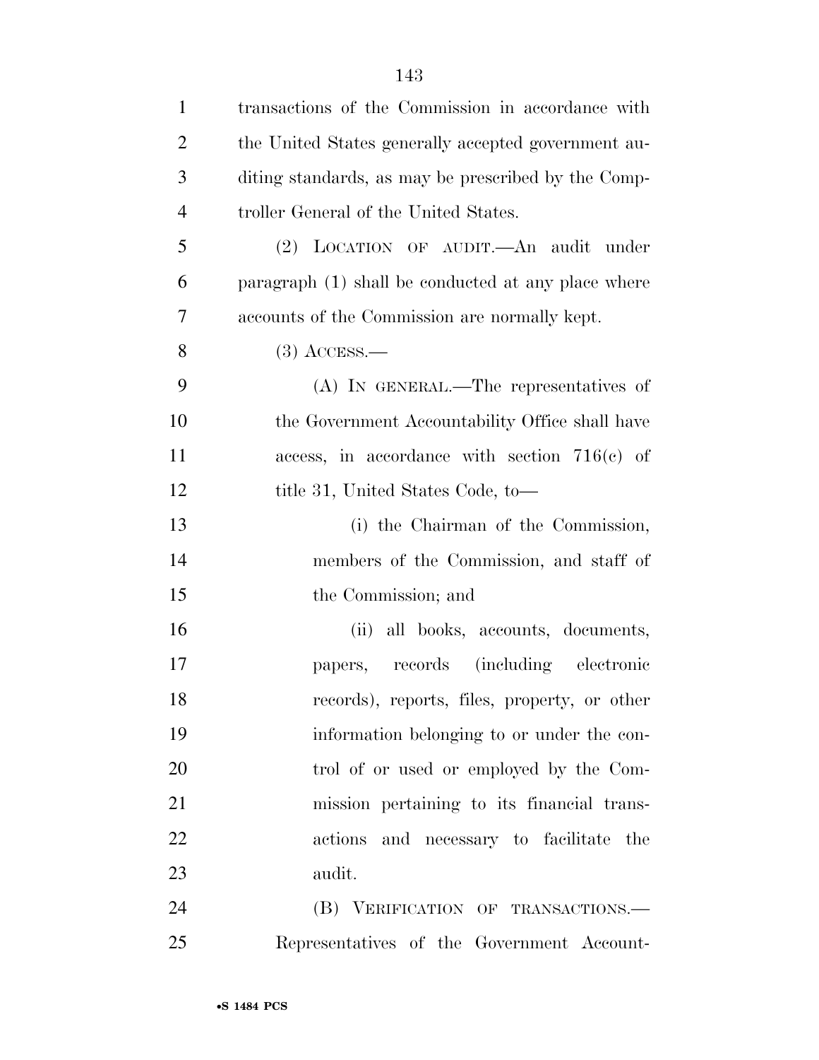transactions of the Commission in accordance with the United States generally accepted government auditing standards, as may be prescribed by the Comptroller General of the United States.

(2) LOCATION OF AUDIT.—An audit under paragraph (1) shall be conducted at any place where accounts of the Commission are normally kept.

(3) ACCESS.—

(A) IN GENERAL.—The representatives of the Government Accountability Office shall have access, in accordance with section 716(c) of title 31, United States Code, to—

(i) the Chairman of the Commission, members of the Commission, and staff of the Commission; and

(ii) all books, accounts, documents, papers, records (including electronic records), reports, files, property, or other information belonging to or under the control of or used or employed by the Commission pertaining to its financial transactions and necessary to facilitate the audit.

(B) VERIFICATION OF TRANSACTIONS.—Representatives of the Government Account-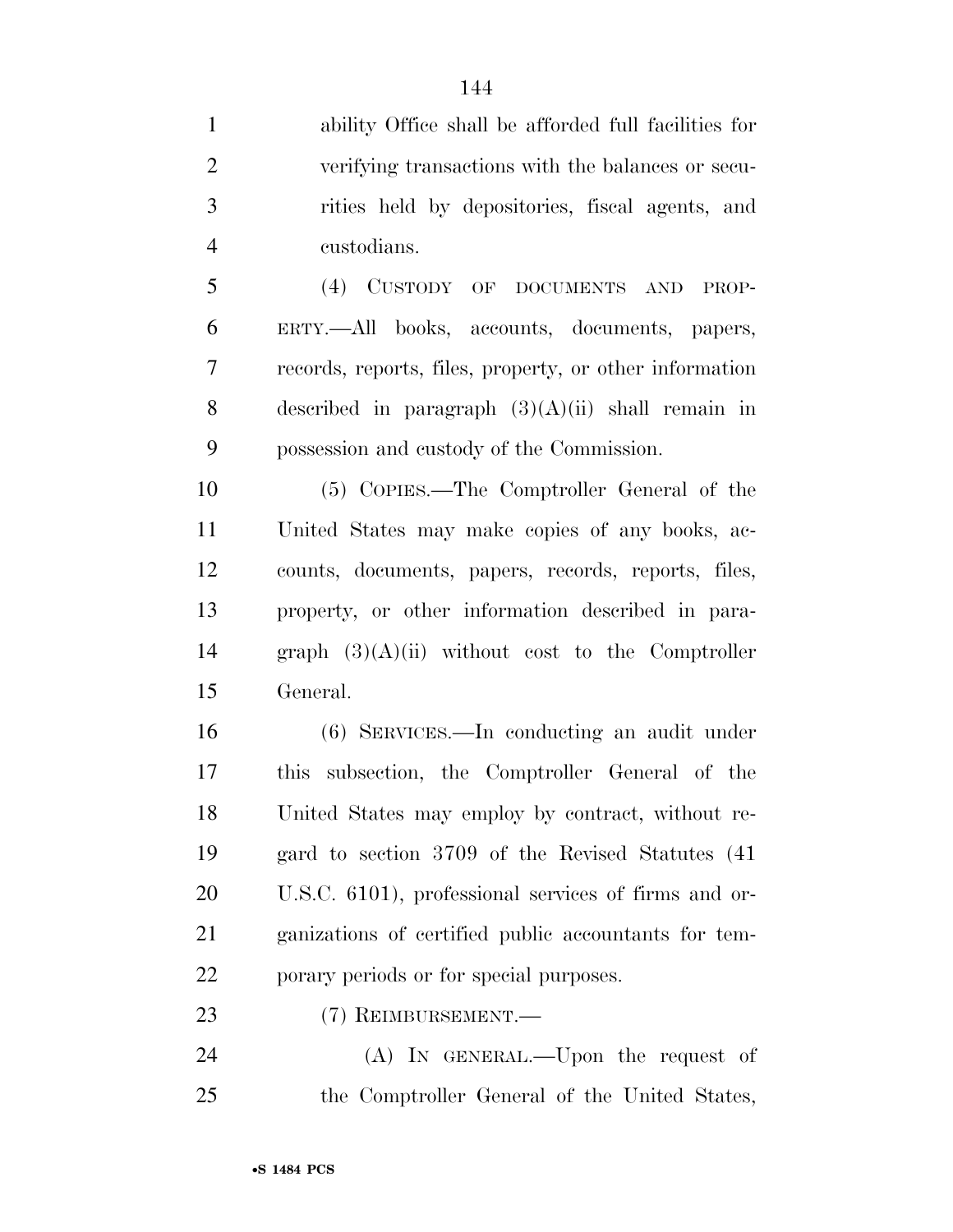ability Office shall be afforded full facilities for verifying transactions with the balances or securities held by depositories, fiscal agents, and custodians.

(4) CUSTODY OF DOCUMENTS AND PROPERTY.—All books, accounts, documents, papers, records, reports, files, property, or other information described in paragraph (3)(A)(ii) shall remain in possession and custody of the Commission.

(5) COPIES.—The Comptroller General of the United States may make copies of any books, accounts, documents, papers, records, reports, files, property, or other information described in paragraph (3)(A)(ii) without cost to the Comptroller General.

(6) SERVICES.—In conducting an audit under this subsection, the Comptroller General of the United States may employ by contract, without regard to section 3709 of the Revised Statutes (41 U.S.C. 6101), professional services of firms and organizations of certified public accountants for temporary periods or for special purposes.

(7) REIMBURSEMENT.—

(A) IN GENERAL.—Upon the request of the Comptroller General of the United States,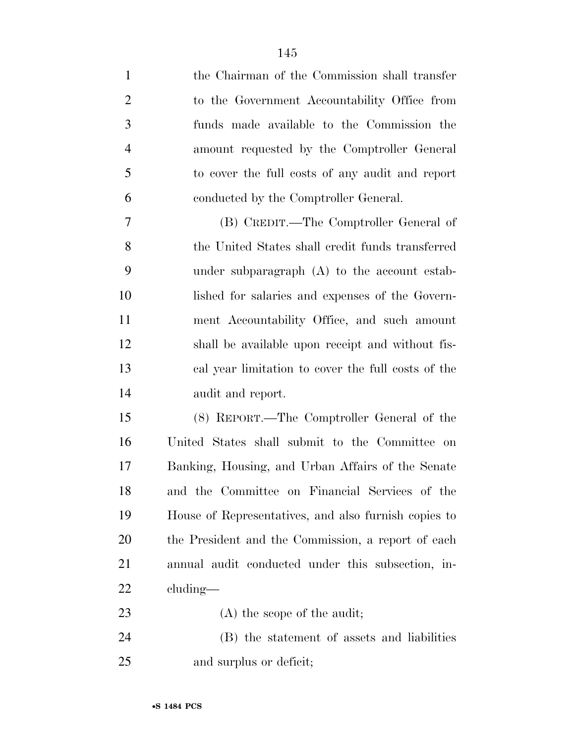the Chairman of the Commission shall transfer to the Government Accountability Office from funds made available to the Commission the amount requested by the Comptroller General to cover the full costs of any audit and report conducted by the Comptroller General.

(B) CREDIT.—The Comptroller General of the United States shall credit funds transferred under subparagraph (A) to the account established for salaries and expenses of the Government Accountability Office, and such amount shall be available upon receipt and without fiscal year limitation to cover the full costs of the audit and report.

(8) REPORT.—The Comptroller General of the United States shall submit to the Committee on Banking, Housing, and Urban Affairs of the Senate and the Committee on Financial Services of the House of Representatives, and also furnish copies to the President and the Commission, a report of each annual audit conducted under this subsection, including—

(A) the scope of the audit;

(B) the statement of assets and liabilities and surplus or deficit;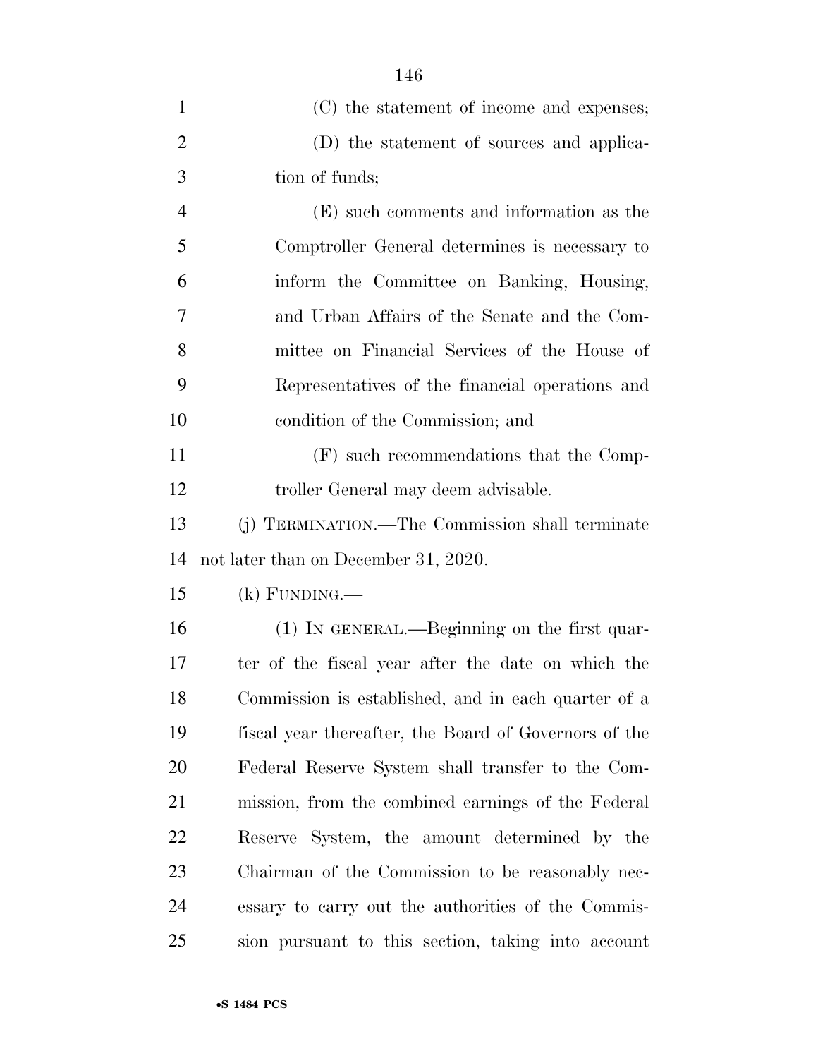(C) the statement of income and expenses;

(D) the statement of sources and application of funds;

(E) such comments and information as the Comptroller General determines is necessary to inform the Committee on Banking, Housing, and Urban Affairs of the Senate and the Committee on Financial Services of the House of Representatives of the financial operations and condition of the Commission; and

(F) such recommendations that the Comptroller General may deem advisable.

(j) TERMINATION.—The Commission shall terminate not later than on December 31, 2020.

(k) FUNDING.—

(1) IN GENERAL.—Beginning on the first quarter of the fiscal year after the date on which the Commission is established, and in each quarter of a fiscal year thereafter, the Board of Governors of the Federal Reserve System shall transfer to the Commission, from the combined earnings of the Federal Reserve System, the amount determined by the Chairman of the Commission to be reasonably necessary to carry out the authorities of the Commission pursuant to this section, taking into account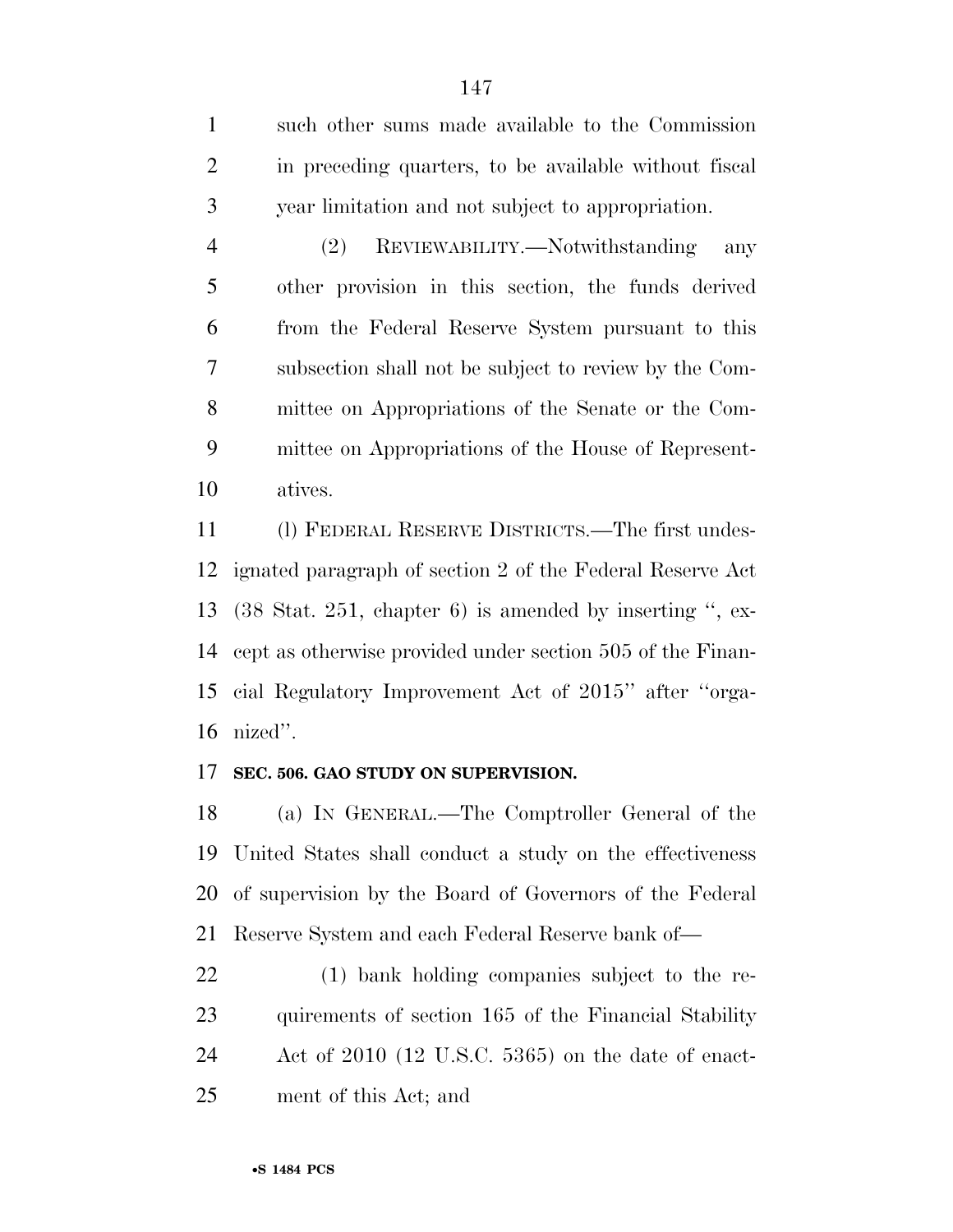such other sums made available to the Commission in preceding quarters, to be available without fiscal year limitation and not subject to appropriation.

(2) REVIEWABILITY.—Notwithstanding any other provision in this section, the funds derived from the Federal Reserve System pursuant to this subsection shall not be subject to review by the Committee on Appropriations of the Senate or the Committee on Appropriations of the House of Representatives.

(l) FEDERAL RESERVE DISTRICTS.—The first undesignated paragraph of section 2 of the Federal Reserve Act (38 Stat. 251, chapter 6) is amended by inserting '', except as otherwise provided under section 505 of the Financial Regulatory Improvement Act of 2015'' after ''organized''.

**SEC. 506. GAO STUDY ON SUPERVISION.**

(a) IN GENERAL.—The Comptroller General of the United States shall conduct a study on the effectiveness of supervision by the Board of Governors of the Federal Reserve System and each Federal Reserve bank of—

(1) bank holding companies subject to the requirements of section 165 of the Financial Stability Act of 2010 (12 U.S.C. 5365) on the date of enactment of this Act; and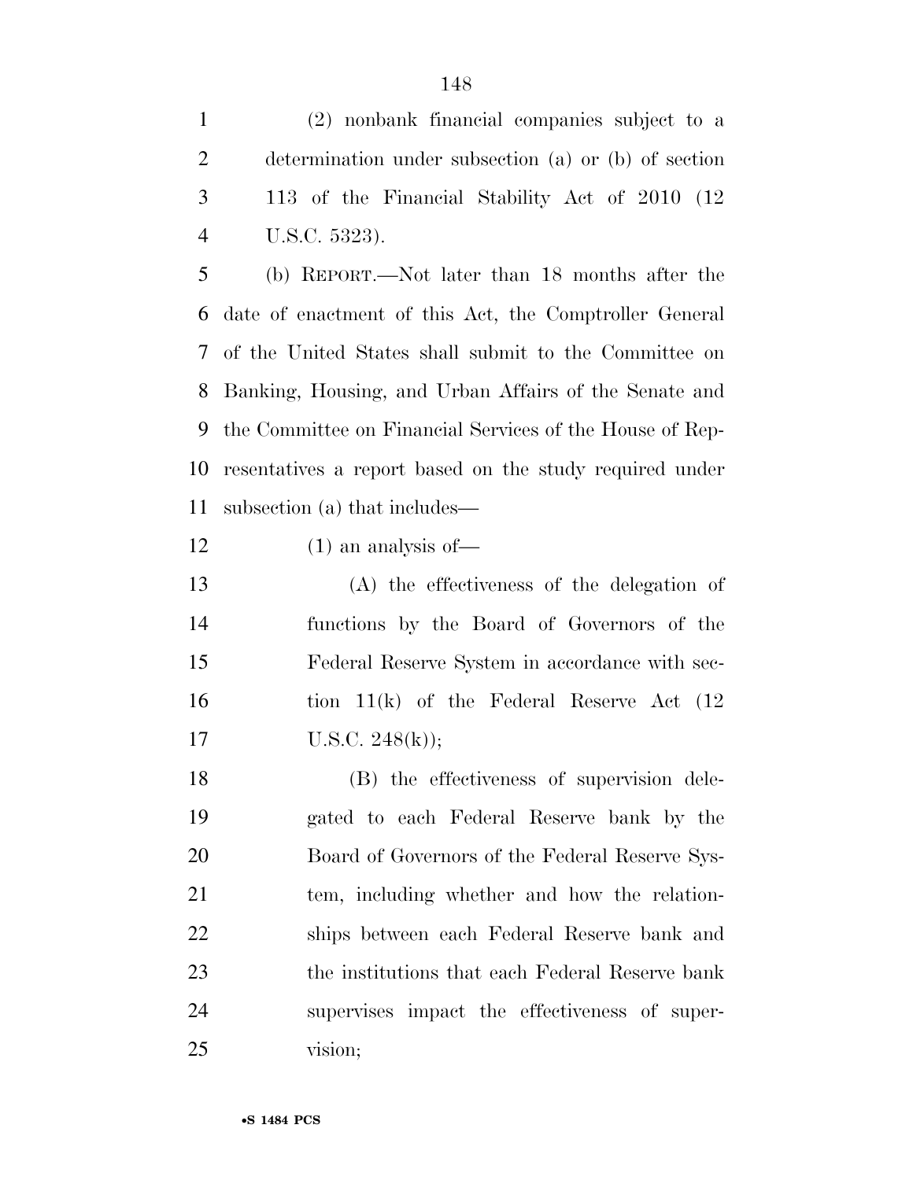(2) nonbank financial companies subject to a determination under subsection (a) or (b) of section 113 of the Financial Stability Act of 2010 (12 U.S.C. 5323).

(b) REPORT.—Not later than 18 months after the date of enactment of this Act, the Comptroller General of the United States shall submit to the Committee on Banking, Housing, and Urban Affairs of the Senate and the Committee on Financial Services of the House of Representatives a report based on the study required under subsection (a) that includes—

(1) an analysis of—

(A) the effectiveness of the delegation of functions by the Board of Governors of the Federal Reserve System in accordance with section 11(k) of the Federal Reserve Act (12 U.S.C. 248(k));

(B) the effectiveness of supervision delegated to each Federal Reserve bank by the Board of Governors of the Federal Reserve System, including whether and how the relationships between each Federal Reserve bank and the institutions that each Federal Reserve bank supervises impact the effectiveness of supervision;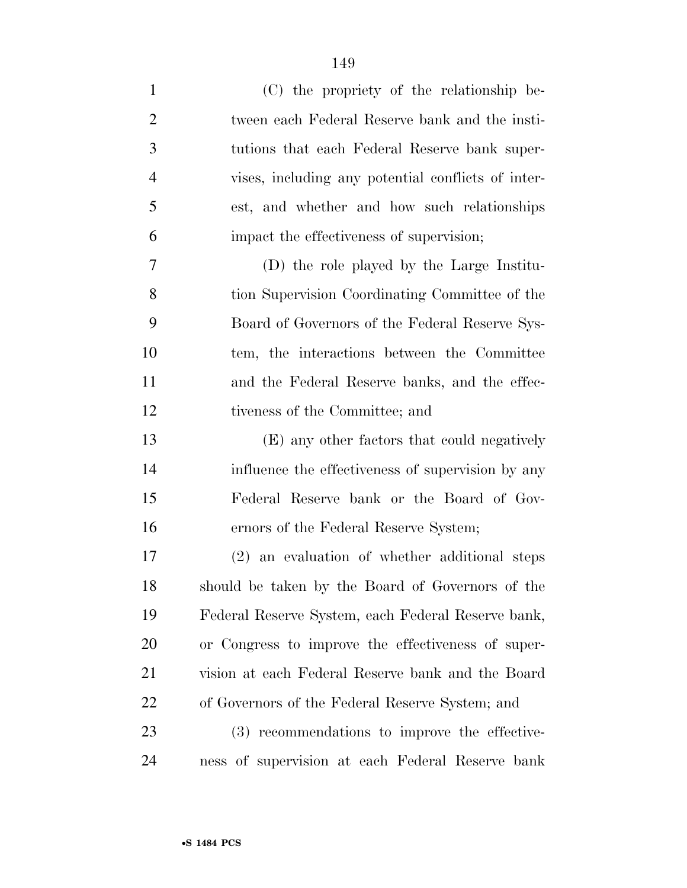(C) the propriety of the relationship between each Federal Reserve bank and the institutions that each Federal Reserve bank supervises, including any potential conflicts of interest, and whether and how such relationships impact the effectiveness of supervision;

(D) the role played by the Large Institution Supervision Coordinating Committee of the Board of Governors of the Federal Reserve System, the interactions between the Committee and the Federal Reserve banks, and the effectiveness of the Committee; and

(E) any other factors that could negatively influence the effectiveness of supervision by any Federal Reserve bank or the Board of Governors of the Federal Reserve System;

(2) an evaluation of whether additional steps should be taken by the Board of Governors of the Federal Reserve System, each Federal Reserve bank, or Congress to improve the effectiveness of supervision at each Federal Reserve bank and the Board of Governors of the Federal Reserve System; and

(3) recommendations to improve the effectiveness of supervision at each Federal Reserve bank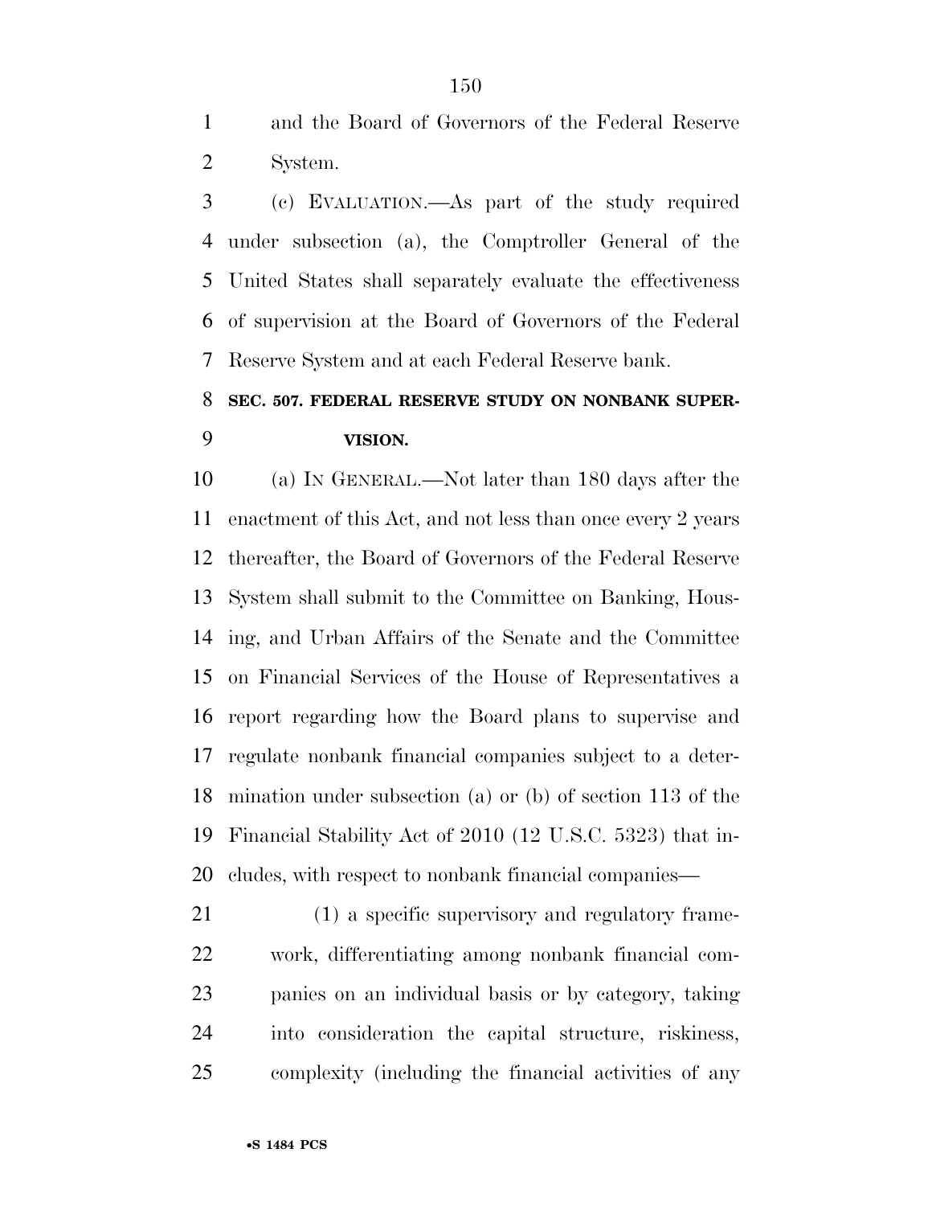and the Board of Governors of the Federal Reserve System.

(c) EVALUATION.—As part of the study required under subsection (a), the Comptroller General of the United States shall separately evaluate the effectiveness of supervision at the Board of Governors of the Federal Reserve System and at each Federal Reserve bank.

**SEC. 507. FEDERAL RESERVE STUDY ON NONBANK SUPERVISION.**

(a) IN GENERAL.—Not later than 180 days after the enactment of this Act, and not less than once every 2 years thereafter, the Board of Governors of the Federal Reserve System shall submit to the Committee on Banking, Housing, and Urban Affairs of the Senate and the Committee on Financial Services of the House of Representatives a report regarding how the Board plans to supervise and regulate nonbank financial companies subject to a determination under subsection (a) or (b) of section 113 of the Financial Stability Act of 2010 (12 U.S.C. 5323) that includes, with respect to nonbank financial companies—

(1) a specific supervisory and regulatory framework, differentiating among nonbank financial companies on an individual basis or by category, taking into consideration the capital structure, riskiness, complexity (including the financial activities of any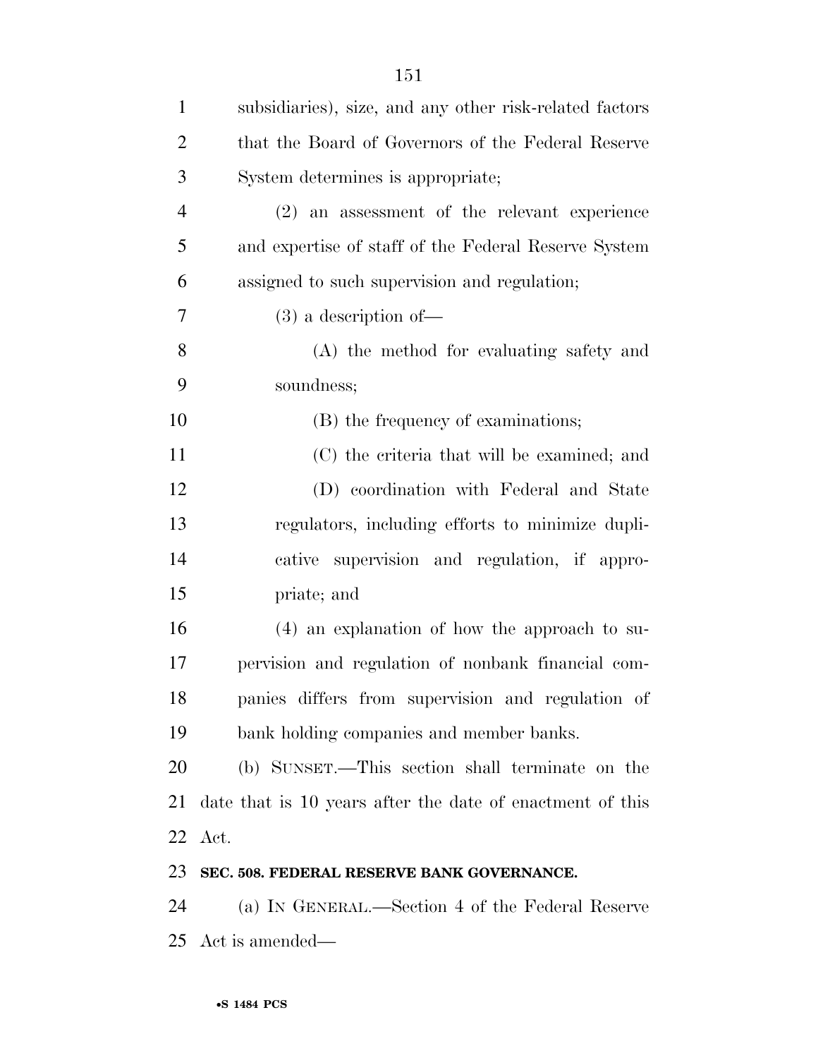subsidiaries), size, and any other risk-related factors that the Board of Governors of the Federal Reserve System determines is appropriate;

(2) an assessment of the relevant experience and expertise of staff of the Federal Reserve System assigned to such supervision and regulation;

(3) a description of—

(A) the method for evaluating safety and soundness;

(B) the frequency of examinations;

(C) the criteria that will be examined; and

(D) coordination with Federal and State regulators, including efforts to minimize duplicative supervision and regulation, if appropriate; and

(4) an explanation of how the approach to supervision and regulation of nonbank financial companies differs from supervision and regulation of bank holding companies and member banks.

(b) SUNSET.—This section shall terminate on the date that is 10 years after the date of enactment of this Act.

**SEC. 508. FEDERAL RESERVE BANK GOVERNANCE.**

(a) IN GENERAL.—Section 4 of the Federal Reserve Act is amended—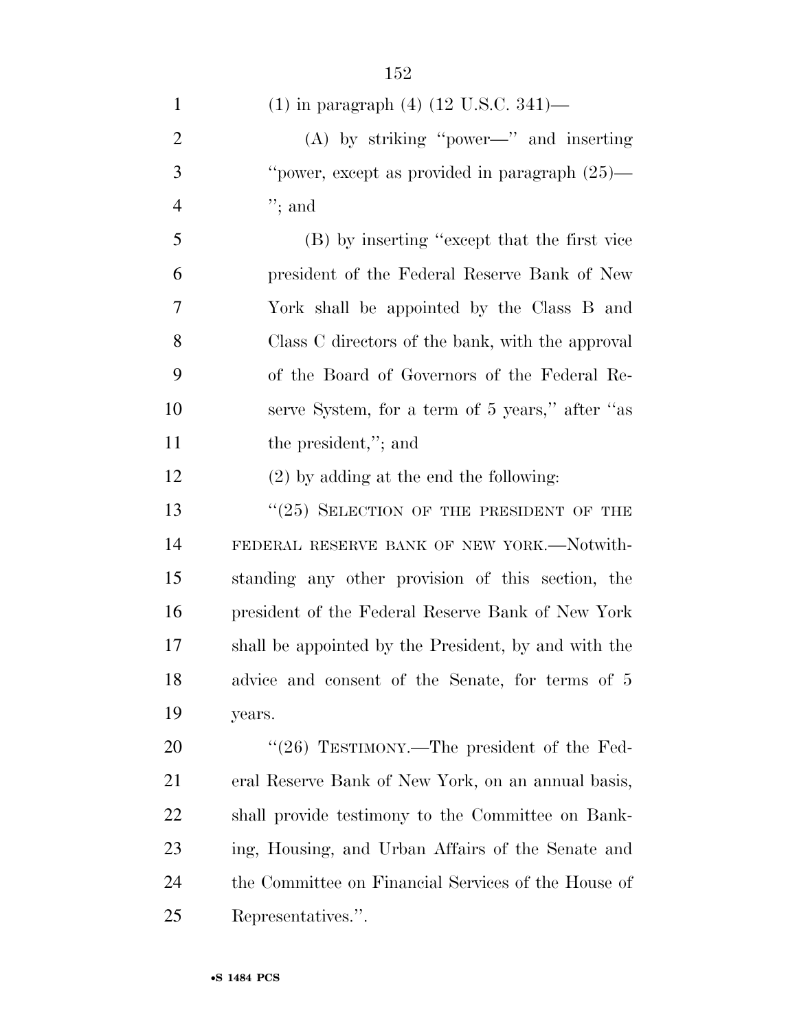(1) in paragraph (4) (12 U.S.C. 341)—

(A) by striking "power—" and inserting "power, except as provided in paragraph (25)— "; and

(B) by inserting "except that the first vice president of the Federal Reserve Bank of New York shall be appointed by the Class B and Class C directors of the bank, with the approval of the Board of Governors of the Federal Reserve System, for a term of 5 years," after "as the president,"; and

(2) by adding at the end the following:

"(25) SELECTION OF THE PRESIDENT OF THE FEDERAL RESERVE BANK OF NEW YORK.—Notwithstanding any other provision of this section, the president of the Federal Reserve Bank of New York shall be appointed by the President, by and with the advice and consent of the Senate, for terms of 5 years.

"(26) TESTIMONY.—The president of the Federal Reserve Bank of New York, on an annual basis, shall provide testimony to the Committee on Banking, Housing, and Urban Affairs of the Senate and the Committee on Financial Services of the House of Representatives.".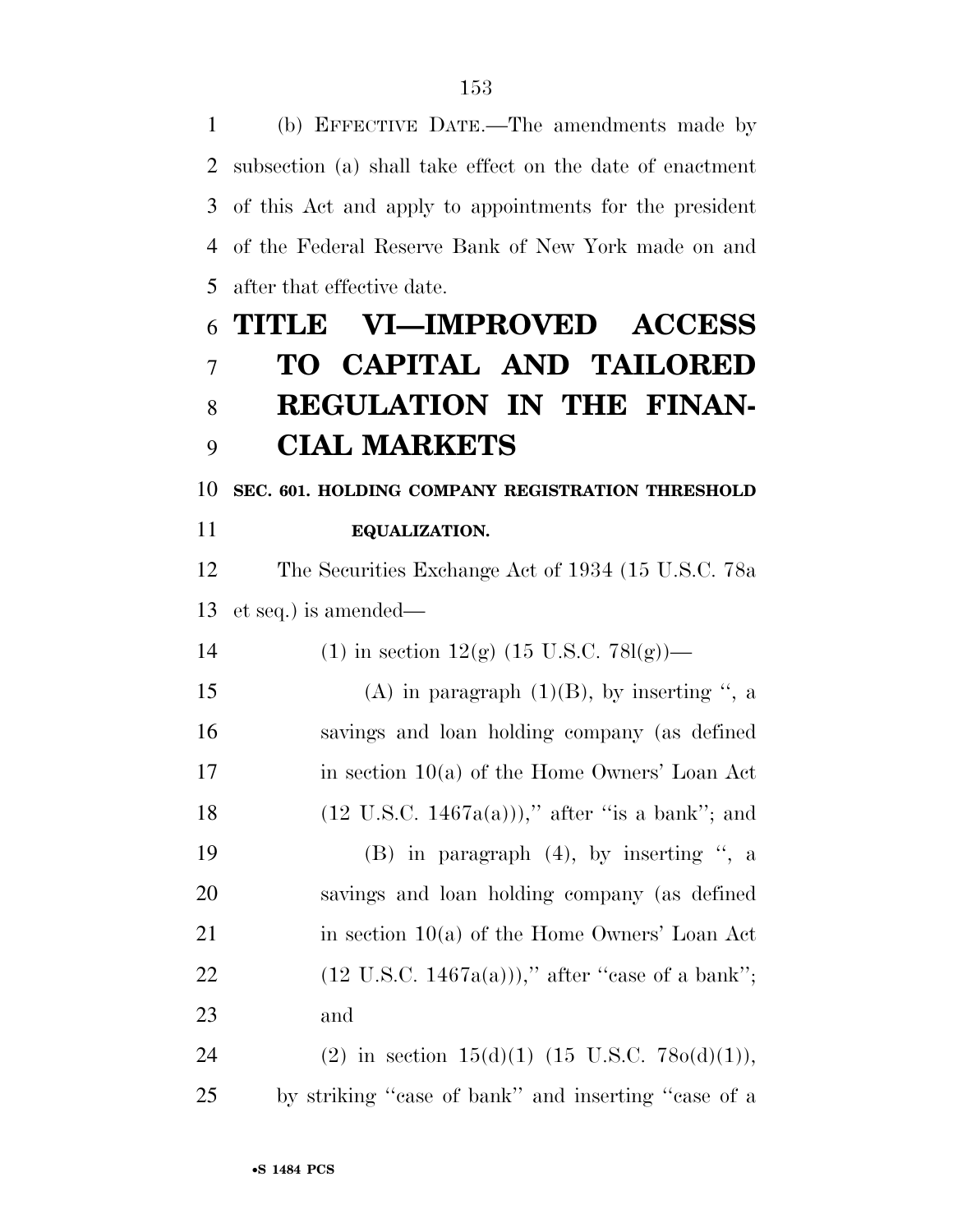(b) EFFECTIVE DATE.—The amendments made by subsection (a) shall take effect on the date of enactment of this Act and apply to appointments for the president of the Federal Reserve Bank of New York made on and after that effective date.

# TITLE VI—IMPROVED ACCESS TO CAPITAL AND TAILORED REGULATION IN THE FINANCIAL MARKETS

**SEC. 601. HOLDING COMPANY REGISTRATION THRESHOLD EQUALIZATION.**

The Securities Exchange Act of 1934 (15 U.S.C. 78a et seq.) is amended—

(1) in section 12(g) (15 U.S.C. 78l(g))—

(A) in paragraph (1)(B), by inserting '', a savings and loan holding company (as defined in section 10(a) of the Home Owners' Loan Act (12 U.S.C. 1467a(a))),'' after ''is a bank''; and

(B) in paragraph (4), by inserting '', a savings and loan holding company (as defined in section 10(a) of the Home Owners' Loan Act (12 U.S.C. 1467a(a))),'' after ''case of a bank''; and

(2) in section 15(d)(1) (15 U.S.C. 78o(d)(1)), by striking ''case of bank'' and inserting ''case of a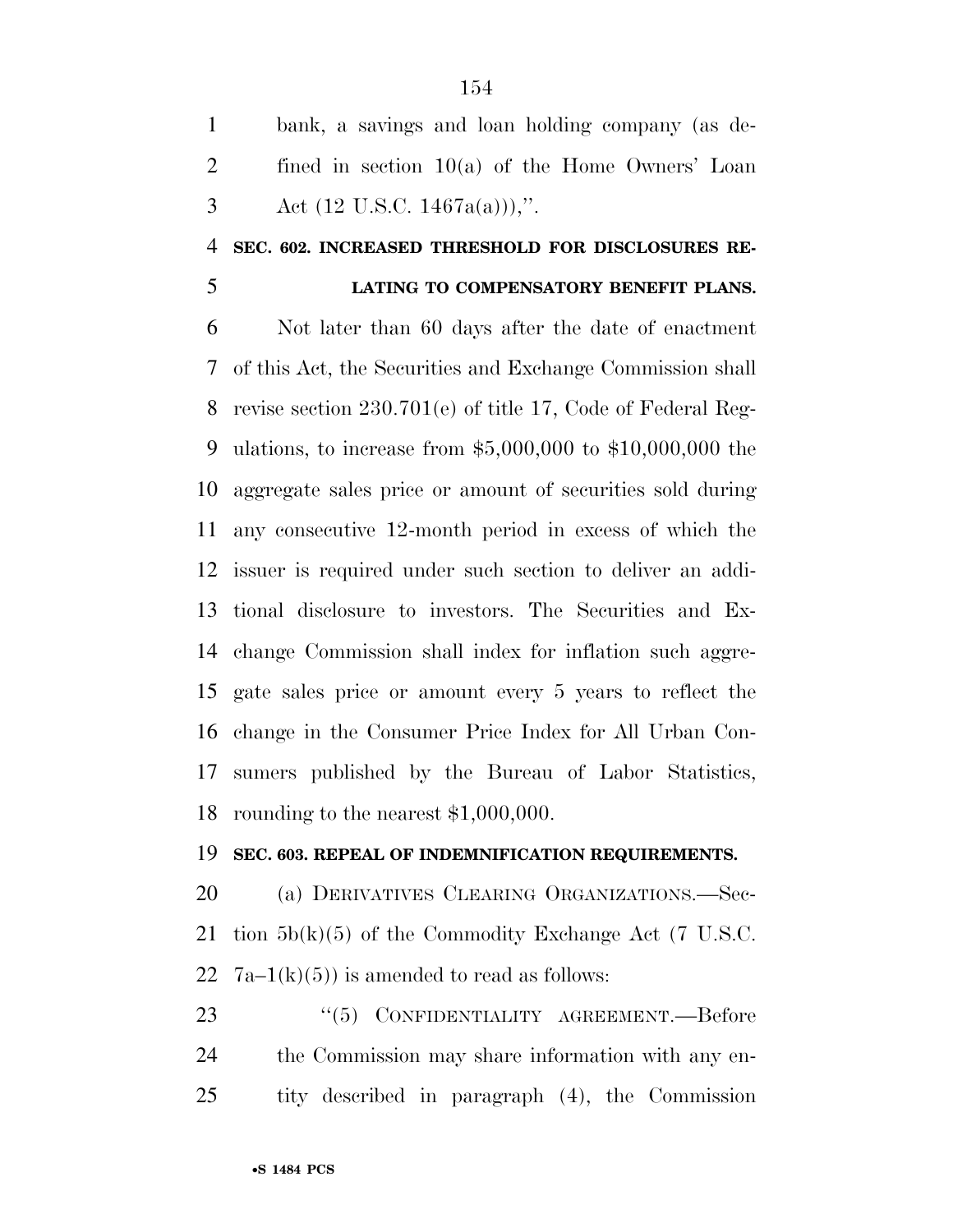bank, a savings and loan holding company (as defined in section 10(a) of the Home Owners' Loan Act (12 U.S.C. 1467a(a))),''.

**SEC. 602. INCREASED THRESHOLD FOR DISCLOSURES RELATING TO COMPENSATORY BENEFIT PLANS.**

Not later than 60 days after the date of enactment of this Act, the Securities and Exchange Commission shall revise section 230.701(e) of title 17, Code of Federal Regulations, to increase from $5,000,000 to $10,000,000 the aggregate sales price or amount of securities sold during any consecutive 12-month period in excess of which the issuer is required under such section to deliver an additional disclosure to investors. The Securities and Exchange Commission shall index for inflation such aggregate sales price or amount every 5 years to reflect the change in the Consumer Price Index for All Urban Consumers published by the Bureau of Labor Statistics, rounding to the nearest $1,000,000.

**SEC. 603. REPEAL OF INDEMNIFICATION REQUIREMENTS.**

(a) DERIVATIVES CLEARING ORGANIZATIONS.—Section 5b(k)(5) of the Commodity Exchange Act (7 U.S.C. 7a–1(k)(5)) is amended to read as follows:

''(5) CONFIDENTIALITY AGREEMENT.—Before the Commission may share information with any entity described in paragraph (4), the Commission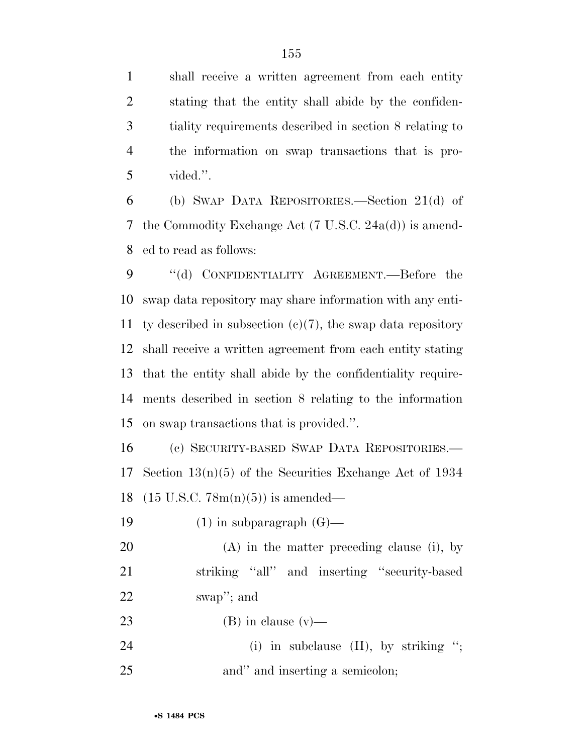shall receive a written agreement from each entity stating that the entity shall abide by the confidentiality requirements described in section 8 relating to the information on swap transactions that is provided.''.

(b) SWAP DATA REPOSITORIES.—Section 21(d) of the Commodity Exchange Act (7 U.S.C. 24a(d)) is amended to read as follows:

''(d) CONFIDENTIALITY AGREEMENT.—Before the swap data repository may share information with any entity described in subsection (c)(7), the swap data repository shall receive a written agreement from each entity stating that the entity shall abide by the confidentiality requirements described in section 8 relating to the information on swap transactions that is provided.''.

(c) SECURITY-BASED SWAP DATA REPOSITORIES.—Section 13(n)(5) of the Securities Exchange Act of 1934 (15 U.S.C. 78m(n)(5)) is amended—

(1) in subparagraph (G)—

(A) in the matter preceding clause (i), by striking ''all'' and inserting ''security-based swap''; and

(B) in clause (v)—

(i) in subclause (II), by striking ''; and'' and inserting a semicolon;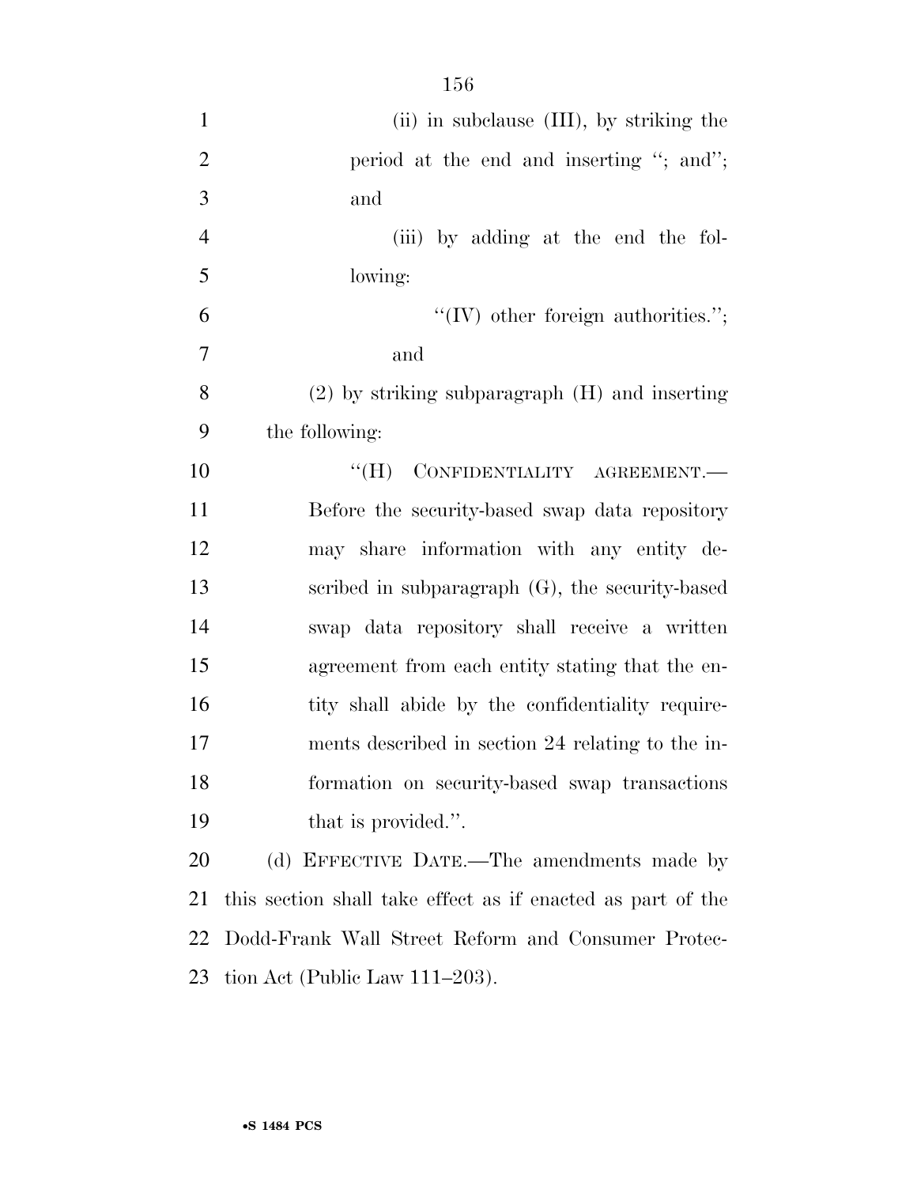(ii) in subclause (III), by striking the period at the end and inserting "; and"; and

(iii) by adding at the end the following:

"(IV) other foreign authorities."; and

(2) by striking subparagraph (H) and inserting the following:

"(H) CONFIDENTIALITY AGREEMENT.—Before the security-based swap data repository may share information with any entity described in subparagraph (G), the security-based swap data repository shall receive a written agreement from each entity stating that the entity shall abide by the confidentiality requirements described in section 24 relating to the information on security-based swap transactions that is provided.".

(d) EFFECTIVE DATE.—The amendments made by this section shall take effect as if enacted as part of the Dodd-Frank Wall Street Reform and Consumer Protection Act (Public Law 111–203).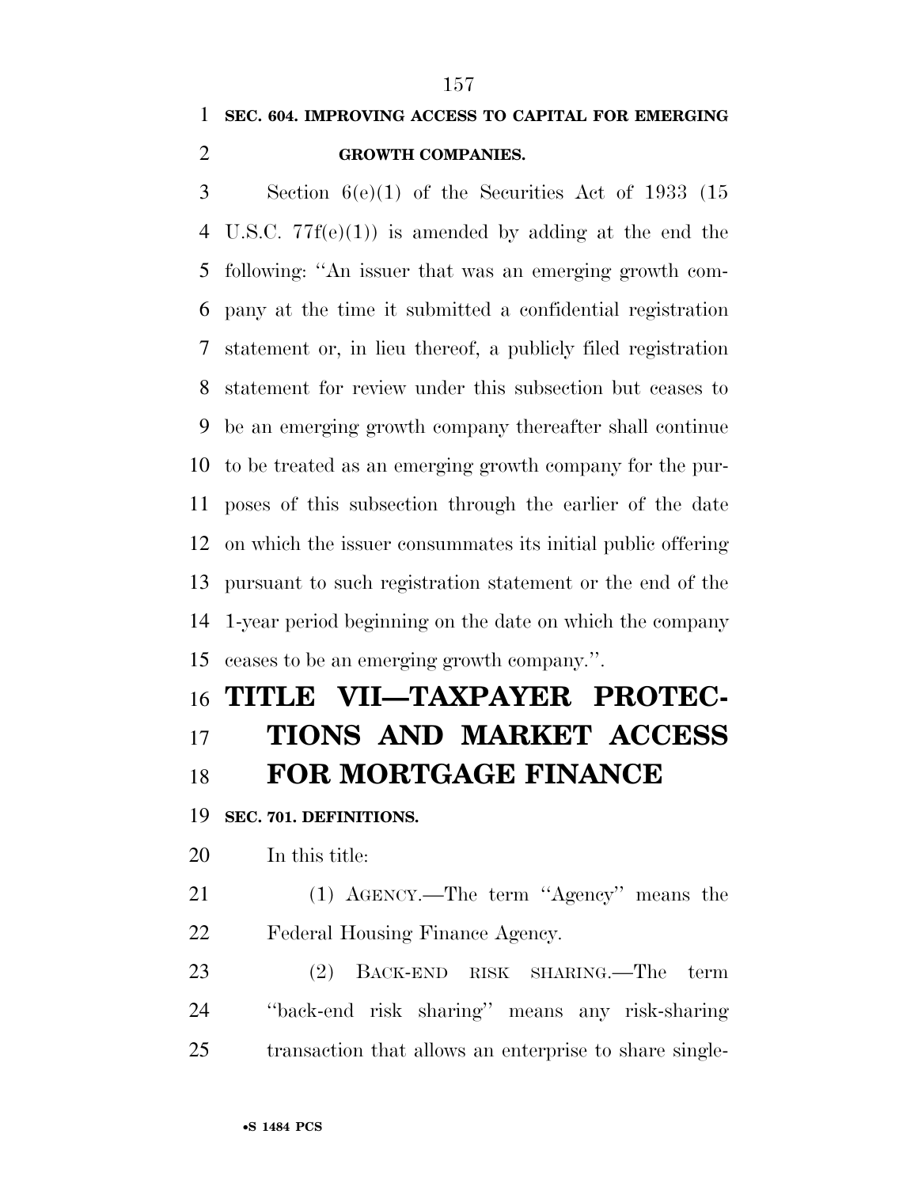**SEC. 604. IMPROVING ACCESS TO CAPITAL FOR EMERGING GROWTH COMPANIES.**

Section 6(e)(1) of the Securities Act of 1933 (15 U.S.C. 77f(e)(1)) is amended by adding at the end the following: ''An issuer that was an emerging growth company at the time it submitted a confidential registration statement or, in lieu thereof, a publicly filed registration statement for review under this subsection but ceases to be an emerging growth company thereafter shall continue to be treated as an emerging growth company for the purposes of this subsection through the earlier of the date on which the issuer consummates its initial public offering pursuant to such registration statement or the end of the 1-year period beginning on the date on which the company ceases to be an emerging growth company.''.

# TITLE VII—TAXPAYER PROTECTIONS AND MARKET ACCESS FOR MORTGAGE FINANCE

**SEC. 701. DEFINITIONS.**

In this title:

(1) AGENCY.—The term ''Agency'' means the Federal Housing Finance Agency.

(2) BACK-END RISK SHARING.—The term ''back-end risk sharing'' means any risk-sharing transaction that allows an enterprise to share single-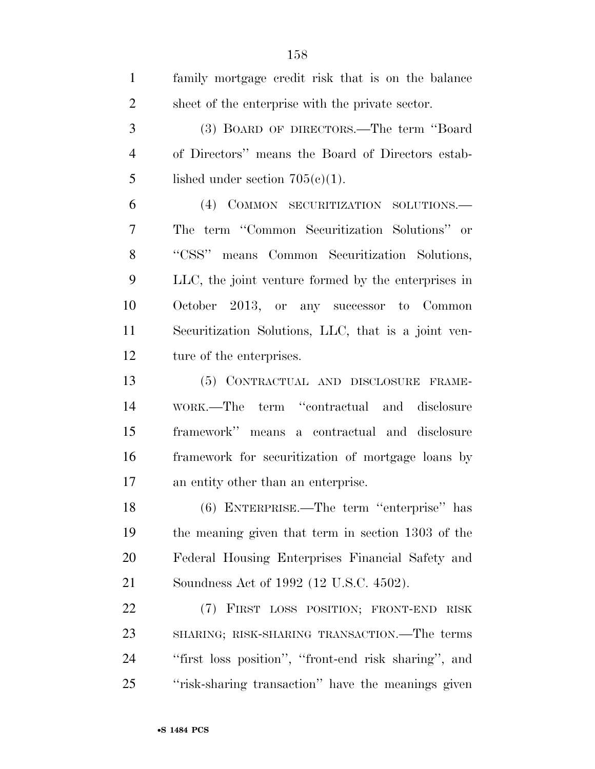family mortgage credit risk that is on the balance sheet of the enterprise with the private sector.

(3) BOARD OF DIRECTORS.—The term ''Board of Directors'' means the Board of Directors established under section 705(c)(1).

(4) COMMON SECURITIZATION SOLUTIONS.—The term ''Common Securitization Solutions'' or ''CSS'' means Common Securitization Solutions, LLC, the joint venture formed by the enterprises in October 2013, or any successor to Common Securitization Solutions, LLC, that is a joint venture of the enterprises.

(5) CONTRACTUAL AND DISCLOSURE FRAMEWORK.—The term ''contractual and disclosure framework'' means a contractual and disclosure framework for securitization of mortgage loans by an entity other than an enterprise.

(6) ENTERPRISE.—The term ''enterprise'' has the meaning given that term in section 1303 of the Federal Housing Enterprises Financial Safety and Soundness Act of 1992 (12 U.S.C. 4502).

(7) FIRST LOSS POSITION; FRONT-END RISK SHARING; RISK-SHARING TRANSACTION.—The terms ''first loss position'', ''front-end risk sharing'', and ''risk-sharing transaction'' have the meanings given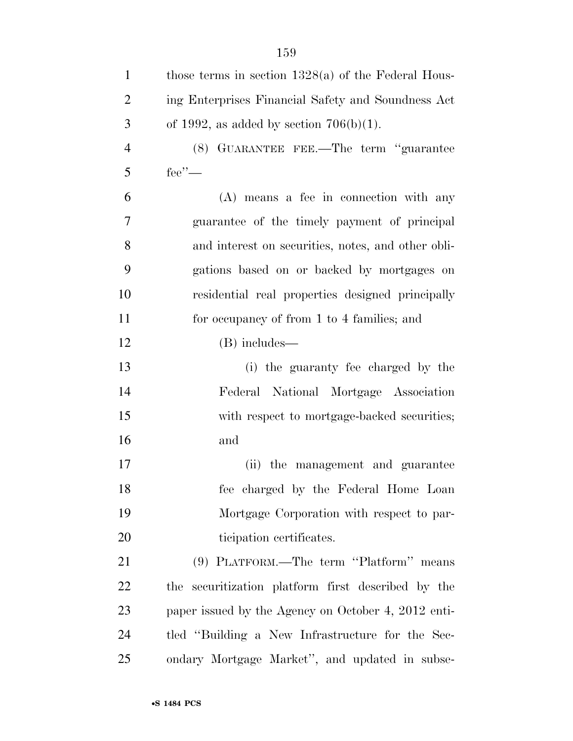those terms in section 1328(a) of the Federal Housing Enterprises Financial Safety and Soundness Act of 1992, as added by section 706(b)(1).

(8) GUARANTEE FEE.—The term "guarantee fee"—

(A) means a fee in connection with any guarantee of the timely payment of principal and interest on securities, notes, and other obligations based on or backed by mortgages on residential real properties designed principally for occupancy of from 1 to 4 families; and

(B) includes—

(i) the guaranty fee charged by the Federal National Mortgage Association with respect to mortgage-backed securities; and

(ii) the management and guarantee fee charged by the Federal Home Loan Mortgage Corporation with respect to participation certificates.

(9) PLATFORM.—The term "Platform" means the securitization platform first described by the paper issued by the Agency on October 4, 2012 entitled "Building a New Infrastructure for the Secondary Mortgage Market", and updated in subse-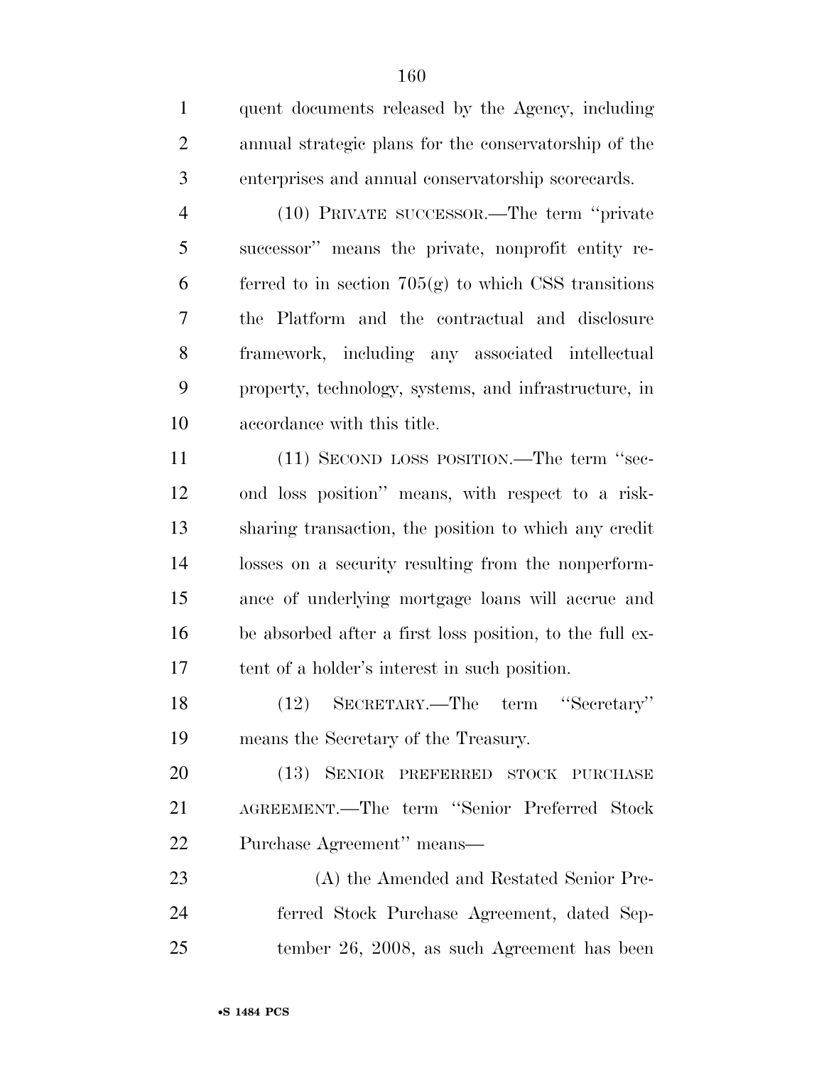quent documents released by the Agency, including annual strategic plans for the conservatorship of the enterprises and annual conservatorship scorecards.

(10) PRIVATE SUCCESSOR.—The term ''private successor'' means the private, nonprofit entity referred to in section 705(g) to which CSS transitions the Platform and the contractual and disclosure framework, including any associated intellectual property, technology, systems, and infrastructure, in accordance with this title.

(11) SECOND LOSS POSITION.—The term ''second loss position'' means, with respect to a risk-sharing transaction, the position to which any credit losses on a security resulting from the nonperformance of underlying mortgage loans will accrue and be absorbed after a first loss position, to the full extent of a holder's interest in such position.

(12) SECRETARY.—The term ''Secretary'' means the Secretary of the Treasury.

(13) SENIOR PREFERRED STOCK PURCHASE AGREEMENT.—The term ''Senior Preferred Stock Purchase Agreement'' means—

(A) the Amended and Restated Senior Preferred Stock Purchase Agreement, dated September 26, 2008, as such Agreement has been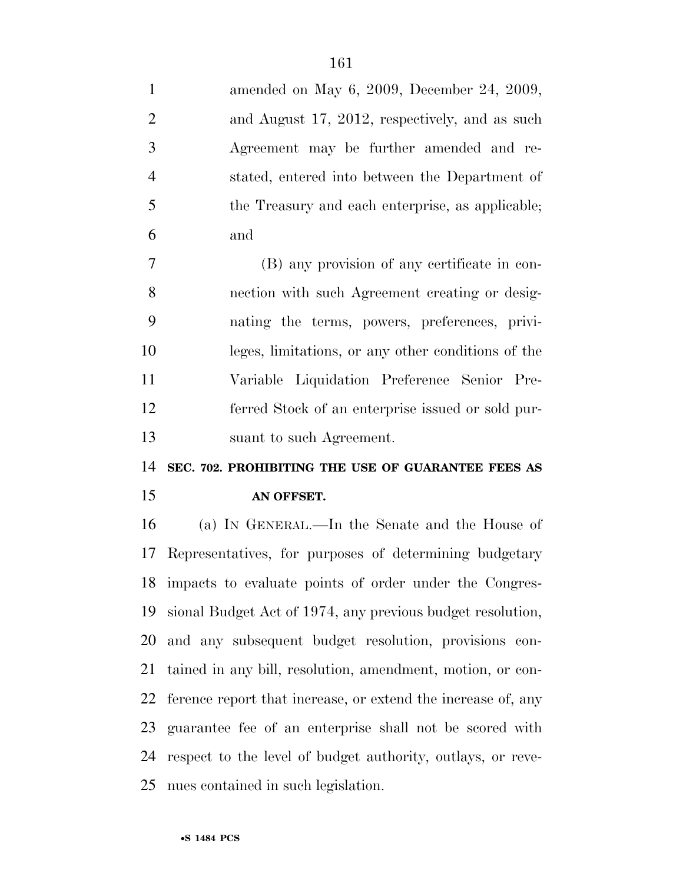amended on May 6, 2009, December 24, 2009, and August 17, 2012, respectively, and as such Agreement may be further amended and restated, entered into between the Department of the Treasury and each enterprise, as applicable; and

(B) any provision of any certificate in connection with such Agreement creating or designating the terms, powers, preferences, privileges, limitations, or any other conditions of the Variable Liquidation Preference Senior Preferred Stock of an enterprise issued or sold pursuant to such Agreement.

**SEC. 702. PROHIBITING THE USE OF GUARANTEE FEES AS AN OFFSET.**

(a) IN GENERAL.—In the Senate and the House of Representatives, for purposes of determining budgetary impacts to evaluate points of order under the Congressional Budget Act of 1974, any previous budget resolution, and any subsequent budget resolution, provisions contained in any bill, resolution, amendment, motion, or conference report that increase, or extend the increase of, any guarantee fee of an enterprise shall not be scored with respect to the level of budget authority, outlays, or revenues contained in such legislation.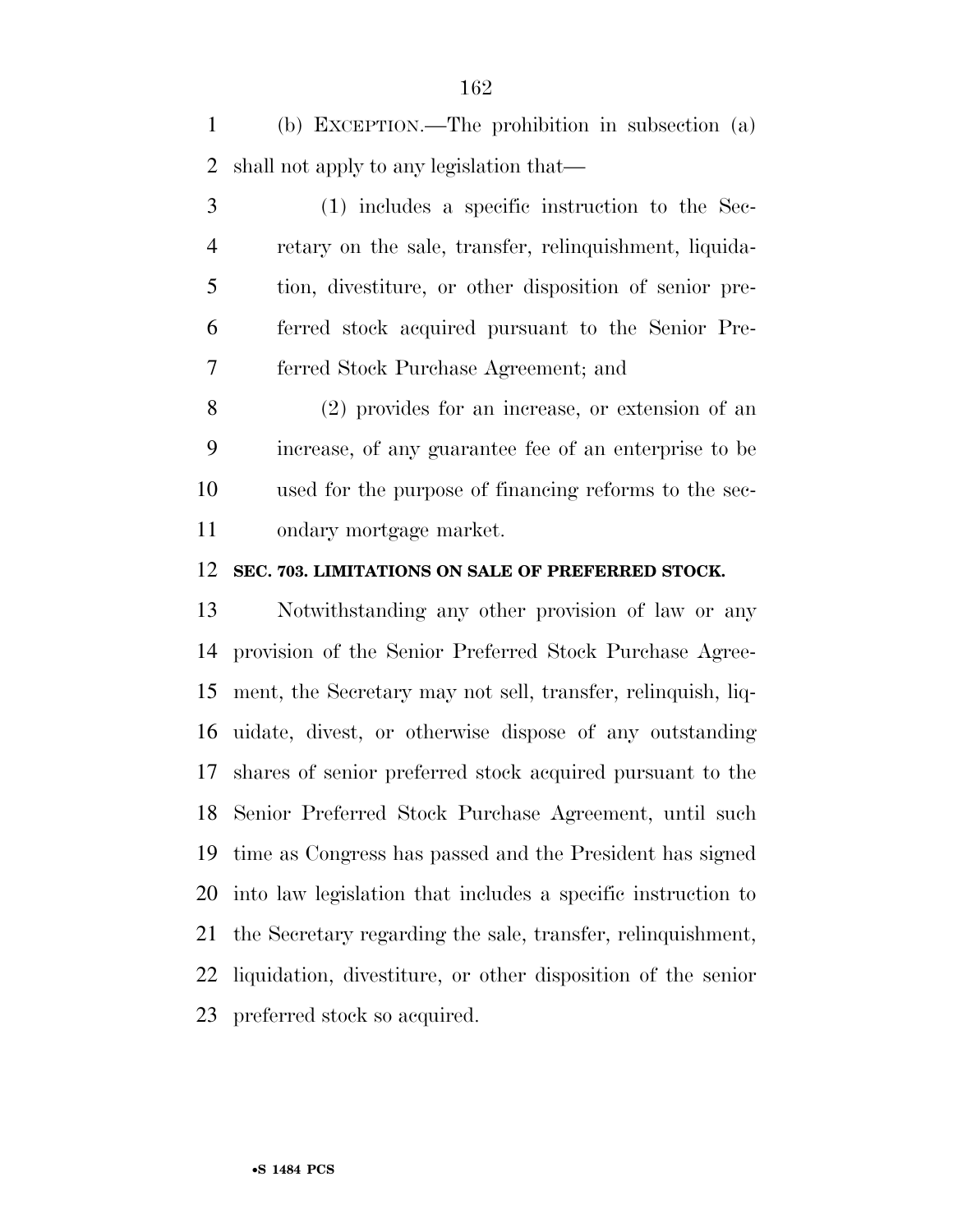(b) EXCEPTION.—The prohibition in subsection (a) shall not apply to any legislation that—

(1) includes a specific instruction to the Secretary on the sale, transfer, relinquishment, liquidation, divestiture, or other disposition of senior preferred stock acquired pursuant to the Senior Preferred Stock Purchase Agreement; and

(2) provides for an increase, or extension of an increase, of any guarantee fee of an enterprise to be used for the purpose of financing reforms to the secondary mortgage market.

### SEC. 703. LIMITATIONS ON SALE OF PREFERRED STOCK.

Notwithstanding any other provision of law or any provision of the Senior Preferred Stock Purchase Agreement, the Secretary may not sell, transfer, relinquish, liquidate, divest, or otherwise dispose of any outstanding shares of senior preferred stock acquired pursuant to the Senior Preferred Stock Purchase Agreement, until such time as Congress has passed and the President has signed into law legislation that includes a specific instruction to the Secretary regarding the sale, transfer, relinquishment, liquidation, divestiture, or other disposition of the senior preferred stock so acquired.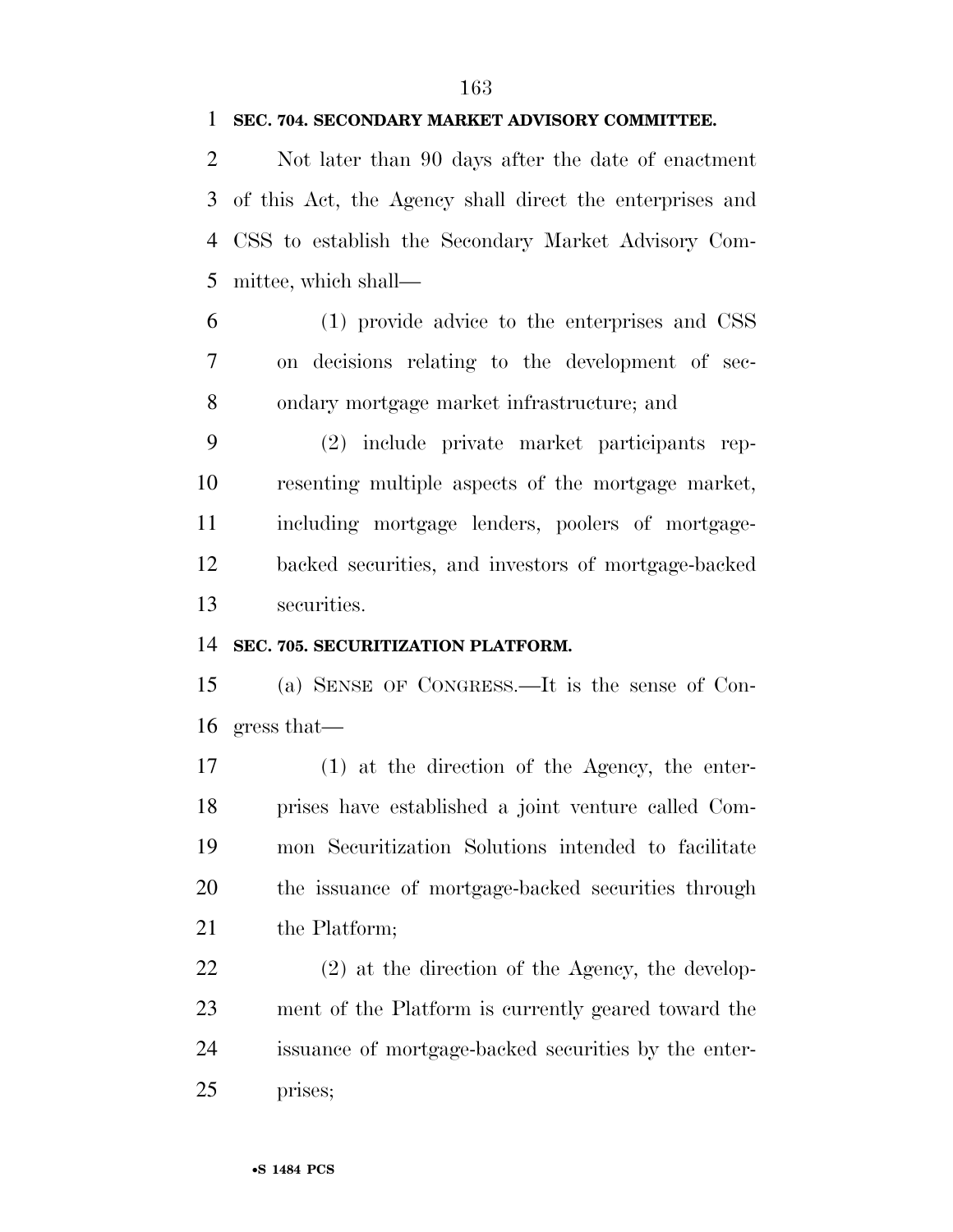**SEC. 704. SECONDARY MARKET ADVISORY COMMITTEE.**

Not later than 90 days after the date of enactment of this Act, the Agency shall direct the enterprises and CSS to establish the Secondary Market Advisory Committee, which shall—

(1) provide advice to the enterprises and CSS on decisions relating to the development of secondary mortgage market infrastructure; and

(2) include private market participants representing multiple aspects of the mortgage market, including mortgage lenders, poolers of mortgage-backed securities, and investors of mortgage-backed securities.

**SEC. 705. SECURITIZATION PLATFORM.**

(a) SENSE OF CONGRESS.—It is the sense of Congress that—

(1) at the direction of the Agency, the enterprises have established a joint venture called Common Securitization Solutions intended to facilitate the issuance of mortgage-backed securities through the Platform;

(2) at the direction of the Agency, the development of the Platform is currently geared toward the issuance of mortgage-backed securities by the enterprises;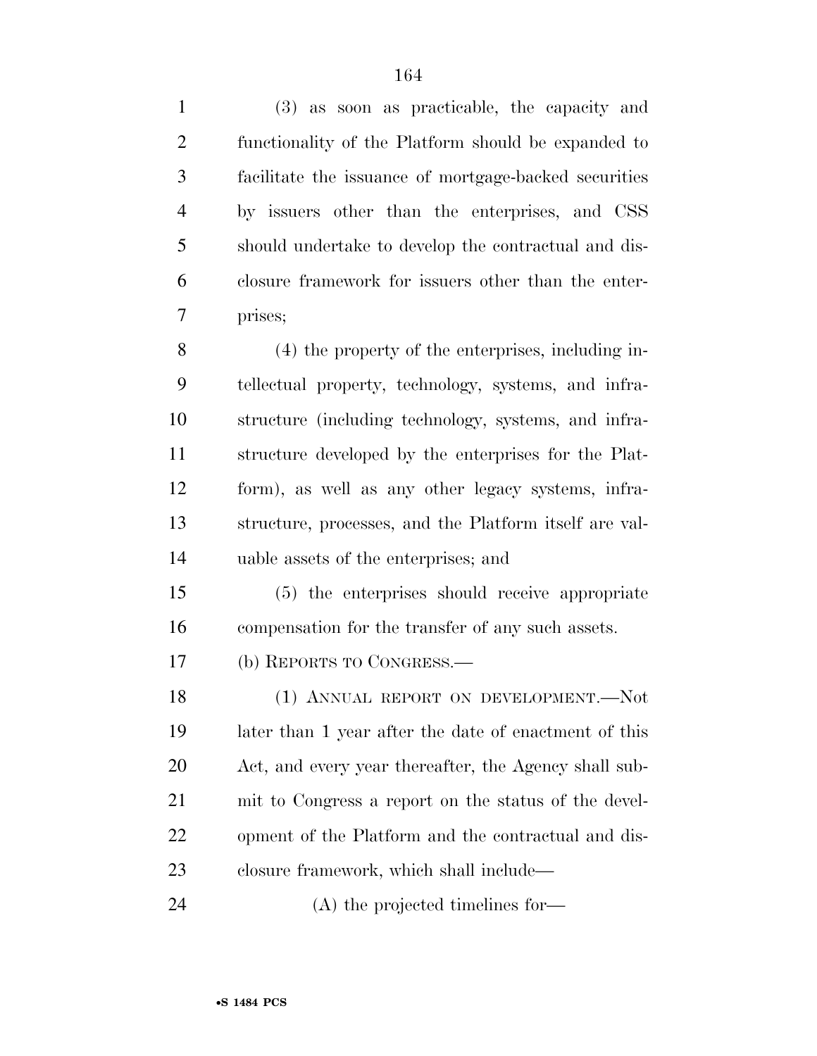(3) as soon as practicable, the capacity and functionality of the Platform should be expanded to facilitate the issuance of mortgage-backed securities by issuers other than the enterprises, and CSS should undertake to develop the contractual and disclosure framework for issuers other than the enterprises;

(4) the property of the enterprises, including intellectual property, technology, systems, and infrastructure (including technology, systems, and infrastructure developed by the enterprises for the Platform), as well as any other legacy systems, infrastructure, processes, and the Platform itself are valuable assets of the enterprises; and

(5) the enterprises should receive appropriate compensation for the transfer of any such assets.

(b) REPORTS TO CONGRESS.—

(1) ANNUAL REPORT ON DEVELOPMENT.—Not later than 1 year after the date of enactment of this Act, and every year thereafter, the Agency shall submit to Congress a report on the status of the development of the Platform and the contractual and disclosure framework, which shall include—

(A) the projected timelines for—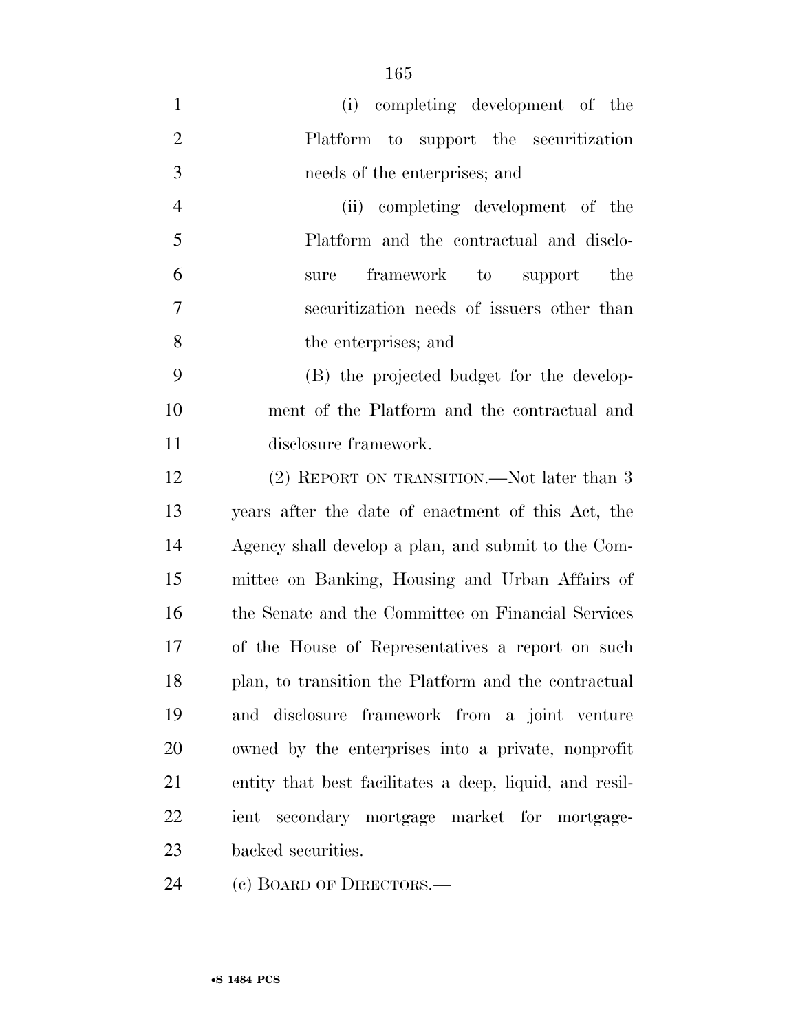(i) completing development of the Platform to support the securitization needs of the enterprises; and

(ii) completing development of the Platform and the contractual and disclosure framework to support the securitization needs of issuers other than the enterprises; and

(B) the projected budget for the development of the Platform and the contractual and disclosure framework.

(2) REPORT ON TRANSITION.—Not later than 3 years after the date of enactment of this Act, the Agency shall develop a plan, and submit to the Committee on Banking, Housing and Urban Affairs of the Senate and the Committee on Financial Services of the House of Representatives a report on such plan, to transition the Platform and the contractual and disclosure framework from a joint venture owned by the enterprises into a private, nonprofit entity that best facilitates a deep, liquid, and resilient secondary mortgage market for mortgage-backed securities.

(c) BOARD OF DIRECTORS.—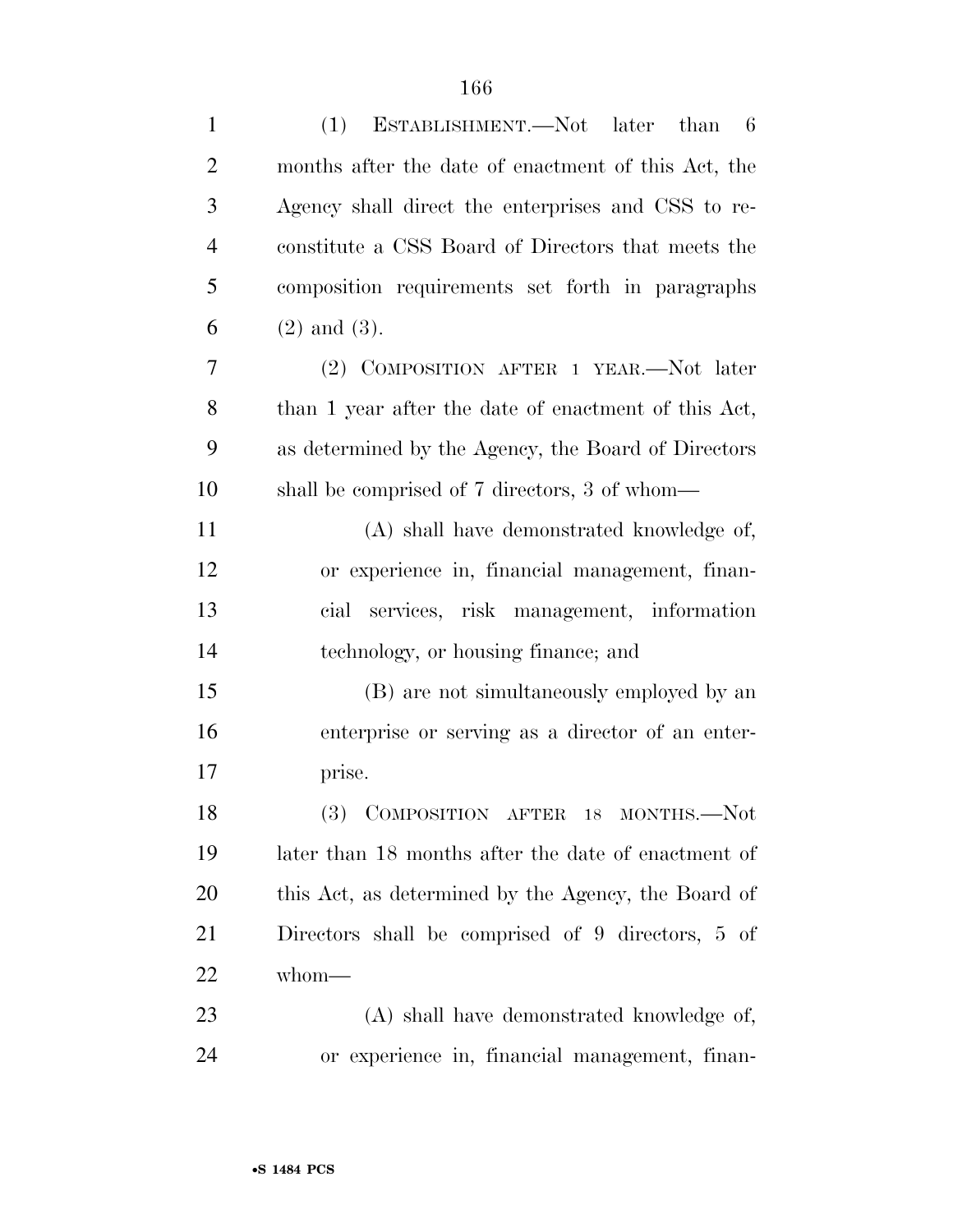(1) ESTABLISHMENT.—Not later than 6 months after the date of enactment of this Act, the Agency shall direct the enterprises and CSS to reconstitute a CSS Board of Directors that meets the composition requirements set forth in paragraphs (2) and (3).

(2) COMPOSITION AFTER 1 YEAR.—Not later than 1 year after the date of enactment of this Act, as determined by the Agency, the Board of Directors shall be comprised of 7 directors, 3 of whom—

(A) shall have demonstrated knowledge of, or experience in, financial management, financial services, risk management, information technology, or housing finance; and

(B) are not simultaneously employed by an enterprise or serving as a director of an enterprise.

(3) COMPOSITION AFTER 18 MONTHS.—Not later than 18 months after the date of enactment of this Act, as determined by the Agency, the Board of Directors shall be comprised of 9 directors, 5 of whom—

(A) shall have demonstrated knowledge of, or experience in, financial management, finan-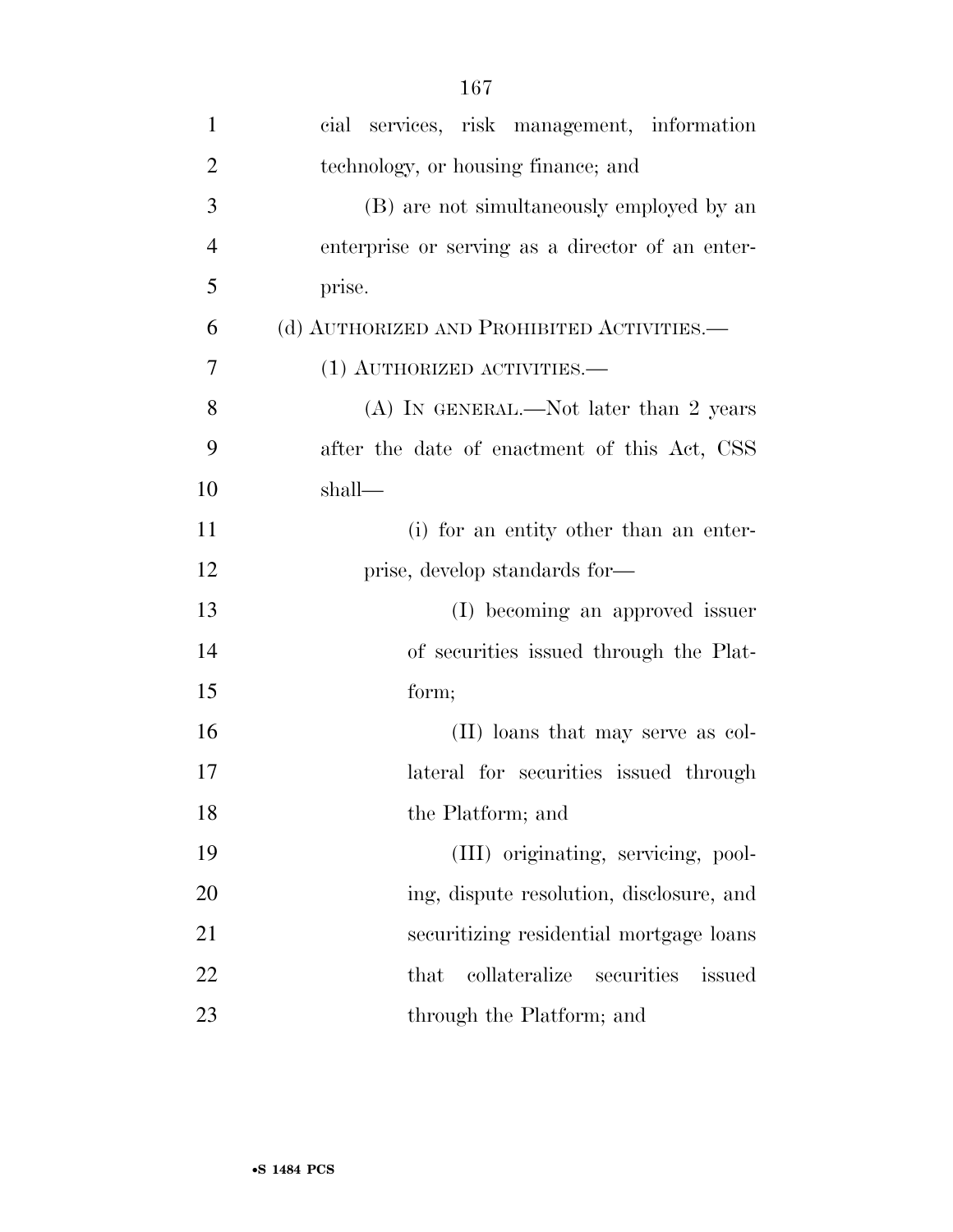cial services, risk management, information technology, or housing finance; and

(B) are not simultaneously employed by an enterprise or serving as a director of an enterprise.

(d) AUTHORIZED AND PROHIBITED ACTIVITIES.—

(1) AUTHORIZED ACTIVITIES.—

(A) IN GENERAL.—Not later than 2 years after the date of enactment of this Act, CSS shall—

(i) for an entity other than an enterprise, develop standards for—

(I) becoming an approved issuer of securities issued through the Platform;

(II) loans that may serve as collateral for securities issued through the Platform; and

(III) originating, servicing, pooling, dispute resolution, disclosure, and securitizing residential mortgage loans that collateralize securities issued through the Platform; and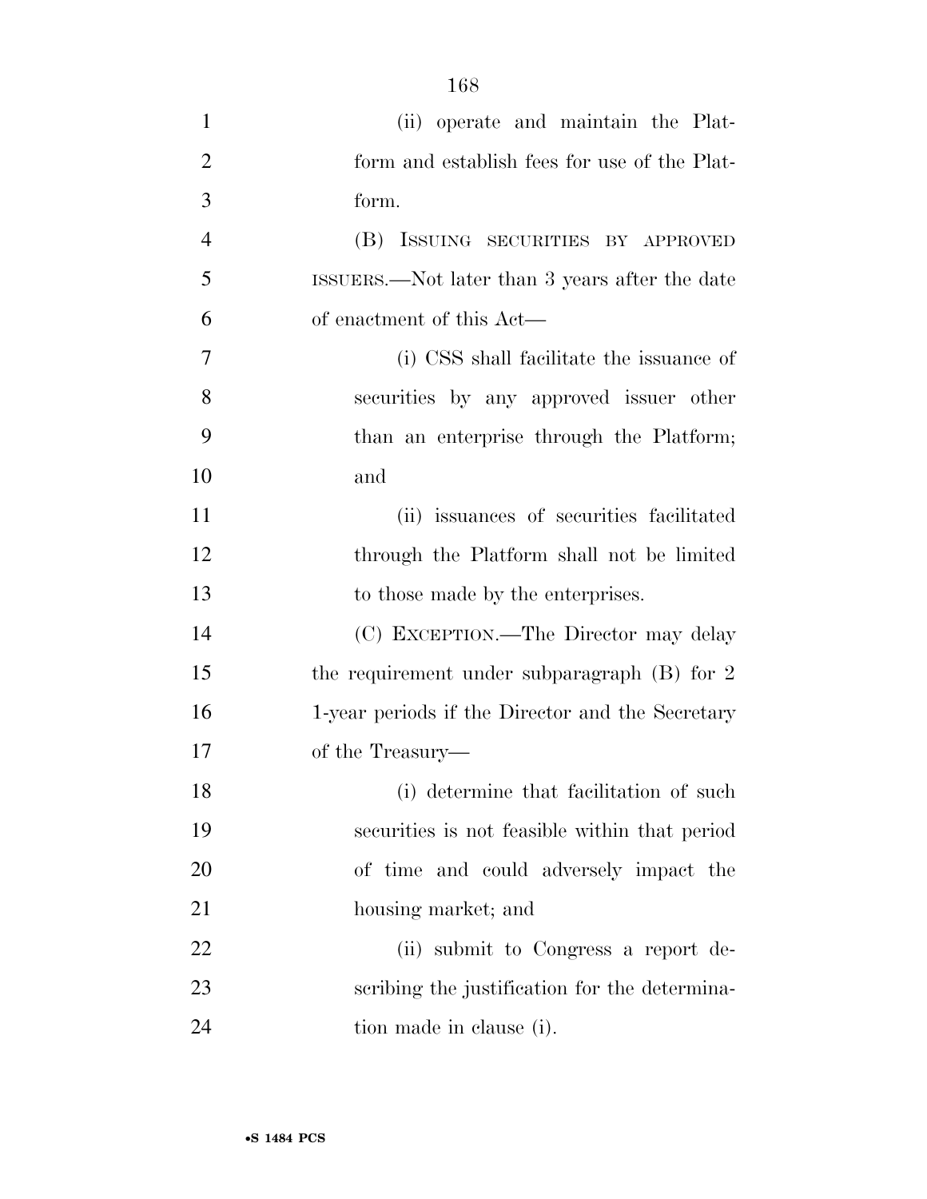(ii) operate and maintain the Platform and establish fees for use of the Platform.

(B) ISSUING SECURITIES BY APPROVED ISSUERS.—Not later than 3 years after the date of enactment of this Act—

(i) CSS shall facilitate the issuance of securities by any approved issuer other than an enterprise through the Platform; and

(ii) issuances of securities facilitated through the Platform shall not be limited to those made by the enterprises.

(C) EXCEPTION.—The Director may delay the requirement under subparagraph (B) for 2 1-year periods if the Director and the Secretary of the Treasury—

(i) determine that facilitation of such securities is not feasible within that period of time and could adversely impact the housing market; and

(ii) submit to Congress a report describing the justification for the determination made in clause (i).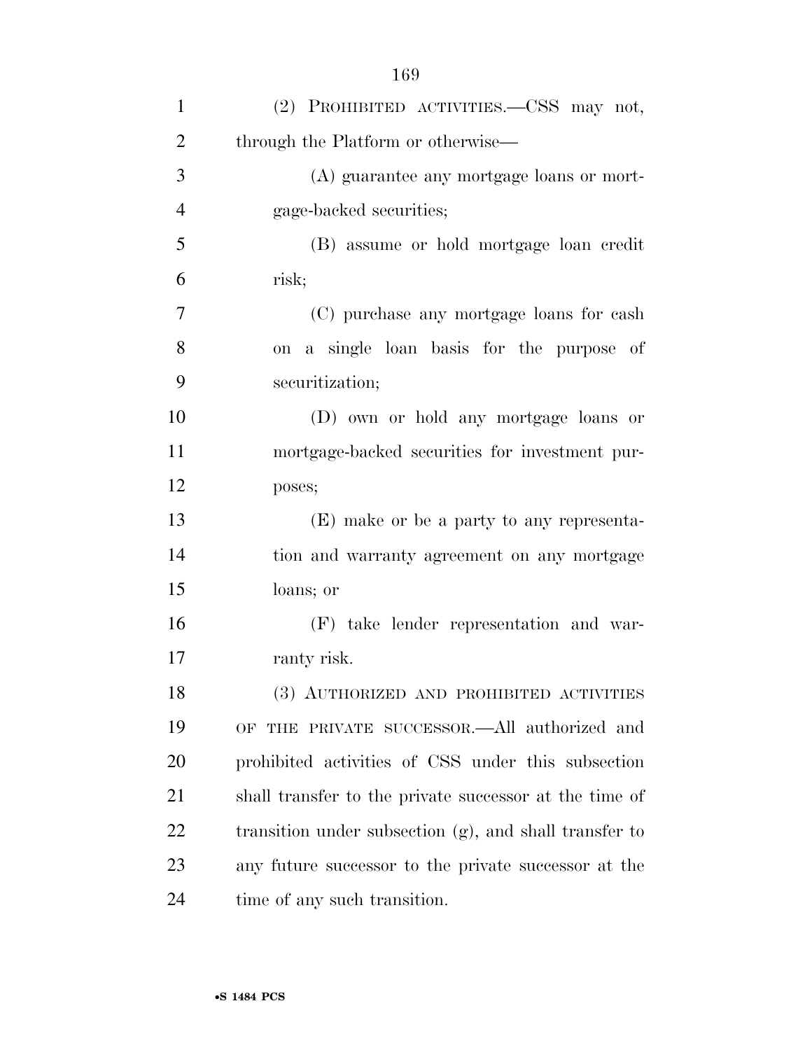(2) PROHIBITED ACTIVITIES.—CSS may not, through the Platform or otherwise—

(A) guarantee any mortgage loans or mortgage-backed securities;

(B) assume or hold mortgage loan credit risk;

(C) purchase any mortgage loans for cash on a single loan basis for the purpose of securitization;

(D) own or hold any mortgage loans or mortgage-backed securities for investment purposes;

(E) make or be a party to any representation and warranty agreement on any mortgage loans; or

(F) take lender representation and warranty risk.

(3) AUTHORIZED AND PROHIBITED ACTIVITIES OF THE PRIVATE SUCCESSOR.—All authorized and prohibited activities of CSS under this subsection shall transfer to the private successor at the time of transition under subsection (g), and shall transfer to any future successor to the private successor at the time of any such transition.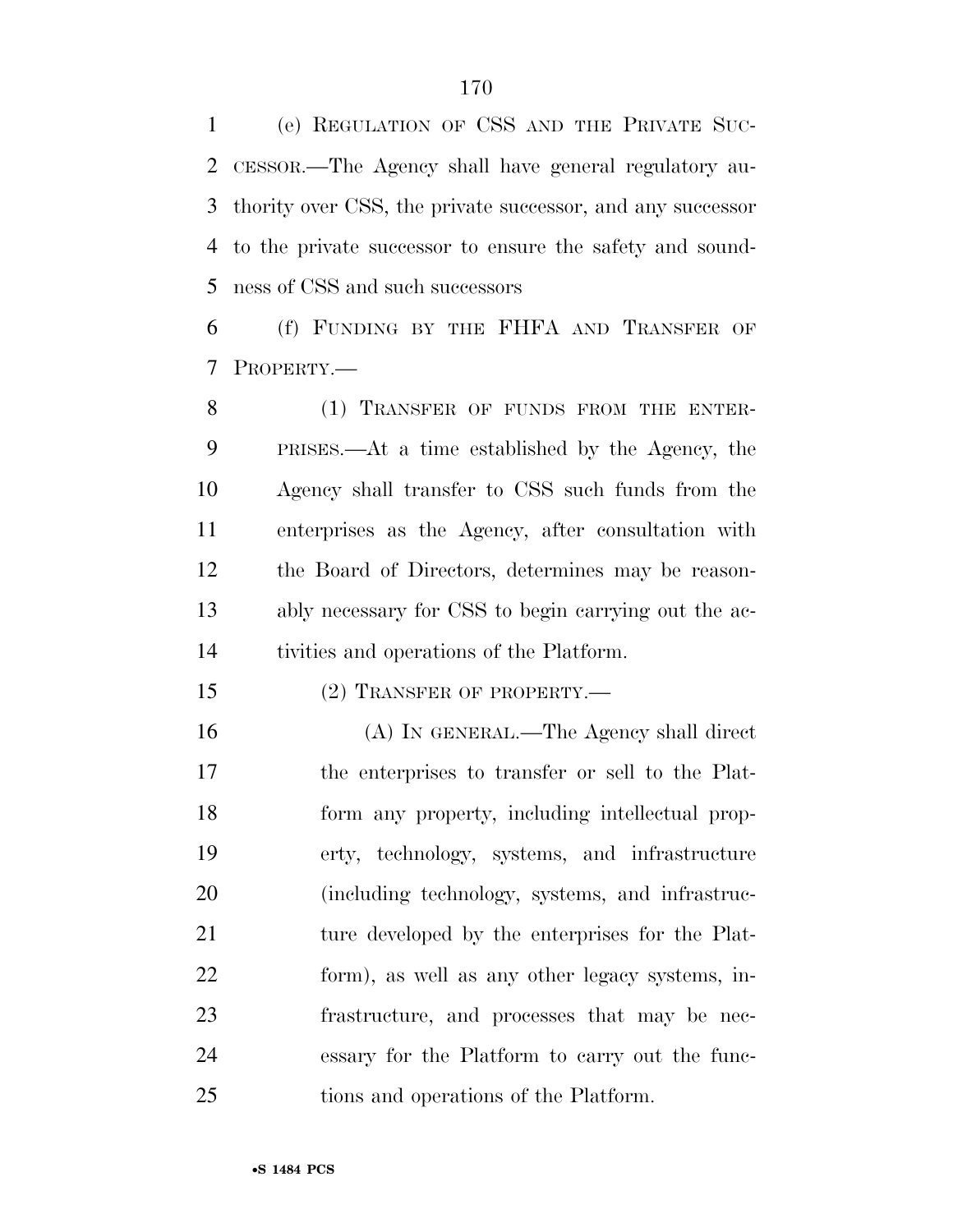(e) REGULATION OF CSS AND THE PRIVATE SUCCESSOR.—The Agency shall have general regulatory authority over CSS, the private successor, and any successor to the private successor to ensure the safety and soundness of CSS and such successors

(f) FUNDING BY THE FHFA AND TRANSFER OF PROPERTY.—

(1) TRANSFER OF FUNDS FROM THE ENTERPRISES.—At a time established by the Agency, the Agency shall transfer to CSS such funds from the enterprises as the Agency, after consultation with the Board of Directors, determines may be reasonably necessary for CSS to begin carrying out the activities and operations of the Platform.

(2) TRANSFER OF PROPERTY.—

(A) IN GENERAL.—The Agency shall direct the enterprises to transfer or sell to the Platform any property, including intellectual property, technology, systems, and infrastructure (including technology, systems, and infrastructure developed by the enterprises for the Platform), as well as any other legacy systems, infrastructure, and processes that may be necessary for the Platform to carry out the functions and operations of the Platform.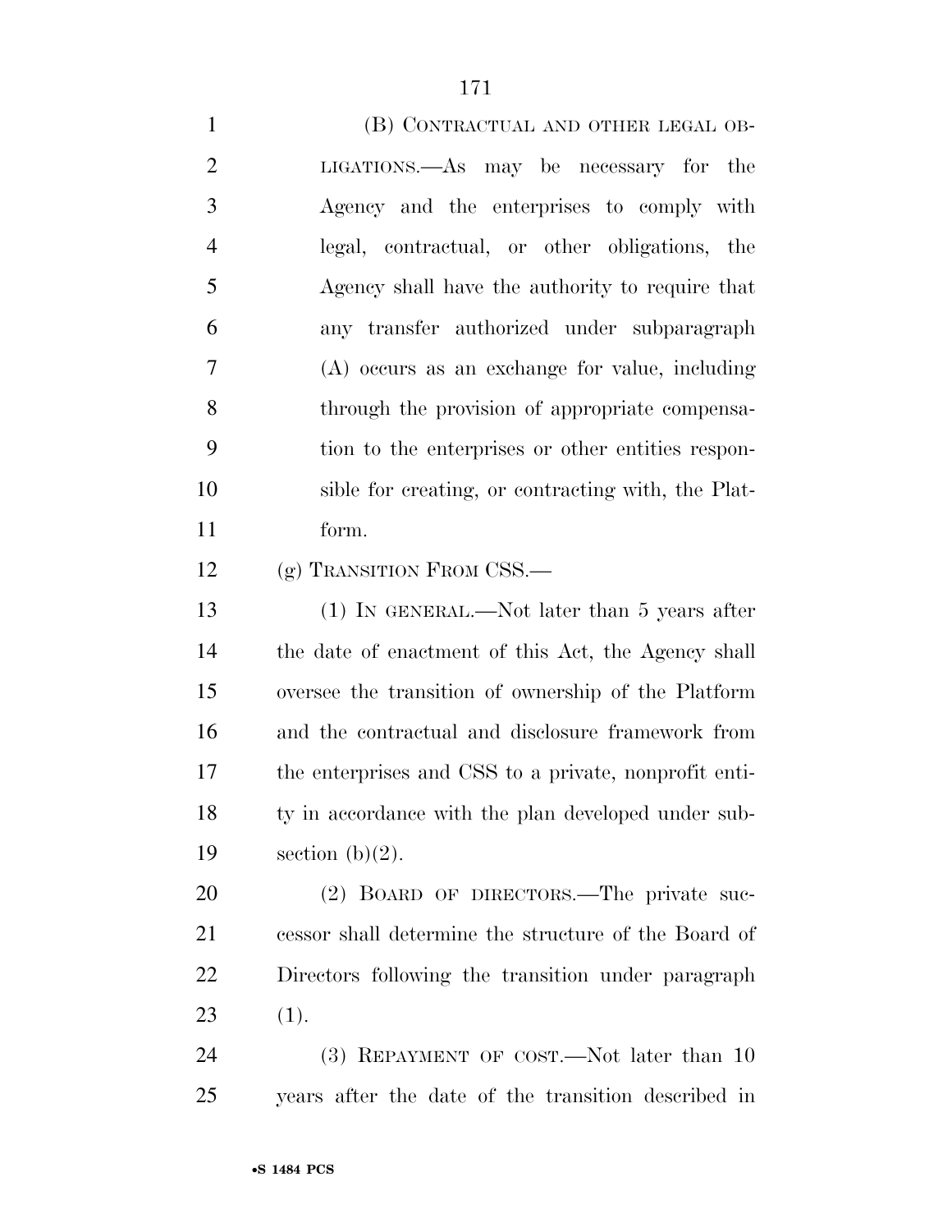(B) CONTRACTUAL AND OTHER LEGAL OBLIGATIONS.—As may be necessary for the Agency and the enterprises to comply with legal, contractual, or other obligations, the Agency shall have the authority to require that any transfer authorized under subparagraph (A) occurs as an exchange for value, including through the provision of appropriate compensation to the enterprises or other entities responsible for creating, or contracting with, the Platform.

(g) TRANSITION FROM CSS.—

(1) IN GENERAL.—Not later than 5 years after the date of enactment of this Act, the Agency shall oversee the transition of ownership of the Platform and the contractual and disclosure framework from the enterprises and CSS to a private, nonprofit entity in accordance with the plan developed under subsection (b)(2).

(2) BOARD OF DIRECTORS.—The private successor shall determine the structure of the Board of Directors following the transition under paragraph (1).

(3) REPAYMENT OF COST.—Not later than 10 years after the date of the transition described in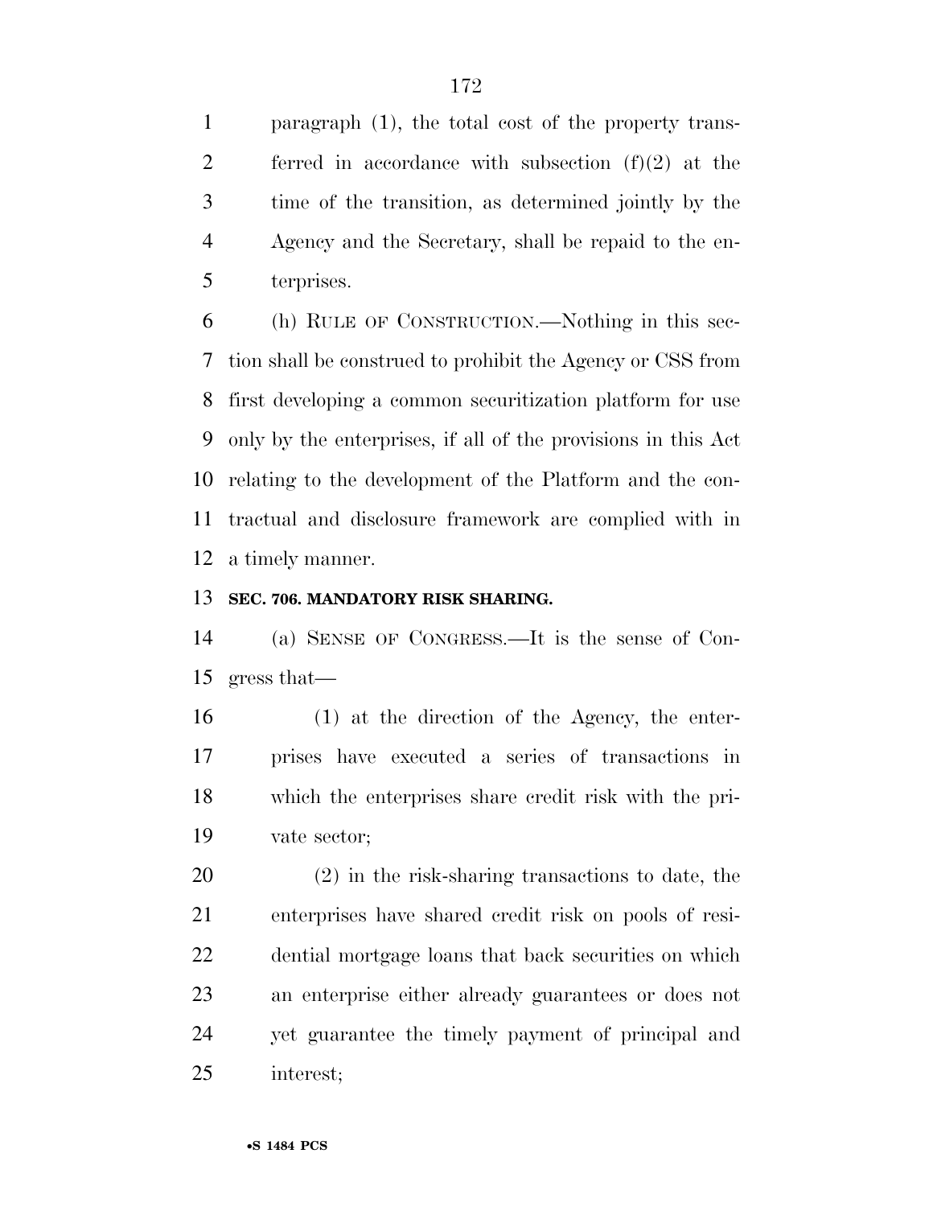paragraph (1), the total cost of the property transferred in accordance with subsection (f)(2) at the time of the transition, as determined jointly by the Agency and the Secretary, shall be repaid to the enterprises.

(h) RULE OF CONSTRUCTION.—Nothing in this section shall be construed to prohibit the Agency or CSS from first developing a common securitization platform for use only by the enterprises, if all of the provisions in this Act relating to the development of the Platform and the contractual and disclosure framework are complied with in a timely manner.

**SEC. 706. MANDATORY RISK SHARING.**

(a) SENSE OF CONGRESS.—It is the sense of Congress that—

(1) at the direction of the Agency, the enterprises have executed a series of transactions in which the enterprises share credit risk with the private sector;

(2) in the risk-sharing transactions to date, the enterprises have shared credit risk on pools of residential mortgage loans that back securities on which an enterprise either already guarantees or does not yet guarantee the timely payment of principal and interest;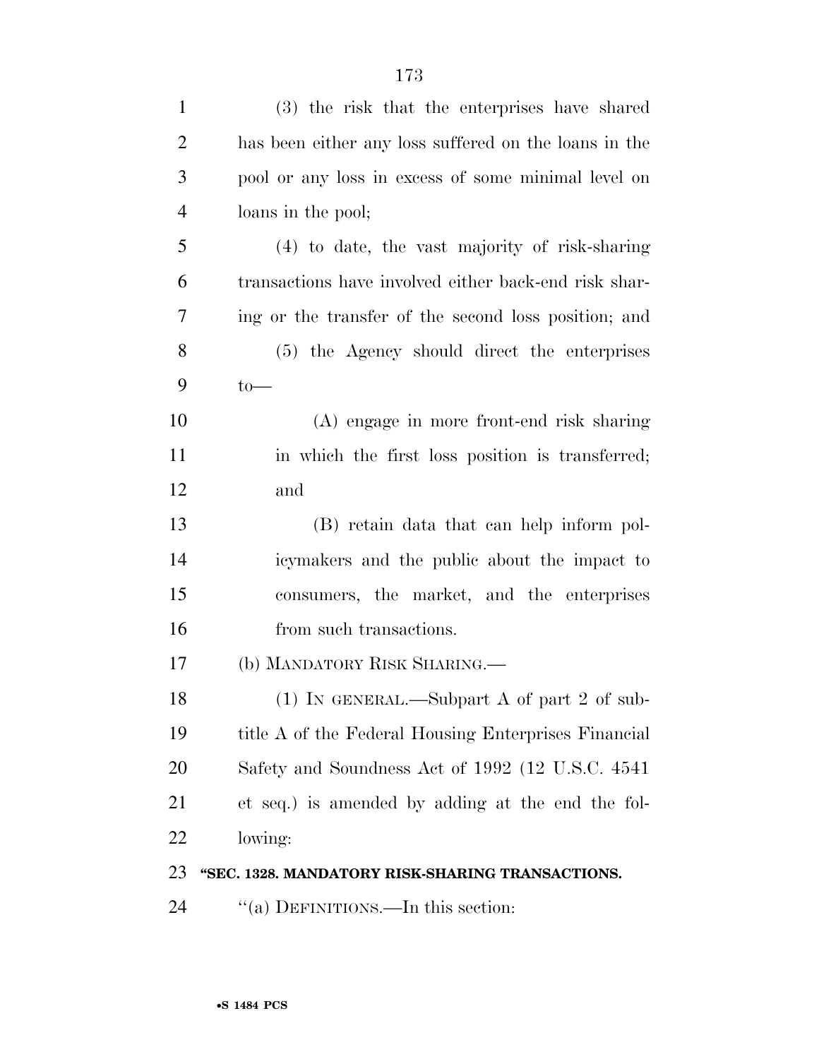(3) the risk that the enterprises have shared has been either any loss suffered on the loans in the pool or any loss in excess of some minimal level on loans in the pool;

(4) to date, the vast majority of risk-sharing transactions have involved either back-end risk sharing or the transfer of the second loss position; and

(5) the Agency should direct the enterprises to—

(A) engage in more front-end risk sharing in which the first loss position is transferred; and

(B) retain data that can help inform policymakers and the public about the impact to consumers, the market, and the enterprises from such transactions.

(b) MANDATORY RISK SHARING.—

(1) IN GENERAL.—Subpart A of part 2 of subtitle A of the Federal Housing Enterprises Financial Safety and Soundness Act of 1992 (12 U.S.C. 4541 et seq.) is amended by adding at the end the following:

**"SEC. 1328. MANDATORY RISK-SHARING TRANSACTIONS.**

"(a) DEFINITIONS.—In this section: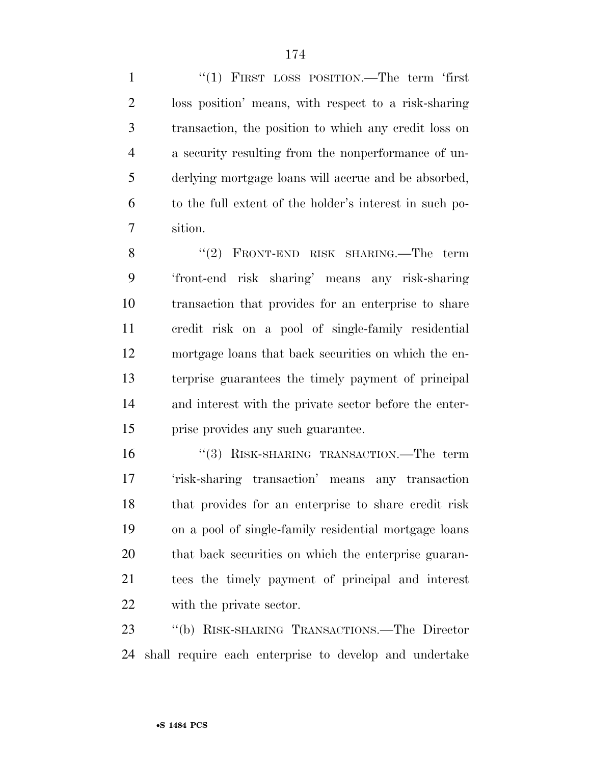"(1) FIRST LOSS POSITION.—The term 'first loss position' means, with respect to a risk-sharing transaction, the position to which any credit loss on a security resulting from the nonperformance of underlying mortgage loans will accrue and be absorbed, to the full extent of the holder's interest in such position.

"(2) FRONT-END RISK SHARING.—The term 'front-end risk sharing' means any risk-sharing transaction that provides for an enterprise to share credit risk on a pool of single-family residential mortgage loans that back securities on which the enterprise guarantees the timely payment of principal and interest with the private sector before the enterprise provides any such guarantee.

"(3) RISK-SHARING TRANSACTION.—The term 'risk-sharing transaction' means any transaction that provides for an enterprise to share credit risk on a pool of single-family residential mortgage loans that back securities on which the enterprise guarantees the timely payment of principal and interest with the private sector.

"(b) RISK-SHARING TRANSACTIONS.—The Director shall require each enterprise to develop and undertake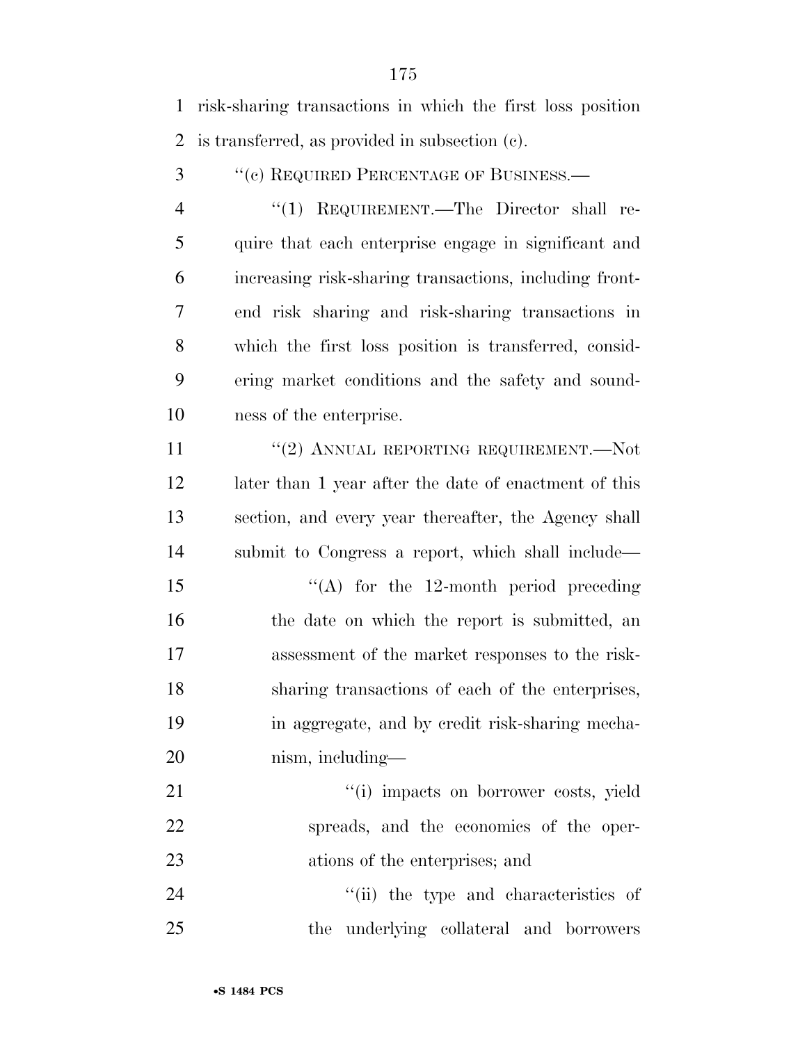risk-sharing transactions in which the first loss position is transferred, as provided in subsection (c).

"(c) REQUIRED PERCENTAGE OF BUSINESS.—

"(1) REQUIREMENT.—The Director shall require that each enterprise engage in significant and increasing risk-sharing transactions, including front-end risk sharing and risk-sharing transactions in which the first loss position is transferred, considering market conditions and the safety and soundness of the enterprise.

"(2) ANNUAL REPORTING REQUIREMENT.—Not later than 1 year after the date of enactment of this section, and every year thereafter, the Agency shall submit to Congress a report, which shall include—

"(A) for the 12-month period preceding the date on which the report is submitted, an assessment of the market responses to the risk-sharing transactions of each of the enterprises, in aggregate, and by credit risk-sharing mechanism, including—

"(i) impacts on borrower costs, yield spreads, and the economics of the operations of the enterprises; and

"(ii) the type and characteristics of the underlying collateral and borrowers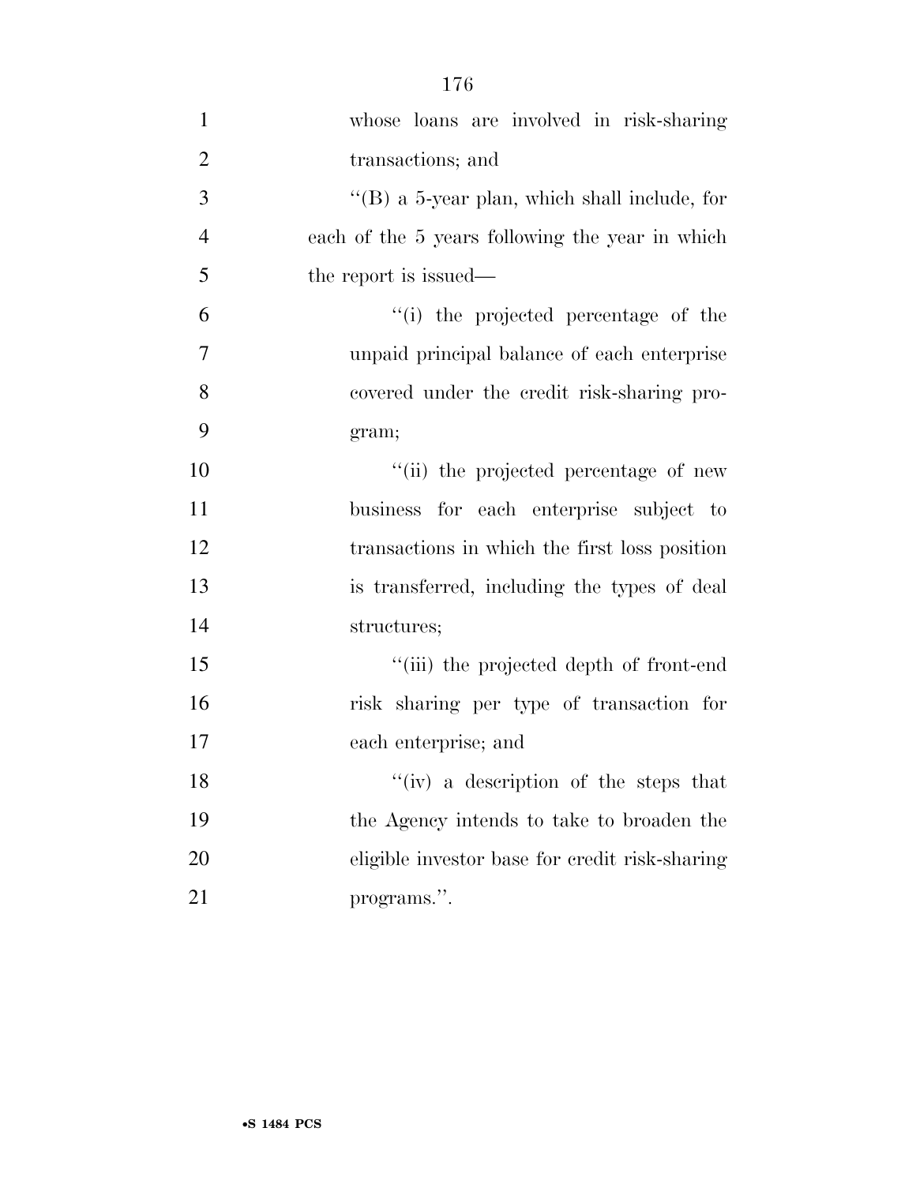whose loans are involved in risk-sharing transactions; and

"(B) a 5-year plan, which shall include, for each of the 5 years following the year in which the report is issued—

"(i) the projected percentage of the unpaid principal balance of each enterprise covered under the credit risk-sharing program;

"(ii) the projected percentage of new business for each enterprise subject to transactions in which the first loss position is transferred, including the types of deal structures;

"(iii) the projected depth of front-end risk sharing per type of transaction for each enterprise; and

"(iv) a description of the steps that the Agency intends to take to broaden the eligible investor base for credit risk-sharing programs.".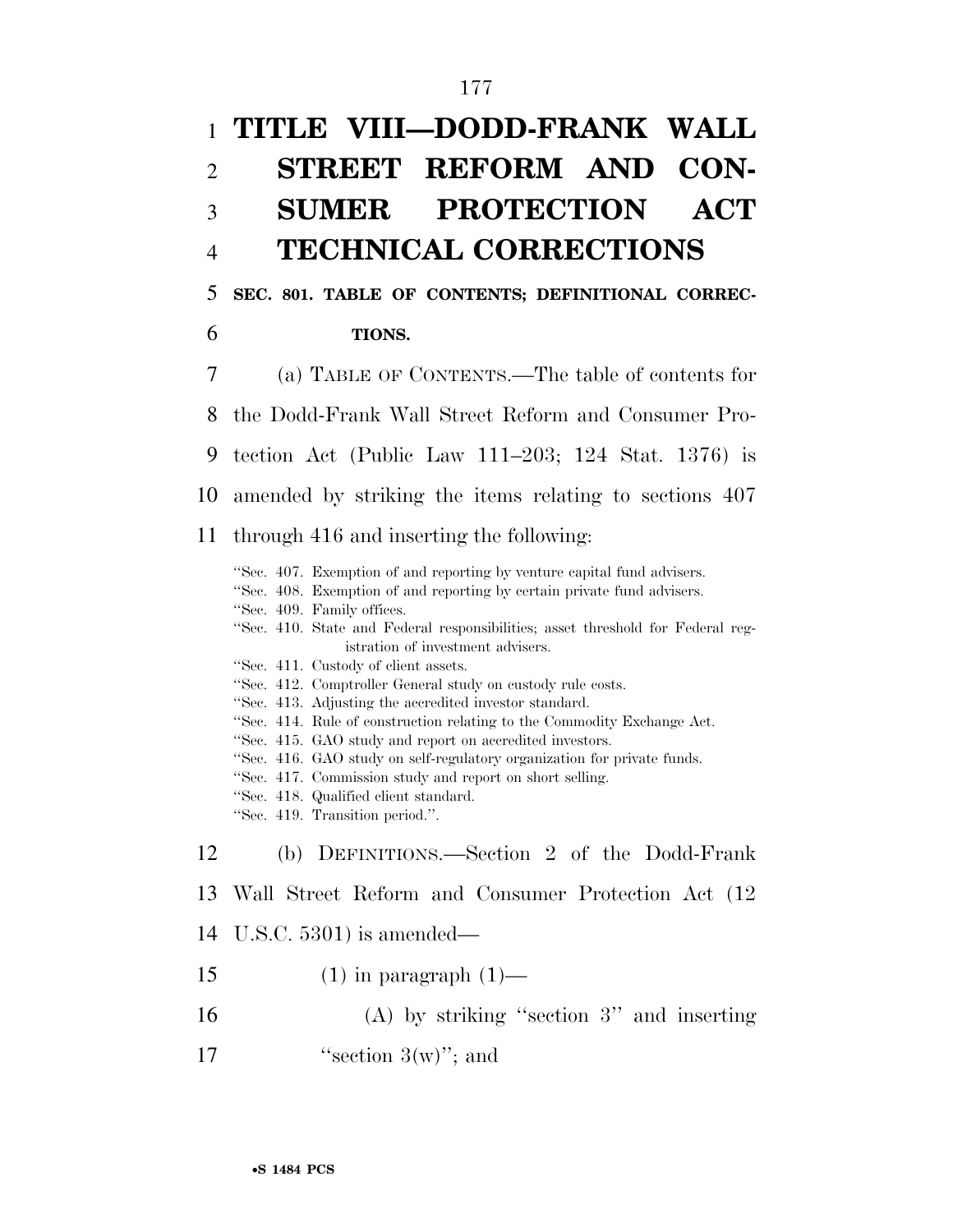# TITLE VIII—DODD-FRANK WALL STREET REFORM AND CONSUMER PROTECTION ACT TECHNICAL CORRECTIONS

**SEC. 801. TABLE OF CONTENTS; DEFINITIONAL CORRECTIONS.**

(a) TABLE OF CONTENTS.—The table of contents for the Dodd-Frank Wall Street Reform and Consumer Protection Act (Public Law 111–203; 124 Stat. 1376) is amended by striking the items relating to sections 407 through 416 and inserting the following:

"Sec. 407. Exemption of and reporting by venture capital fund advisers.
"Sec. 408. Exemption of and reporting by certain private fund advisers.
"Sec. 409. Family offices.
"Sec. 410. State and Federal responsibilities; asset threshold for Federal registration of investment advisers.
"Sec. 411. Custody of client assets.
"Sec. 412. Comptroller General study on custody rule costs.
"Sec. 413. Adjusting the accredited investor standard.
"Sec. 414. Rule of construction relating to the Commodity Exchange Act.
"Sec. 415. GAO study and report on accredited investors.
"Sec. 416. GAO study on self-regulatory organization for private funds.
"Sec. 417. Commission study and report on short selling.
"Sec. 418. Qualified client standard.
"Sec. 419. Transition period.".

(b) DEFINITIONS.—Section 2 of the Dodd-Frank Wall Street Reform and Consumer Protection Act (12 U.S.C. 5301) is amended—

(1) in paragraph (1)—

(A) by striking "section 3" and inserting "section 3(w)"; and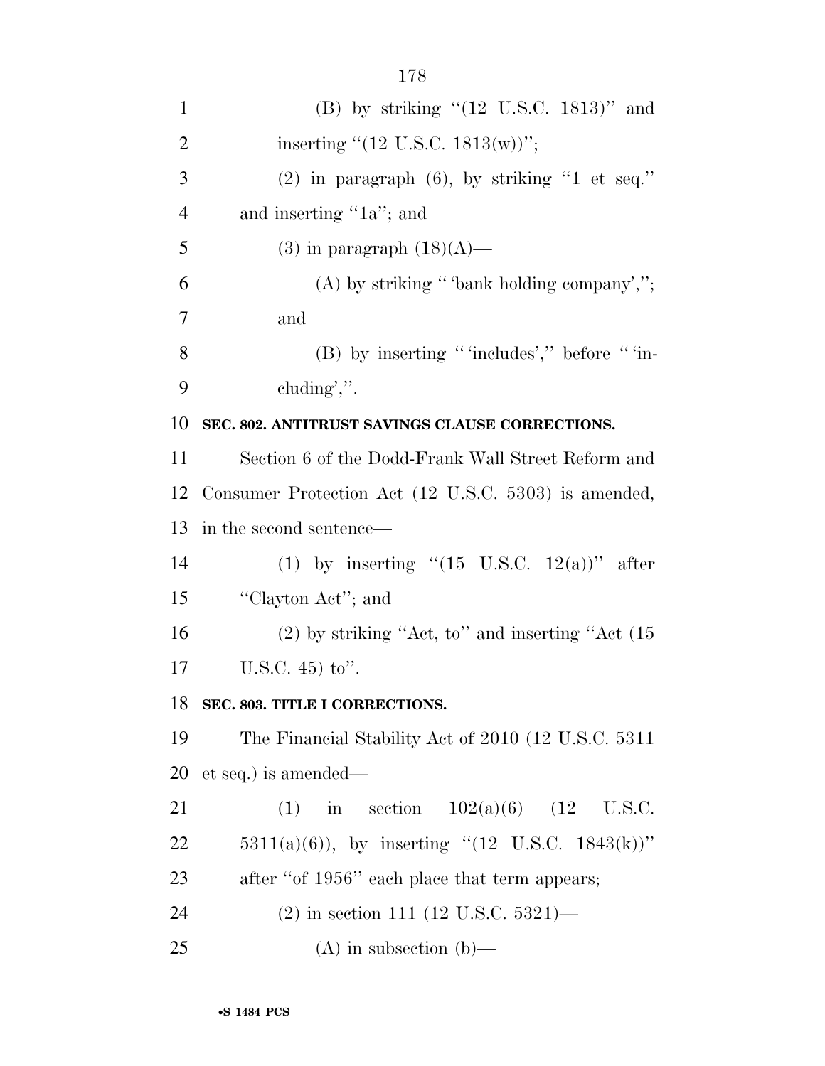(B) by striking "(12 U.S.C. 1813)" and inserting "(12 U.S.C. 1813(w))";

(2) in paragraph (6), by striking "1 et seq." and inserting "1a"; and

(3) in paragraph (18)(A)—

(A) by striking " 'bank holding company',"; and

(B) by inserting " 'includes'," before " 'including',".

**SEC. 802. ANTITRUST SAVINGS CLAUSE CORRECTIONS.**

Section 6 of the Dodd-Frank Wall Street Reform and Consumer Protection Act (12 U.S.C. 5303) is amended, in the second sentence—

(1) by inserting "(15 U.S.C. 12(a))" after "Clayton Act"; and

(2) by striking "Act, to" and inserting "Act (15 U.S.C. 45) to".

**SEC. 803. TITLE I CORRECTIONS.**

The Financial Stability Act of 2010 (12 U.S.C. 5311 et seq.) is amended—

(1) in section 102(a)(6) (12 U.S.C. 5311(a)(6)), by inserting "(12 U.S.C. 1843(k))" after "of 1956" each place that term appears;

(2) in section 111 (12 U.S.C. 5321)—

(A) in subsection (b)—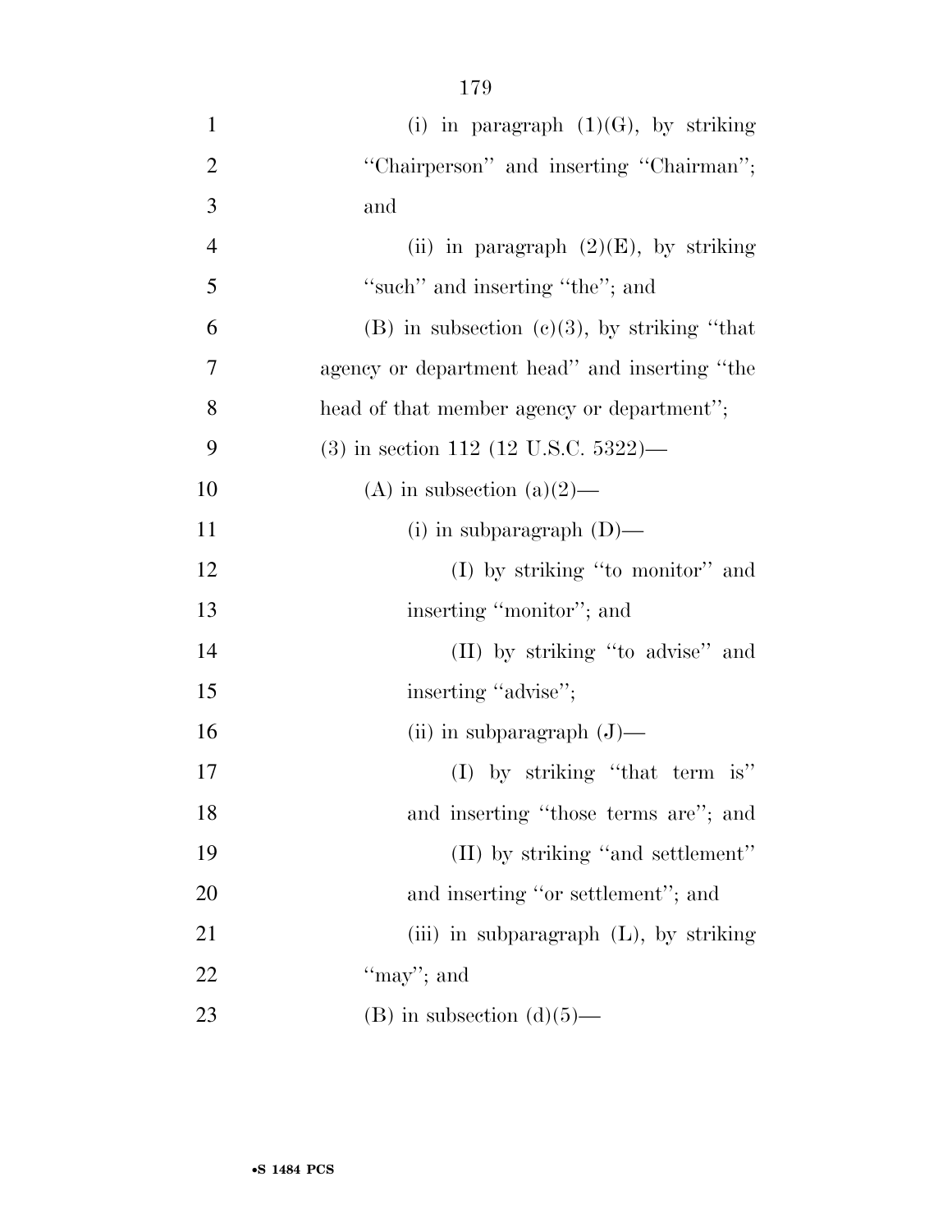(i) in paragraph (1)(G), by striking "Chairperson" and inserting "Chairman"; and

(ii) in paragraph (2)(E), by striking "such" and inserting "the"; and

(B) in subsection (c)(3), by striking "that agency or department head" and inserting "the head of that member agency or department";

(3) in section 112 (12 U.S.C. 5322)—

(A) in subsection (a)(2)—

(i) in subparagraph (D)—

(I) by striking "to monitor" and inserting "monitor"; and

(II) by striking "to advise" and inserting "advise";

(ii) in subparagraph (J)—

(I) by striking "that term is" and inserting "those terms are"; and

(II) by striking "and settlement" and inserting "or settlement"; and

(iii) in subparagraph (L), by striking "may"; and

(B) in subsection (d)(5)—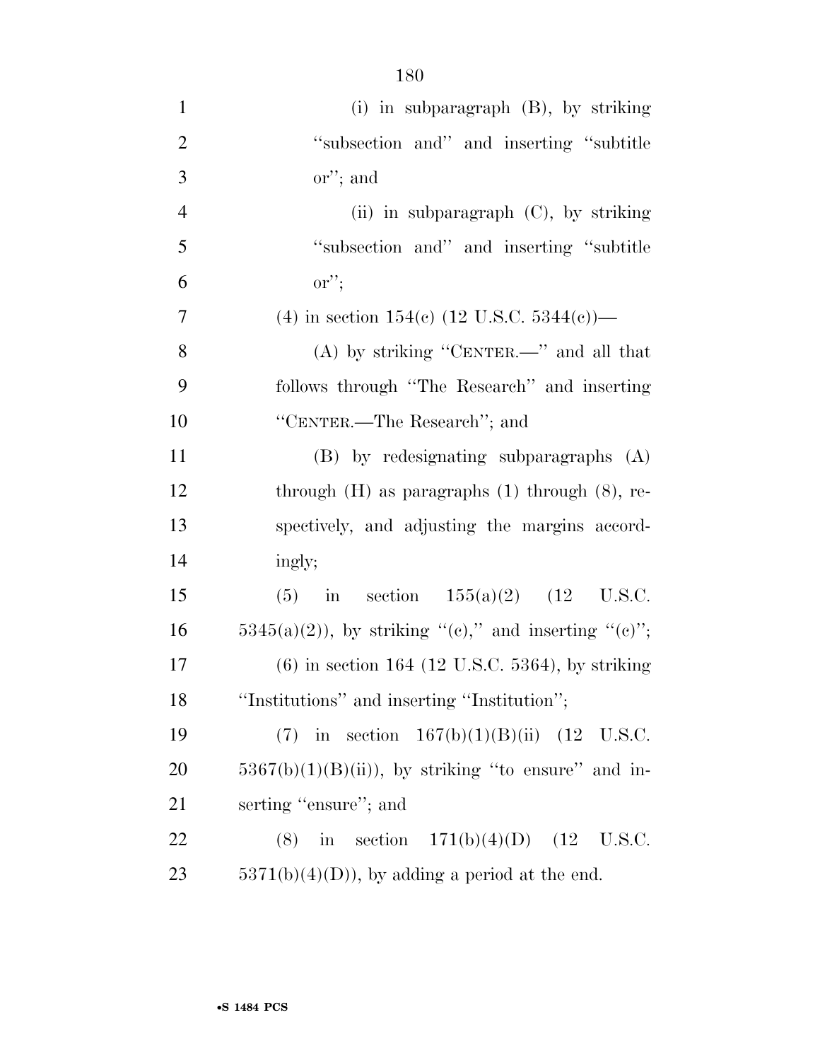(i) in subparagraph (B), by striking "subsection and" and inserting "subtitle or"; and

(ii) in subparagraph (C), by striking "subsection and" and inserting "subtitle or";

(4) in section 154(c) (12 U.S.C. 5344(c))—

(A) by striking "CENTER.—" and all that follows through "The Research" and inserting "CENTER.—The Research"; and

(B) by redesignating subparagraphs (A) through (H) as paragraphs (1) through (8), respectively, and adjusting the margins accordingly;

(5) in section 155(a)(2) (12 U.S.C. 5345(a)(2)), by striking "(c)," and inserting "(c)";

(6) in section 164 (12 U.S.C. 5364), by striking "Institutions" and inserting "Institution";

(7) in section 167(b)(1)(B)(ii) (12 U.S.C. 5367(b)(1)(B)(ii)), by striking "to ensure" and inserting "ensure"; and

(8) in section 171(b)(4)(D) (12 U.S.C. 5371(b)(4)(D)), by adding a period at the end.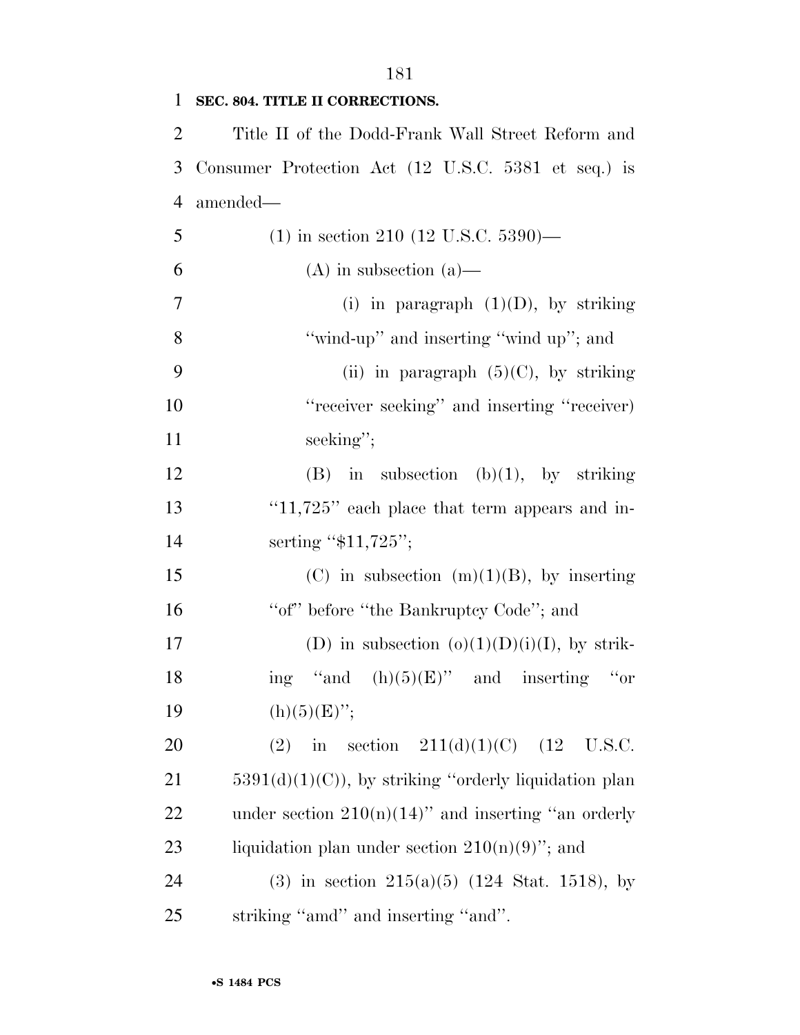**SEC. 804. TITLE II CORRECTIONS.**

Title II of the Dodd-Frank Wall Street Reform and Consumer Protection Act (12 U.S.C. 5381 et seq.) is amended—

(1) in section 210 (12 U.S.C. 5390)—

(A) in subsection (a)—

(i) in paragraph (1)(D), by striking ''wind-up'' and inserting ''wind up''; and

(ii) in paragraph (5)(C), by striking ''receiver seeking'' and inserting ''receiver) seeking'';

(B) in subsection (b)(1), by striking ''11,725'' each place that term appears and inserting ''$11,725'';

(C) in subsection (m)(1)(B), by inserting ''of'' before ''the Bankruptcy Code''; and

(D) in subsection (o)(1)(D)(i)(I), by striking ''and (h)(5)(E)'' and inserting ''or (h)(5)(E)'';

(2) in section 211(d)(1)(C) (12 U.S.C. 5391(d)(1)(C)), by striking ''orderly liquidation plan under section 210(n)(14)'' and inserting ''an orderly liquidation plan under section 210(n)(9)''; and

(3) in section 215(a)(5) (124 Stat. 1518), by striking ''amd'' and inserting ''and''.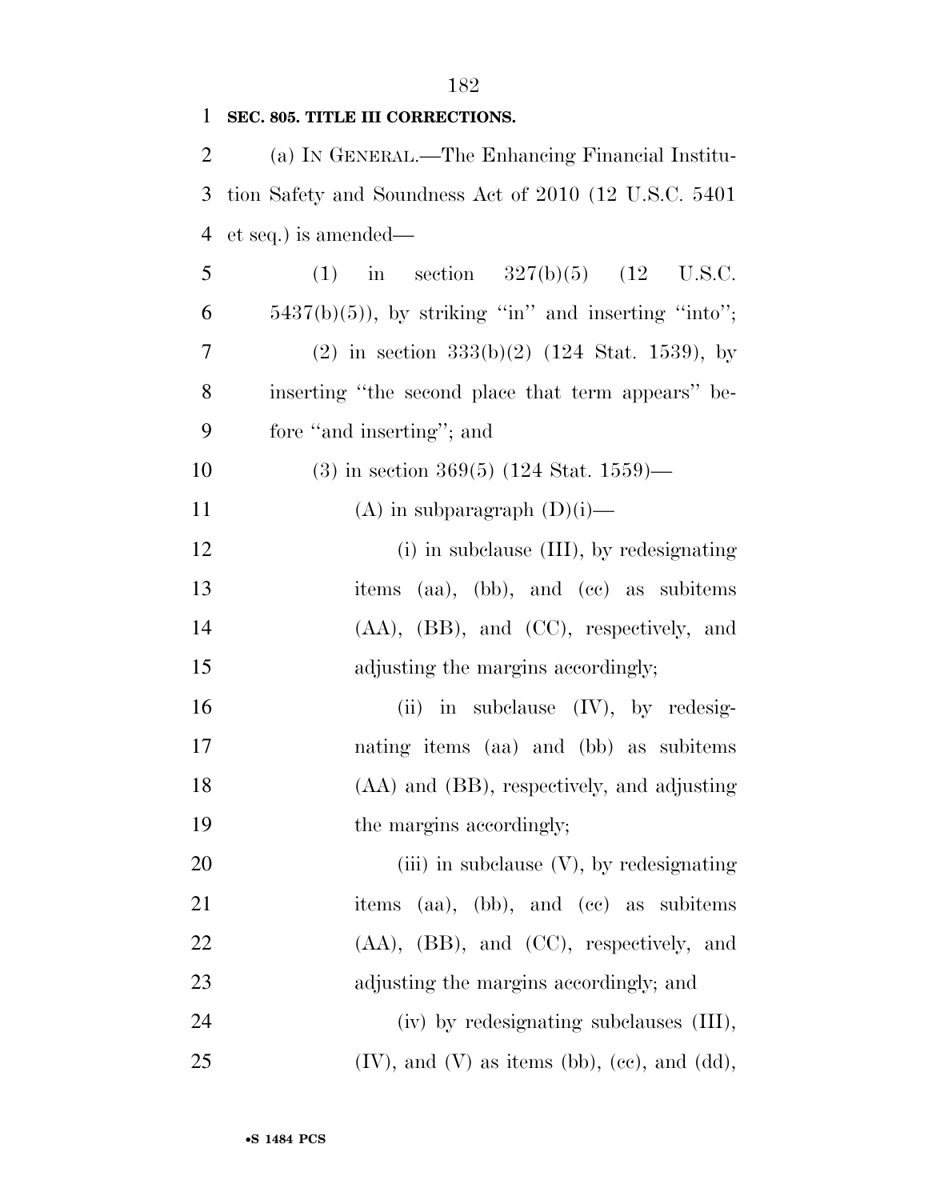**SEC. 805. TITLE III CORRECTIONS.**

(a) IN GENERAL.—The Enhancing Financial Institution Safety and Soundness Act of 2010 (12 U.S.C. 5401 et seq.) is amended—

(1) in section 327(b)(5) (12 U.S.C. 5437(b)(5)), by striking "in" and inserting "into";

(2) in section 333(b)(2) (124 Stat. 1539), by inserting "the second place that term appears" before "and inserting"; and

(3) in section 369(5) (124 Stat. 1559)—

(A) in subparagraph (D)(i)—

(i) in subclause (III), by redesignating items (aa), (bb), and (cc) as subitems (AA), (BB), and (CC), respectively, and adjusting the margins accordingly;

(ii) in subclause (IV), by redesignating items (aa) and (bb) as subitems (AA) and (BB), respectively, and adjusting the margins accordingly;

(iii) in subclause (V), by redesignating items (aa), (bb), and (cc) as subitems (AA), (BB), and (CC), respectively, and adjusting the margins accordingly; and

(iv) by redesignating subclauses (III), (IV), and (V) as items (bb), (cc), and (dd),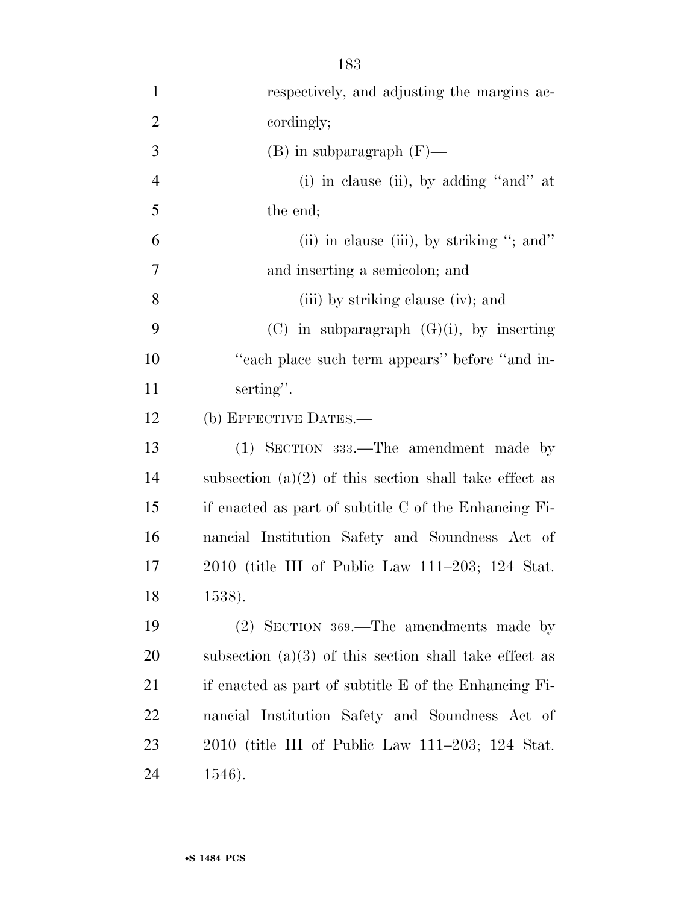respectively, and adjusting the margins accordingly;

(B) in subparagraph (F)—

(i) in clause (ii), by adding ''and'' at the end;

(ii) in clause (iii), by striking ''; and'' and inserting a semicolon; and

(iii) by striking clause (iv); and

(C) in subparagraph (G)(i), by inserting ''each place such term appears'' before ''and inserting''.

(b) EFFECTIVE DATES.—

(1) SECTION 333.—The amendment made by subsection (a)(2) of this section shall take effect as if enacted as part of subtitle C of the Enhancing Financial Institution Safety and Soundness Act of 2010 (title III of Public Law 111–203; 124 Stat. 1538).

(2) SECTION 369.—The amendments made by subsection (a)(3) of this section shall take effect as if enacted as part of subtitle E of the Enhancing Financial Institution Safety and Soundness Act of 2010 (title III of Public Law 111–203; 124 Stat. 1546).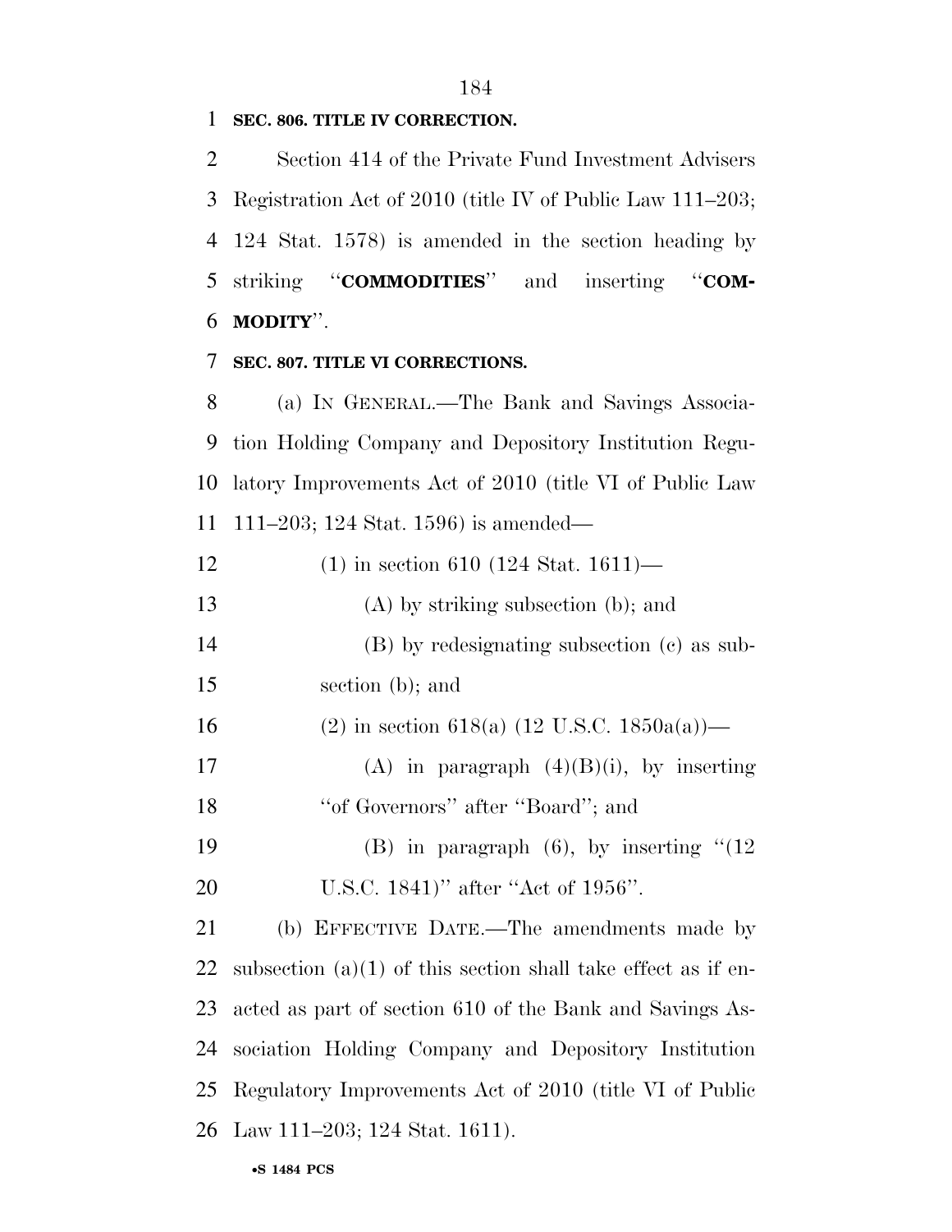**SEC. 806. TITLE IV CORRECTION.**

Section 414 of the Private Fund Investment Advisers Registration Act of 2010 (title IV of Public Law 111–203; 124 Stat. 1578) is amended in the section heading by striking "**COMMODITIES**" and inserting "**COMMODITY**".

**SEC. 807. TITLE VI CORRECTIONS.**

(a) IN GENERAL.—The Bank and Savings Association Holding Company and Depository Institution Regulatory Improvements Act of 2010 (title VI of Public Law 111–203; 124 Stat. 1596) is amended—

(1) in section 610 (124 Stat. 1611)—

(A) by striking subsection (b); and

(B) by redesignating subsection (c) as subsection (b); and

(2) in section 618(a) (12 U.S.C. 1850a(a))—

(A) in paragraph (4)(B)(i), by inserting "of Governors" after "Board"; and

(B) in paragraph (6), by inserting "(12 U.S.C. 1841)" after "Act of 1956".

(b) EFFECTIVE DATE.—The amendments made by subsection (a)(1) of this section shall take effect as if enacted as part of section 610 of the Bank and Savings Association Holding Company and Depository Institution Regulatory Improvements Act of 2010 (title VI of Public Law 111–203; 124 Stat. 1611).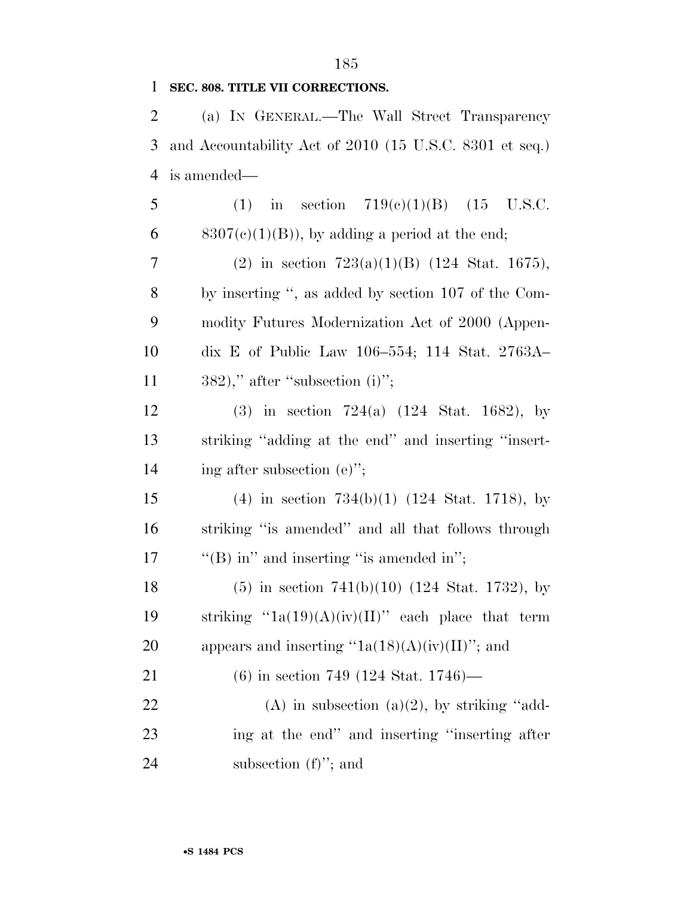**SEC. 808. TITLE VII CORRECTIONS.**

(a) IN GENERAL.—The Wall Street Transparency and Accountability Act of 2010 (15 U.S.C. 8301 et seq.) is amended—

(1) in section 719(c)(1)(B) (15 U.S.C. 8307(c)(1)(B)), by adding a period at the end;

(2) in section 723(a)(1)(B) (124 Stat. 1675), by inserting '', as added by section 107 of the Commodity Futures Modernization Act of 2000 (Appendix E of Public Law 106–554; 114 Stat. 2763A–382),'' after ''subsection (i)'';

(3) in section 724(a) (124 Stat. 1682), by striking ''adding at the end'' and inserting ''inserting after subsection (e)'';

(4) in section 734(b)(1) (124 Stat. 1718), by striking ''is amended'' and all that follows through ''(B) in'' and inserting ''is amended in'';

(5) in section 741(b)(10) (124 Stat. 1732), by striking ''1a(19)(A)(iv)(II)'' each place that term appears and inserting ''1a(18)(A)(iv)(II)''; and

(6) in section 749 (124 Stat. 1746)—

(A) in subsection (a)(2), by striking ''adding at the end'' and inserting ''inserting after subsection (f)''; and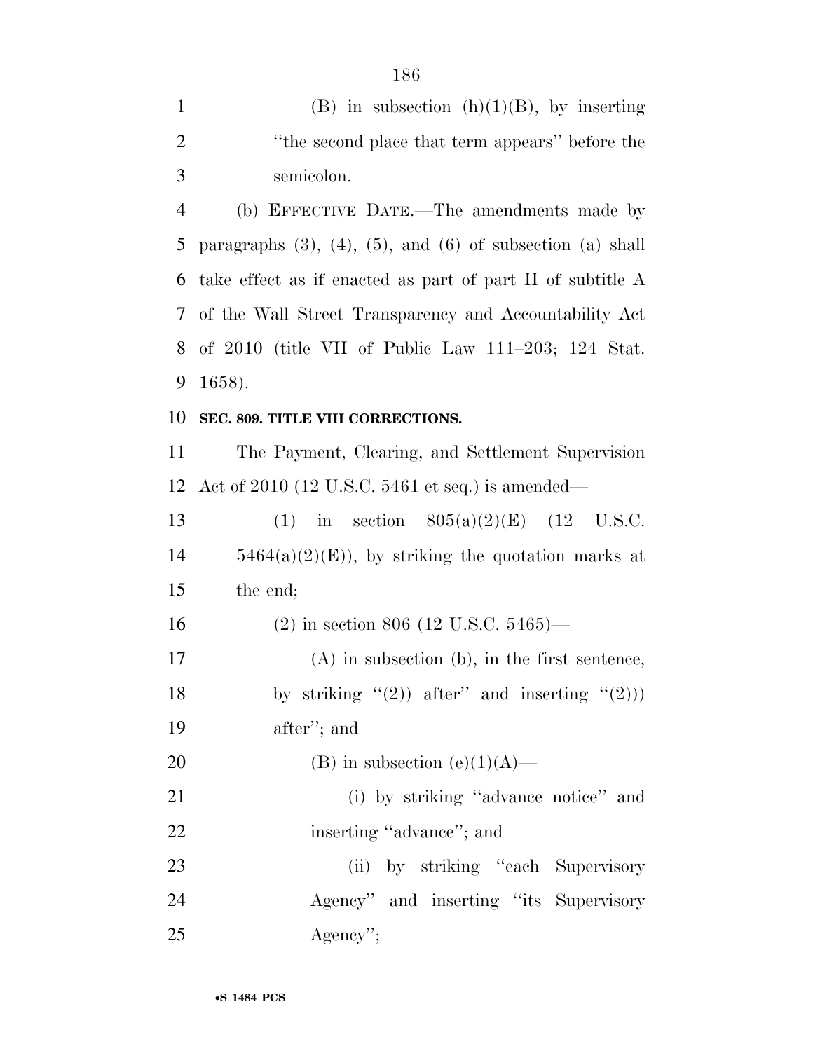(B) in subsection (h)(1)(B), by inserting ''the second place that term appears'' before the semicolon.

(b) EFFECTIVE DATE.—The amendments made by paragraphs (3), (4), (5), and (6) of subsection (a) shall take effect as if enacted as part of part II of subtitle A of the Wall Street Transparency and Accountability Act of 2010 (title VII of Public Law 111–203; 124 Stat. 1658).

**SEC. 809. TITLE VIII CORRECTIONS.**

The Payment, Clearing, and Settlement Supervision Act of 2010 (12 U.S.C. 5461 et seq.) is amended—

(1) in section 805(a)(2)(E) (12 U.S.C. 5464(a)(2)(E)), by striking the quotation marks at the end;

(2) in section 806 (12 U.S.C. 5465)—

(A) in subsection (b), in the first sentence, by striking ''(2)) after'' and inserting ''(2))) after''; and

(B) in subsection (e)(1)(A)—

(i) by striking ''advance notice'' and inserting ''advance''; and

(ii) by striking ''each Supervisory Agency'' and inserting ''its Supervisory Agency'';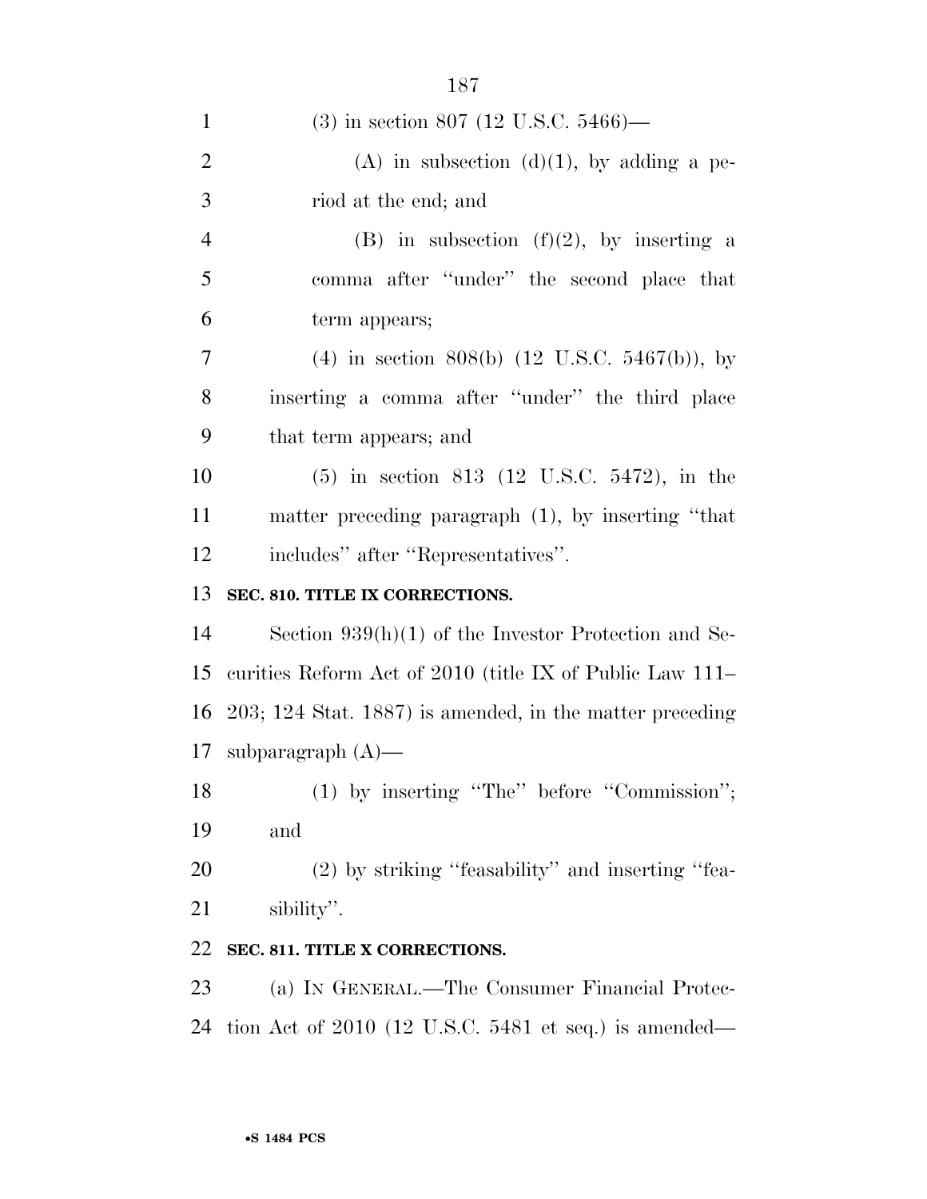(3) in section 807 (12 U.S.C. 5466)—

(A) in subsection (d)(1), by adding a period at the end; and

(B) in subsection (f)(2), by inserting a comma after "under" the second place that term appears;

(4) in section 808(b) (12 U.S.C. 5467(b)), by inserting a comma after "under" the third place that term appears; and

(5) in section 813 (12 U.S.C. 5472), in the matter preceding paragraph (1), by inserting "that includes" after "Representatives".

**SEC. 810. TITLE IX CORRECTIONS.**

Section 939(h)(1) of the Investor Protection and Securities Reform Act of 2010 (title IX of Public Law 111–203; 124 Stat. 1887) is amended, in the matter preceding subparagraph (A)—

(1) by inserting "The" before "Commission"; and

(2) by striking "feasability" and inserting "feasibility".

**SEC. 811. TITLE X CORRECTIONS.**

(a) IN GENERAL.—The Consumer Financial Protection Act of 2010 (12 U.S.C. 5481 et seq.) is amended—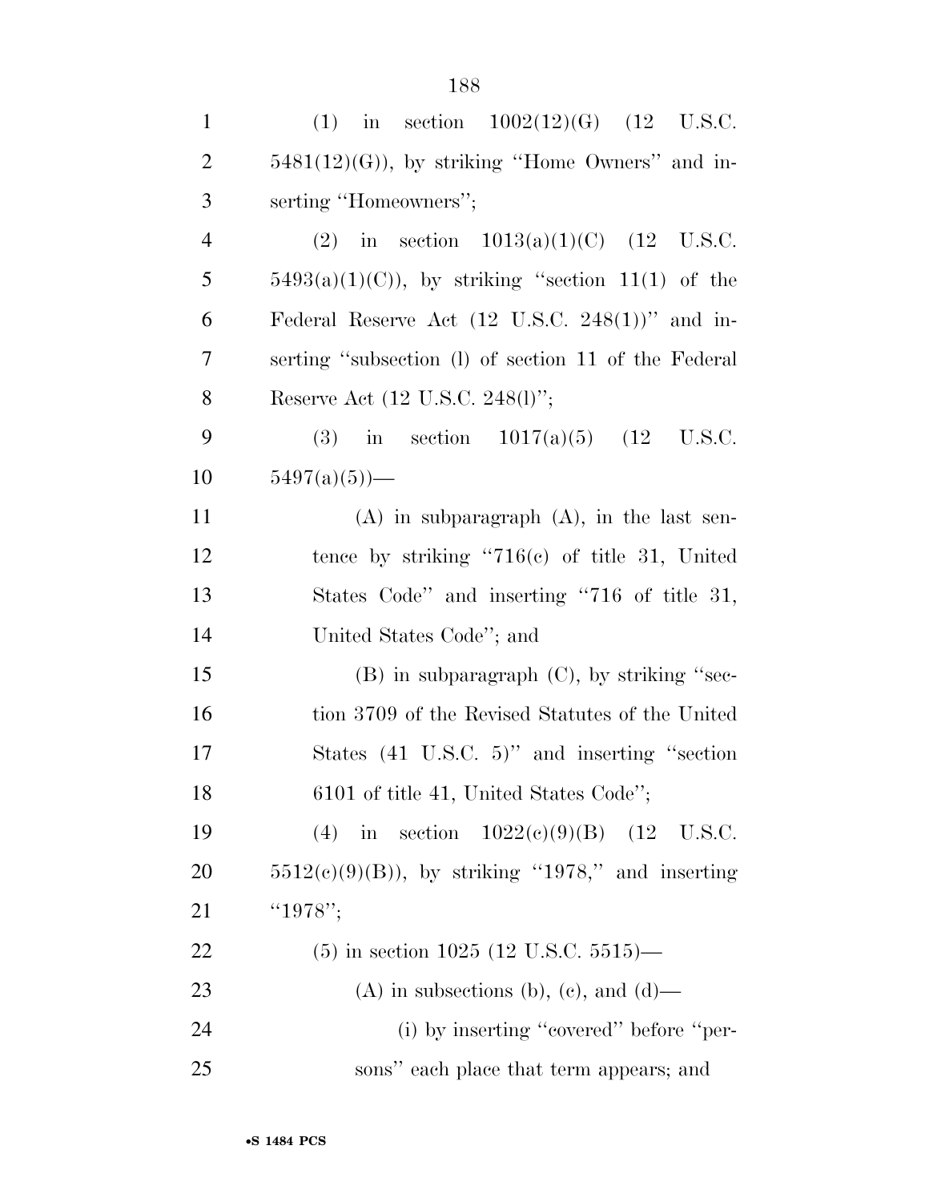(1) in section 1002(12)(G) (12 U.S.C. 5481(12)(G)), by striking "Home Owners" and inserting "Homeowners";

(2) in section 1013(a)(1)(C) (12 U.S.C. 5493(a)(1)(C)), by striking "section 11(1) of the Federal Reserve Act (12 U.S.C. 248(1))" and inserting "subsection (l) of section 11 of the Federal Reserve Act (12 U.S.C. 248(l)";

(3) in section 1017(a)(5) (12 U.S.C. 5497(a)(5))—

(A) in subparagraph (A), in the last sentence by striking "716(c) of title 31, United States Code" and inserting "716 of title 31, United States Code"; and

(B) in subparagraph (C), by striking "section 3709 of the Revised Statutes of the United States (41 U.S.C. 5)" and inserting "section 6101 of title 41, United States Code";

(4) in section 1022(c)(9)(B) (12 U.S.C. 5512(c)(9)(B)), by striking "1978," and inserting "1978";

(5) in section 1025 (12 U.S.C. 5515)—

(A) in subsections (b), (c), and (d)—

(i) by inserting "covered" before "persons" each place that term appears; and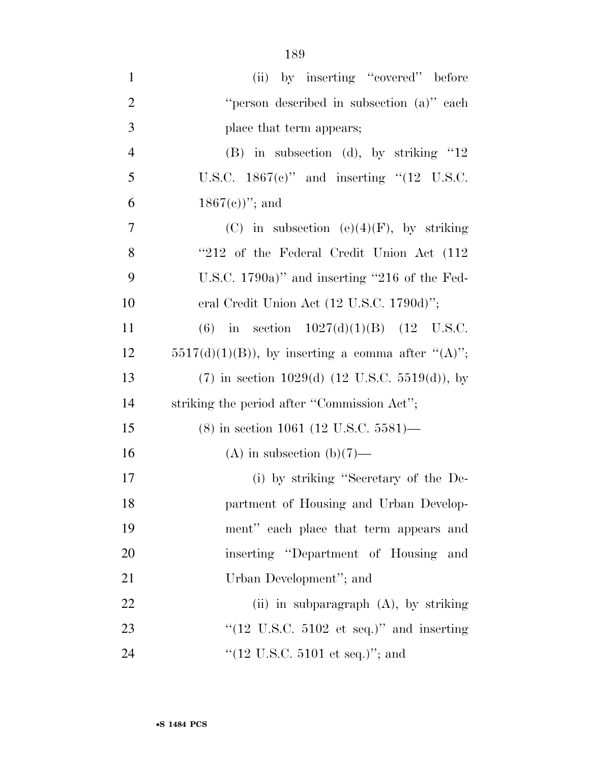(ii) by inserting "covered" before "person described in subsection (a)" each place that term appears;

(B) in subsection (d), by striking "12 U.S.C. 1867(c)" and inserting "(12 U.S.C. 1867(c))"; and

(C) in subsection (e)(4)(F), by striking "212 of the Federal Credit Union Act (112 U.S.C. 1790a)" and inserting "216 of the Federal Credit Union Act (12 U.S.C. 1790d)";

(6) in section 1027(d)(1)(B) (12 U.S.C. 5517(d)(1)(B)), by inserting a comma after "(A)";

(7) in section 1029(d) (12 U.S.C. 5519(d)), by striking the period after "Commission Act";

(8) in section 1061 (12 U.S.C. 5581)—

(A) in subsection (b)(7)—

(i) by striking "Secretary of the Department of Housing and Urban Development" each place that term appears and inserting "Department of Housing and Urban Development"; and

(ii) in subparagraph (A), by striking "(12 U.S.C. 5102 et seq.)" and inserting "(12 U.S.C. 5101 et seq.)"; and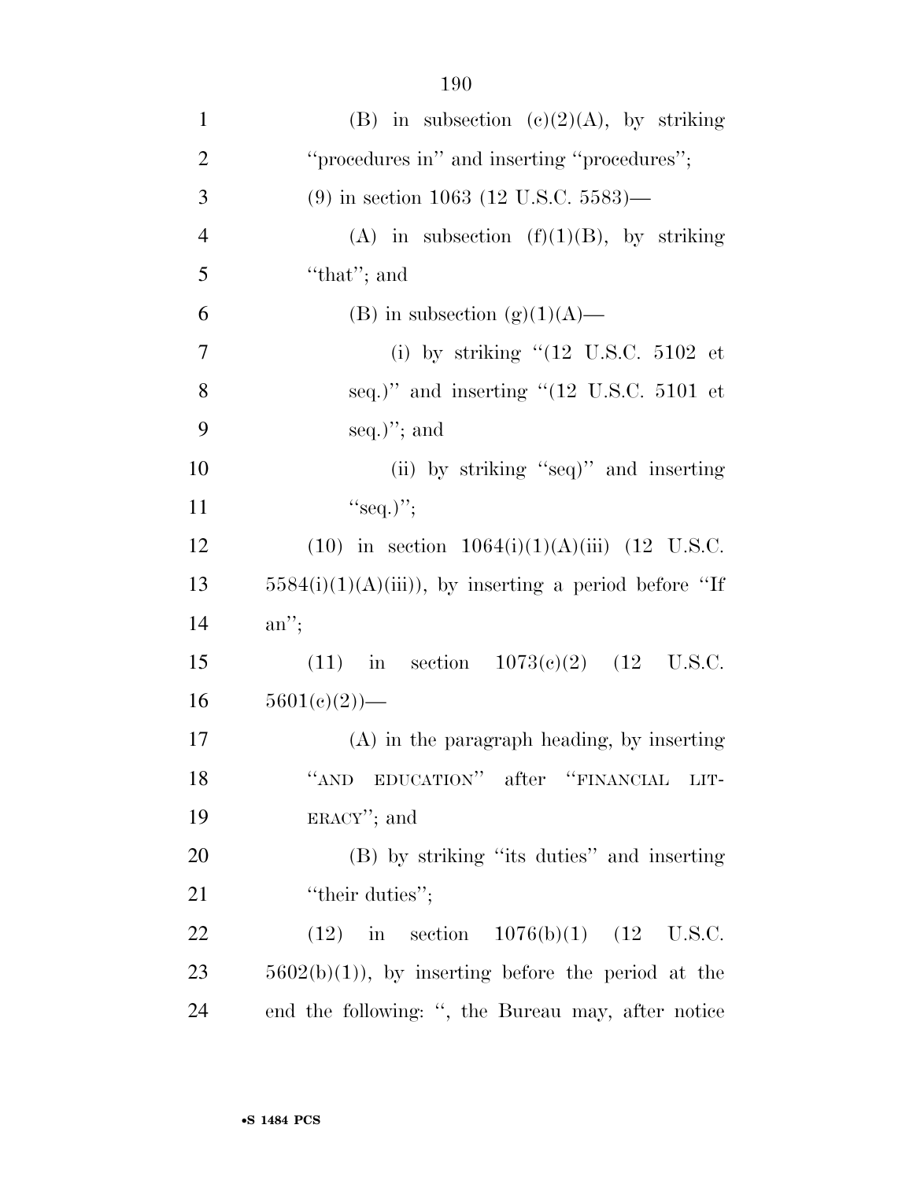(B) in subsection (c)(2)(A), by striking ‘‘procedures in’’ and inserting ‘‘procedures’’;

(9) in section 1063 (12 U.S.C. 5583)—

(A) in subsection (f)(1)(B), by striking ‘‘that’’; and

(B) in subsection (g)(1)(A)—

(i) by striking ‘‘(12 U.S.C. 5102 et seq.)’’ and inserting ‘‘(12 U.S.C. 5101 et seq.)’’; and

(ii) by striking ‘‘seq)’’ and inserting ‘‘seq.)’’;

(10) in section 1064(i)(1)(A)(iii) (12 U.S.C. 5584(i)(1)(A)(iii)), by inserting a period before ‘‘If an’’;

(11) in section 1073(c)(2) (12 U.S.C. 5601(c)(2))—

(A) in the paragraph heading, by inserting ‘‘AND EDUCATION’’ after ‘‘FINANCIAL LITERACY’’; and

(B) by striking ‘‘its duties’’ and inserting ‘‘their duties’’;

(12) in section 1076(b)(1) (12 U.S.C. 5602(b)(1)), by inserting before the period at the end the following: ‘‘, the Bureau may, after notice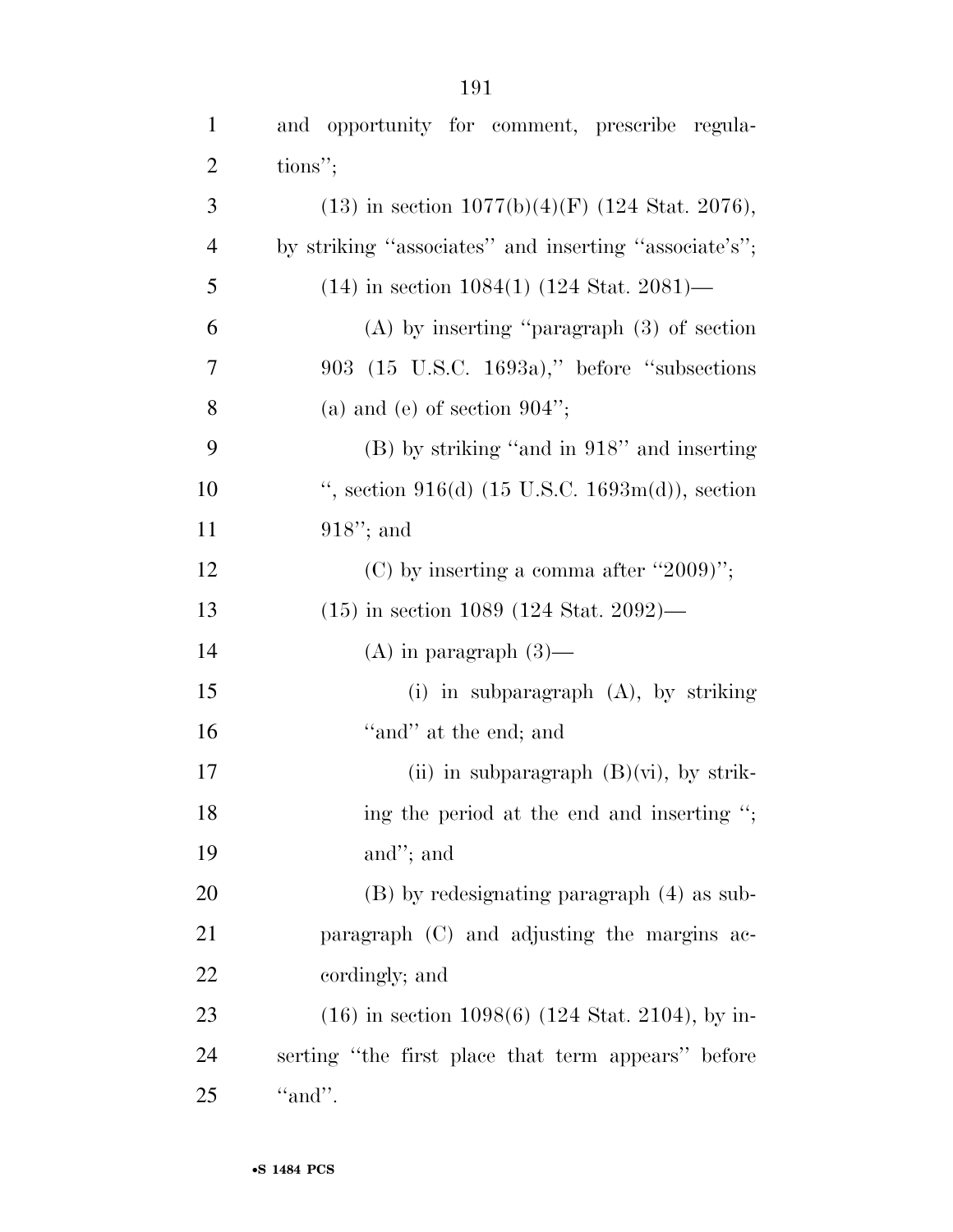and opportunity for comment, prescribe regulations";

(13) in section 1077(b)(4)(F) (124 Stat. 2076), by striking "associates" and inserting "associate's";

(14) in section 1084(1) (124 Stat. 2081)—

(A) by inserting "paragraph (3) of section 903 (15 U.S.C. 1693a)," before "subsections (a) and (e) of section 904";

(B) by striking "and in 918" and inserting ", section 916(d) (15 U.S.C. 1693m(d)), section 918"; and

(C) by inserting a comma after "2009)";

(15) in section 1089 (124 Stat. 2092)—

(A) in paragraph (3)—

(i) in subparagraph (A), by striking "and" at the end; and

(ii) in subparagraph (B)(vi), by striking the period at the end and inserting "; and"; and

(B) by redesignating paragraph (4) as subparagraph (C) and adjusting the margins accordingly; and

(16) in section 1098(6) (124 Stat. 2104), by inserting "the first place that term appears" before "and".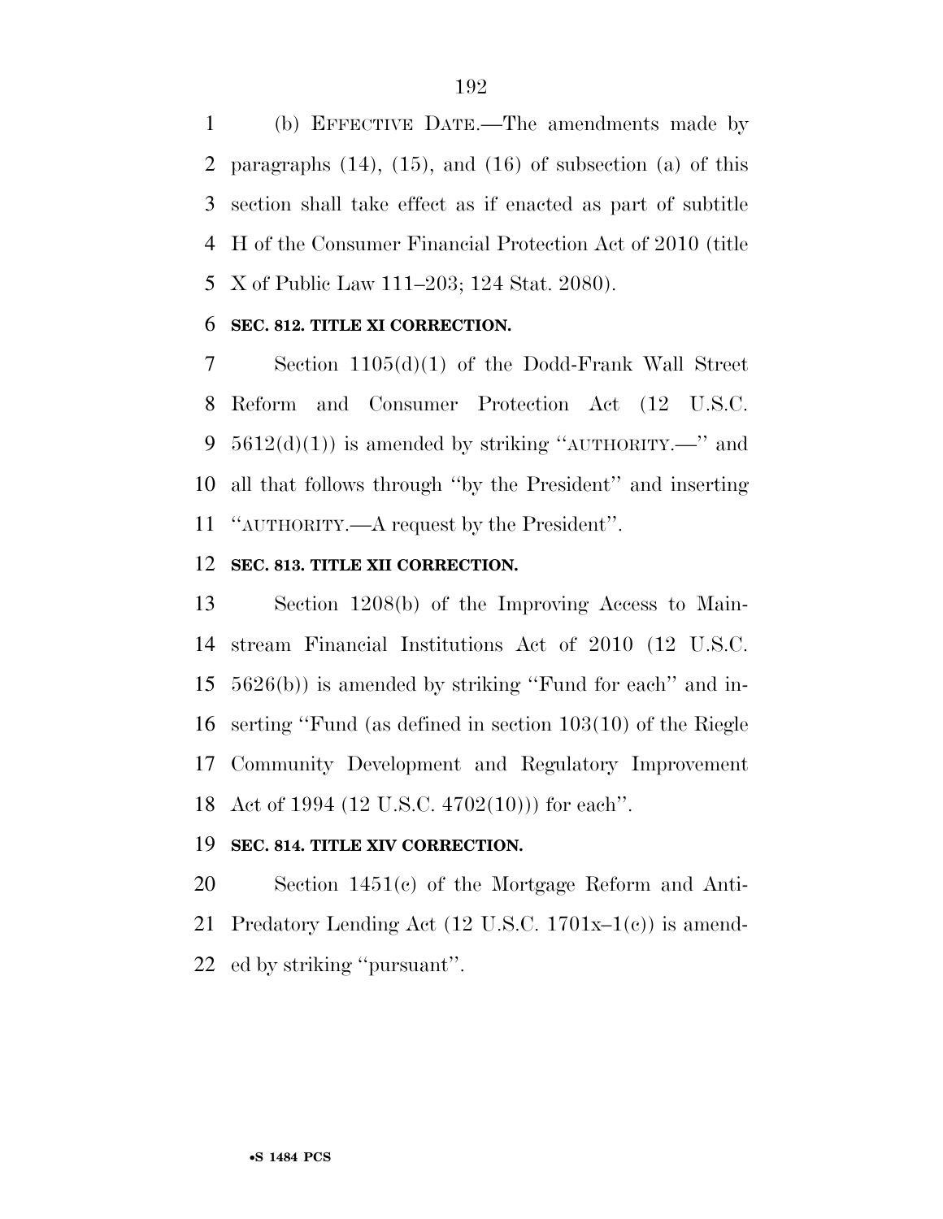(b) EFFECTIVE DATE.—The amendments made by paragraphs (14), (15), and (16) of subsection (a) of this section shall take effect as if enacted as part of subtitle H of the Consumer Financial Protection Act of 2010 (title X of Public Law 111–203; 124 Stat. 2080).

**SEC. 812. TITLE XI CORRECTION.**

Section 1105(d)(1) of the Dodd-Frank Wall Street Reform and Consumer Protection Act (12 U.S.C. 5612(d)(1)) is amended by striking ''AUTHORITY.—'' and all that follows through ''by the President'' and inserting ''AUTHORITY.—A request by the President''.

**SEC. 813. TITLE XII CORRECTION.**

Section 1208(b) of the Improving Access to Mainstream Financial Institutions Act of 2010 (12 U.S.C. 5626(b)) is amended by striking ''Fund for each'' and inserting ''Fund (as defined in section 103(10) of the Riegle Community Development and Regulatory Improvement Act of 1994 (12 U.S.C. 4702(10))) for each''.

**SEC. 814. TITLE XIV CORRECTION.**

Section 1451(c) of the Mortgage Reform and Anti-Predatory Lending Act (12 U.S.C. 1701x–1(c)) is amended by striking ''pursuant''.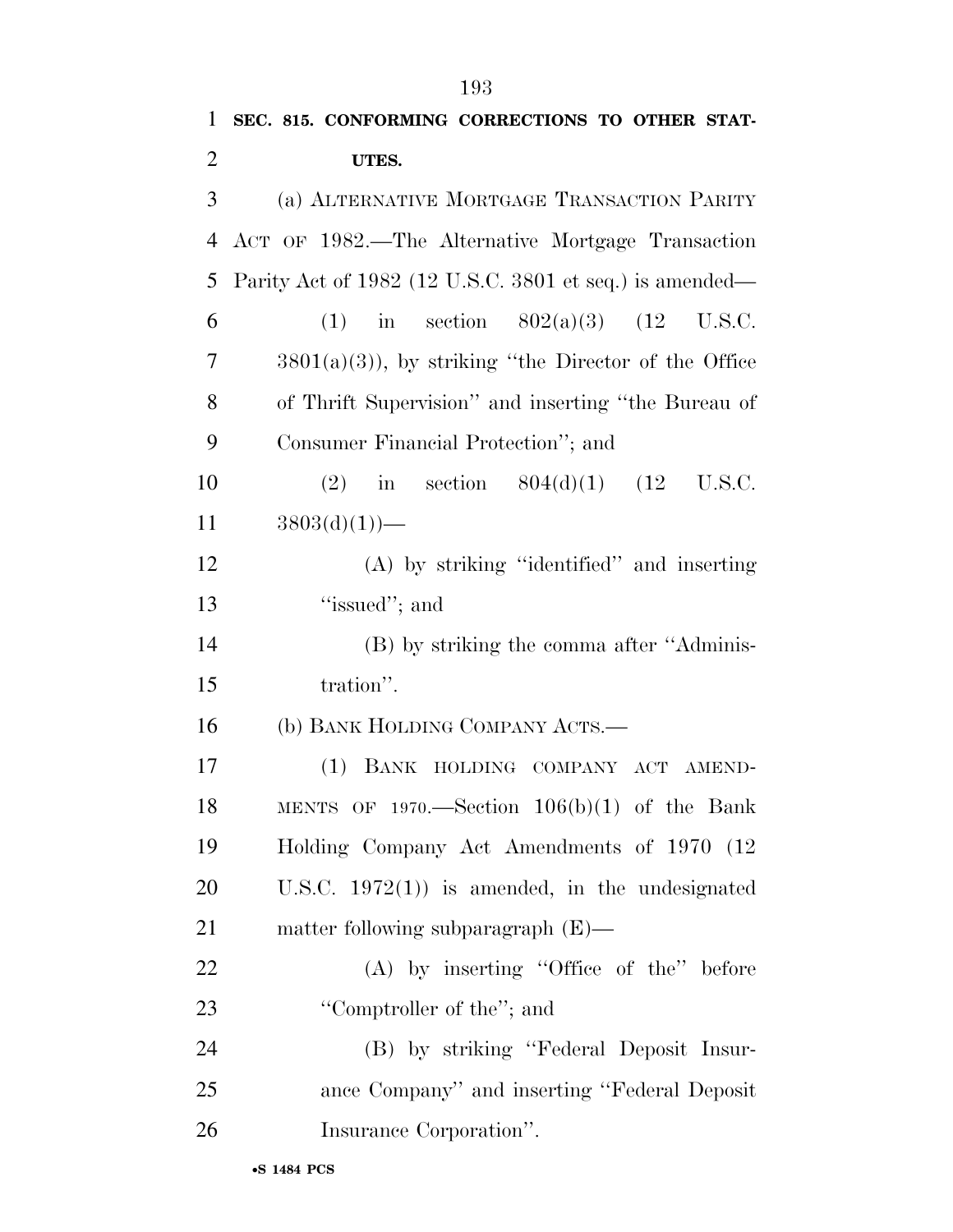**SEC. 815. CONFORMING CORRECTIONS TO OTHER STATUTES.**

(a) ALTERNATIVE MORTGAGE TRANSACTION PARITY ACT OF 1982.—The Alternative Mortgage Transaction Parity Act of 1982 (12 U.S.C. 3801 et seq.) is amended—

(1) in section 802(a)(3) (12 U.S.C. 3801(a)(3)), by striking ''the Director of the Office of Thrift Supervision'' and inserting ''the Bureau of Consumer Financial Protection''; and

(2) in section 804(d)(1) (12 U.S.C. 3803(d)(1))—

(A) by striking ''identified'' and inserting ''issued''; and

(B) by striking the comma after ''Administration''.

(b) BANK HOLDING COMPANY ACTS.—

(1) BANK HOLDING COMPANY ACT AMENDMENTS OF 1970.—Section 106(b)(1) of the Bank Holding Company Act Amendments of 1970 (12 U.S.C. 1972(1)) is amended, in the undesignated matter following subparagraph (E)—

(A) by inserting ''Office of the'' before ''Comptroller of the''; and

(B) by striking ''Federal Deposit Insurance Company'' and inserting ''Federal Deposit Insurance Corporation''.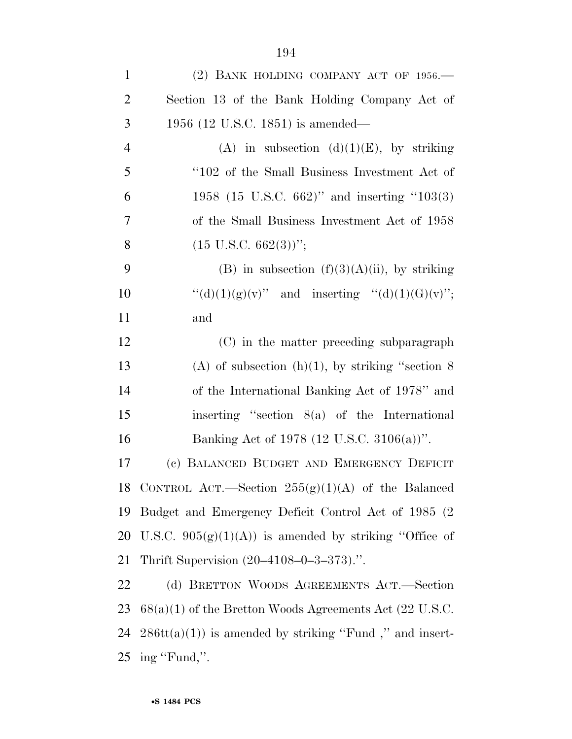(2) BANK HOLDING COMPANY ACT OF 1956.—Section 13 of the Bank Holding Company Act of 1956 (12 U.S.C. 1851) is amended—

(A) in subsection (d)(1)(E), by striking "102 of the Small Business Investment Act of 1958 (15 U.S.C. 662)" and inserting "103(3) of the Small Business Investment Act of 1958 (15 U.S.C. 662(3))";

(B) in subsection (f)(3)(A)(ii), by striking "(d)(1)(g)(v)" and inserting "(d)(1)(G)(v)"; and

(C) in the matter preceding subparagraph (A) of subsection (h)(1), by striking "section 8 of the International Banking Act of 1978" and inserting "section 8(a) of the International Banking Act of 1978 (12 U.S.C. 3106(a))".

(c) BALANCED BUDGET AND EMERGENCY DEFICIT CONTROL ACT.—Section 255(g)(1)(A) of the Balanced Budget and Emergency Deficit Control Act of 1985 (2 U.S.C. 905(g)(1)(A)) is amended by striking "Office of Thrift Supervision (20–4108–0–3–373).".

(d) BRETTON WOODS AGREEMENTS ACT.—Section 68(a)(1) of the Bretton Woods Agreements Act (22 U.S.C. 286tt(a)(1)) is amended by striking "Fund ," and inserting "Fund,".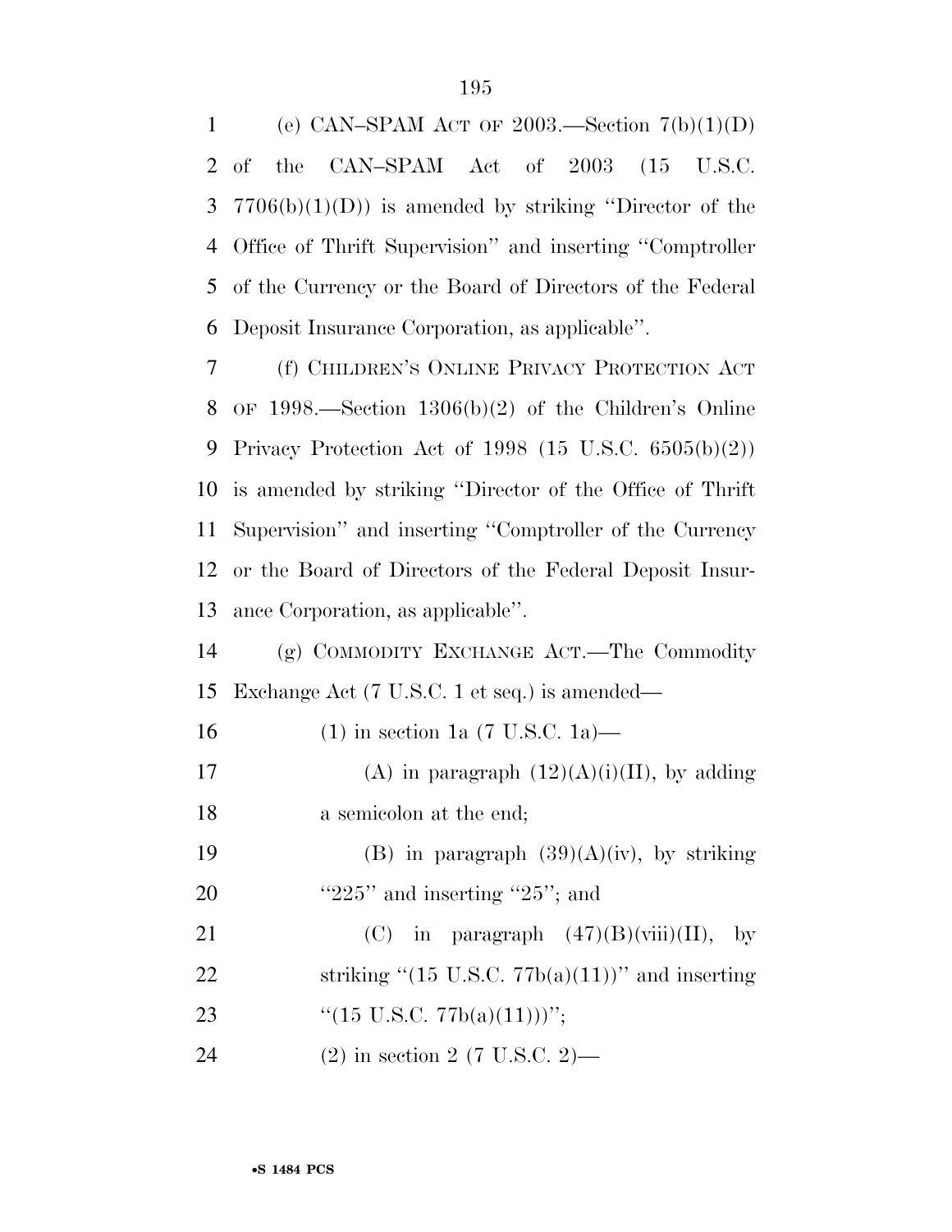(e) CAN–SPAM ACT OF 2003.—Section 7(b)(1)(D) of the CAN–SPAM Act of 2003 (15 U.S.C. 7706(b)(1)(D)) is amended by striking ''Director of the Office of Thrift Supervision'' and inserting ''Comptroller of the Currency or the Board of Directors of the Federal Deposit Insurance Corporation, as applicable''.

(f) CHILDREN'S ONLINE PRIVACY PROTECTION ACT OF 1998.—Section 1306(b)(2) of the Children's Online Privacy Protection Act of 1998 (15 U.S.C. 6505(b)(2)) is amended by striking ''Director of the Office of Thrift Supervision'' and inserting ''Comptroller of the Currency or the Board of Directors of the Federal Deposit Insurance Corporation, as applicable''.

(g) COMMODITY EXCHANGE ACT.—The Commodity Exchange Act (7 U.S.C. 1 et seq.) is amended—

(1) in section 1a (7 U.S.C. 1a)—

(A) in paragraph (12)(A)(i)(II), by adding a semicolon at the end;

(B) in paragraph (39)(A)(iv), by striking ''225'' and inserting ''25''; and

(C) in paragraph (47)(B)(viii)(II), by striking ''(15 U.S.C. 77b(a)(11))'' and inserting ''(15 U.S.C. 77b(a)(11)))'';

(2) in section 2 (7 U.S.C. 2)—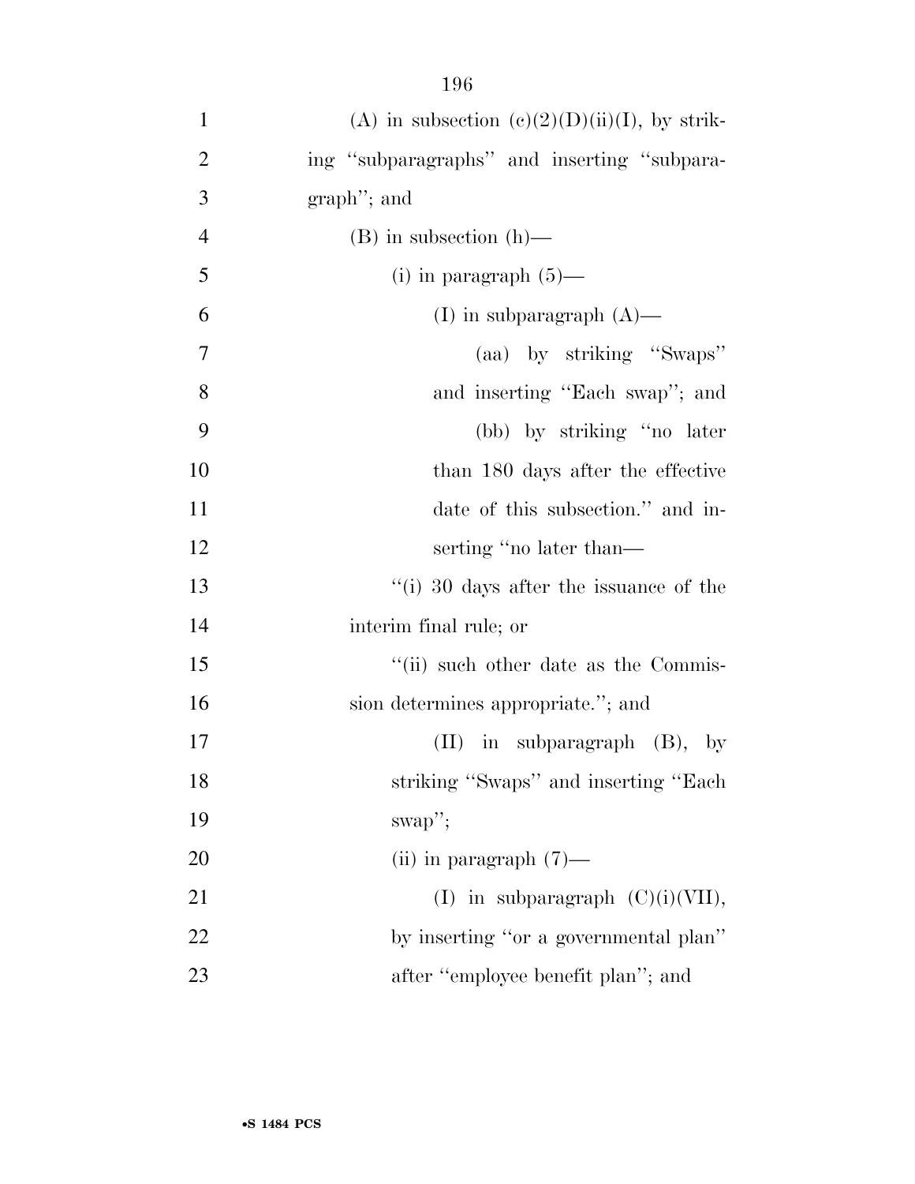(A) in subsection (c)(2)(D)(ii)(I), by striking ''subparagraphs'' and inserting ''subparagraph''; and

(B) in subsection (h)—

(i) in paragraph (5)—

(I) in subparagraph (A)—

(aa) by striking ''Swaps'' and inserting ''Each swap''; and

(bb) by striking ''no later than 180 days after the effective date of this subsection.'' and inserting ''no later than—

''(i) 30 days after the issuance of the interim final rule; or

''(ii) such other date as the Commission determines appropriate.''; and

(II) in subparagraph (B), by striking ''Swaps'' and inserting ''Each swap'';

(ii) in paragraph (7)—

(I) in subparagraph (C)(i)(VII), by inserting ''or a governmental plan'' after ''employee benefit plan''; and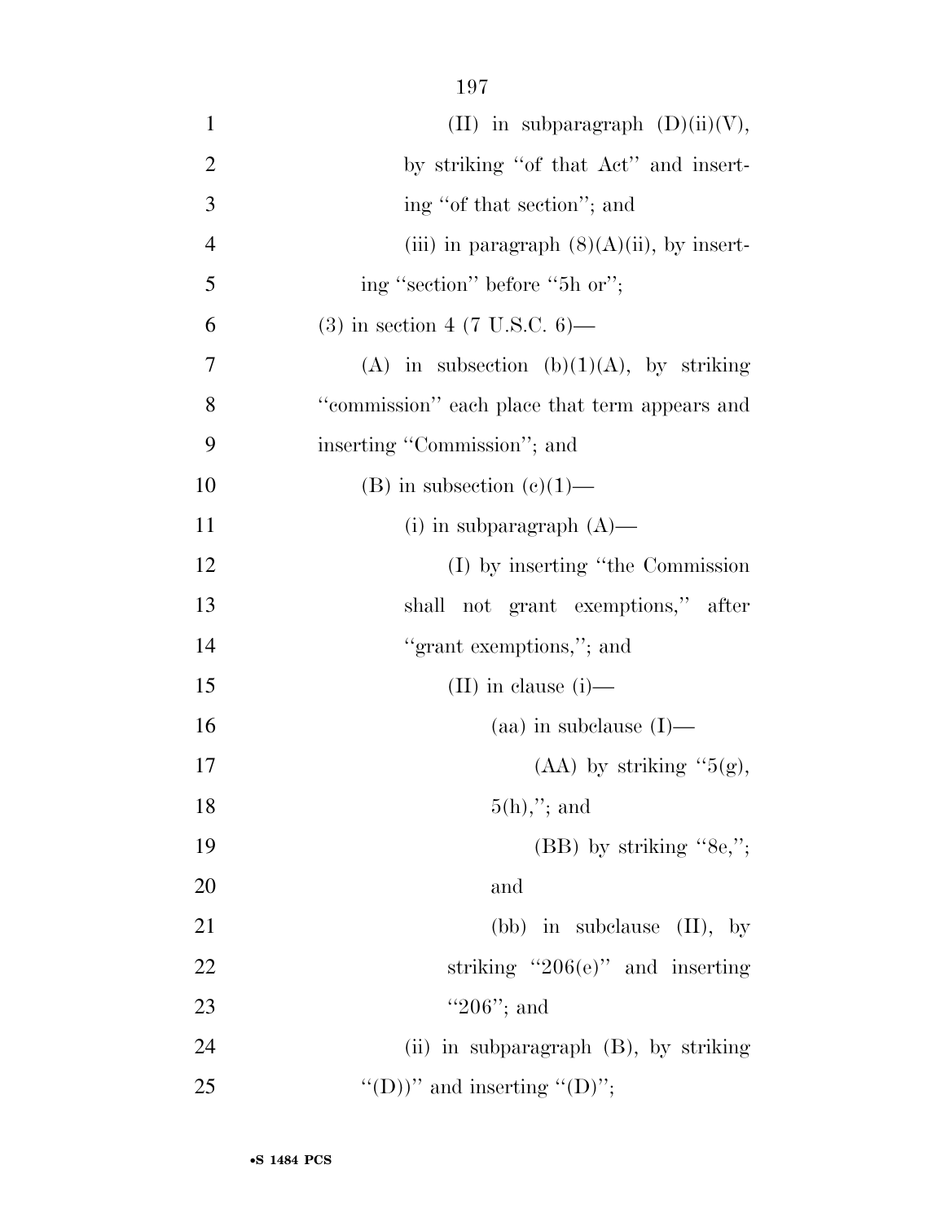(II) in subparagraph (D)(ii)(V), by striking ''of that Act'' and inserting ''of that section''; and

(iii) in paragraph (8)(A)(ii), by inserting ''section'' before ''5h or'';

(3) in section 4 (7 U.S.C. 6)—

(A) in subsection (b)(1)(A), by striking ''commission'' each place that term appears and inserting ''Commission''; and

(B) in subsection (c)(1)—

(i) in subparagraph (A)—

(I) by inserting ''the Commission shall not grant exemptions,'' after ''grant exemptions,''; and

(II) in clause (i)—

(aa) in subclause (I)—

(AA) by striking ''5(g), 5(h),''; and

(BB) by striking ''8e,''; and

(bb) in subclause (II), by striking ''206(e)'' and inserting ''206''; and

(ii) in subparagraph (B), by striking ''(D))'' and inserting ''(D)'';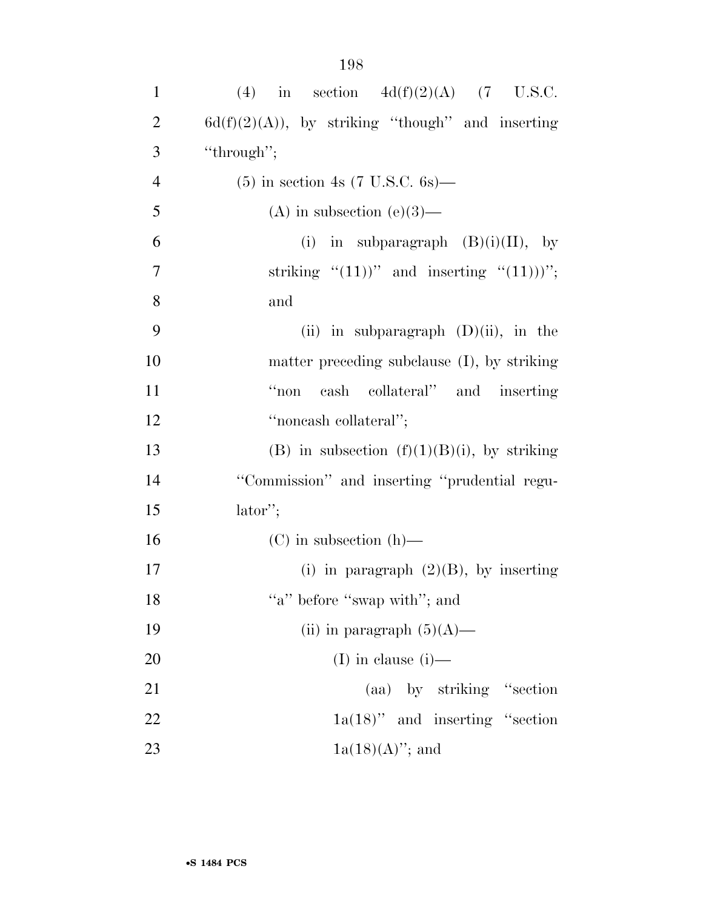(4) in section 4d(f)(2)(A) (7 U.S.C. 6d(f)(2)(A)), by striking ''though'' and inserting ''through'';

(5) in section 4s (7 U.S.C. 6s)—

(A) in subsection (e)(3)—

(i) in subparagraph (B)(i)(II), by striking ''(11))'' and inserting ''(11)))''; and

(ii) in subparagraph (D)(ii), in the matter preceding subclause (I), by striking ''non cash collateral'' and inserting ''noncash collateral'';

(B) in subsection (f)(1)(B)(i), by striking ''Commission'' and inserting ''prudential regulator'';

(C) in subsection (h)—

(i) in paragraph (2)(B), by inserting ''a'' before ''swap with''; and

(ii) in paragraph (5)(A)—

(I) in clause (i)—

(aa) by striking ''section 1a(18)'' and inserting ''section 1a(18)(A)''; and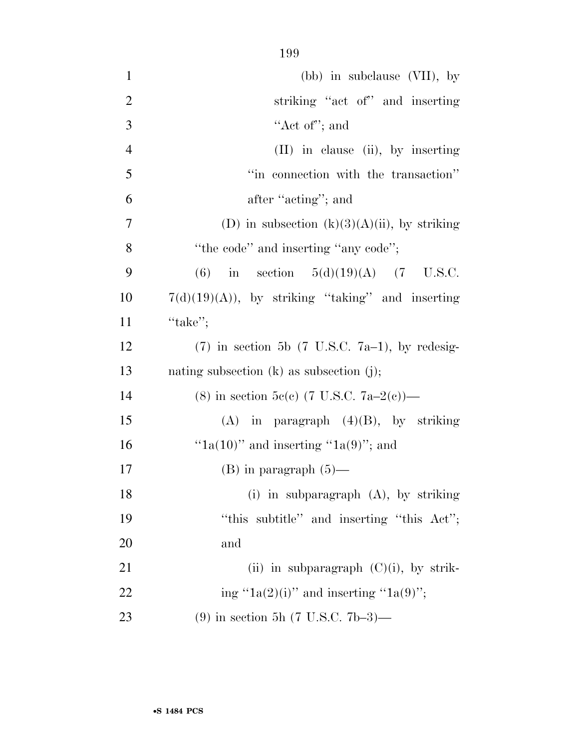(bb) in subclause (VII), by striking "act of" and inserting "Act of"; and

(II) in clause (ii), by inserting "in connection with the transaction" after "acting"; and

(D) in subsection (k)(3)(A)(ii), by striking "the code" and inserting "any code";

(6) in section 5(d)(19)(A) (7 U.S.C. 7(d)(19)(A)), by striking "taking" and inserting "take";

(7) in section 5b (7 U.S.C. 7a–1), by redesignating subsection (k) as subsection (j);

(8) in section 5c(c) (7 U.S.C. 7a–2(c))—

(A) in paragraph (4)(B), by striking "1a(10)" and inserting "1a(9)"; and

(B) in paragraph (5)—

(i) in subparagraph (A), by striking "this subtitle" and inserting "this Act"; and

(ii) in subparagraph (C)(i), by striking "1a(2)(i)" and inserting "1a(9)";

(9) in section 5h (7 U.S.C. 7b–3)—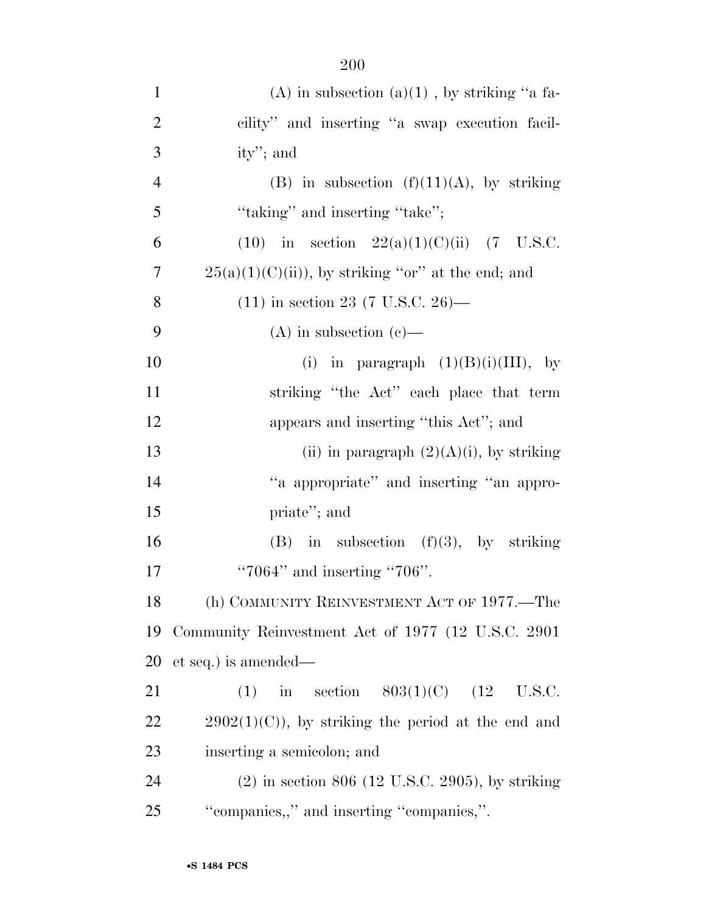(A) in subsection (a)(1) , by striking "a facility" and inserting "a swap execution facility"; and

(B) in subsection (f)(11)(A), by striking "taking" and inserting "take";

(10) in section 22(a)(1)(C)(ii) (7 U.S.C. 25(a)(1)(C)(ii)), by striking "or" at the end; and

(11) in section 23 (7 U.S.C. 26)—

(A) in subsection (c)—

(i) in paragraph (1)(B)(i)(III), by striking "the Act" each place that term appears and inserting "this Act"; and

(ii) in paragraph (2)(A)(i), by striking "a appropriate" and inserting "an appropriate"; and

(B) in subsection (f)(3), by striking "7064" and inserting "706".

(h) COMMUNITY REINVESTMENT ACT OF 1977.—The Community Reinvestment Act of 1977 (12 U.S.C. 2901 et seq.) is amended—

(1) in section 803(1)(C) (12 U.S.C. 2902(1)(C)), by striking the period at the end and inserting a semicolon; and

(2) in section 806 (12 U.S.C. 2905), by striking "companies,," and inserting "companies,".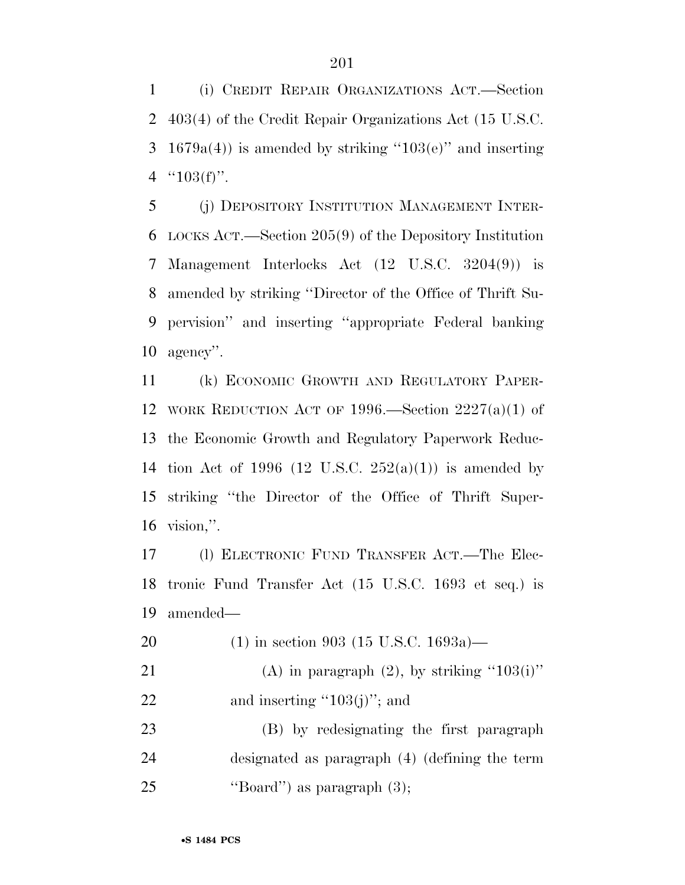(i) CREDIT REPAIR ORGANIZATIONS ACT.—Section 403(4) of the Credit Repair Organizations Act (15 U.S.C. 1679a(4)) is amended by striking ''103(e)'' and inserting ''103(f)''.

(j) DEPOSITORY INSTITUTION MANAGEMENT INTERLOCKS ACT.—Section 205(9) of the Depository Institution Management Interlocks Act (12 U.S.C. 3204(9)) is amended by striking ''Director of the Office of Thrift Supervision'' and inserting ''appropriate Federal banking agency''.

(k) ECONOMIC GROWTH AND REGULATORY PAPERWORK REDUCTION ACT OF 1996.—Section 2227(a)(1) of the Economic Growth and Regulatory Paperwork Reduction Act of 1996 (12 U.S.C. 252(a)(1)) is amended by striking ''the Director of the Office of Thrift Supervision,''.

(l) ELECTRONIC FUND TRANSFER ACT.—The Electronic Fund Transfer Act (15 U.S.C. 1693 et seq.) is amended—

(1) in section 903 (15 U.S.C. 1693a)—

(A) in paragraph (2), by striking ''103(i)'' and inserting ''103(j)''; and

(B) by redesignating the first paragraph designated as paragraph (4) (defining the term ''Board'') as paragraph (3);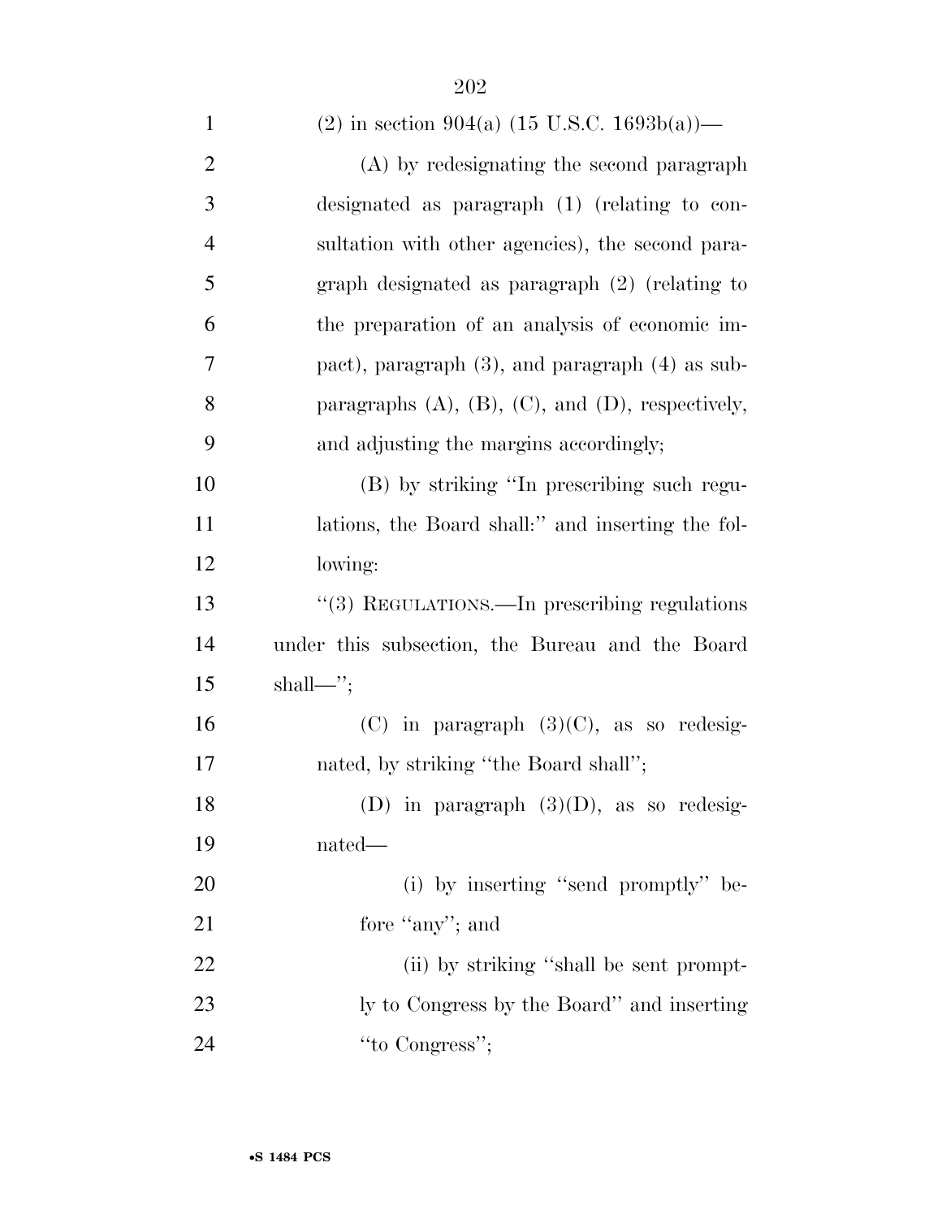(2) in section 904(a) (15 U.S.C. 1693b(a))—

(A) by redesignating the second paragraph designated as paragraph (1) (relating to consultation with other agencies), the second paragraph designated as paragraph (2) (relating to the preparation of an analysis of economic impact), paragraph (3), and paragraph (4) as subparagraphs (A), (B), (C), and (D), respectively, and adjusting the margins accordingly;

(B) by striking ''In prescribing such regulations, the Board shall:'' and inserting the following:

''(3) REGULATIONS.—In prescribing regulations under this subsection, the Bureau and the Board shall—'';

(C) in paragraph (3)(C), as so redesignated, by striking ''the Board shall'';

(D) in paragraph (3)(D), as so redesignated—

(i) by inserting ''send promptly'' before ''any''; and

(ii) by striking ''shall be sent promptly to Congress by the Board'' and inserting ''to Congress'';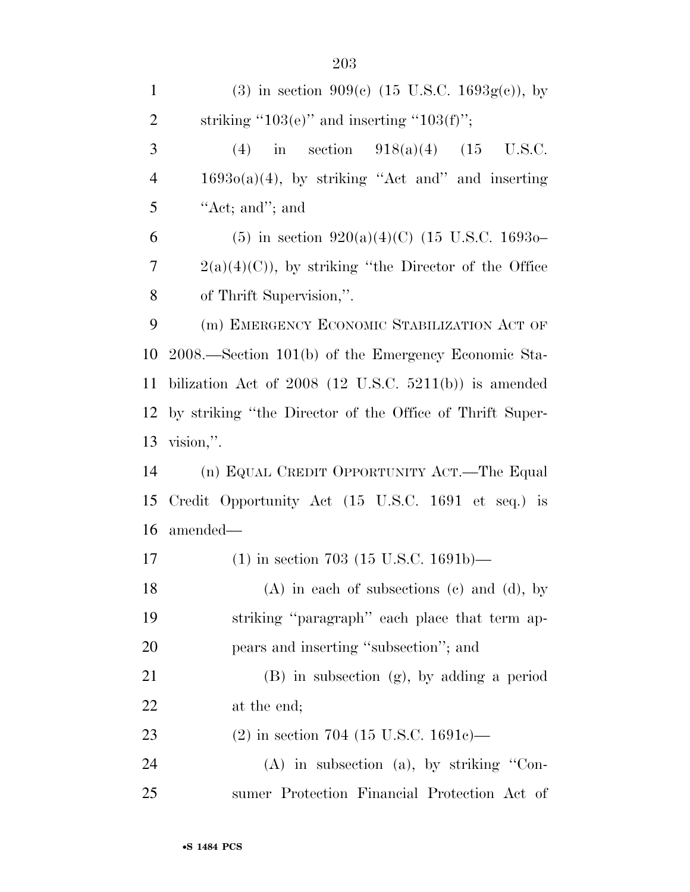(3) in section 909(c) (15 U.S.C. 1693g(c)), by striking "103(e)" and inserting "103(f)";

(4) in section 918(a)(4) (15 U.S.C. 1693o(a)(4), by striking "Act and" and inserting "Act; and"; and

(5) in section 920(a)(4)(C) (15 U.S.C. 1693o–2(a)(4)(C)), by striking "the Director of the Office of Thrift Supervision,".

(m) EMERGENCY ECONOMIC STABILIZATION ACT OF 2008.—Section 101(b) of the Emergency Economic Stabilization Act of 2008 (12 U.S.C. 5211(b)) is amended by striking "the Director of the Office of Thrift Supervision,".

(n) EQUAL CREDIT OPPORTUNITY ACT.—The Equal Credit Opportunity Act (15 U.S.C. 1691 et seq.) is amended—

(1) in section 703 (15 U.S.C. 1691b)—

(A) in each of subsections (c) and (d), by striking "paragraph" each place that term appears and inserting "subsection"; and

(B) in subsection (g), by adding a period at the end;

(2) in section 704 (15 U.S.C. 1691c)—

(A) in subsection (a), by striking "Consumer Protection Financial Protection Act of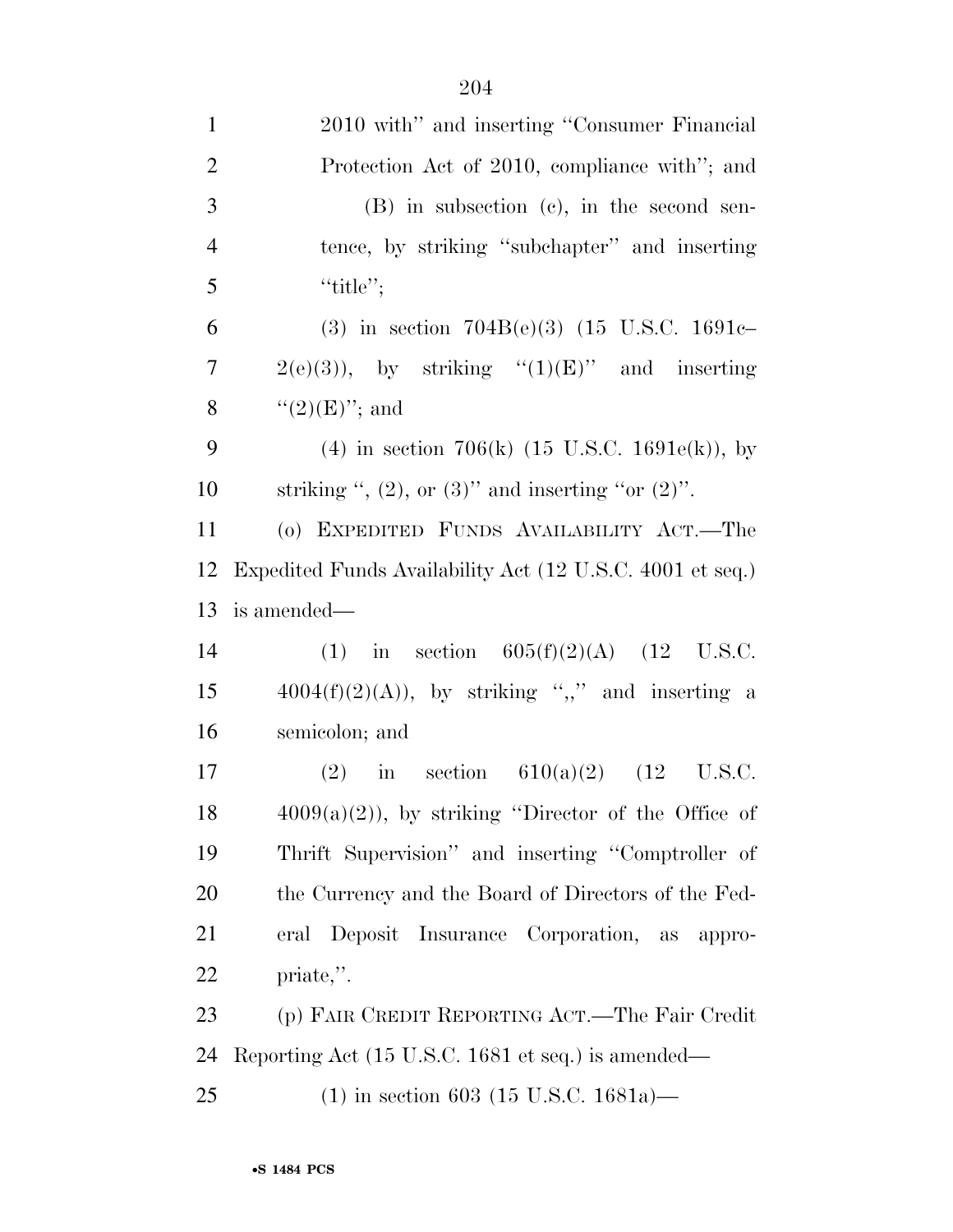2010 with'' and inserting ''Consumer Financial Protection Act of 2010, compliance with''; and

(B) in subsection (c), in the second sentence, by striking ''subchapter'' and inserting ''title'';

(3) in section 704B(e)(3) (15 U.S.C. 1691c–2(e)(3)), by striking ''(1)(E)'' and inserting ''(2)(E)''; and

(4) in section 706(k) (15 U.S.C. 1691e(k)), by striking '', (2), or (3)'' and inserting ''or (2)''.

(o) EXPEDITED FUNDS AVAILABILITY ACT.—The Expedited Funds Availability Act (12 U.S.C. 4001 et seq.) is amended—

(1) in section 605(f)(2)(A) (12 U.S.C. 4004(f)(2)(A)), by striking '',,'' and inserting a semicolon; and

(2) in section 610(a)(2) (12 U.S.C. 4009(a)(2)), by striking ''Director of the Office of Thrift Supervision'' and inserting ''Comptroller of the Currency and the Board of Directors of the Federal Deposit Insurance Corporation, as appropriate,''.

(p) FAIR CREDIT REPORTING ACT.—The Fair Credit Reporting Act (15 U.S.C. 1681 et seq.) is amended—

(1) in section 603 (15 U.S.C. 1681a)—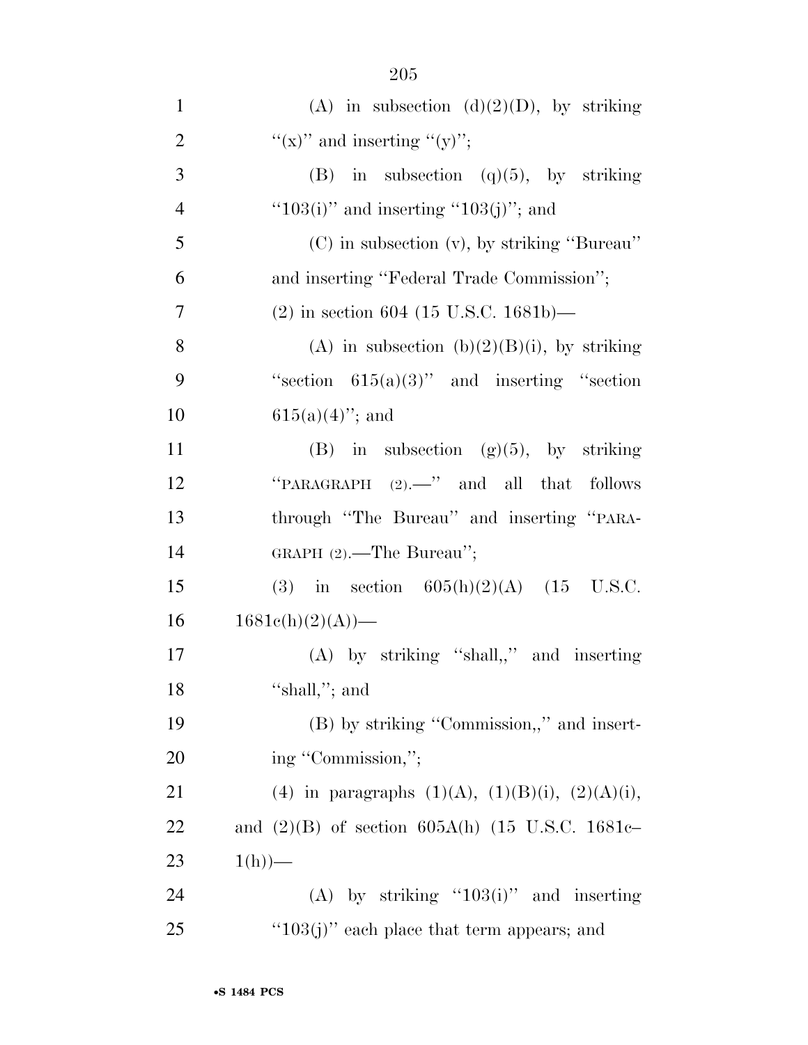(A) in subsection (d)(2)(D), by striking ''(x)'' and inserting ''(y)'';

(B) in subsection (q)(5), by striking ''103(i)'' and inserting ''103(j)''; and

(C) in subsection (v), by striking ''Bureau'' and inserting ''Federal Trade Commission'';

(2) in section 604 (15 U.S.C. 1681b)—

(A) in subsection (b)(2)(B)(i), by striking ''section 615(a)(3)'' and inserting ''section 615(a)(4)''; and

(B) in subsection (g)(5), by striking ''PARAGRAPH (2).—'' and all that follows through ''The Bureau'' and inserting ''PARAGRAPH (2).—The Bureau'';

(3) in section 605(h)(2)(A) (15 U.S.C. 1681c(h)(2)(A))—

(A) by striking ''shall,,'' and inserting ''shall,''; and

(B) by striking ''Commission,,'' and inserting ''Commission,'';

(4) in paragraphs (1)(A), (1)(B)(i), (2)(A)(i), and (2)(B) of section 605A(h) (15 U.S.C. 1681c–1(h))—

(A) by striking ''103(i)'' and inserting ''103(j)'' each place that term appears; and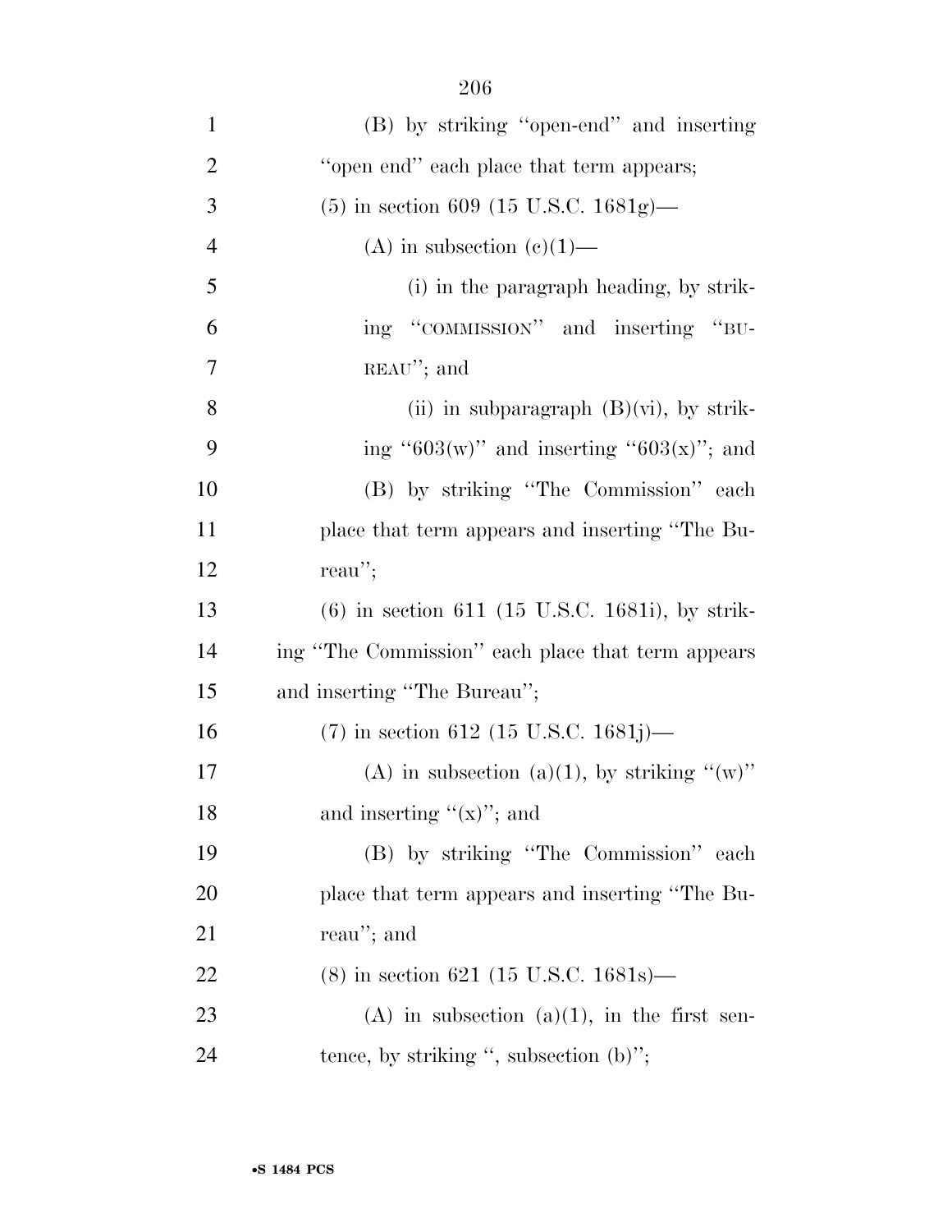(B) by striking "open-end" and inserting "open end" each place that term appears;

(5) in section 609 (15 U.S.C. 1681g)—

(A) in subsection (c)(1)—

(i) in the paragraph heading, by striking "COMMISSION" and inserting "BUREAU"; and

(ii) in subparagraph (B)(vi), by striking "603(w)" and inserting "603(x)"; and

(B) by striking "The Commission" each place that term appears and inserting "The Bureau";

(6) in section 611 (15 U.S.C. 1681i), by striking "The Commission" each place that term appears and inserting "The Bureau";

(7) in section 612 (15 U.S.C. 1681j)—

(A) in subsection (a)(1), by striking "(w)" and inserting "(x)"; and

(B) by striking "The Commission" each place that term appears and inserting "The Bureau"; and

(8) in section 621 (15 U.S.C. 1681s)—

(A) in subsection (a)(1), in the first sentence, by striking ", subsection (b)";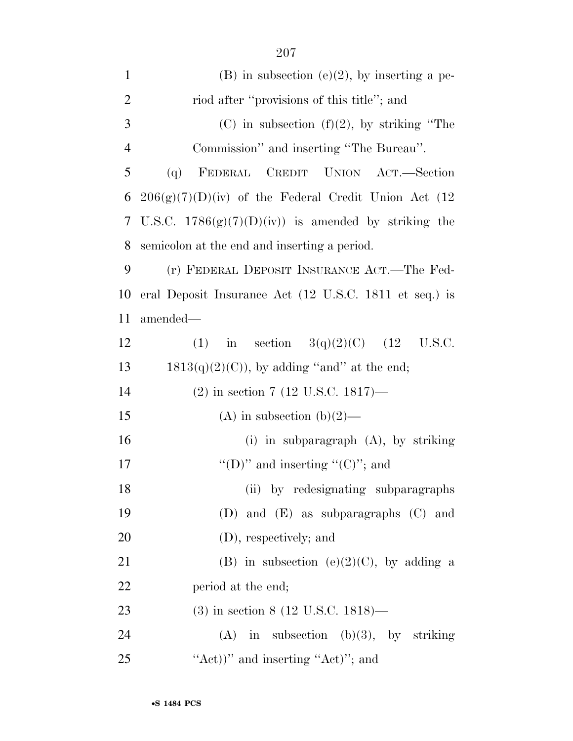(B) in subsection (e)(2), by inserting a period after ''provisions of this title''; and

(C) in subsection (f)(2), by striking ''The Commission'' and inserting ''The Bureau''.

(q) FEDERAL CREDIT UNION ACT.—Section 206(g)(7)(D)(iv) of the Federal Credit Union Act (12 U.S.C. 1786(g)(7)(D)(iv)) is amended by striking the semicolon at the end and inserting a period.

(r) FEDERAL DEPOSIT INSURANCE ACT.—The Federal Deposit Insurance Act (12 U.S.C. 1811 et seq.) is amended—

(1) in section 3(q)(2)(C) (12 U.S.C. 1813(q)(2)(C)), by adding ''and'' at the end;

(2) in section 7 (12 U.S.C. 1817)—

(A) in subsection (b)(2)—

(i) in subparagraph (A), by striking ''(D)'' and inserting ''(C)''; and

(ii) by redesignating subparagraphs (D) and (E) as subparagraphs (C) and (D), respectively; and

(B) in subsection (e)(2)(C), by adding a period at the end;

(3) in section 8 (12 U.S.C. 1818)—

(A) in subsection (b)(3), by striking ''Act))'' and inserting ''Act)''; and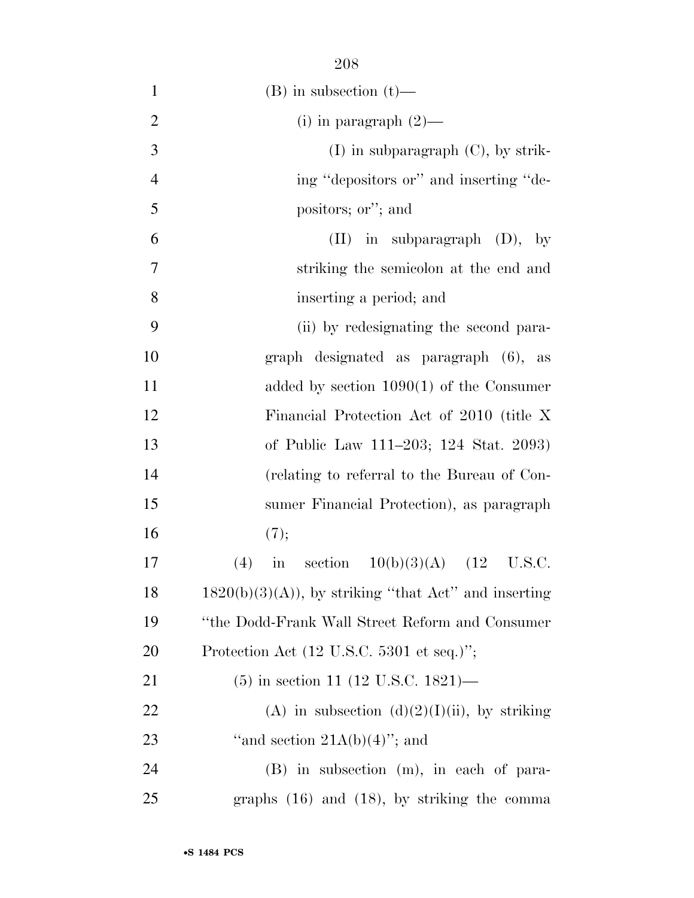(B) in subsection (t)—

(i) in paragraph (2)—

(I) in subparagraph (C), by striking ''depositors or'' and inserting ''depositors; or''; and

(II) in subparagraph (D), by striking the semicolon at the end and inserting a period; and

(ii) by redesignating the second paragraph designated as paragraph (6), as added by section 1090(1) of the Consumer Financial Protection Act of 2010 (title X of Public Law 111–203; 124 Stat. 2093) (relating to referral to the Bureau of Consumer Financial Protection), as paragraph (7);

(4) in section 10(b)(3)(A) (12 U.S.C. 1820(b)(3)(A)), by striking ''that Act'' and inserting ''the Dodd-Frank Wall Street Reform and Consumer Protection Act (12 U.S.C. 5301 et seq.)'';

(5) in section 11 (12 U.S.C. 1821)—

(A) in subsection (d)(2)(I)(ii), by striking ''and section 21A(b)(4)''; and

(B) in subsection (m), in each of paragraphs (16) and (18), by striking the comma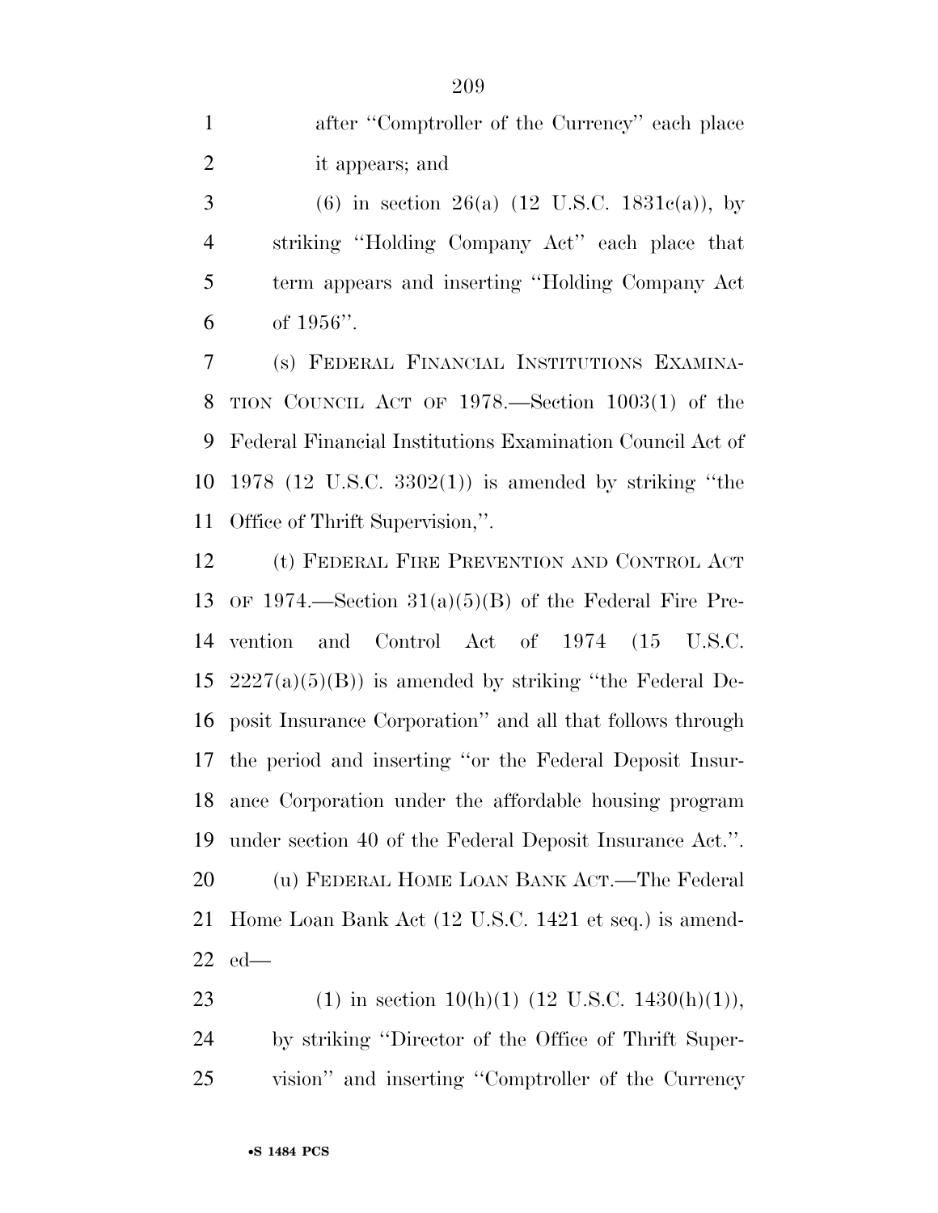after "Comptroller of the Currency" each place it appears; and

(6) in section 26(a) (12 U.S.C. 1831c(a)), by striking "Holding Company Act" each place that term appears and inserting "Holding Company Act of 1956".

(s) FEDERAL FINANCIAL INSTITUTIONS EXAMINATION COUNCIL ACT OF 1978.—Section 1003(1) of the Federal Financial Institutions Examination Council Act of 1978 (12 U.S.C. 3302(1)) is amended by striking "the Office of Thrift Supervision,".

(t) FEDERAL FIRE PREVENTION AND CONTROL ACT OF 1974.—Section 31(a)(5)(B) of the Federal Fire Prevention and Control Act of 1974 (15 U.S.C. 2227(a)(5)(B)) is amended by striking "the Federal Deposit Insurance Corporation" and all that follows through the period and inserting "or the Federal Deposit Insurance Corporation under the affordable housing program under section 40 of the Federal Deposit Insurance Act.".

(u) FEDERAL HOME LOAN BANK ACT.—The Federal Home Loan Bank Act (12 U.S.C. 1421 et seq.) is amended—

(1) in section 10(h)(1) (12 U.S.C. 1430(h)(1)), by striking "Director of the Office of Thrift Supervision" and inserting "Comptroller of the Currency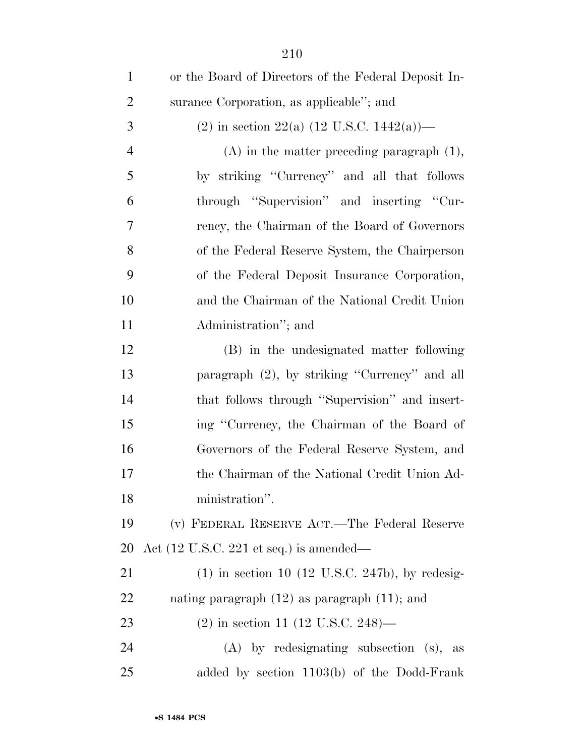or the Board of Directors of the Federal Deposit Insurance Corporation, as applicable''; and

(2) in section 22(a) (12 U.S.C. 1442(a))—

(A) in the matter preceding paragraph (1), by striking "Currency" and all that follows through "Supervision" and inserting "Currency, the Chairman of the Board of Governors of the Federal Reserve System, the Chairperson of the Federal Deposit Insurance Corporation, and the Chairman of the National Credit Union Administration"; and

(B) in the undesignated matter following paragraph (2), by striking "Currency" and all that follows through "Supervision" and inserting "Currency, the Chairman of the Board of Governors of the Federal Reserve System, and the Chairman of the National Credit Union Administration".

(v) FEDERAL RESERVE ACT.—The Federal Reserve Act (12 U.S.C. 221 et seq.) is amended—

(1) in section 10 (12 U.S.C. 247b), by redesignating paragraph (12) as paragraph (11); and

(2) in section 11 (12 U.S.C. 248)—

(A) by redesignating subsection (s), as added by section 1103(b) of the Dodd-Frank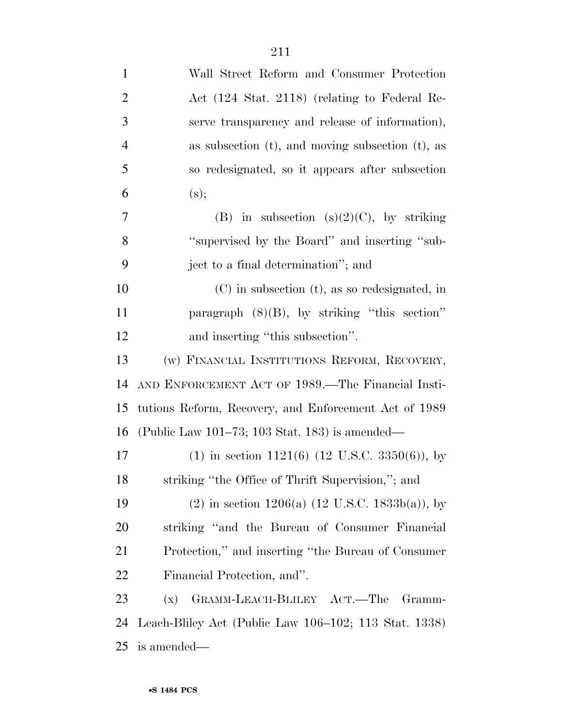Wall Street Reform and Consumer Protection Act (124 Stat. 2118) (relating to Federal Reserve transparency and release of information), as subsection (t), and moving subsection (t), as so redesignated, so it appears after subsection (s);

(B) in subsection (s)(2)(C), by striking ''supervised by the Board'' and inserting ''subject to a final determination''; and

(C) in subsection (t), as so redesignated, in paragraph (8)(B), by striking ''this section'' and inserting ''this subsection''.

(w) FINANCIAL INSTITUTIONS REFORM, RECOVERY, AND ENFORCEMENT ACT OF 1989.—The Financial Institutions Reform, Recovery, and Enforcement Act of 1989 (Public Law 101–73; 103 Stat. 183) is amended—

(1) in section 1121(6) (12 U.S.C. 3350(6)), by striking ''the Office of Thrift Supervision,''; and

(2) in section 1206(a) (12 U.S.C. 1833b(a)), by striking ''and the Bureau of Consumer Financial Protection,'' and inserting ''the Bureau of Consumer Financial Protection, and''.

(x) GRAMM-LEACH-BLILEY ACT.—The Gramm-Leach-Bliley Act (Public Law 106–102; 113 Stat. 1338) is amended—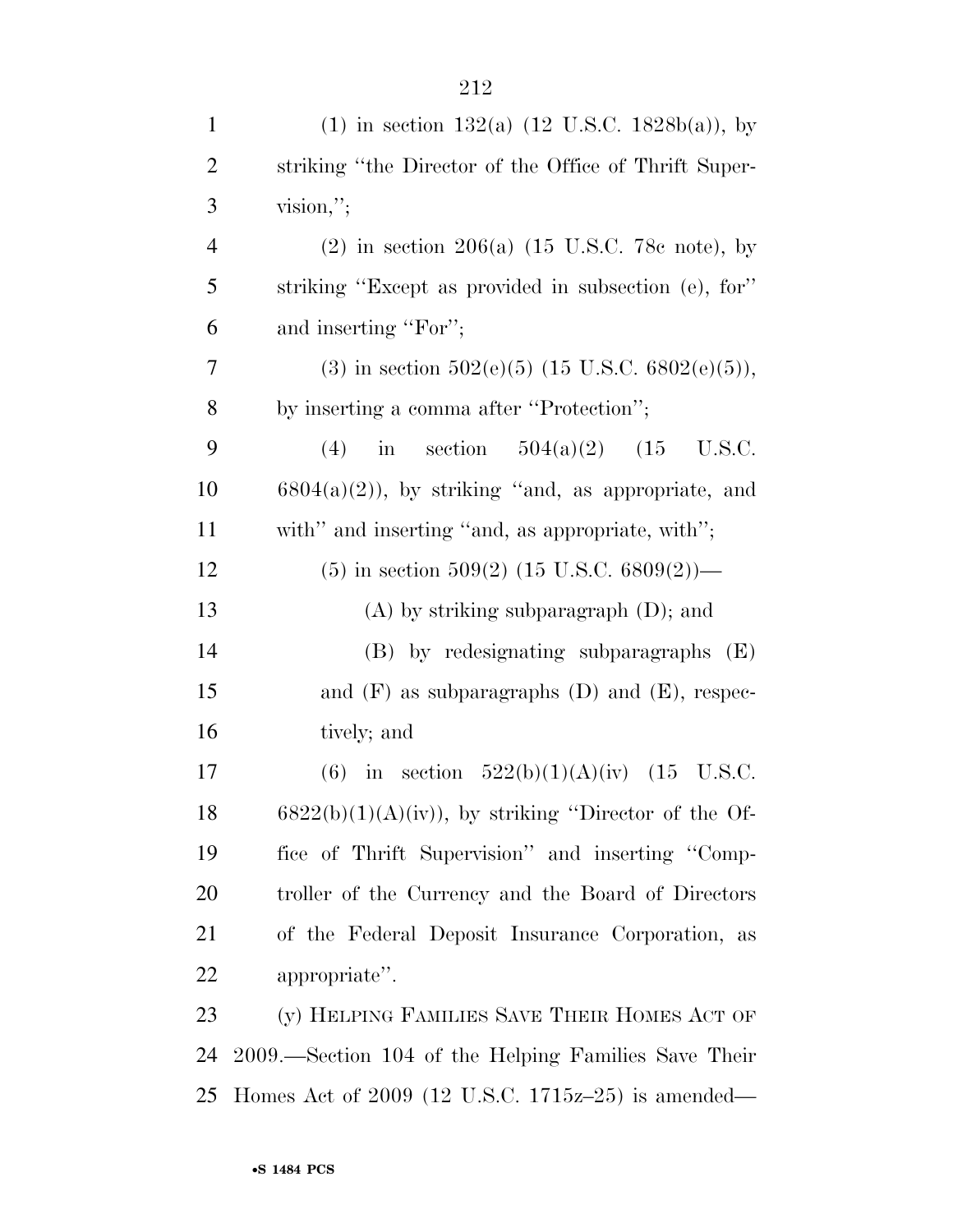(1) in section 132(a) (12 U.S.C. 1828b(a)), by striking "the Director of the Office of Thrift Supervision,";

(2) in section 206(a) (15 U.S.C. 78c note), by striking "Except as provided in subsection (e), for" and inserting "For";

(3) in section 502(e)(5) (15 U.S.C. 6802(e)(5)), by inserting a comma after "Protection";

(4) in section 504(a)(2) (15 U.S.C. 6804(a)(2)), by striking "and, as appropriate, and with" and inserting "and, as appropriate, with";

(5) in section 509(2) (15 U.S.C. 6809(2))—

(A) by striking subparagraph (D); and

(B) by redesignating subparagraphs (E) and (F) as subparagraphs (D) and (E), respectively; and

(6) in section 522(b)(1)(A)(iv) (15 U.S.C. 6822(b)(1)(A)(iv)), by striking "Director of the Office of Thrift Supervision" and inserting "Comptroller of the Currency and the Board of Directors of the Federal Deposit Insurance Corporation, as appropriate".

(y) HELPING FAMILIES SAVE THEIR HOMES ACT OF 2009.—Section 104 of the Helping Families Save Their Homes Act of 2009 (12 U.S.C. 1715z–25) is amended—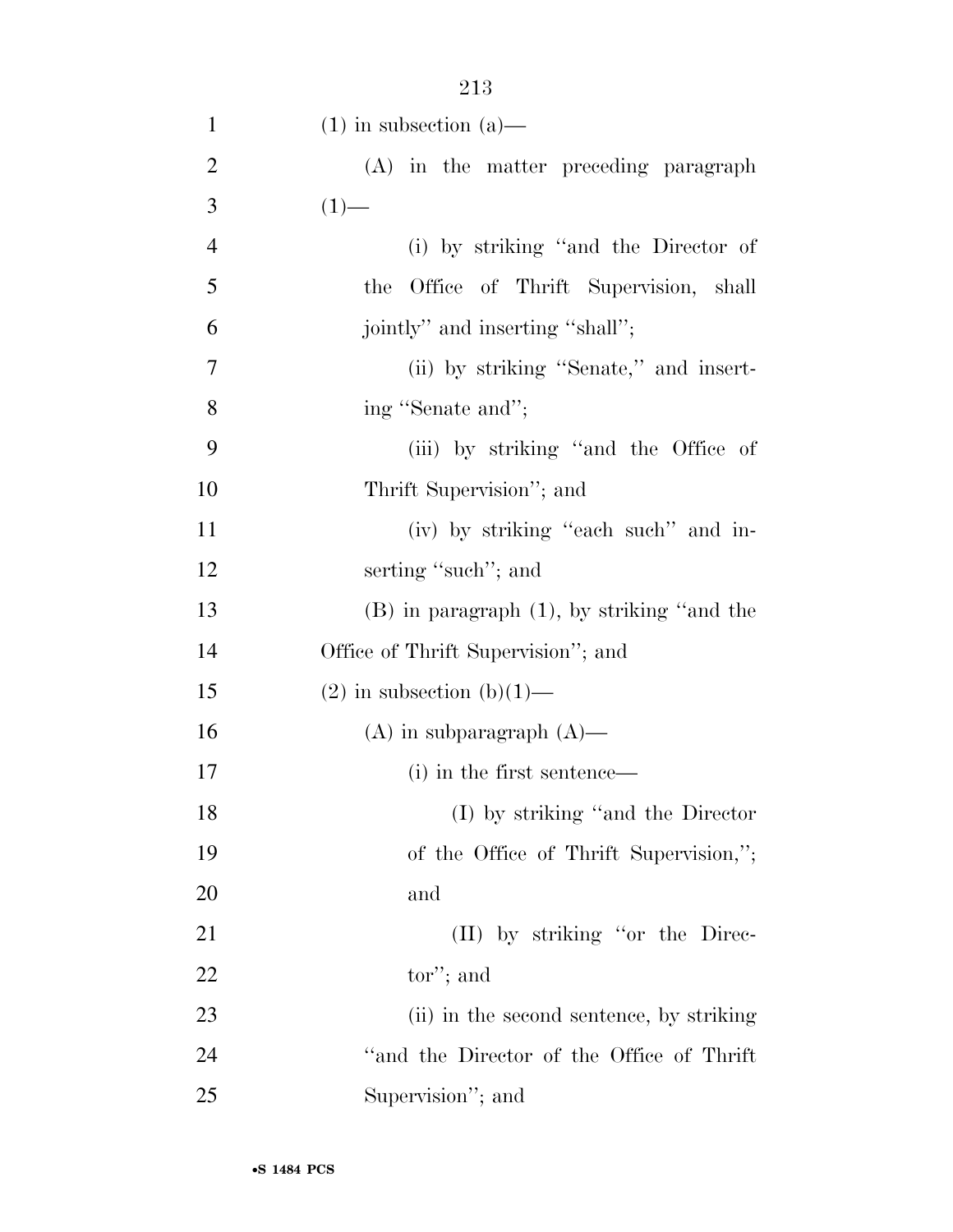(1) in subsection (a)—

(A) in the matter preceding paragraph (1)—

(i) by striking ''and the Director of the Office of Thrift Supervision, shall jointly'' and inserting ''shall'';

(ii) by striking ''Senate,'' and inserting ''Senate and'';

(iii) by striking ''and the Office of Thrift Supervision''; and

(iv) by striking ''each such'' and inserting ''such''; and

(B) in paragraph (1), by striking ''and the Office of Thrift Supervision''; and

(2) in subsection (b)(1)—

(A) in subparagraph (A)—

(i) in the first sentence—

(I) by striking ''and the Director of the Office of Thrift Supervision,''; and

(II) by striking ''or the Director''; and

(ii) in the second sentence, by striking ''and the Director of the Office of Thrift Supervision''; and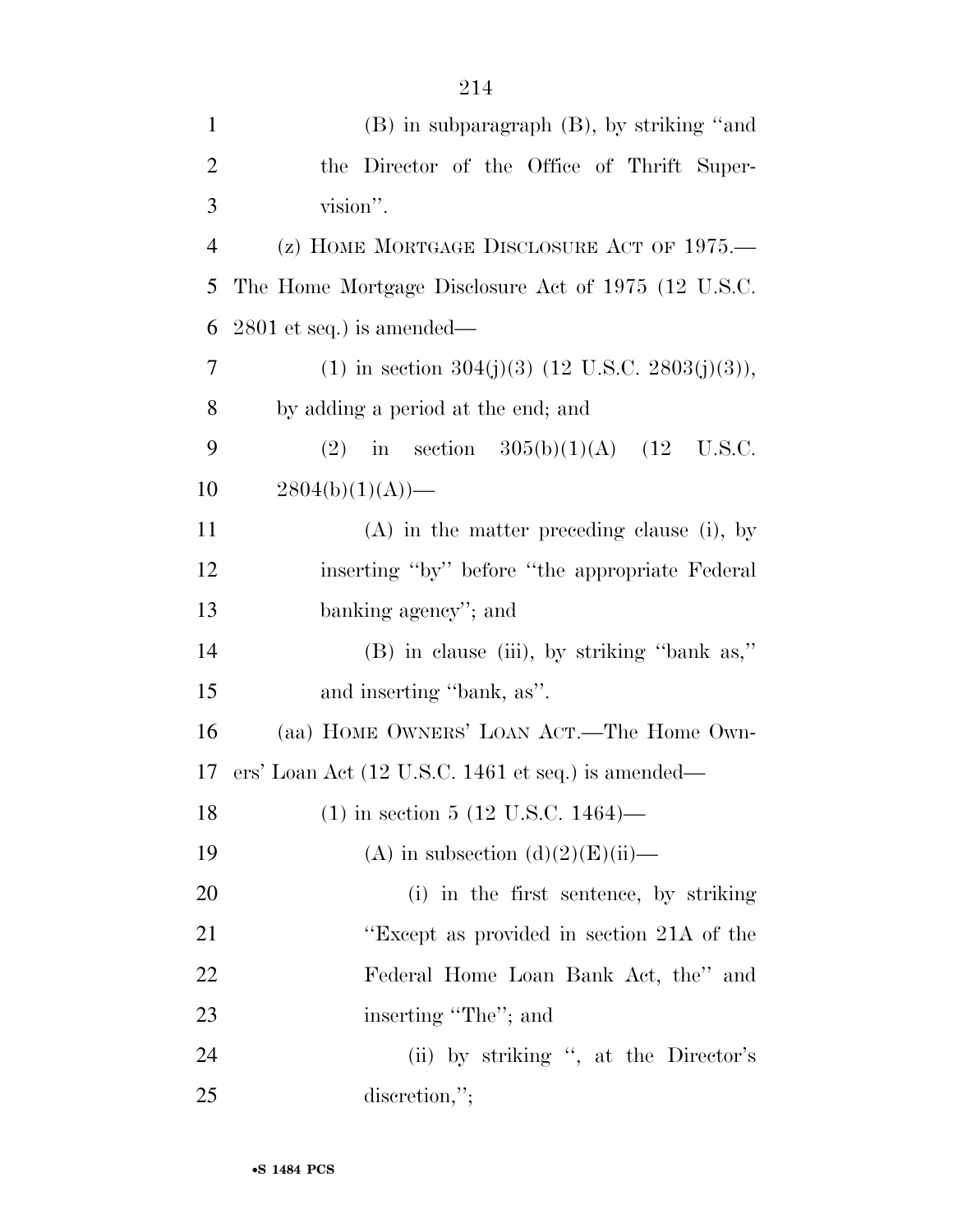(B) in subparagraph (B), by striking ''and the Director of the Office of Thrift Supervision''.

(z) HOME MORTGAGE DISCLOSURE ACT OF 1975.—The Home Mortgage Disclosure Act of 1975 (12 U.S.C. 2801 et seq.) is amended—

(1) in section 304(j)(3) (12 U.S.C. 2803(j)(3)), by adding a period at the end; and

(2) in section 305(b)(1)(A) (12 U.S.C. 2804(b)(1)(A))—

(A) in the matter preceding clause (i), by inserting ''by'' before ''the appropriate Federal banking agency''; and

(B) in clause (iii), by striking ''bank as,'' and inserting ''bank, as''.

(aa) HOME OWNERS' LOAN ACT.—The Home Owners' Loan Act (12 U.S.C. 1461 et seq.) is amended—

(1) in section 5 (12 U.S.C. 1464)—

(A) in subsection (d)(2)(E)(ii)—

(i) in the first sentence, by striking ''Except as provided in section 21A of the Federal Home Loan Bank Act, the'' and inserting ''The''; and

(ii) by striking '', at the Director's discretion,'';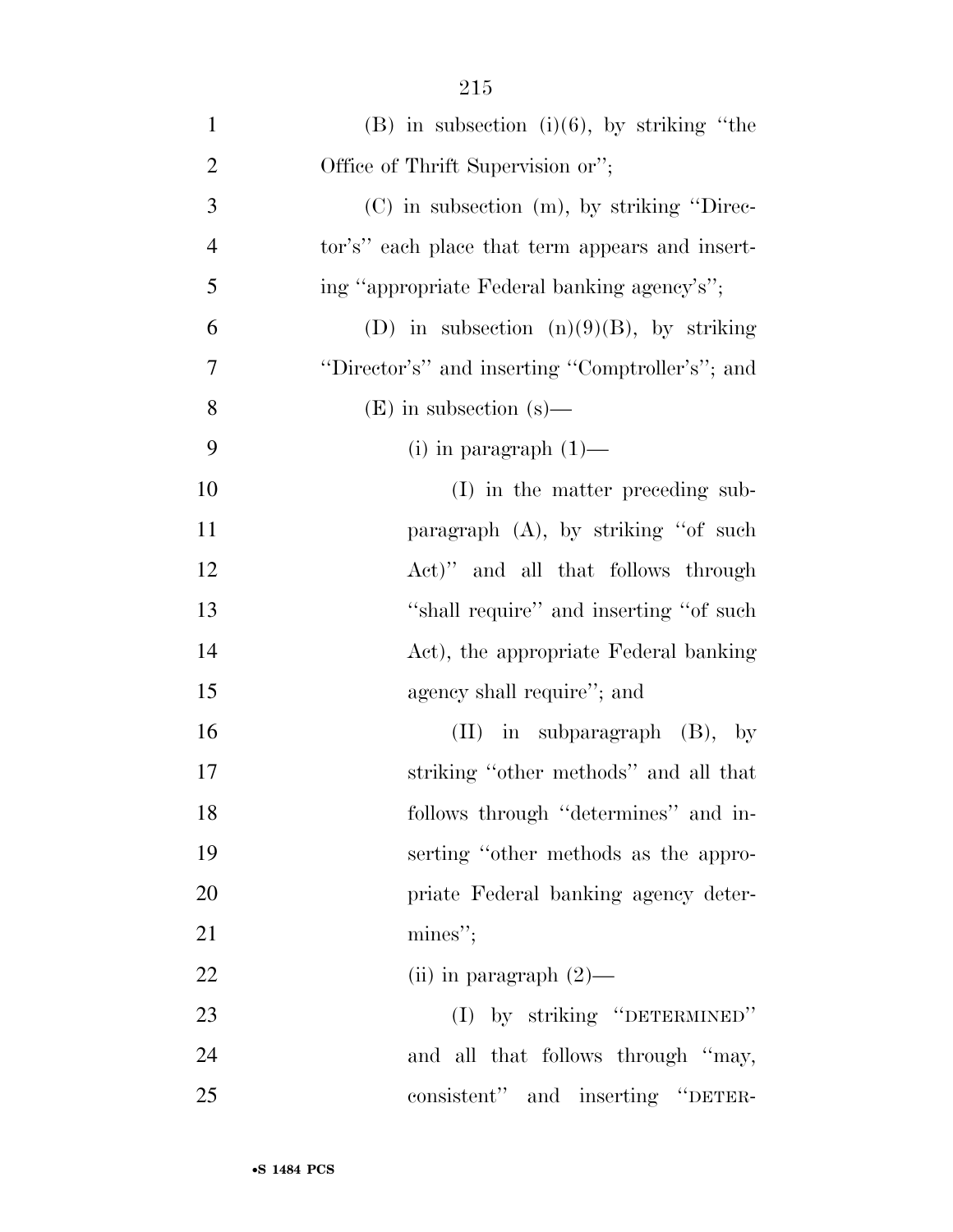(B) in subsection (i)(6), by striking "the Office of Thrift Supervision or";

(C) in subsection (m), by striking "Director's" each place that term appears and inserting "appropriate Federal banking agency's";

(D) in subsection (n)(9)(B), by striking "Director's" and inserting "Comptroller's"; and

(E) in subsection (s)—

(i) in paragraph (1)—

(I) in the matter preceding subparagraph (A), by striking "of such Act)" and all that follows through "shall require" and inserting "of such Act), the appropriate Federal banking agency shall require"; and

(II) in subparagraph (B), by striking "other methods" and all that follows through "determines" and inserting "other methods as the appropriate Federal banking agency determines";

(ii) in paragraph (2)—

(I) by striking "DETERMINED" and all that follows through "may, consistent" and inserting "DETER-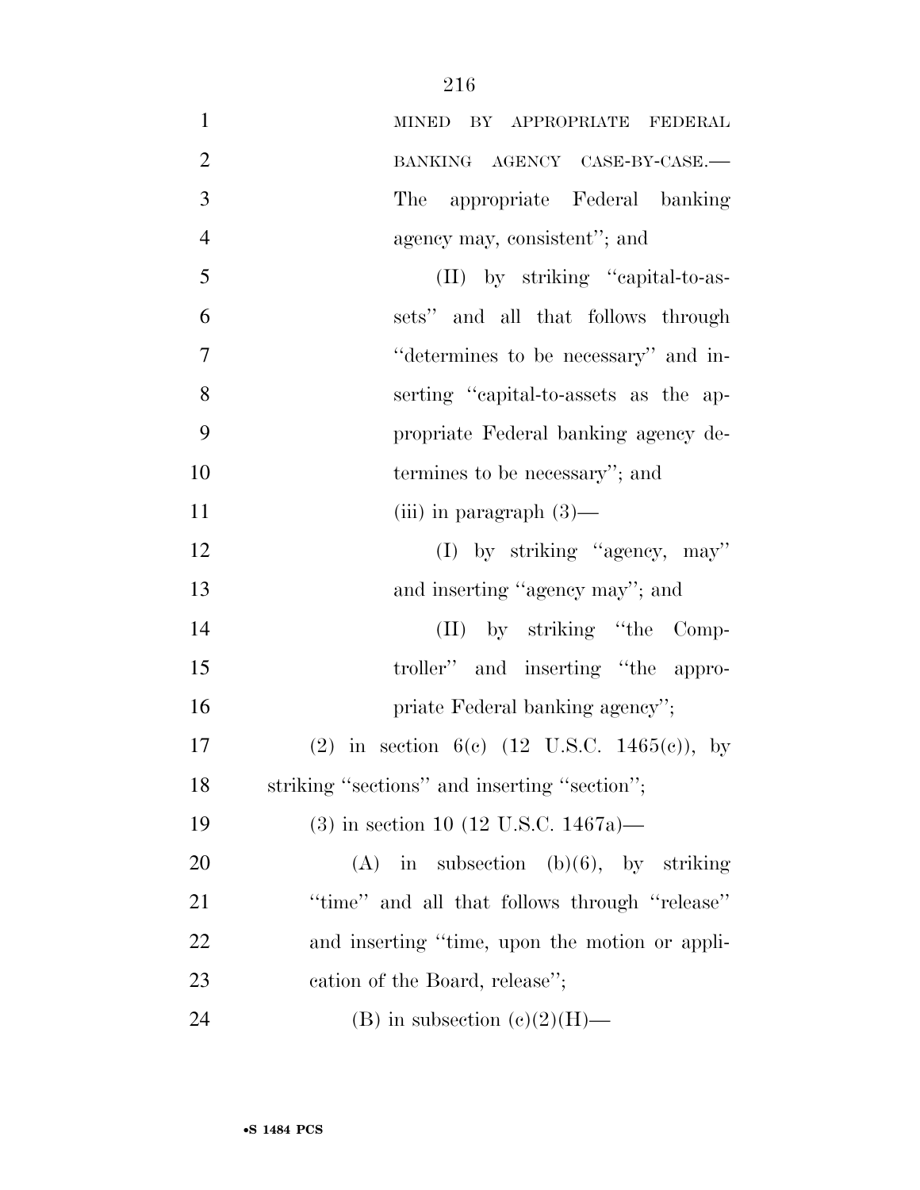MINED BY APPROPRIATE FEDERAL BANKING AGENCY CASE-BY-CASE.— The appropriate Federal banking agency may, consistent''; and

(II) by striking ''capital-to-assets'' and all that follows through ''determines to be necessary'' and inserting ''capital-to-assets as the appropriate Federal banking agency determines to be necessary''; and

(iii) in paragraph (3)—

(I) by striking ''agency, may'' and inserting ''agency may''; and

(II) by striking ''the Comptroller'' and inserting ''the appropriate Federal banking agency'';

(2) in section 6(c) (12 U.S.C. 1465(c)), by striking ''sections'' and inserting ''section'';

(3) in section 10 (12 U.S.C. 1467a)—

(A) in subsection (b)(6), by striking ''time'' and all that follows through ''release'' and inserting ''time, upon the motion or application of the Board, release'';

(B) in subsection (c)(2)(H)—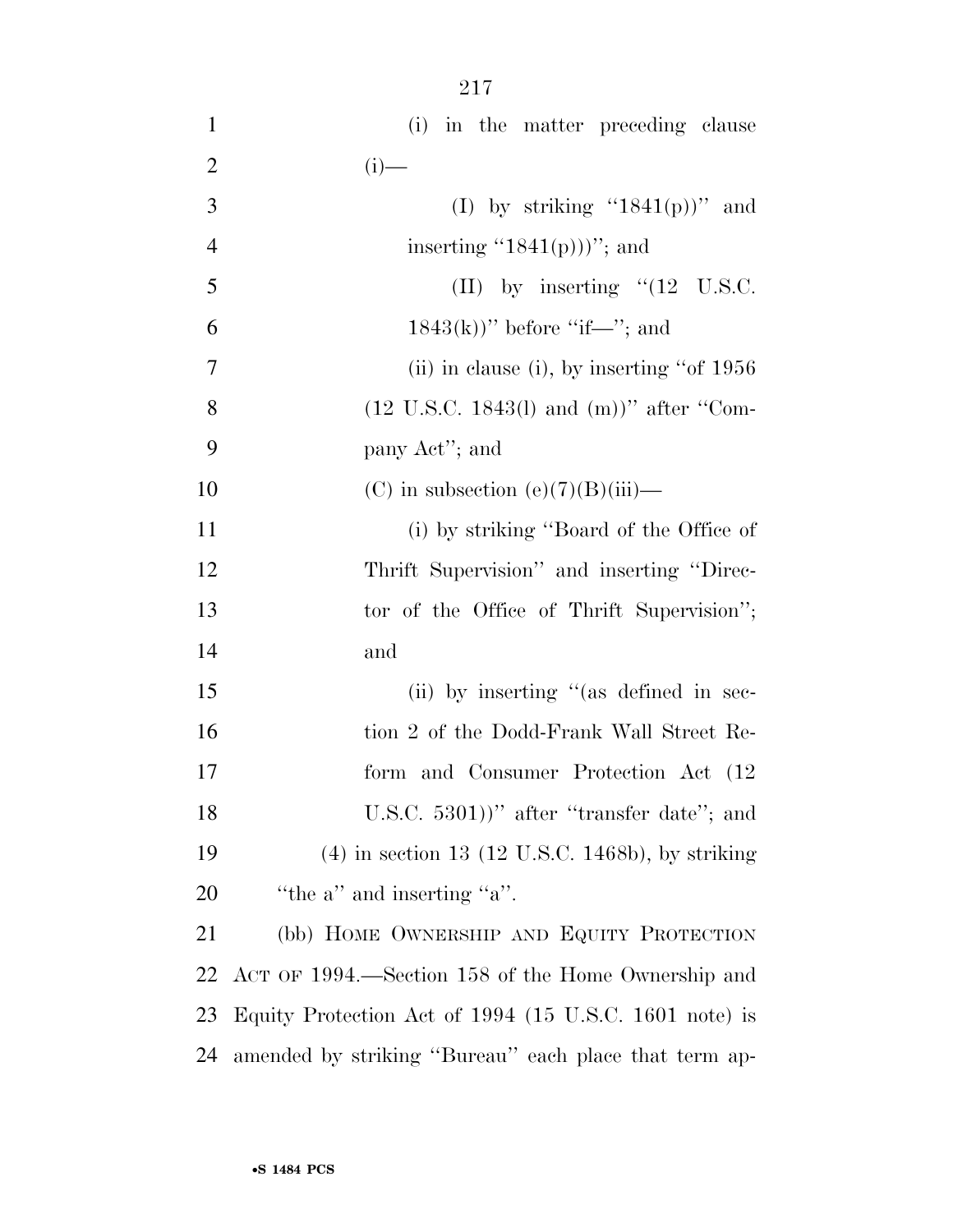(i) in the matter preceding clause (i)—

(I) by striking "1841(p))" and inserting "1841(p)))"; and

(II) by inserting "(12 U.S.C. 1843(k))" before "if—"; and

(ii) in clause (i), by inserting "of 1956 (12 U.S.C. 1843(l) and (m))" after "Company Act"; and

(C) in subsection (e)(7)(B)(iii)—

(i) by striking "Board of the Office of Thrift Supervision" and inserting "Director of the Office of Thrift Supervision"; and

(ii) by inserting "(as defined in section 2 of the Dodd-Frank Wall Street Reform and Consumer Protection Act (12 U.S.C. 5301))" after "transfer date"; and

(4) in section 13 (12 U.S.C. 1468b), by striking "the a" and inserting "a".

(bb) HOME OWNERSHIP AND EQUITY PROTECTION ACT OF 1994.—Section 158 of the Home Ownership and Equity Protection Act of 1994 (15 U.S.C. 1601 note) is amended by striking "Bureau" each place that term ap-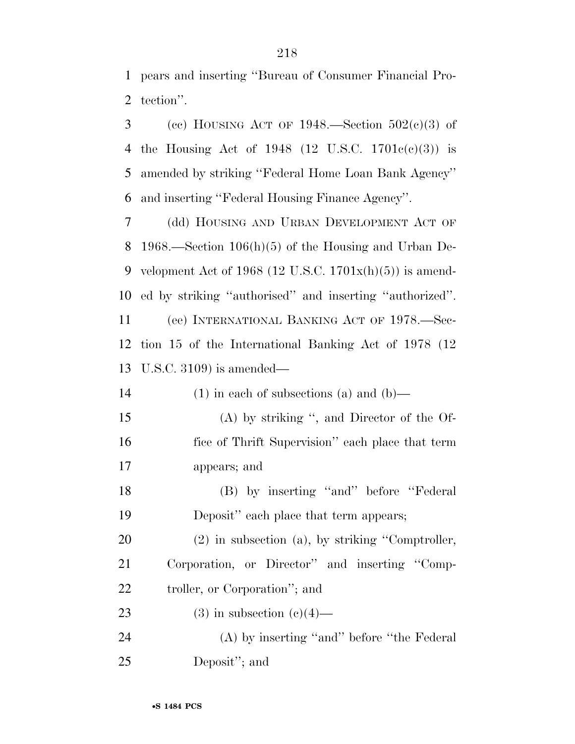pears and inserting "Bureau of Consumer Financial Protection".

(cc) HOUSING ACT OF 1948.—Section 502(c)(3) of the Housing Act of 1948 (12 U.S.C. 1701c(c)(3)) is amended by striking "Federal Home Loan Bank Agency" and inserting "Federal Housing Finance Agency".

(dd) HOUSING AND URBAN DEVELOPMENT ACT OF 1968.—Section 106(h)(5) of the Housing and Urban Development Act of 1968 (12 U.S.C. 1701x(h)(5)) is amended by striking "authorised" and inserting "authorized".

(ee) INTERNATIONAL BANKING ACT OF 1978.—Section 15 of the International Banking Act of 1978 (12 U.S.C. 3109) is amended—

(1) in each of subsections (a) and (b)—

(A) by striking ", and Director of the Office of Thrift Supervision" each place that term appears; and

(B) by inserting "and" before "Federal Deposit" each place that term appears;

(2) in subsection (a), by striking "Comptroller, Corporation, or Director" and inserting "Comptroller, or Corporation"; and

(3) in subsection (c)(4)—

(A) by inserting "and" before "the Federal Deposit"; and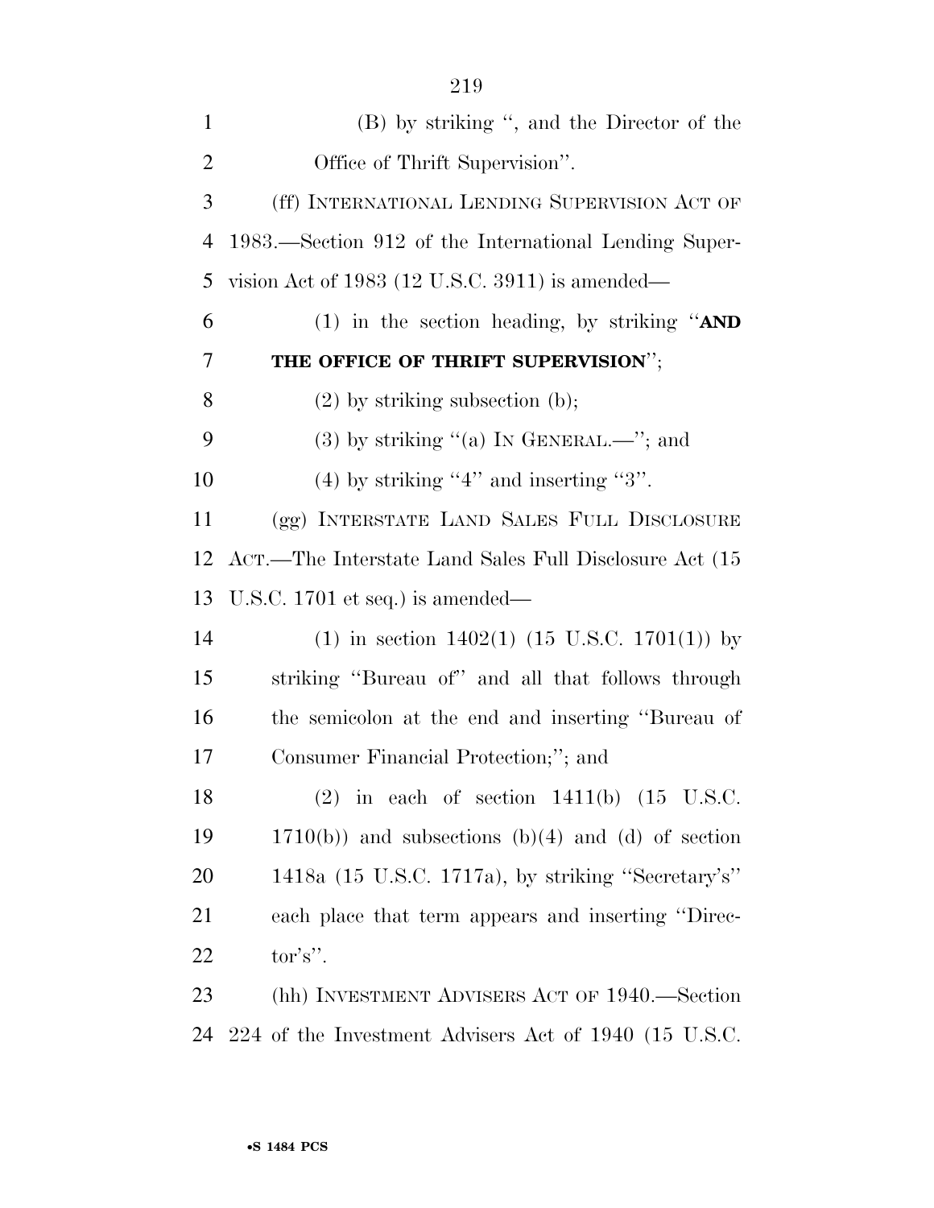(B) by striking ", and the Director of the Office of Thrift Supervision".

(ff) INTERNATIONAL LENDING SUPERVISION ACT OF 1983.—Section 912 of the International Lending Supervision Act of 1983 (12 U.S.C. 3911) is amended—

(1) in the section heading, by striking "**AND THE OFFICE OF THRIFT SUPERVISION**";

(2) by striking subsection (b);

(3) by striking "(a) IN GENERAL.—"; and

(4) by striking "4" and inserting "3".

(gg) INTERSTATE LAND SALES FULL DISCLOSURE ACT.—The Interstate Land Sales Full Disclosure Act (15 U.S.C. 1701 et seq.) is amended—

(1) in section 1402(1) (15 U.S.C. 1701(1)) by striking "Bureau of" and all that follows through the semicolon at the end and inserting "Bureau of Consumer Financial Protection;"; and

(2) in each of section 1411(b) (15 U.S.C. 1710(b)) and subsections (b)(4) and (d) of section 1418a (15 U.S.C. 1717a), by striking "Secretary's" each place that term appears and inserting "Director's".

(hh) INVESTMENT ADVISERS ACT OF 1940.—Section 224 of the Investment Advisers Act of 1940 (15 U.S.C.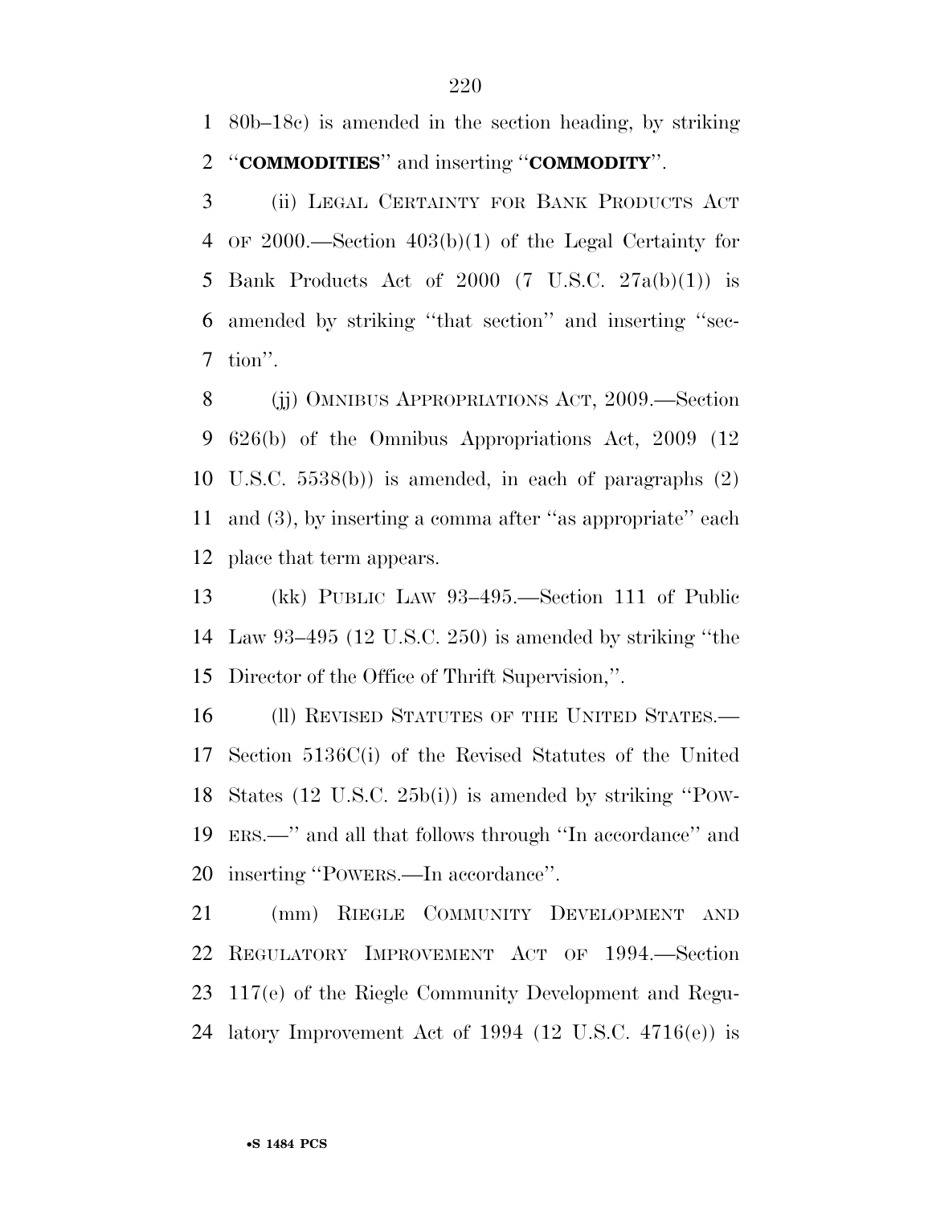80b–18c) is amended in the section heading, by striking ''**COMMODITIES**'' and inserting ''**COMMODITY**''.

(ii) LEGAL CERTAINTY FOR BANK PRODUCTS ACT OF 2000.—Section 403(b)(1) of the Legal Certainty for Bank Products Act of 2000 (7 U.S.C. 27a(b)(1)) is amended by striking ''that section'' and inserting ''section''.

(jj) OMNIBUS APPROPRIATIONS ACT, 2009.—Section 626(b) of the Omnibus Appropriations Act, 2009 (12 U.S.C. 5538(b)) is amended, in each of paragraphs (2) and (3), by inserting a comma after ''as appropriate'' each place that term appears.

(kk) PUBLIC LAW 93–495.—Section 111 of Public Law 93–495 (12 U.S.C. 250) is amended by striking ''the Director of the Office of Thrift Supervision,''.

(ll) REVISED STATUTES OF THE UNITED STATES.—Section 5136C(i) of the Revised Statutes of the United States (12 U.S.C. 25b(i)) is amended by striking ''POWERS.—'' and all that follows through ''In accordance'' and inserting ''POWERS.—In accordance''.

(mm) RIEGLE COMMUNITY DEVELOPMENT AND REGULATORY IMPROVEMENT ACT OF 1994.—Section 117(e) of the Riegle Community Development and Regulatory Improvement Act of 1994 (12 U.S.C. 4716(e)) is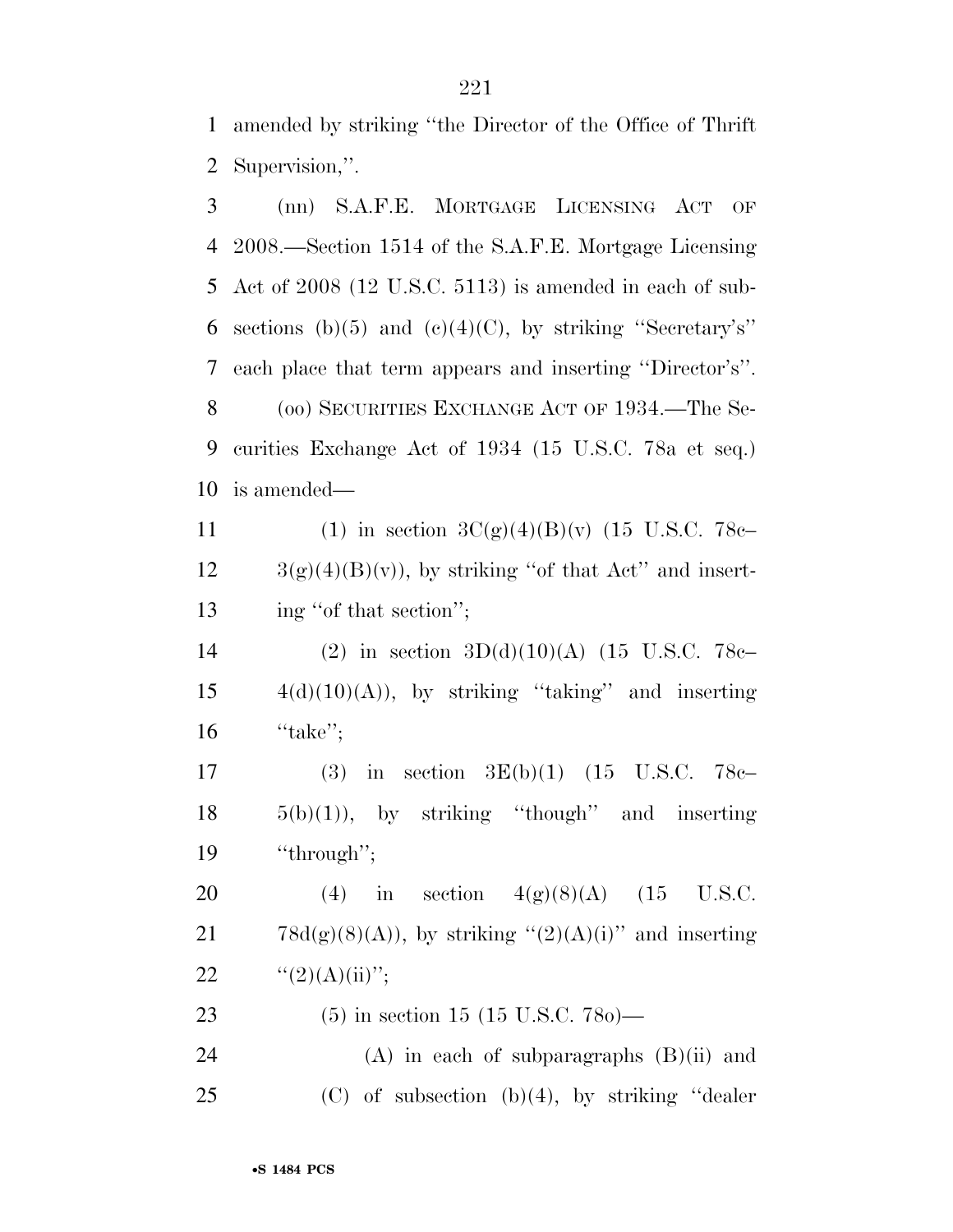amended by striking ''the Director of the Office of Thrift Supervision,''.

(nn) S.A.F.E. MORTGAGE LICENSING ACT OF 2008.—Section 1514 of the S.A.F.E. Mortgage Licensing Act of 2008 (12 U.S.C. 5113) is amended in each of subsections (b)(5) and (c)(4)(C), by striking ''Secretary's'' each place that term appears and inserting ''Director's''.

(oo) SECURITIES EXCHANGE ACT OF 1934.—The Securities Exchange Act of 1934 (15 U.S.C. 78a et seq.) is amended—

(1) in section 3C(g)(4)(B)(v) (15 U.S.C. 78c–3(g)(4)(B)(v)), by striking ''of that Act'' and inserting ''of that section'';

(2) in section 3D(d)(10)(A) (15 U.S.C. 78c–4(d)(10)(A)), by striking ''taking'' and inserting ''take'';

(3) in section 3E(b)(1) (15 U.S.C. 78c–5(b)(1)), by striking ''though'' and inserting ''through'';

(4) in section 4(g)(8)(A) (15 U.S.C. 78d(g)(8)(A)), by striking ''(2)(A)(i)'' and inserting ''(2)(A)(ii)'';

(5) in section 15 (15 U.S.C. 78o)—

(A) in each of subparagraphs (B)(ii) and (C) of subsection (b)(4), by striking ''dealer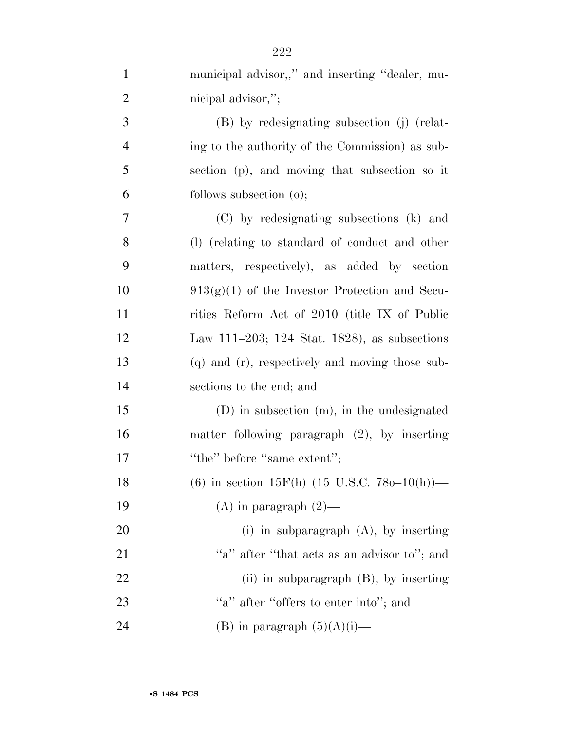municipal advisor,," and inserting "dealer, municipal advisor,";

(B) by redesignating subsection (j) (relating to the authority of the Commission) as subsection (p), and moving that subsection so it follows subsection (o);

(C) by redesignating subsections (k) and (l) (relating to standard of conduct and other matters, respectively), as added by section 913(g)(1) of the Investor Protection and Securities Reform Act of 2010 (title IX of Public Law 111–203; 124 Stat. 1828), as subsections (q) and (r), respectively and moving those subsections to the end; and

(D) in subsection (m), in the undesignated matter following paragraph (2), by inserting "the" before "same extent";

(6) in section 15F(h) (15 U.S.C. 78o–10(h))—

(A) in paragraph (2)—

(i) in subparagraph (A), by inserting "a" after "that acts as an advisor to"; and

(ii) in subparagraph (B), by inserting "a" after "offers to enter into"; and

(B) in paragraph (5)(A)(i)—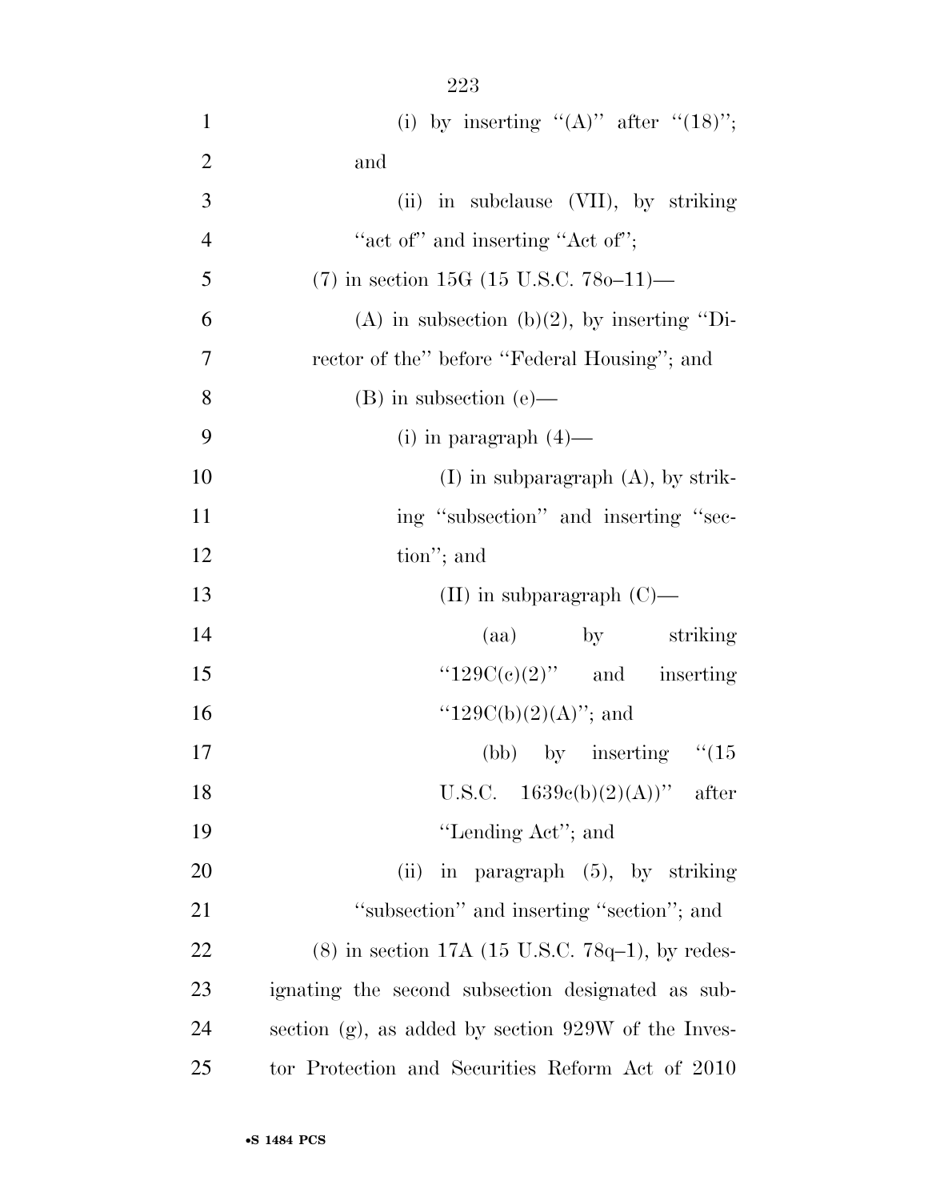(i) by inserting "(A)" after "(18)"; and

(ii) in subclause (VII), by striking "act of" and inserting "Act of";

(7) in section 15G (15 U.S.C. 78o–11)—

(A) in subsection (b)(2), by inserting "Director of the" before "Federal Housing"; and

(B) in subsection (e)—

(i) in paragraph (4)—

(I) in subparagraph (A), by striking "subsection" and inserting "section"; and

(II) in subparagraph (C)—

(aa) by striking "129C(c)(2)" and inserting "129C(b)(2)(A)"; and

(bb) by inserting "(15 U.S.C. 1639c(b)(2)(A))" after "Lending Act"; and

(ii) in paragraph (5), by striking "subsection" and inserting "section"; and

(8) in section 17A (15 U.S.C. 78q–1), by redesignating the second subsection designated as subsection (g), as added by section 929W of the Investor Protection and Securities Reform Act of 2010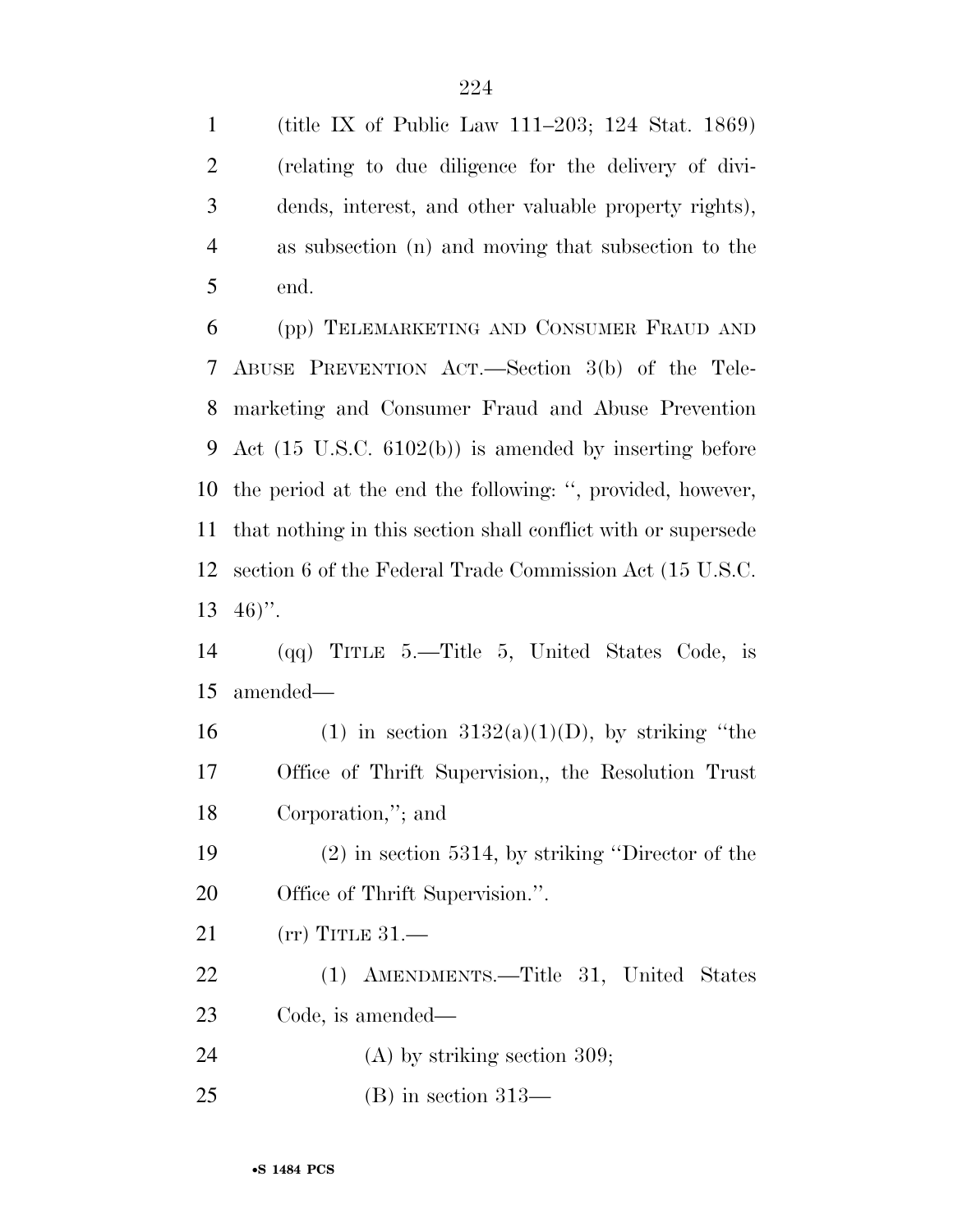(title IX of Public Law 111–203; 124 Stat. 1869) (relating to due diligence for the delivery of dividends, interest, and other valuable property rights), as subsection (n) and moving that subsection to the end.

(pp) TELEMARKETING AND CONSUMER FRAUD AND ABUSE PREVENTION ACT.—Section 3(b) of the Telemarketing and Consumer Fraud and Abuse Prevention Act (15 U.S.C. 6102(b)) is amended by inserting before the period at the end the following: '', provided, however, that nothing in this section shall conflict with or supersede section 6 of the Federal Trade Commission Act (15 U.S.C. 46)''.

(qq) TITLE 5.—Title 5, United States Code, is amended—

(1) in section 3132(a)(1)(D), by striking ''the Office of Thrift Supervision,, the Resolution Trust Corporation,''; and

(2) in section 5314, by striking ''Director of the Office of Thrift Supervision.''.

(rr) TITLE 31.—

(1) AMENDMENTS.—Title 31, United States Code, is amended—

(A) by striking section 309;

(B) in section 313—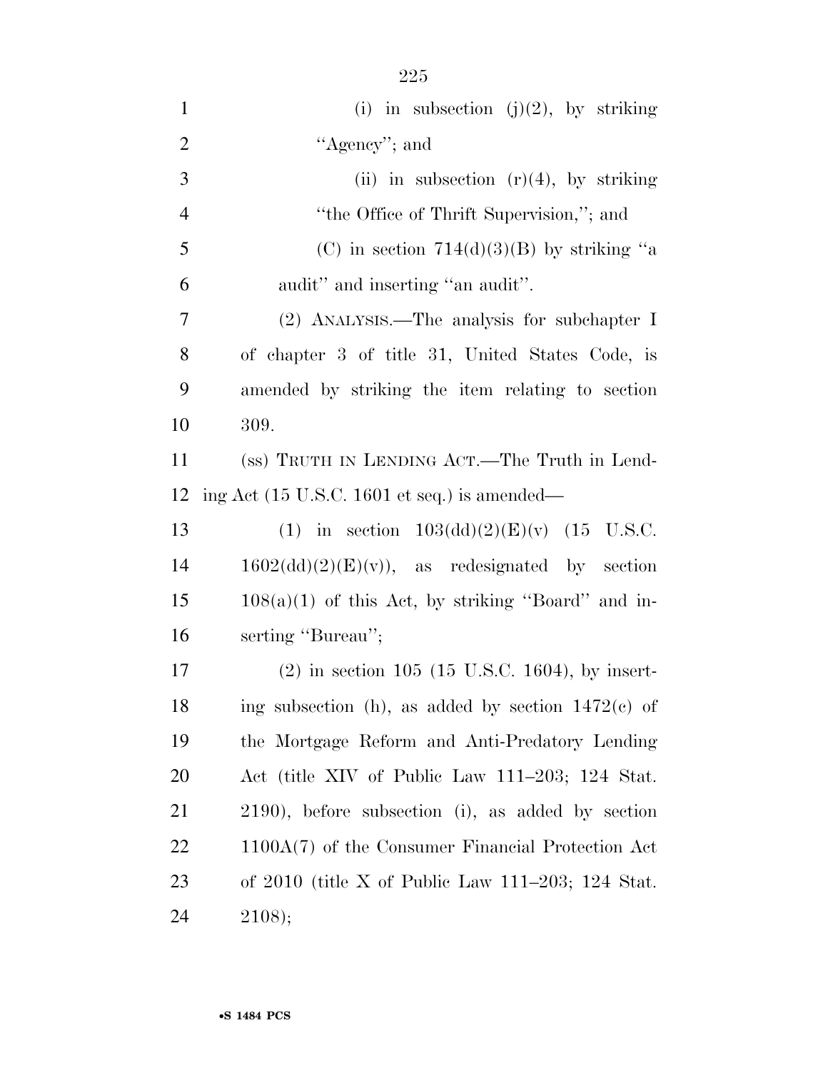(i) in subsection (j)(2), by striking "Agency"; and

(ii) in subsection (r)(4), by striking "the Office of Thrift Supervision,"; and

(C) in section 714(d)(3)(B) by striking "a audit" and inserting "an audit".

(2) ANALYSIS.—The analysis for subchapter I of chapter 3 of title 31, United States Code, is amended by striking the item relating to section 309.

(ss) TRUTH IN LENDING ACT.—The Truth in Lending Act (15 U.S.C. 1601 et seq.) is amended—

(1) in section 103(dd)(2)(E)(v) (15 U.S.C. 1602(dd)(2)(E)(v)), as redesignated by section 108(a)(1) of this Act, by striking "Board" and inserting "Bureau";

(2) in section 105 (15 U.S.C. 1604), by inserting subsection (h), as added by section 1472(c) of the Mortgage Reform and Anti-Predatory Lending Act (title XIV of Public Law 111–203; 124 Stat. 2190), before subsection (i), as added by section 1100A(7) of the Consumer Financial Protection Act of 2010 (title X of Public Law 111–203; 124 Stat. 2108);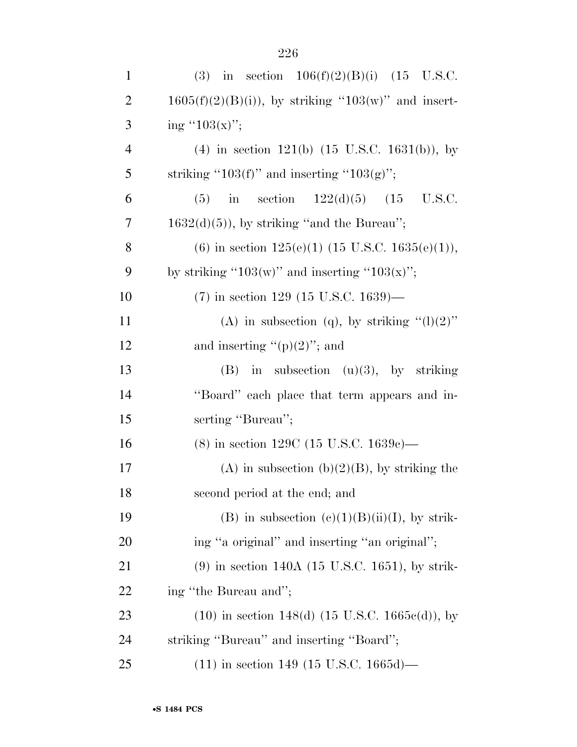(3) in section 106(f)(2)(B)(i) (15 U.S.C. 1605(f)(2)(B)(i)), by striking ''103(w)'' and inserting ''103(x)'';

(4) in section 121(b) (15 U.S.C. 1631(b)), by striking ''103(f)'' and inserting ''103(g)'';

(5) in section 122(d)(5) (15 U.S.C. 1632(d)(5)), by striking ''and the Bureau'';

(6) in section 125(e)(1) (15 U.S.C. 1635(e)(1)), by striking ''103(w)'' and inserting ''103(x)'';

(7) in section 129 (15 U.S.C. 1639)—

(A) in subsection (q), by striking ''(l)(2)'' and inserting ''(p)(2)''; and

(B) in subsection (u)(3), by striking ''Board'' each place that term appears and inserting ''Bureau'';

(8) in section 129C (15 U.S.C. 1639c)—

(A) in subsection (b)(2)(B), by striking the second period at the end; and

(B) in subsection (c)(1)(B)(ii)(I), by striking ''a original'' and inserting ''an original'';

(9) in section 140A (15 U.S.C. 1651), by striking ''the Bureau and'';

(10) in section 148(d) (15 U.S.C. 1665c(d)), by striking ''Bureau'' and inserting ''Board'';

(11) in section 149 (15 U.S.C. 1665d)—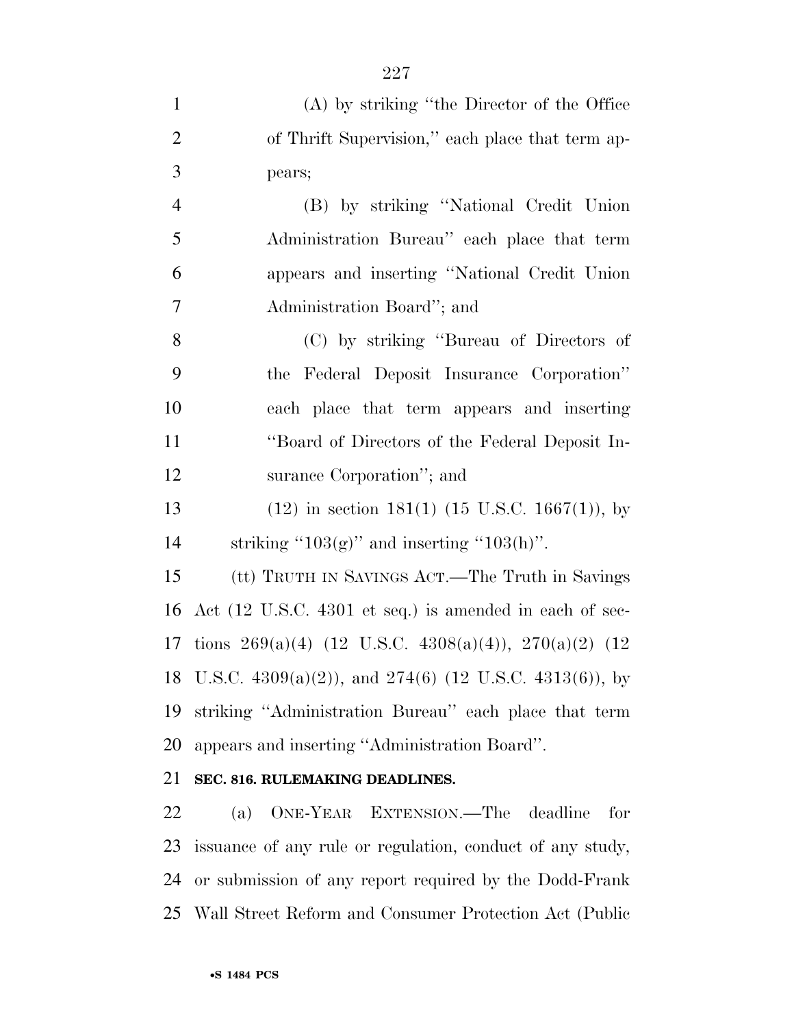(A) by striking "the Director of the Office of Thrift Supervision," each place that term appears;

(B) by striking "National Credit Union Administration Bureau" each place that term appears and inserting "National Credit Union Administration Board"; and

(C) by striking "Bureau of Directors of the Federal Deposit Insurance Corporation" each place that term appears and inserting "Board of Directors of the Federal Deposit Insurance Corporation"; and

(12) in section 181(1) (15 U.S.C. 1667(1)), by striking "103(g)" and inserting "103(h)".

(tt) TRUTH IN SAVINGS ACT.—The Truth in Savings Act (12 U.S.C. 4301 et seq.) is amended in each of sections 269(a)(4) (12 U.S.C. 4308(a)(4)), 270(a)(2) (12 U.S.C. 4309(a)(2)), and 274(6) (12 U.S.C. 4313(6)), by striking "Administration Bureau" each place that term appears and inserting "Administration Board".

**SEC. 816. RULEMAKING DEADLINES.**

(a) ONE-YEAR EXTENSION.—The deadline for issuance of any rule or regulation, conduct of any study, or submission of any report required by the Dodd-Frank Wall Street Reform and Consumer Protection Act (Public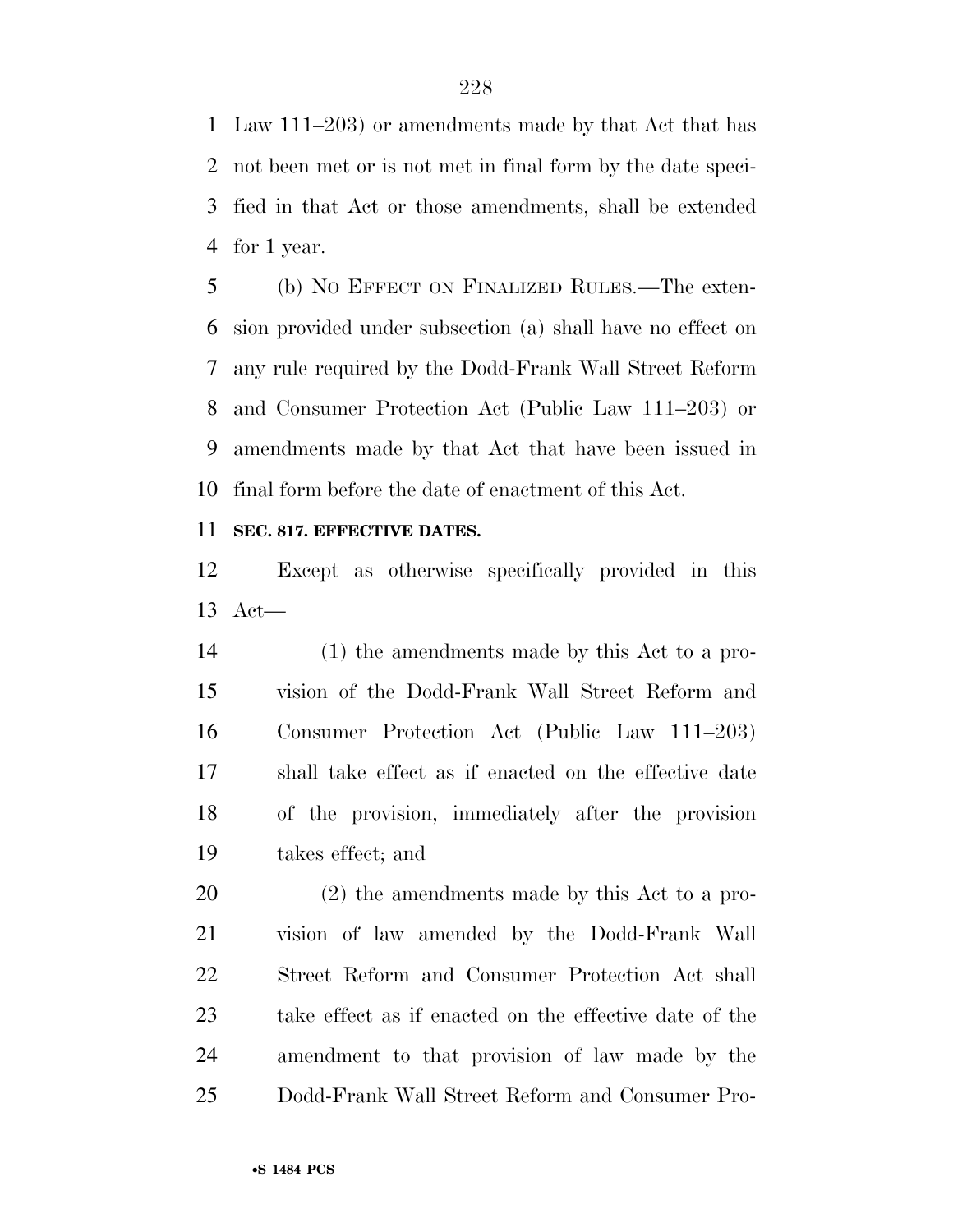Law 111–203) or amendments made by that Act that has not been met or is not met in final form by the date specified in that Act or those amendments, shall be extended for 1 year.

(b) NO EFFECT ON FINALIZED RULES.—The extension provided under subsection (a) shall have no effect on any rule required by the Dodd-Frank Wall Street Reform and Consumer Protection Act (Public Law 111–203) or amendments made by that Act that have been issued in final form before the date of enactment of this Act.

**SEC. 817. EFFECTIVE DATES.**

Except as otherwise specifically provided in this Act—

(1) the amendments made by this Act to a provision of the Dodd-Frank Wall Street Reform and Consumer Protection Act (Public Law 111–203) shall take effect as if enacted on the effective date of the provision, immediately after the provision takes effect; and

(2) the amendments made by this Act to a provision of law amended by the Dodd-Frank Wall Street Reform and Consumer Protection Act shall take effect as if enacted on the effective date of the amendment to that provision of law made by the Dodd-Frank Wall Street Reform and Consumer Pro-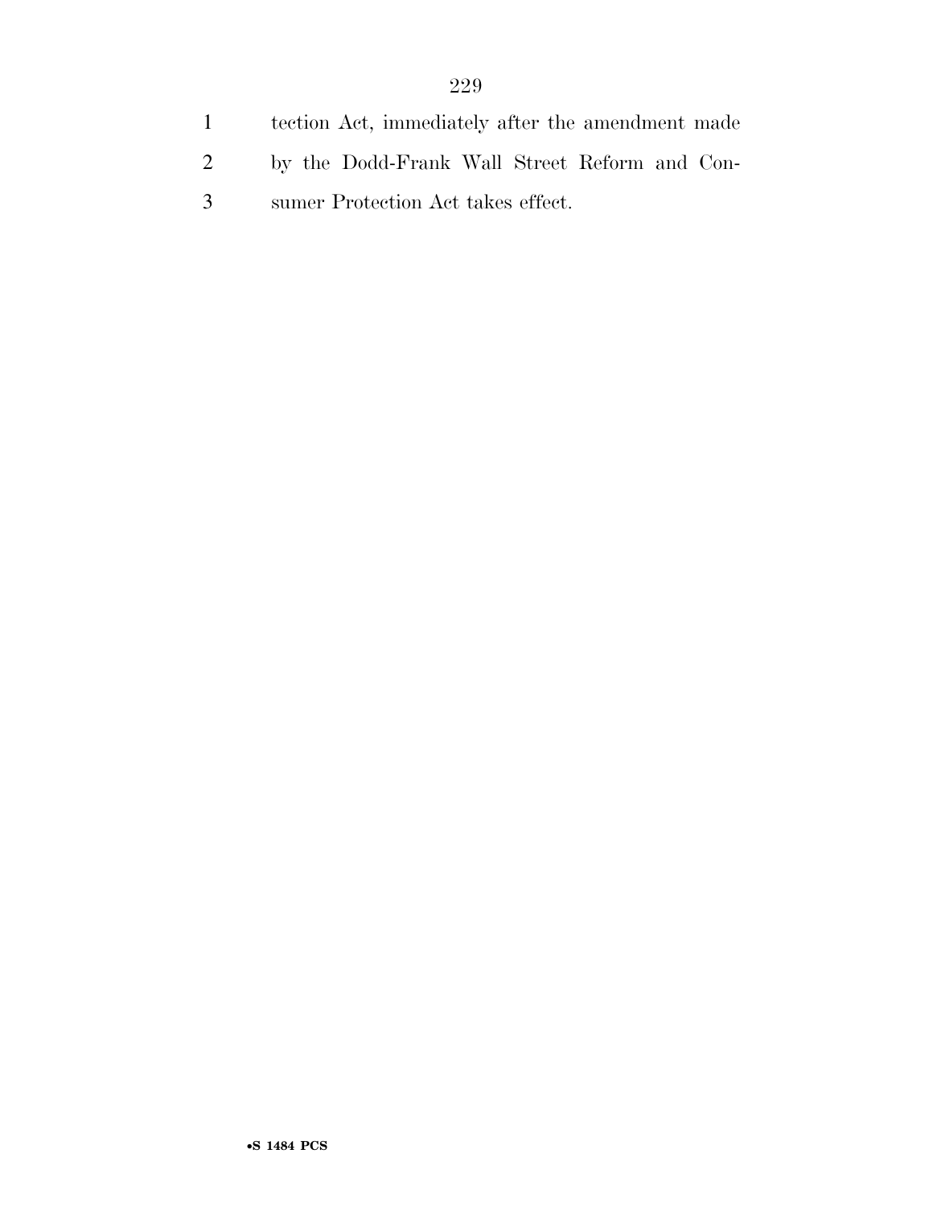tection Act, immediately after the amendment made by the Dodd-Frank Wall Street Reform and Consumer Protection Act takes effect.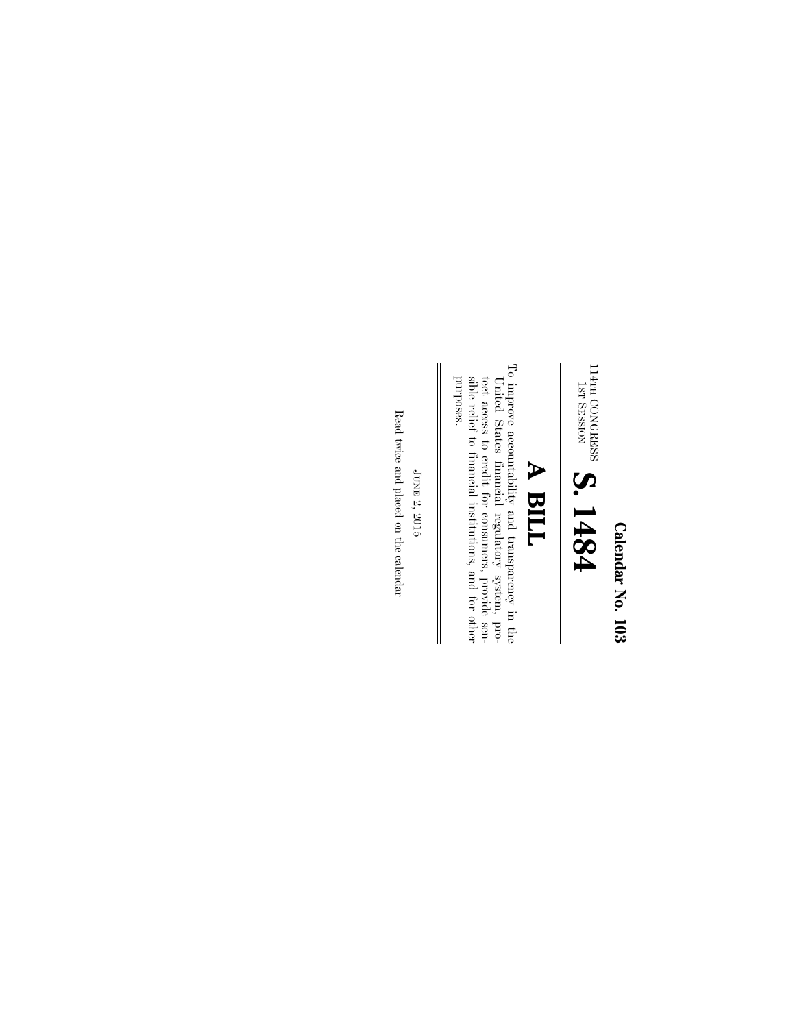Calendar No. 103

114TH CONGRESS
1ST SESSION

# S. 1484

# A BILL

To improve accountability and transparency in the United States financial regulatory system, protect access to credit for consumers, provide sensible relief to financial institutions, and for other purposes.

JUNE 2, 2015

Read twice and placed on the calendar